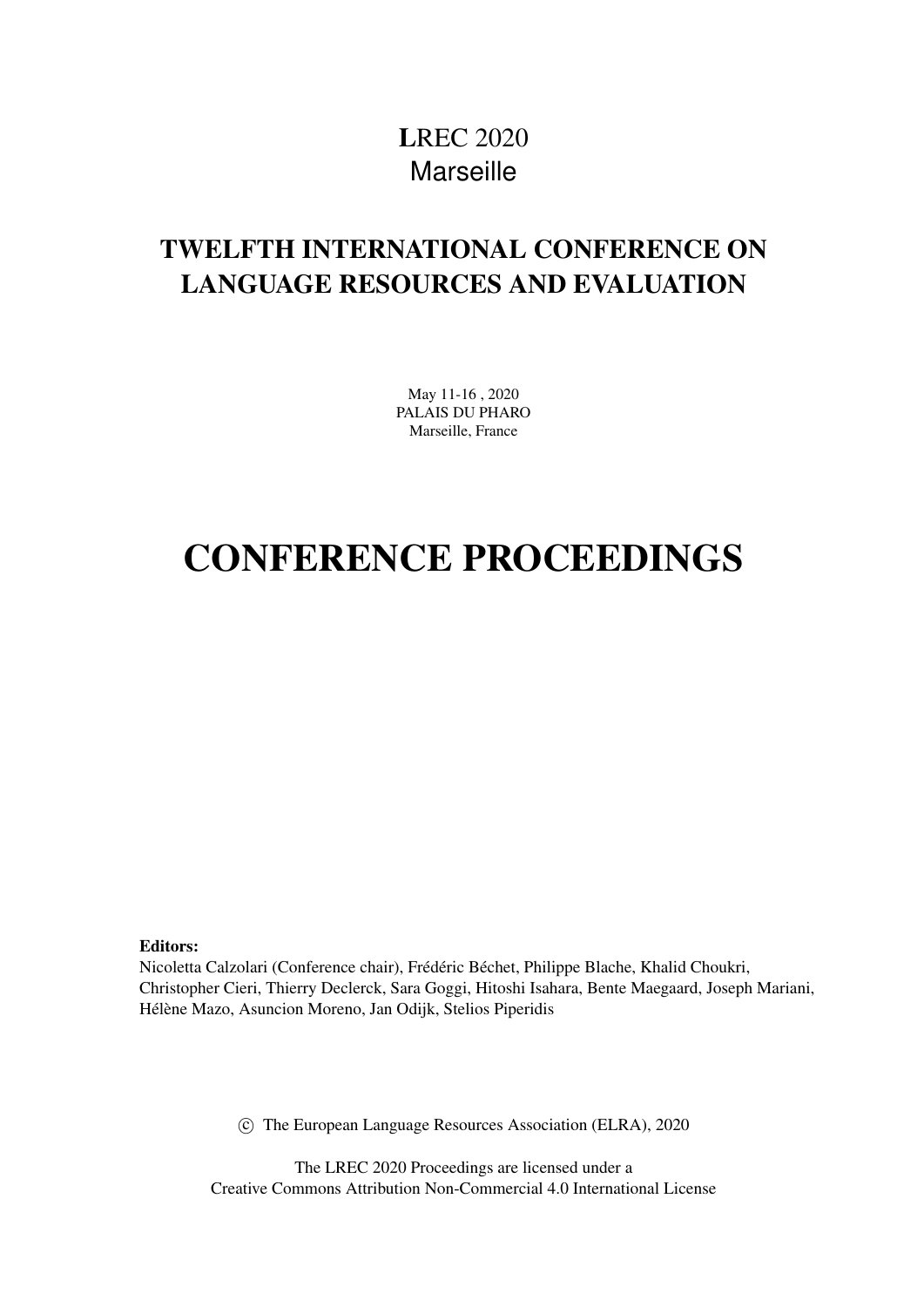LREC 2020
Marseille

# TWELFTH INTERNATIONAL CONFERENCE ON LANGUAGE RESOURCES AND EVALUATION

May 11-16 , 2020
PALAIS DU PHARO
Marseille, France

# CONFERENCE PROCEEDINGS

**Editors:**
Nicoletta Calzolari (Conference chair), Frédéric Béchet, Philippe Blache, Khalid Choukri, Christopher Cieri, Thierry Declerck, Sara Goggi, Hitoshi Isahara, Bente Maegaard, Joseph Mariani, Hélène Mazo, Asuncion Moreno, Jan Odijk, Stelios Piperidis

© The European Language Resources Association (ELRA), 2020

The LREC 2020 Proceedings are licensed under a
Creative Commons Attribution Non-Commercial 4.0 International License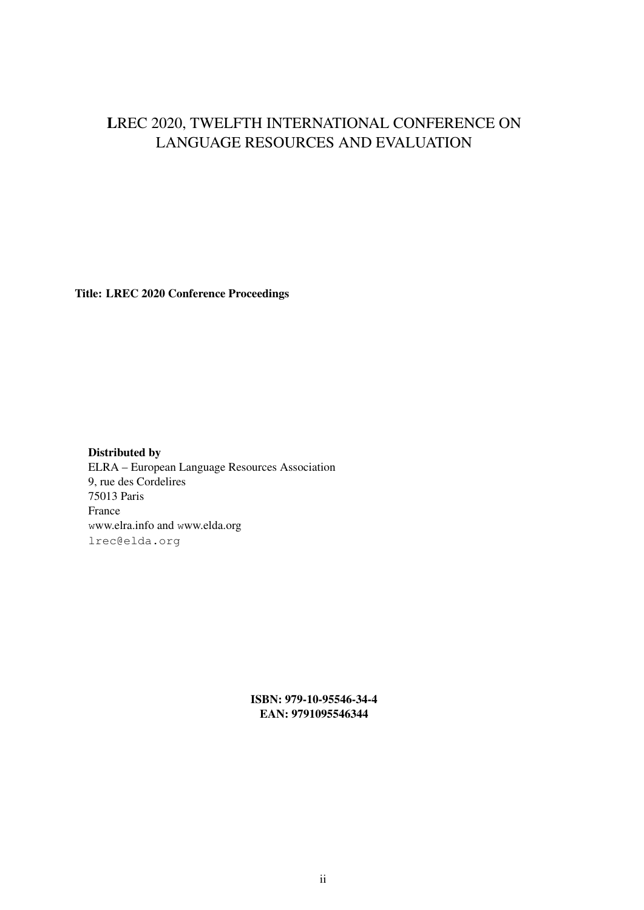# LREC 2020, TWELFTH INTERNATIONAL CONFERENCE ON LANGUAGE RESOURCES AND EVALUATION

**Title: LREC 2020 Conference Proceedings**

**Distributed by**
ELRA – European Language Resources Association
9, rue des Cordelires
75013 Paris
France
www.elra.info and www.elda.org
lrec@elda.org

**ISBN: 979-10-95546-34-4**
**EAN: 9791095546344**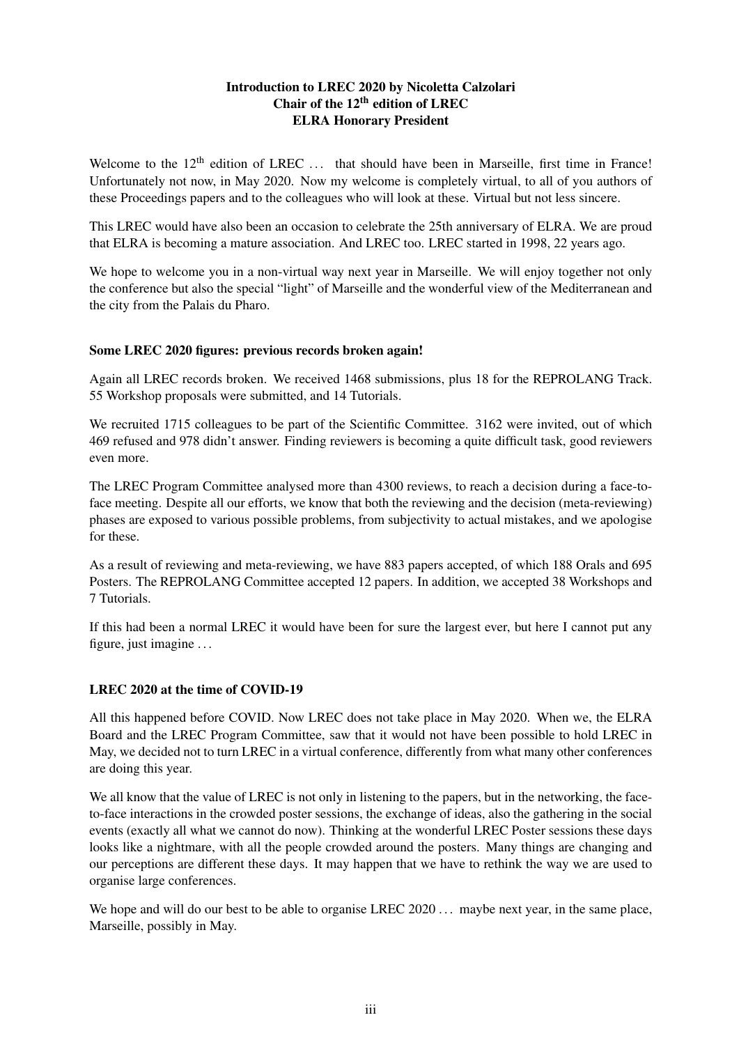**Introduction to LREC 2020 by Nicoletta Calzolari**
**Chair of the 12$^{th}$ edition of LREC**
**ELRA Honorary President**

Welcome to the 12$^{th}$ edition of LREC ... that should have been in Marseille, first time in France! Unfortunately not now, in May 2020. Now my welcome is completely virtual, to all of you authors of these Proceedings papers and to the colleagues who will look at these. Virtual but not less sincere.

This LREC would have also been an occasion to celebrate the 25th anniversary of ELRA. We are proud that ELRA is becoming a mature association. And LREC too. LREC started in 1998, 22 years ago.

We hope to welcome you in a non-virtual way next year in Marseille. We will enjoy together not only the conference but also the special "light" of Marseille and the wonderful view of the Mediterranean and the city from the Palais du Pharo.

## Some LREC 2020 figures: previous records broken again!

Again all LREC records broken. We received 1468 submissions, plus 18 for the REPROLANG Track. 55 Workshop proposals were submitted, and 14 Tutorials.

We recruited 1715 colleagues to be part of the Scientific Committee. 3162 were invited, out of which 469 refused and 978 didn't answer. Finding reviewers is becoming a quite difficult task, good reviewers even more.

The LREC Program Committee analysed more than 4300 reviews, to reach a decision during a face-to-face meeting. Despite all our efforts, we know that both the reviewing and the decision (meta-reviewing) phases are exposed to various possible problems, from subjectivity to actual mistakes, and we apologise for these.

As a result of reviewing and meta-reviewing, we have 883 papers accepted, of which 188 Orals and 695 Posters. The REPROLANG Committee accepted 12 papers. In addition, we accepted 38 Workshops and 7 Tutorials.

If this had been a normal LREC it would have been for sure the largest ever, but here I cannot put any figure, just imagine ...

## LREC 2020 at the time of COVID-19

All this happened before COVID. Now LREC does not take place in May 2020. When we, the ELRA Board and the LREC Program Committee, saw that it would not have been possible to hold LREC in May, we decided not to turn LREC in a virtual conference, differently from what many other conferences are doing this year.

We all know that the value of LREC is not only in listening to the papers, but in the networking, the face-to-face interactions in the crowded poster sessions, the exchange of ideas, also the gathering in the social events (exactly all what we cannot do now). Thinking at the wonderful LREC Poster sessions these days looks like a nightmare, with all the people crowded around the posters. Many things are changing and our perceptions are different these days. It may happen that we have to rethink the way we are used to organise large conferences.

We hope and will do our best to be able to organise LREC 2020 ... maybe next year, in the same place, Marseille, possibly in May.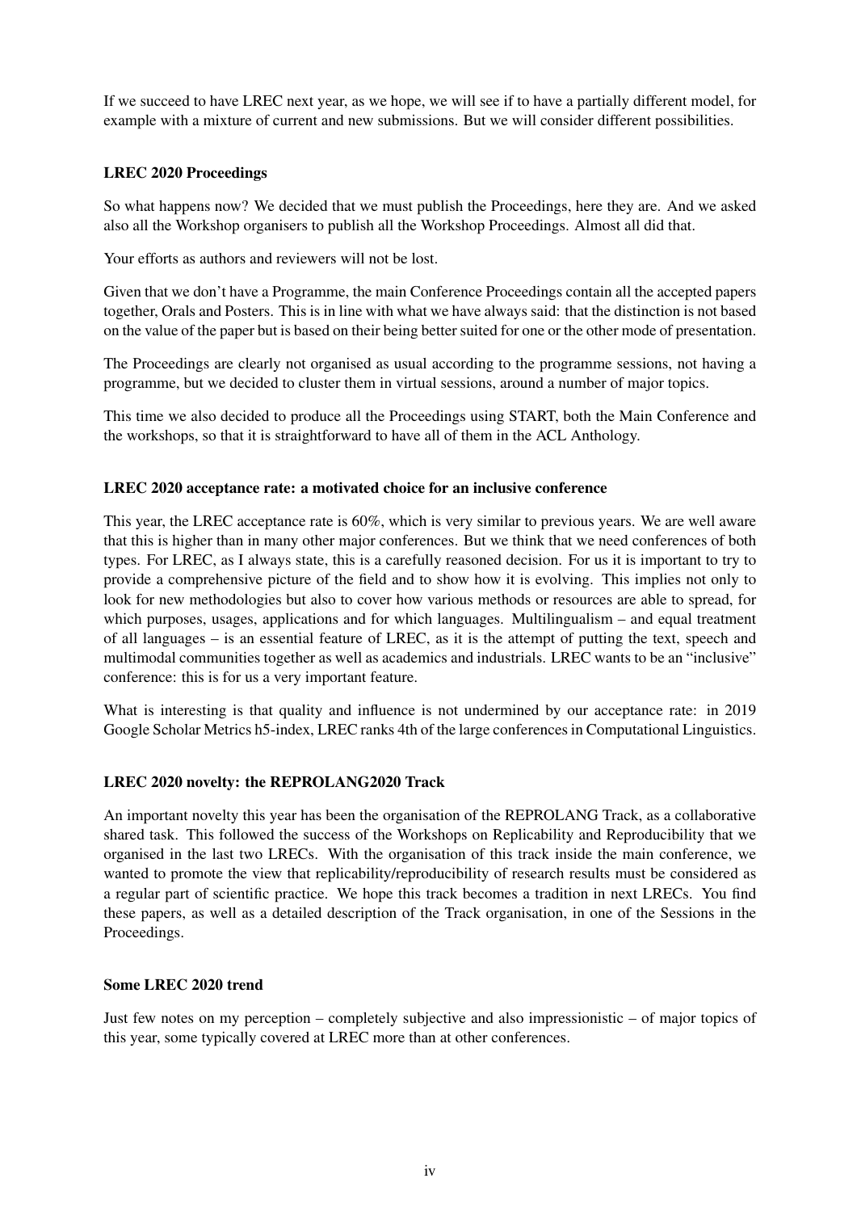If we succeed to have LREC next year, as we hope, we will see if to have a partially different model, for example with a mixture of current and new submissions. But we will consider different possibilities.

### LREC 2020 Proceedings

So what happens now? We decided that we must publish the Proceedings, here they are. And we asked also all the Workshop organisers to publish all the Workshop Proceedings. Almost all did that.

Your efforts as authors and reviewers will not be lost.

Given that we don't have a Programme, the main Conference Proceedings contain all the accepted papers together, Orals and Posters. This is in line with what we have always said: that the distinction is not based on the value of the paper but is based on their being better suited for one or the other mode of presentation.

The Proceedings are clearly not organised as usual according to the programme sessions, not having a programme, but we decided to cluster them in virtual sessions, around a number of major topics.

This time we also decided to produce all the Proceedings using START, both the Main Conference and the workshops, so that it is straightforward to have all of them in the ACL Anthology.

### LREC 2020 acceptance rate: a motivated choice for an inclusive conference

This year, the LREC acceptance rate is 60%, which is very similar to previous years. We are well aware that this is higher than in many other major conferences. But we think that we need conferences of both types. For LREC, as I always state, this is a carefully reasoned decision. For us it is important to try to provide a comprehensive picture of the field and to show how it is evolving. This implies not only to look for new methodologies but also to cover how various methods or resources are able to spread, for which purposes, usages, applications and for which languages. Multilingualism – and equal treatment of all languages – is an essential feature of LREC, as it is the attempt of putting the text, speech and multimodal communities together as well as academics and industrials. LREC wants to be an "inclusive" conference: this is for us a very important feature.

What is interesting is that quality and influence is not undermined by our acceptance rate: in 2019 Google Scholar Metrics h5-index, LREC ranks 4th of the large conferences in Computational Linguistics.

### LREC 2020 novelty: the REPROLANG2020 Track

An important novelty this year has been the organisation of the REPROLANG Track, as a collaborative shared task. This followed the success of the Workshops on Replicability and Reproducibility that we organised in the last two LRECs. With the organisation of this track inside the main conference, we wanted to promote the view that replicability/reproducibility of research results must be considered as a regular part of scientific practice. We hope this track becomes a tradition in next LRECs. You find these papers, as well as a detailed description of the Track organisation, in one of the Sessions in the Proceedings.

### Some LREC 2020 trend

Just few notes on my perception – completely subjective and also impressionistic – of major topics of this year, some typically covered at LREC more than at other conferences.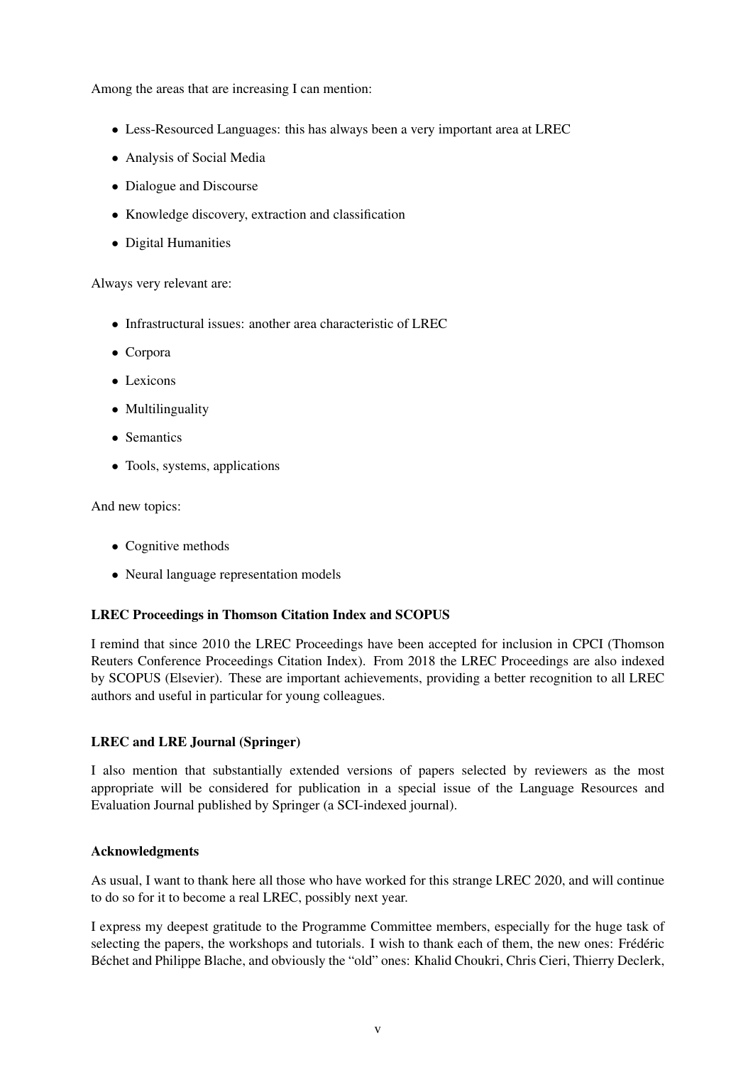Among the areas that are increasing I can mention:

- Less-Resourced Languages: this has always been a very important area at LREC
- Analysis of Social Media
- Dialogue and Discourse
- Knowledge discovery, extraction and classification
- Digital Humanities

Always very relevant are:

- Infrastructural issues: another area characteristic of LREC
- Corpora
- Lexicons
- Multilinguality
- Semantics
- Tools, systems, applications

And new topics:

- Cognitive methods
- Neural language representation models

### LREC Proceedings in Thomson Citation Index and SCOPUS

I remind that since 2010 the LREC Proceedings have been accepted for inclusion in CPCI (Thomson Reuters Conference Proceedings Citation Index). From 2018 the LREC Proceedings are also indexed by SCOPUS (Elsevier). These are important achievements, providing a better recognition to all LREC authors and useful in particular for young colleagues.

### LREC and LRE Journal (Springer)

I also mention that substantially extended versions of papers selected by reviewers as the most appropriate will be considered for publication in a special issue of the Language Resources and Evaluation Journal published by Springer (a SCI-indexed journal).

### Acknowledgments

As usual, I want to thank here all those who have worked for this strange LREC 2020, and will continue to do so for it to become a real LREC, possibly next year.

I express my deepest gratitude to the Programme Committee members, especially for the huge task of selecting the papers, the workshops and tutorials. I wish to thank each of them, the new ones: Frédéric Béchet and Philippe Blache, and obviously the "old" ones: Khalid Choukri, Chris Cieri, Thierry Declerk,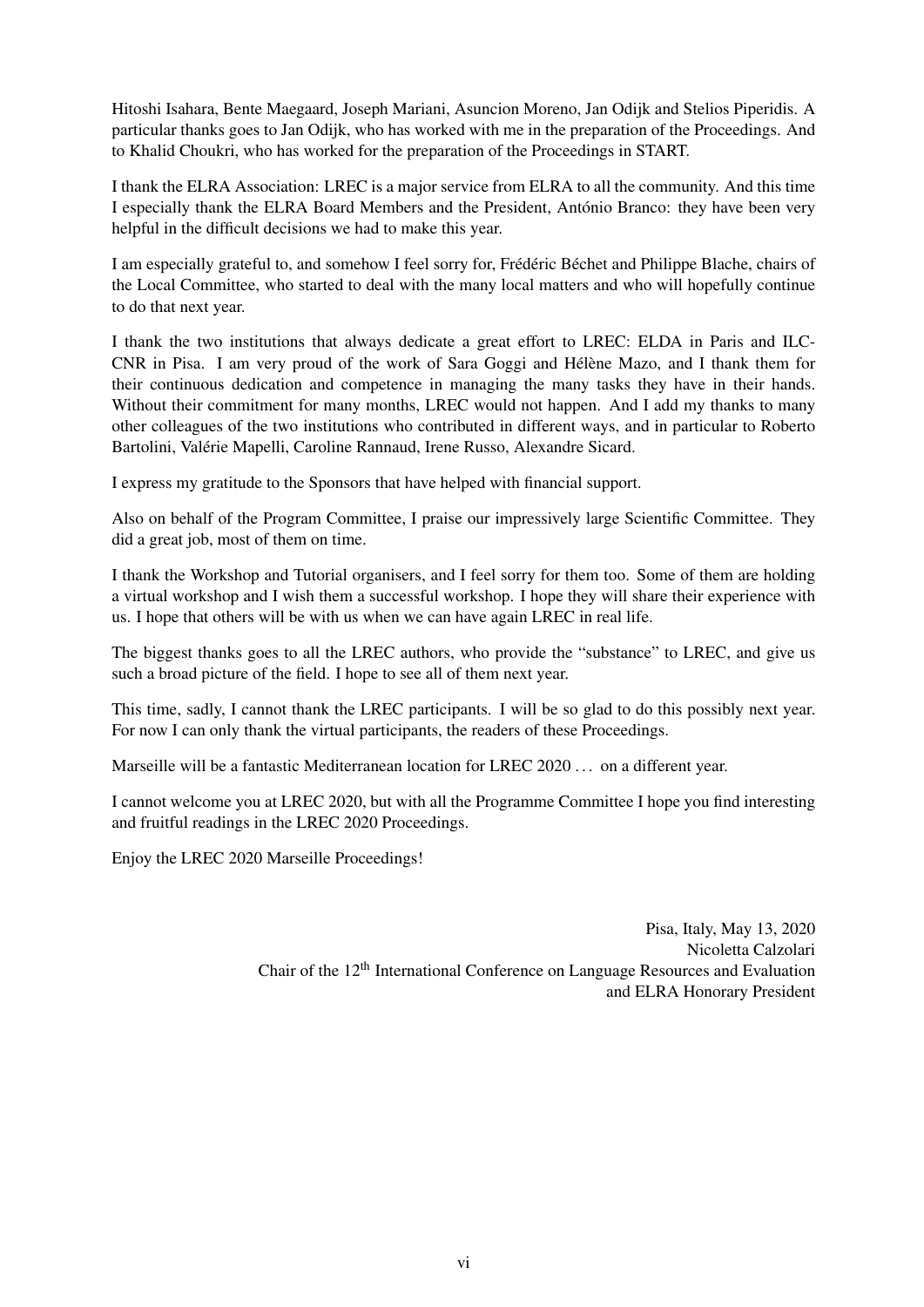Hitoshi Isahara, Bente Maegaard, Joseph Mariani, Asuncion Moreno, Jan Odijk and Stelios Piperidis. A particular thanks goes to Jan Odijk, who has worked with me in the preparation of the Proceedings. And to Khalid Choukri, who has worked for the preparation of the Proceedings in START.

I thank the ELRA Association: LREC is a major service from ELRA to all the community. And this time I especially thank the ELRA Board Members and the President, António Branco: they have been very helpful in the difficult decisions we had to make this year.

I am especially grateful to, and somehow I feel sorry for, Frédéric Béchet and Philippe Blache, chairs of the Local Committee, who started to deal with the many local matters and who will hopefully continue to do that next year.

I thank the two institutions that always dedicate a great effort to LREC: ELDA in Paris and ILC-CNR in Pisa. I am very proud of the work of Sara Goggi and Hélène Mazo, and I thank them for their continuous dedication and competence in managing the many tasks they have in their hands. Without their commitment for many months, LREC would not happen. And I add my thanks to many other colleagues of the two institutions who contributed in different ways, and in particular to Roberto Bartolini, Valérie Mapelli, Caroline Rannaud, Irene Russo, Alexandre Sicard.

I express my gratitude to the Sponsors that have helped with financial support.

Also on behalf of the Program Committee, I praise our impressively large Scientific Committee. They did a great job, most of them on time.

I thank the Workshop and Tutorial organisers, and I feel sorry for them too. Some of them are holding a virtual workshop and I wish them a successful workshop. I hope they will share their experience with us. I hope that others will be with us when we can have again LREC in real life.

The biggest thanks goes to all the LREC authors, who provide the "substance" to LREC, and give us such a broad picture of the field. I hope to see all of them next year.

This time, sadly, I cannot thank the LREC participants. I will be so glad to do this possibly next year. For now I can only thank the virtual participants, the readers of these Proceedings.

Marseille will be a fantastic Mediterranean location for LREC 2020 … on a different year.

I cannot welcome you at LREC 2020, but with all the Programme Committee I hope you find interesting and fruitful readings in the LREC 2020 Proceedings.

Enjoy the LREC 2020 Marseille Proceedings!

Pisa, Italy, May 13, 2020
Nicoletta Calzolari
Chair of the 12th International Conference on Language Resources and Evaluation
and ELRA Honorary President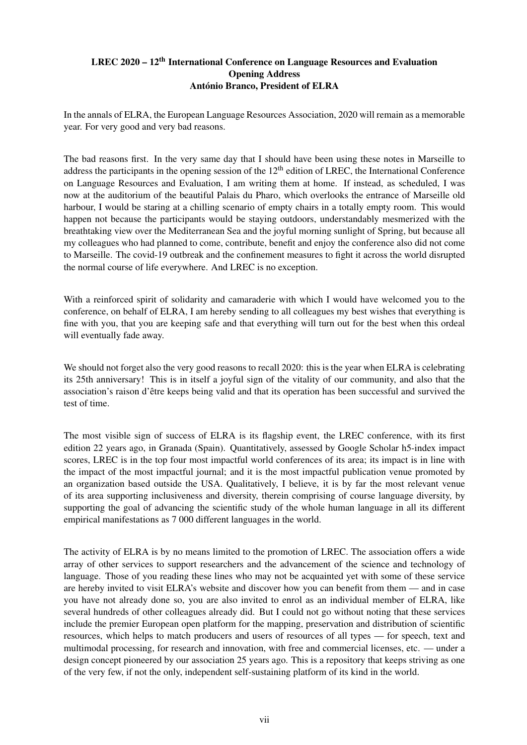**LREC 2020 – 12th International Conference on Language Resources and Evaluation**
**Opening Address**
**António Branco, President of ELRA**

In the annals of ELRA, the European Language Resources Association, 2020 will remain as a memorable year. For very good and very bad reasons.

The bad reasons first. In the very same day that I should have been using these notes in Marseille to address the participants in the opening session of the 12th edition of LREC, the International Conference on Language Resources and Evaluation, I am writing them at home. If instead, as scheduled, I was now at the auditorium of the beautiful Palais du Pharo, which overlooks the entrance of Marseille old harbour, I would be staring at a chilling scenario of empty chairs in a totally empty room. This would happen not because the participants would be staying outdoors, understandably mesmerized with the breathtaking view over the Mediterranean Sea and the joyful morning sunlight of Spring, but because all my colleagues who had planned to come, contribute, benefit and enjoy the conference also did not come to Marseille. The covid-19 outbreak and the confinement measures to fight it across the world disrupted the normal course of life everywhere. And LREC is no exception.

With a reinforced spirit of solidarity and camaraderie with which I would have welcomed you to the conference, on behalf of ELRA, I am hereby sending to all colleagues my best wishes that everything is fine with you, that you are keeping safe and that everything will turn out for the best when this ordeal will eventually fade away.

We should not forget also the very good reasons to recall 2020: this is the year when ELRA is celebrating its 25th anniversary! This is in itself a joyful sign of the vitality of our community, and also that the association's raison d'être keeps being valid and that its operation has been successful and survived the test of time.

The most visible sign of success of ELRA is its flagship event, the LREC conference, with its first edition 22 years ago, in Granada (Spain). Quantitatively, assessed by Google Scholar h5-index impact scores, LREC is in the top four most impactful world conferences of its area; its impact is in line with the impact of the most impactful journal; and it is the most impactful publication venue promoted by an organization based outside the USA. Qualitatively, I believe, it is by far the most relevant venue of its area supporting inclusiveness and diversity, therein comprising of course language diversity, by supporting the goal of advancing the scientific study of the whole human language in all its different empirical manifestations as 7 000 different languages in the world.

The activity of ELRA is by no means limited to the promotion of LREC. The association offers a wide array of other services to support researchers and the advancement of the science and technology of language. Those of you reading these lines who may not be acquainted yet with some of these service are hereby invited to visit ELRA's website and discover how you can benefit from them — and in case you have not already done so, you are also invited to enrol as an individual member of ELRA, like several hundreds of other colleagues already did. But I could not go without noting that these services include the premier European open platform for the mapping, preservation and distribution of scientific resources, which helps to match producers and users of resources of all types — for speech, text and multimodal processing, for research and innovation, with free and commercial licenses, etc. — under a design concept pioneered by our association 25 years ago. This is a repository that keeps striving as one of the very few, if not the only, independent self-sustaining platform of its kind in the world.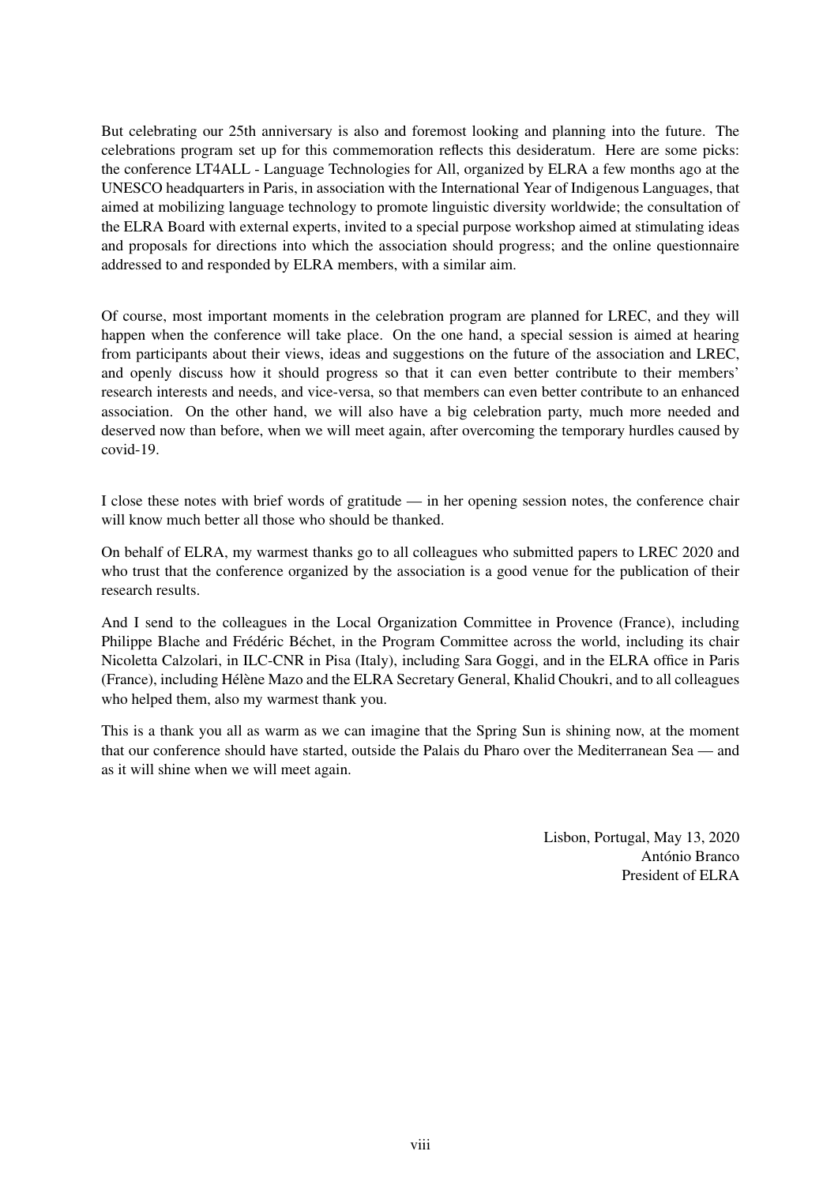But celebrating our 25th anniversary is also and foremost looking and planning into the future. The celebrations program set up for this commemoration reflects this desideratum. Here are some picks: the conference LT4ALL - Language Technologies for All, organized by ELRA a few months ago at the UNESCO headquarters in Paris, in association with the International Year of Indigenous Languages, that aimed at mobilizing language technology to promote linguistic diversity worldwide; the consultation of the ELRA Board with external experts, invited to a special purpose workshop aimed at stimulating ideas and proposals for directions into which the association should progress; and the online questionnaire addressed to and responded by ELRA members, with a similar aim.

Of course, most important moments in the celebration program are planned for LREC, and they will happen when the conference will take place. On the one hand, a special session is aimed at hearing from participants about their views, ideas and suggestions on the future of the association and LREC, and openly discuss how it should progress so that it can even better contribute to their members' research interests and needs, and vice-versa, so that members can even better contribute to an enhanced association. On the other hand, we will also have a big celebration party, much more needed and deserved now than before, when we will meet again, after overcoming the temporary hurdles caused by covid-19.

I close these notes with brief words of gratitude — in her opening session notes, the conference chair will know much better all those who should be thanked.

On behalf of ELRA, my warmest thanks go to all colleagues who submitted papers to LREC 2020 and who trust that the conference organized by the association is a good venue for the publication of their research results.

And I send to the colleagues in the Local Organization Committee in Provence (France), including Philippe Blache and Frédéric Béchet, in the Program Committee across the world, including its chair Nicoletta Calzolari, in ILC-CNR in Pisa (Italy), including Sara Goggi, and in the ELRA office in Paris (France), including Hélène Mazo and the ELRA Secretary General, Khalid Choukri, and to all colleagues who helped them, also my warmest thank you.

This is a thank you all as warm as we can imagine that the Spring Sun is shining now, at the moment that our conference should have started, outside the Palais du Pharo over the Mediterranean Sea — and as it will shine when we will meet again.

Lisbon, Portugal, May 13, 2020
António Branco
President of ELRA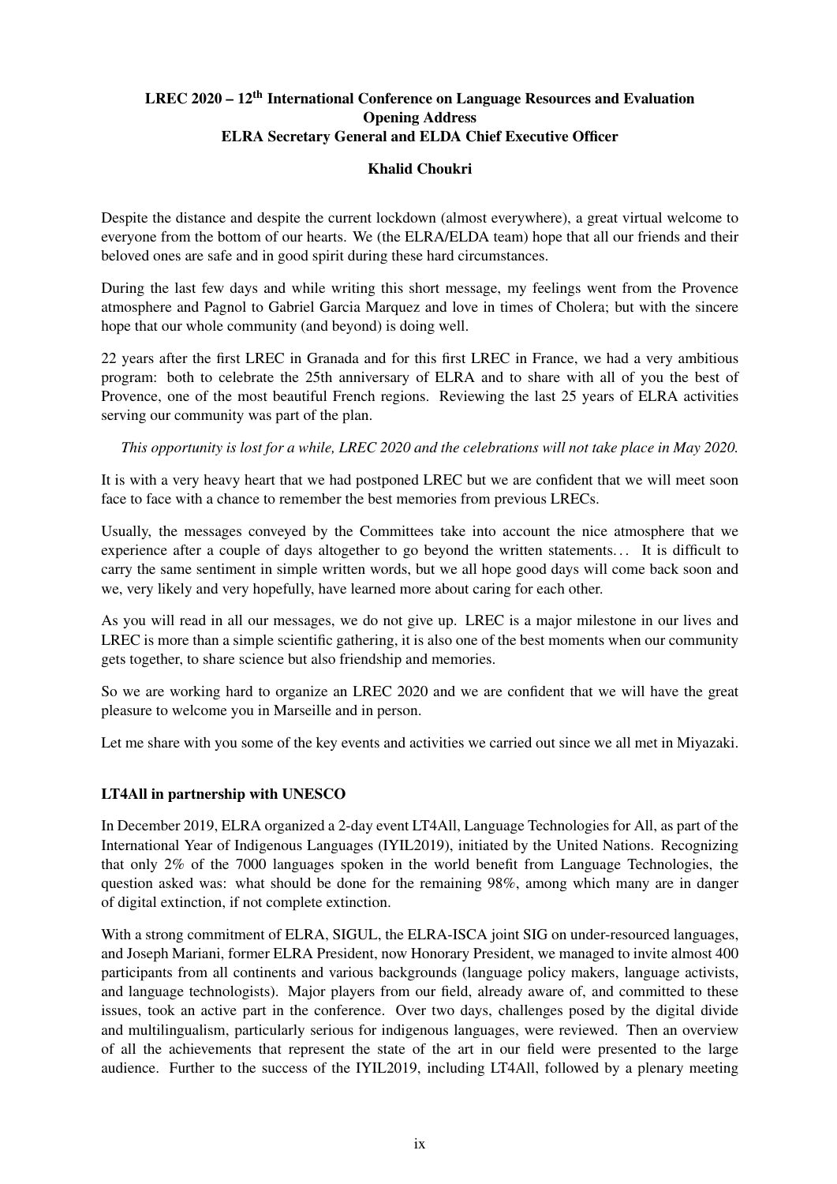**LREC 2020 – 12th International Conference on Language Resources and Evaluation**
**Opening Address**
**ELRA Secretary General and ELDA Chief Executive Officer**

**Khalid Choukri**

Despite the distance and despite the current lockdown (almost everywhere), a great virtual welcome to everyone from the bottom of our hearts. We (the ELRA/ELDA team) hope that all our friends and their beloved ones are safe and in good spirit during these hard circumstances.

During the last few days and while writing this short message, my feelings went from the Provence atmosphere and Pagnol to Gabriel Garcia Marquez and love in times of Cholera; but with the sincere hope that our whole community (and beyond) is doing well.

22 years after the first LREC in Granada and for this first LREC in France, we had a very ambitious program: both to celebrate the 25th anniversary of ELRA and to share with all of you the best of Provence, one of the most beautiful French regions. Reviewing the last 25 years of ELRA activities serving our community was part of the plan.

*This opportunity is lost for a while, LREC 2020 and the celebrations will not take place in May 2020.*

It is with a very heavy heart that we had postponed LREC but we are confident that we will meet soon face to face with a chance to remember the best memories from previous LRECs.

Usually, the messages conveyed by the Committees take into account the nice atmosphere that we experience after a couple of days altogether to go beyond the written statements… It is difficult to carry the same sentiment in simple written words, but we all hope good days will come back soon and we, very likely and very hopefully, have learned more about caring for each other.

As you will read in all our messages, we do not give up. LREC is a major milestone in our lives and LREC is more than a simple scientific gathering, it is also one of the best moments when our community gets together, to share science but also friendship and memories.

So we are working hard to organize an LREC 2020 and we are confident that we will have the great pleasure to welcome you in Marseille and in person.

Let me share with you some of the key events and activities we carried out since we all met in Miyazaki.

### LT4All in partnership with UNESCO

In December 2019, ELRA organized a 2-day event LT4All, Language Technologies for All, as part of the International Year of Indigenous Languages (IYIL2019), initiated by the United Nations. Recognizing that only 2% of the 7000 languages spoken in the world benefit from Language Technologies, the question asked was: what should be done for the remaining 98%, among which many are in danger of digital extinction, if not complete extinction.

With a strong commitment of ELRA, SIGUL, the ELRA-ISCA joint SIG on under-resourced languages, and Joseph Mariani, former ELRA President, now Honorary President, we managed to invite almost 400 participants from all continents and various backgrounds (language policy makers, language activists, and language technologists). Major players from our field, already aware of, and committed to these issues, took an active part in the conference. Over two days, challenges posed by the digital divide and multilingualism, particularly serious for indigenous languages, were reviewed. Then an overview of all the achievements that represent the state of the art in our field were presented to the large audience. Further to the success of the IYIL2019, including LT4All, followed by a plenary meeting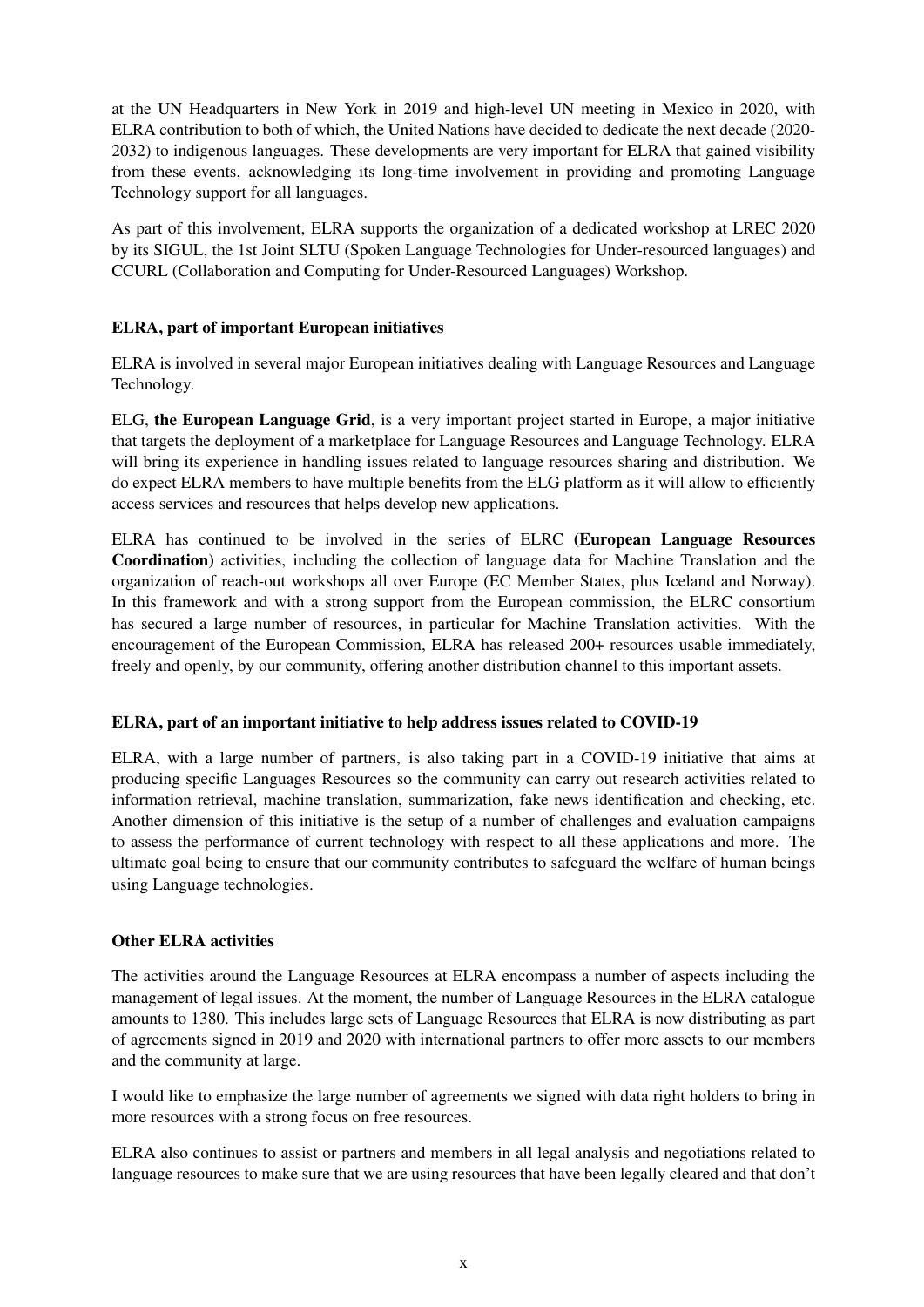at the UN Headquarters in New York in 2019 and high-level UN meeting in Mexico in 2020, with ELRA contribution to both of which, the United Nations have decided to dedicate the next decade (2020-2032) to indigenous languages. These developments are very important for ELRA that gained visibility from these events, acknowledging its long-time involvement in providing and promoting Language Technology support for all languages.

As part of this involvement, ELRA supports the organization of a dedicated workshop at LREC 2020 by its SIGUL, the 1st Joint SLTU (Spoken Language Technologies for Under-resourced languages) and CCURL (Collaboration and Computing for Under-Resourced Languages) Workshop.

**ELRA, part of important European initiatives**

ELRA is involved in several major European initiatives dealing with Language Resources and Language Technology.

ELG, **the European Language Grid**, is a very important project started in Europe, a major initiative that targets the deployment of a marketplace for Language Resources and Language Technology. ELRA will bring its experience in handling issues related to language resources sharing and distribution. We do expect ELRA members to have multiple benefits from the ELG platform as it will allow to efficiently access services and resources that helps develop new applications.

ELRA has continued to be involved in the series of ELRC (**European Language Resources Coordination**) activities, including the collection of language data for Machine Translation and the organization of reach-out workshops all over Europe (EC Member States, plus Iceland and Norway). In this framework and with a strong support from the European commission, the ELRC consortium has secured a large number of resources, in particular for Machine Translation activities. With the encouragement of the European Commission, ELRA has released 200+ resources usable immediately, freely and openly, by our community, offering another distribution channel to this important assets.

**ELRA, part of an important initiative to help address issues related to COVID-19**

ELRA, with a large number of partners, is also taking part in a COVID-19 initiative that aims at producing specific Languages Resources so the community can carry out research activities related to information retrieval, machine translation, summarization, fake news identification and checking, etc. Another dimension of this initiative is the setup of a number of challenges and evaluation campaigns to assess the performance of current technology with respect to all these applications and more. The ultimate goal being to ensure that our community contributes to safeguard the welfare of human beings using Language technologies.

**Other ELRA activities**

The activities around the Language Resources at ELRA encompass a number of aspects including the management of legal issues. At the moment, the number of Language Resources in the ELRA catalogue amounts to 1380. This includes large sets of Language Resources that ELRA is now distributing as part of agreements signed in 2019 and 2020 with international partners to offer more assets to our members and the community at large.

I would like to emphasize the large number of agreements we signed with data right holders to bring in more resources with a strong focus on free resources.

ELRA also continues to assist or partners and members in all legal analysis and negotiations related to language resources to make sure that we are using resources that have been legally cleared and that don't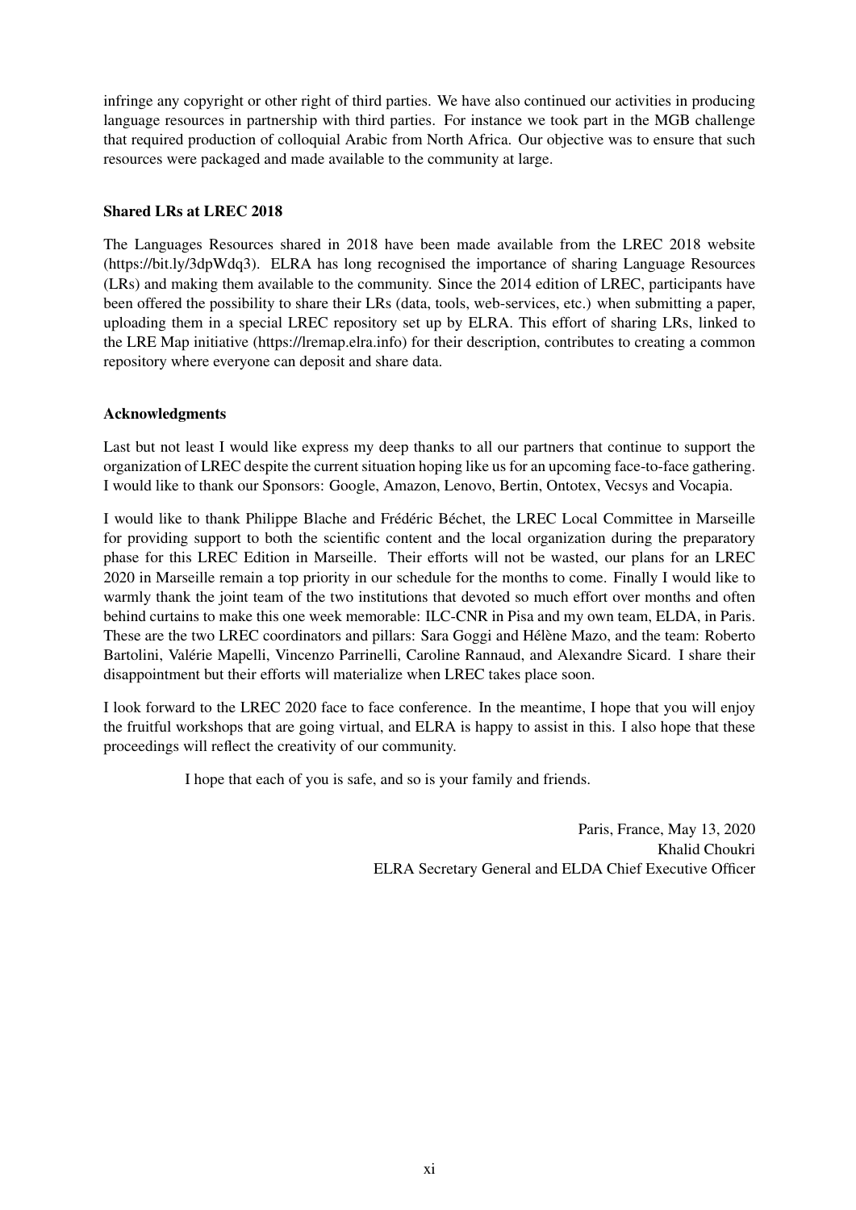infringe any copyright or other right of third parties. We have also continued our activities in producing language resources in partnership with third parties. For instance we took part in the MGB challenge that required production of colloquial Arabic from North Africa. Our objective was to ensure that such resources were packaged and made available to the community at large.

### Shared LRs at LREC 2018

The Languages Resources shared in 2018 have been made available from the LREC 2018 website (https://bit.ly/3dpWdq3). ELRA has long recognised the importance of sharing Language Resources (LRs) and making them available to the community. Since the 2014 edition of LREC, participants have been offered the possibility to share their LRs (data, tools, web-services, etc.) when submitting a paper, uploading them in a special LREC repository set up by ELRA. This effort of sharing LRs, linked to the LRE Map initiative (https://lremap.elra.info) for their description, contributes to creating a common repository where everyone can deposit and share data.

### Acknowledgments

Last but not least I would like express my deep thanks to all our partners that continue to support the organization of LREC despite the current situation hoping like us for an upcoming face-to-face gathering. I would like to thank our Sponsors: Google, Amazon, Lenovo, Bertin, Ontotex, Vecsys and Vocapia.

I would like to thank Philippe Blache and Frédéric Béchet, the LREC Local Committee in Marseille for providing support to both the scientific content and the local organization during the preparatory phase for this LREC Edition in Marseille. Their efforts will not be wasted, our plans for an LREC 2020 in Marseille remain a top priority in our schedule for the months to come. Finally I would like to warmly thank the joint team of the two institutions that devoted so much effort over months and often behind curtains to make this one week memorable: ILC-CNR in Pisa and my own team, ELDA, in Paris. These are the two LREC coordinators and pillars: Sara Goggi and Hélène Mazo, and the team: Roberto Bartolini, Valérie Mapelli, Vincenzo Parrinelli, Caroline Rannaud, and Alexandre Sicard. I share their disappointment but their efforts will materialize when LREC takes place soon.

I look forward to the LREC 2020 face to face conference. In the meantime, I hope that you will enjoy the fruitful workshops that are going virtual, and ELRA is happy to assist in this. I also hope that these proceedings will reflect the creativity of our community.

I hope that each of you is safe, and so is your family and friends.

Paris, France, May 13, 2020
Khalid Choukri
ELRA Secretary General and ELDA Chief Executive Officer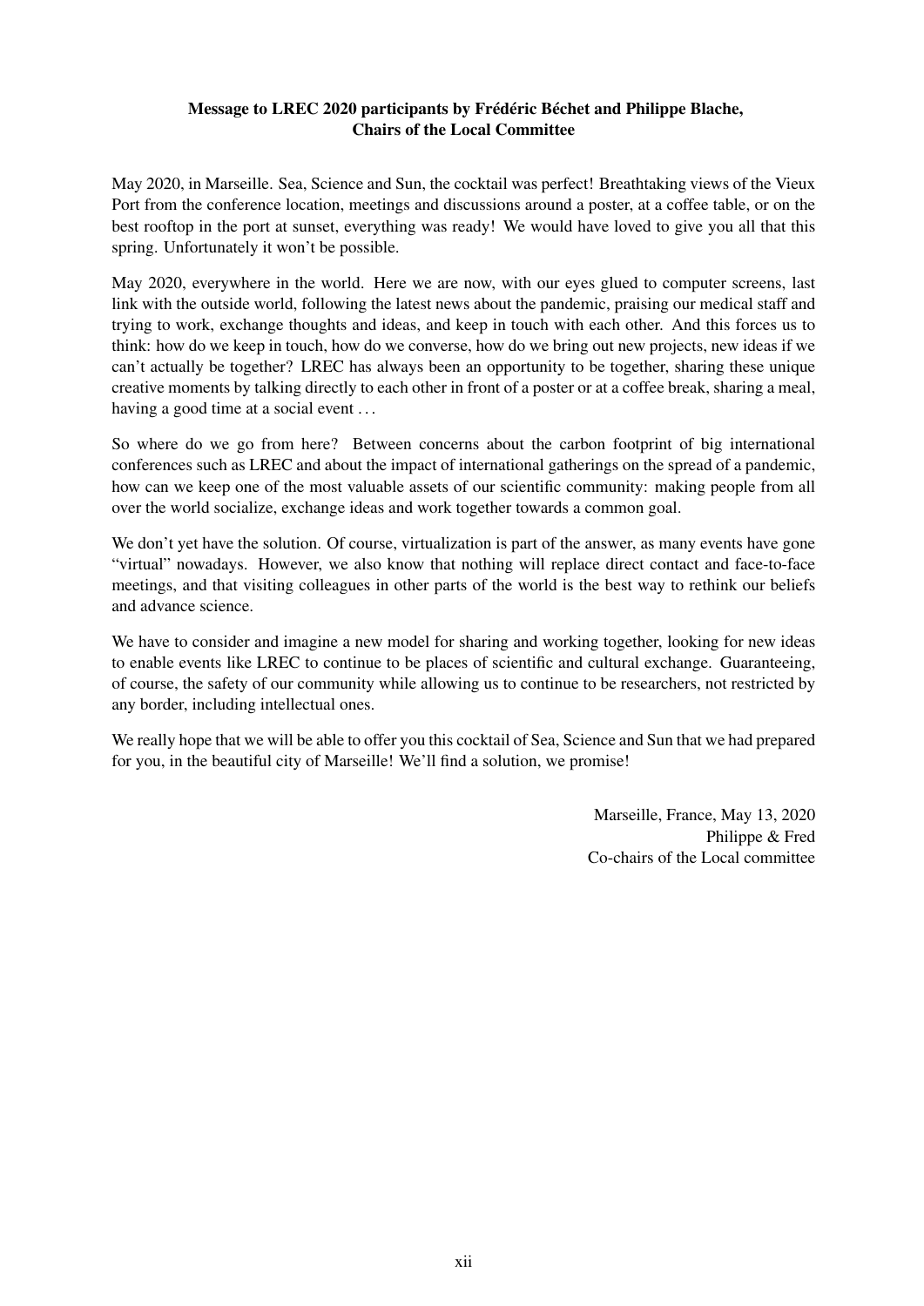**Message to LREC 2020 participants by Frédéric Béchet and Philippe Blache, Chairs of the Local Committee**

May 2020, in Marseille. Sea, Science and Sun, the cocktail was perfect! Breathtaking views of the Vieux Port from the conference location, meetings and discussions around a poster, at a coffee table, or on the best rooftop in the port at sunset, everything was ready! We would have loved to give you all that this spring. Unfortunately it won't be possible.

May 2020, everywhere in the world. Here we are now, with our eyes glued to computer screens, last link with the outside world, following the latest news about the pandemic, praising our medical staff and trying to work, exchange thoughts and ideas, and keep in touch with each other. And this forces us to think: how do we keep in touch, how do we converse, how do we bring out new projects, new ideas if we can't actually be together? LREC has always been an opportunity to be together, sharing these unique creative moments by talking directly to each other in front of a poster or at a coffee break, sharing a meal, having a good time at a social event . . .

So where do we go from here? Between concerns about the carbon footprint of big international conferences such as LREC and about the impact of international gatherings on the spread of a pandemic, how can we keep one of the most valuable assets of our scientific community: making people from all over the world socialize, exchange ideas and work together towards a common goal.

We don't yet have the solution. Of course, virtualization is part of the answer, as many events have gone "virtual" nowadays. However, we also know that nothing will replace direct contact and face-to-face meetings, and that visiting colleagues in other parts of the world is the best way to rethink our beliefs and advance science.

We have to consider and imagine a new model for sharing and working together, looking for new ideas to enable events like LREC to continue to be places of scientific and cultural exchange. Guaranteeing, of course, the safety of our community while allowing us to continue to be researchers, not restricted by any border, including intellectual ones.

We really hope that we will be able to offer you this cocktail of Sea, Science and Sun that we had prepared for you, in the beautiful city of Marseille! We'll find a solution, we promise!

Marseille, France, May 13, 2020
Philippe & Fred
Co-chairs of the Local committee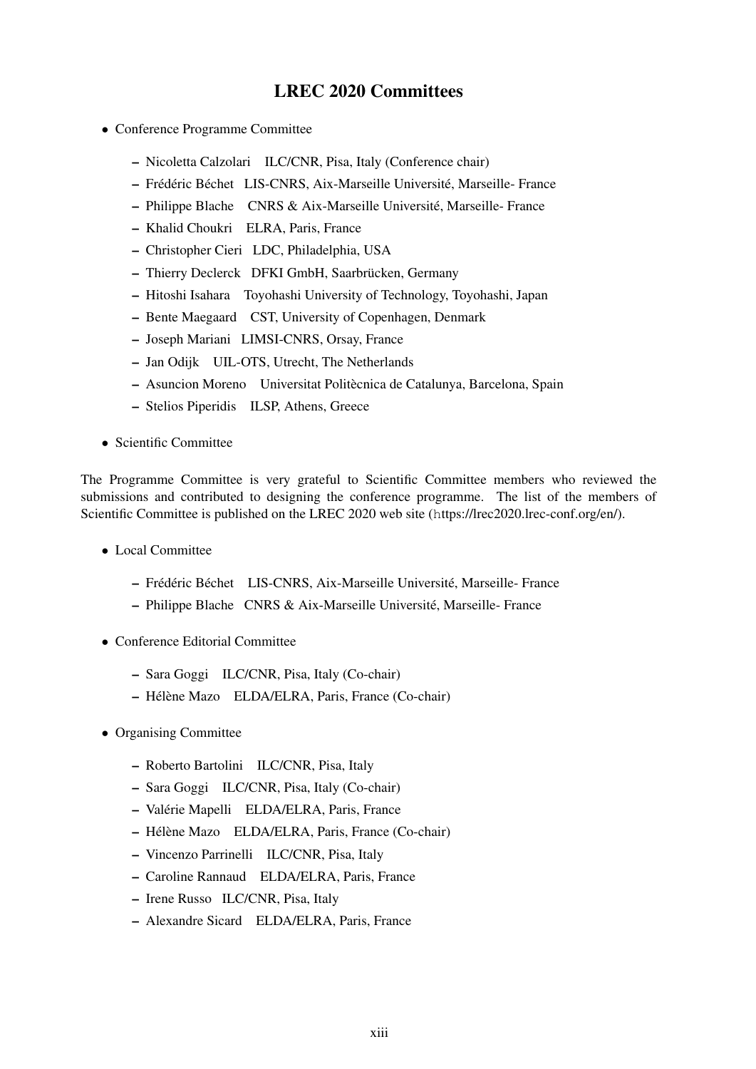# LREC 2020 Committees

- Conference Programme Committee
  - Nicoletta Calzolari ILC/CNR, Pisa, Italy (Conference chair)
  - Frédéric Béchet LIS-CNRS, Aix-Marseille Université, Marseille- France
  - Philippe Blache CNRS & Aix-Marseille Université, Marseille- France
  - Khalid Choukri ELRA, Paris, France
  - Christopher Cieri LDC, Philadelphia, USA
  - Thierry Declerck DFKI GmbH, Saarbrücken, Germany
  - Hitoshi Isahara Toyohashi University of Technology, Toyohashi, Japan
  - Bente Maegaard CST, University of Copenhagen, Denmark
  - Joseph Mariani LIMSI-CNRS, Orsay, France
  - Jan Odijk UIL-OTS, Utrecht, The Netherlands
  - Asuncion Moreno Universitat Politècnica de Catalunya, Barcelona, Spain
  - Stelios Piperidis ILSP, Athens, Greece
- Scientific Committee

The Programme Committee is very grateful to Scientific Committee members who reviewed the submissions and contributed to designing the conference programme. The list of the members of Scientific Committee is published on the LREC 2020 web site (https://lrec2020.lrec-conf.org/en/).

- Local Committee
  - Frédéric Béchet LIS-CNRS, Aix-Marseille Université, Marseille- France
  - Philippe Blache CNRS & Aix-Marseille Université, Marseille- France
- Conference Editorial Committee
  - Sara Goggi ILC/CNR, Pisa, Italy (Co-chair)
  - Hélène Mazo ELDA/ELRA, Paris, France (Co-chair)
- Organising Committee
  - Roberto Bartolini ILC/CNR, Pisa, Italy
  - Sara Goggi ILC/CNR, Pisa, Italy (Co-chair)
  - Valérie Mapelli ELDA/ELRA, Paris, France
  - Hélène Mazo ELDA/ELRA, Paris, France (Co-chair)
  - Vincenzo Parrinelli ILC/CNR, Pisa, Italy
  - Caroline Rannaud ELDA/ELRA, Paris, France
  - Irene Russo ILC/CNR, Pisa, Italy
  - Alexandre Sicard ELDA/ELRA, Paris, France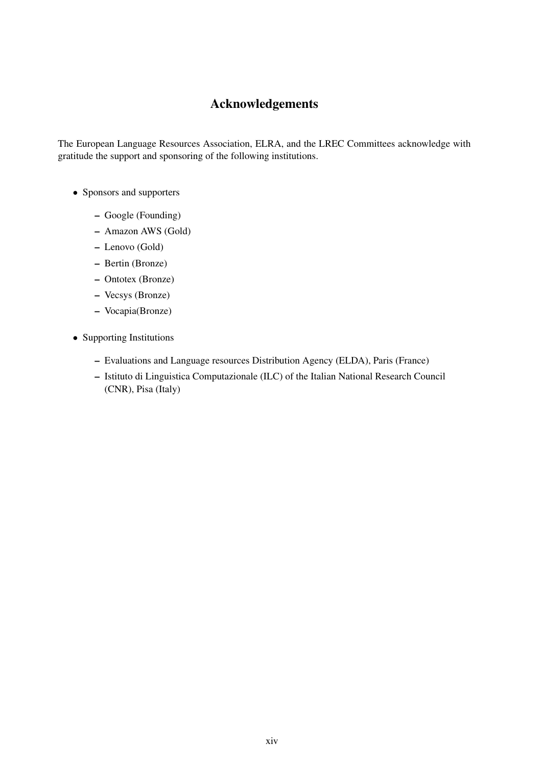# Acknowledgements

The European Language Resources Association, ELRA, and the LREC Committees acknowledge with gratitude the support and sponsoring of the following institutions.

- Sponsors and supporters
  - Google (Founding)
  - Amazon AWS (Gold)
  - Lenovo (Gold)
  - Bertin (Bronze)
  - Ontotex (Bronze)
  - Vecsys (Bronze)
  - Vocapia(Bronze)
- Supporting Institutions
  - Evaluations and Language resources Distribution Agency (ELDA), Paris (France)
  - Istituto di Linguistica Computazionale (ILC) of the Italian National Research Council (CNR), Pisa (Italy)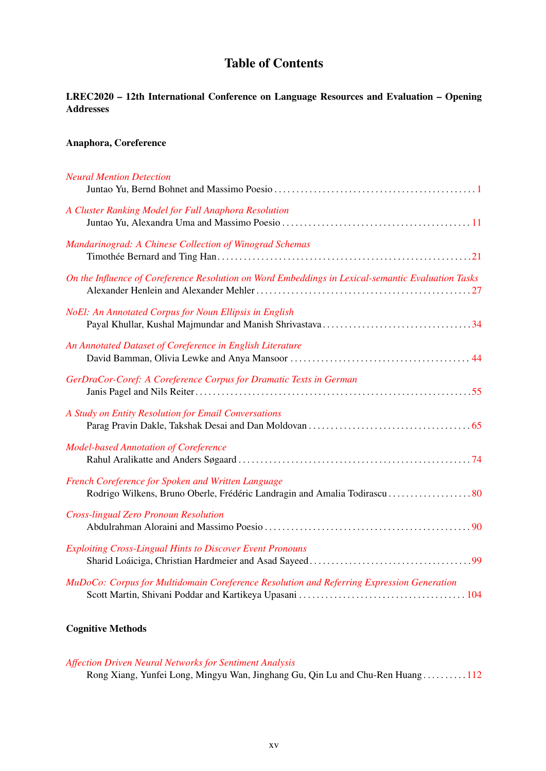# Table of Contents

**LREC2020 – 12th International Conference on Language Resources and Evaluation – Opening Addresses**

**Anaphora, Coreference**

*Neural Mention Detection*
Juntao Yu, Bernd Bohnet and Massimo Poesio . . . . . 1

*A Cluster Ranking Model for Full Anaphora Resolution*
Juntao Yu, Alexandra Uma and Massimo Poesio . . . . . 11

*Mandarinograd: A Chinese Collection of Winograd Schemas*
Timothée Bernard and Ting Han . . . . . 21

*On the Influence of Coreference Resolution on Word Embeddings in Lexical-semantic Evaluation Tasks*
Alexander Henlein and Alexander Mehler . . . . . 27

*NoEl: An Annotated Corpus for Noun Ellipsis in English*
Payal Khullar, Kushal Majmundar and Manish Shrivastava . . . . . 34

*An Annotated Dataset of Coreference in English Literature*
David Bamman, Olivia Lewke and Anya Mansoor . . . . . 44

*GerDraCor-Coref: A Coreference Corpus for Dramatic Texts in German*
Janis Pagel and Nils Reiter . . . . . 55

*A Study on Entity Resolution for Email Conversations*
Parag Pravin Dakle, Takshak Desai and Dan Moldovan . . . . . 65

*Model-based Annotation of Coreference*
Rahul Aralikatte and Anders Søgaard . . . . . 74

*French Coreference for Spoken and Written Language*
Rodrigo Wilkens, Bruno Oberle, Frédéric Landragin and Amalia Todirascu . . . . . 80

*Cross-lingual Zero Pronoun Resolution*
Abdulrahman Aloraini and Massimo Poesio . . . . . 90

*Exploiting Cross-Lingual Hints to Discover Event Pronouns*
Sharid Loáiciga, Christian Hardmeier and Asad Sayeed . . . . . 99

*MuDoCo: Corpus for Multidomain Coreference Resolution and Referring Expression Generation*
Scott Martin, Shivani Poddar and Kartikeya Upasani . . . . . 104

**Cognitive Methods**

*Affection Driven Neural Networks for Sentiment Analysis*
Rong Xiang, Yunfei Long, Mingyu Wan, Jinghang Gu, Qin Lu and Chu-Ren Huang . . . . . 112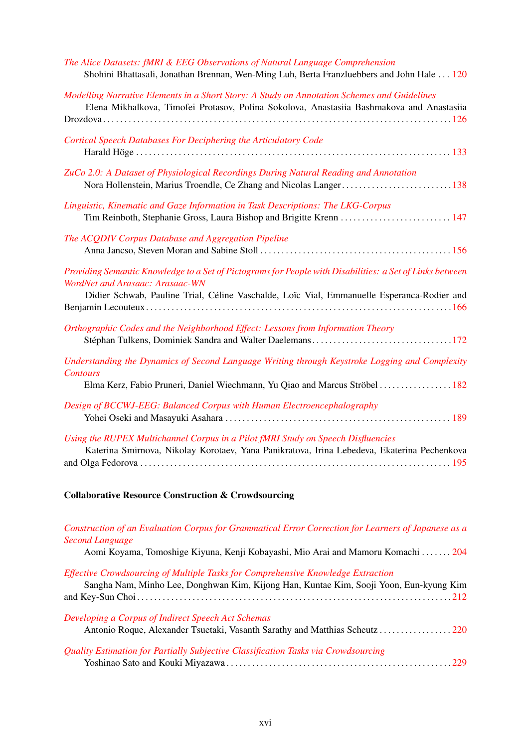*The Alice Datasets: fMRI & EEG Observations of Natural Language Comprehension*
Shohini Bhattasali, Jonathan Brennan, Wen-Ming Luh, Berta Franzluebbers and John Hale . . . 120

*Modelling Narrative Elements in a Short Story: A Study on Annotation Schemes and Guidelines*
Elena Mikhalkova, Timofei Protasov, Polina Sokolova, Anastasiia Bashmakova and Anastasiia Drozdova . . . 126

*Cortical Speech Databases For Deciphering the Articulatory Code*
Harald Höge . . . 133

*ZuCo 2.0: A Dataset of Physiological Recordings During Natural Reading and Annotation*
Nora Hollenstein, Marius Troendle, Ce Zhang and Nicolas Langer . . . 138

*Linguistic, Kinematic and Gaze Information in Task Descriptions: The LKG-Corpus*
Tim Reinboth, Stephanie Gross, Laura Bishop and Brigitte Krenn . . . 147

*The ACQDIV Corpus Database and Aggregation Pipeline*
Anna Jancso, Steven Moran and Sabine Stoll . . . 156

*Providing Semantic Knowledge to a Set of Pictograms for People with Disabilities: a Set of Links between WordNet and Arasaac: Arasaac-WN*
Didier Schwab, Pauline Trial, Céline Vaschalde, Loïc Vial, Emmanuelle Esperanca-Rodier and Benjamin Lecouteux . . . 166

*Orthographic Codes and the Neighborhood Effect: Lessons from Information Theory*
Stéphan Tulkens, Dominiek Sandra and Walter Daelemans . . . 172

*Understanding the Dynamics of Second Language Writing through Keystroke Logging and Complexity Contours*
Elma Kerz, Fabio Pruneri, Daniel Wiechmann, Yu Qiao and Marcus Ströbel . . . 182

*Design of BCCWJ-EEG: Balanced Corpus with Human Electroencephalography*
Yohei Oseki and Masayuki Asahara . . . 189

*Using the RUPEX Multichannel Corpus in a Pilot fMRI Study on Speech Disfluencies*
Katerina Smirnova, Nikolay Korotaev, Yana Panikratova, Irina Lebedeva, Ekaterina Pechenkova and Olga Fedorova . . . 195

**Collaborative Resource Construction & Crowdsourcing**

*Construction of an Evaluation Corpus for Grammatical Error Correction for Learners of Japanese as a Second Language*
Aomi Koyama, Tomoshige Kiyuna, Kenji Kobayashi, Mio Arai and Mamoru Komachi . . . 204

*Effective Crowdsourcing of Multiple Tasks for Comprehensive Knowledge Extraction*
Sangha Nam, Minho Lee, Donghwan Kim, Kijong Han, Kuntae Kim, Sooji Yoon, Eun-kyung Kim and Key-Sun Choi . . . 212

*Developing a Corpus of Indirect Speech Act Schemas*
Antonio Roque, Alexander Tsuetaki, Vasanth Sarathy and Matthias Scheutz . . . 220

*Quality Estimation for Partially Subjective Classification Tasks via Crowdsourcing*
Yoshinao Sato and Kouki Miyazawa . . . 229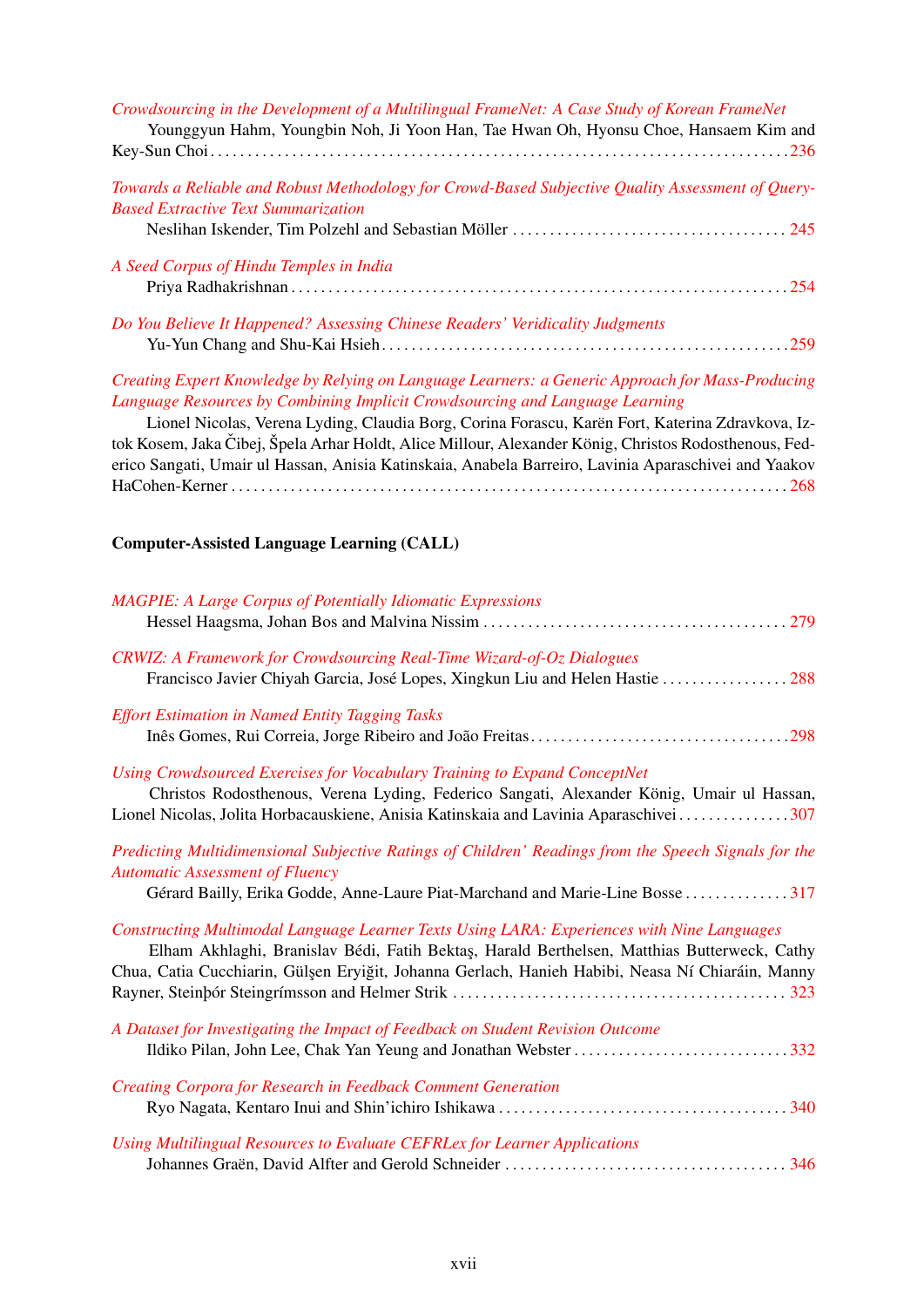*Crowdsourcing in the Development of a Multilingual FrameNet: A Case Study of Korean FrameNet*
Younggyun Hahm, Youngbin Noh, Ji Yoon Han, Tae Hwan Oh, Hyonsu Choe, Hansaem Kim and Key-Sun Choi . . . . . 236

*Towards a Reliable and Robust Methodology for Crowd-Based Subjective Quality Assessment of Query-Based Extractive Text Summarization*
Neslihan Iskender, Tim Polzehl and Sebastian Möller . . . . . 245

*A Seed Corpus of Hindu Temples in India*
Priya Radhakrishnan . . . . . 254

*Do You Believe It Happened? Assessing Chinese Readers' Veridicality Judgments*
Yu-Yun Chang and Shu-Kai Hsieh . . . . . 259

*Creating Expert Knowledge by Relying on Language Learners: a Generic Approach for Mass-Producing Language Resources by Combining Implicit Crowdsourcing and Language Learning*
Lionel Nicolas, Verena Lyding, Claudia Borg, Corina Forascu, Karën Fort, Katerina Zdravkova, Iztok Kosem, Jaka Čibej, Špela Arhar Holdt, Alice Millour, Alexander König, Christos Rodosthenous, Federico Sangati, Umair ul Hassan, Anisia Katinskaia, Anabela Barreiro, Lavinia Aparaschivei and Yaakov HaCohen-Kerner . . . . . 268

**Computer-Assisted Language Learning (CALL)**

*MAGPIE: A Large Corpus of Potentially Idiomatic Expressions*
Hessel Haagsma, Johan Bos and Malvina Nissim . . . . . 279

*CRWIZ: A Framework for Crowdsourcing Real-Time Wizard-of-Oz Dialogues*
Francisco Javier Chiyah Garcia, José Lopes, Xingkun Liu and Helen Hastie . . . . . 288

*Effort Estimation in Named Entity Tagging Tasks*
Inês Gomes, Rui Correia, Jorge Ribeiro and João Freitas . . . . . 298

*Using Crowdsourced Exercises for Vocabulary Training to Expand ConceptNet*
Christos Rodosthenous, Verena Lyding, Federico Sangati, Alexander König, Umair ul Hassan, Lionel Nicolas, Jolita Horbacauskiene, Anisia Katinskaia and Lavinia Aparaschivei . . . . . 307

*Predicting Multidimensional Subjective Ratings of Children' Readings from the Speech Signals for the Automatic Assessment of Fluency*
Gérard Bailly, Erika Godde, Anne-Laure Piat-Marchand and Marie-Line Bosse . . . . . 317

*Constructing Multimodal Language Learner Texts Using LARA: Experiences with Nine Languages*
Elham Akhlaghi, Branislav Bédi, Fatih Bektaş, Harald Berthelsen, Matthias Butterweck, Cathy Chua, Catia Cucchiarin, Gülşen Eryiğit, Johanna Gerlach, Hanieh Habibi, Neasa Ní Chiaráin, Manny Rayner, Steinþór Steingrímsson and Helmer Strik . . . . . 323

*A Dataset for Investigating the Impact of Feedback on Student Revision Outcome*
Ildiko Pilan, John Lee, Chak Yan Yeung and Jonathan Webster . . . . . 332

*Creating Corpora for Research in Feedback Comment Generation*
Ryo Nagata, Kentaro Inui and Shin'ichiro Ishikawa . . . . . 340

*Using Multilingual Resources to Evaluate CEFRLex for Learner Applications*
Johannes Graën, David Alfter and Gerold Schneider . . . . . 346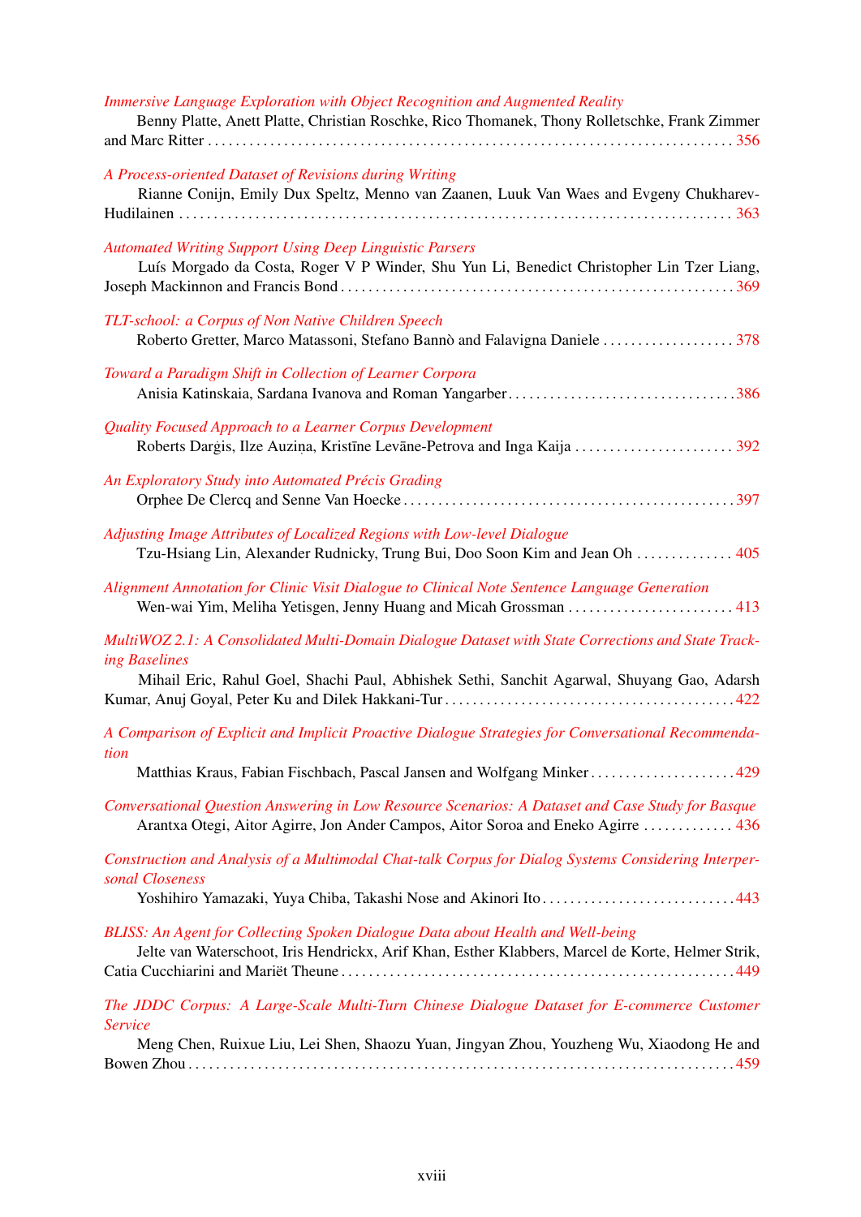*Immersive Language Exploration with Object Recognition and Augmented Reality*
Benny Platte, Anett Platte, Christian Roschke, Rico Thomanek, Thony Rolletschke, Frank Zimmer and Marc Ritter . . . 356

*A Process-oriented Dataset of Revisions during Writing*
Rianne Conijn, Emily Dux Speltz, Menno van Zaanen, Luuk Van Waes and Evgeny Chukharev-Hudilainen . . . 363

*Automated Writing Support Using Deep Linguistic Parsers*
Luís Morgado da Costa, Roger V P Winder, Shu Yun Li, Benedict Christopher Lin Tzer Liang, Joseph Mackinnon and Francis Bond . . . 369

*TLT-school: a Corpus of Non Native Children Speech*
Roberto Gretter, Marco Matassoni, Stefano Bannò and Falavigna Daniele . . . 378

*Toward a Paradigm Shift in Collection of Learner Corpora*
Anisia Katinskaia, Sardana Ivanova and Roman Yangarber . . . 386

*Quality Focused Approach to a Learner Corpus Development*
Roberts Darģis, Ilze Auziņa, Kristīne Levāne-Petrova and Inga Kaija . . . 392

*An Exploratory Study into Automated Précis Grading*
Orphee De Clercq and Senne Van Hoecke . . . 397

*Adjusting Image Attributes of Localized Regions with Low-level Dialogue*
Tzu-Hsiang Lin, Alexander Rudnicky, Trung Bui, Doo Soon Kim and Jean Oh . . . 405

*Alignment Annotation for Clinic Visit Dialogue to Clinical Note Sentence Language Generation*
Wen-wai Yim, Meliha Yetisgen, Jenny Huang and Micah Grossman . . . 413

*MultiWOZ 2.1: A Consolidated Multi-Domain Dialogue Dataset with State Corrections and State Tracking Baselines*
Mihail Eric, Rahul Goel, Shachi Paul, Abhishek Sethi, Sanchit Agarwal, Shuyang Gao, Adarsh Kumar, Anuj Goyal, Peter Ku and Dilek Hakkani-Tur . . . 422

*A Comparison of Explicit and Implicit Proactive Dialogue Strategies for Conversational Recommendation*
Matthias Kraus, Fabian Fischbach, Pascal Jansen and Wolfgang Minker . . . 429

*Conversational Question Answering in Low Resource Scenarios: A Dataset and Case Study for Basque*
Arantxa Otegi, Aitor Agirre, Jon Ander Campos, Aitor Soroa and Eneko Agirre . . . 436

*Construction and Analysis of a Multimodal Chat-talk Corpus for Dialog Systems Considering Interpersonal Closeness*
Yoshihiro Yamazaki, Yuya Chiba, Takashi Nose and Akinori Ito . . . 443

*BLISS: An Agent for Collecting Spoken Dialogue Data about Health and Well-being*
Jelte van Waterschoot, Iris Hendrickx, Arif Khan, Esther Klabbers, Marcel de Korte, Helmer Strik, Catia Cucchiarini and Mariët Theune . . . 449

*The JDDC Corpus: A Large-Scale Multi-Turn Chinese Dialogue Dataset for E-commerce Customer Service*
Meng Chen, Ruixue Liu, Lei Shen, Shaozu Yuan, Jingyan Zhou, Youzheng Wu, Xiaodong He and Bowen Zhou . . . 459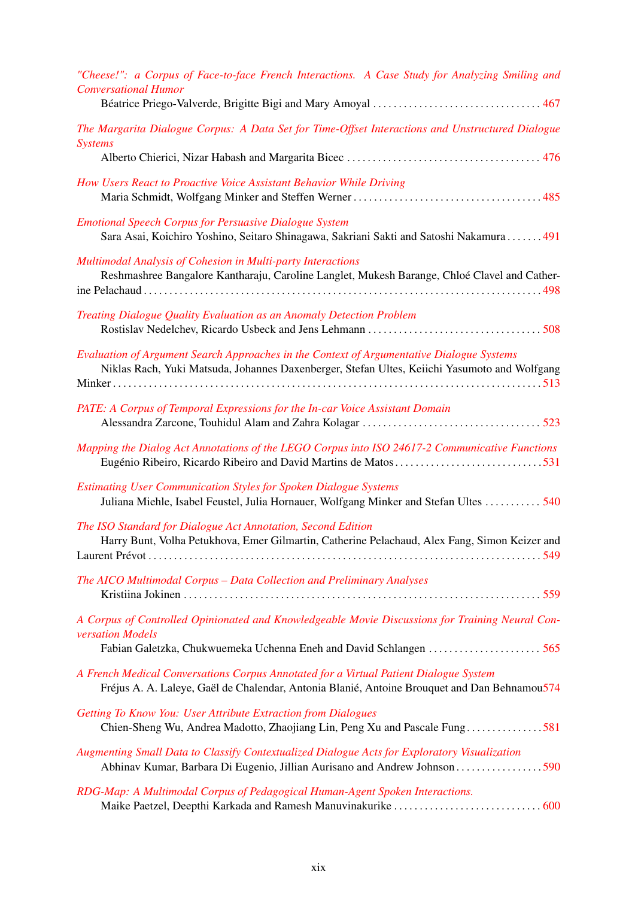*"Cheese!": a Corpus of Face-to-face French Interactions. A Case Study for Analyzing Smiling and Conversational Humor*
Béatrice Priego-Valverde, Brigitte Bigi and Mary Amoyal . . . . . . . . . . . . . . . . . . . . . . . . . . . . . . . . 467

*The Margarita Dialogue Corpus: A Data Set for Time-Offset Interactions and Unstructured Dialogue Systems*
Alberto Chierici, Nizar Habash and Margarita Bicec . . . . . . . . . . . . . . . . . . . . . . . . . . . . . . . . . . . . . 476

*How Users React to Proactive Voice Assistant Behavior While Driving*
Maria Schmidt, Wolfgang Minker and Steffen Werner . . . . . . . . . . . . . . . . . . . . . . . . . . . . . . . . . . . . 485

*Emotional Speech Corpus for Persuasive Dialogue System*
Sara Asai, Koichiro Yoshino, Seitaro Shinagawa, Sakriani Sakti and Satoshi Nakamura . . . . . . . 491

*Multimodal Analysis of Cohesion in Multi-party Interactions*
Reshmashree Bangalore Kantharaju, Caroline Langlet, Mukesh Barange, Chloé Clavel and Catherine Pelachaud . . . . . . . . . . . . . . . . . . . . . . . . . . . . . . . . . . . . . . . . . . . . . . . . . . . . . . . . . . . . . . . . . . . . . . . . 498

*Treating Dialogue Quality Evaluation as an Anomaly Detection Problem*
Rostislav Nedelchev, Ricardo Usbeck and Jens Lehmann . . . . . . . . . . . . . . . . . . . . . . . . . . . . . . . . . 508

*Evaluation of Argument Search Approaches in the Context of Argumentative Dialogue Systems*
Niklas Rach, Yuki Matsuda, Johannes Daxenberger, Stefan Ultes, Keiichi Yasumoto and Wolfgang Minker . . . . . . . . . . . . . . . . . . . . . . . . . . . . . . . . . . . . . . . . . . . . . . . . . . . . . . . . . . . . . . . . . . . . . . . . . . . . . 513

*PATE: A Corpus of Temporal Expressions for the In-car Voice Assistant Domain*
Alessandra Zarcone, Touhidul Alam and Zahra Kolagar . . . . . . . . . . . . . . . . . . . . . . . . . . . . . . . . . . 523

*Mapping the Dialog Act Annotations of the LEGO Corpus into ISO 24617-2 Communicative Functions*
Eugénio Ribeiro, Ricardo Ribeiro and David Martins de Matos . . . . . . . . . . . . . . . . . . . . . . . . . . . . .531

*Estimating User Communication Styles for Spoken Dialogue Systems*
Juliana Miehle, Isabel Feustel, Julia Hornauer, Wolfgang Minker and Stefan Ultes . . . . . . . . . . . 540

*The ISO Standard for Dialogue Act Annotation, Second Edition*
Harry Bunt, Volha Petukhova, Emer Gilmartin, Catherine Pelachaud, Alex Fang, Simon Keizer and Laurent Prévot . . . . . . . . . . . . . . . . . . . . . . . . . . . . . . . . . . . . . . . . . . . . . . . . . . . . . . . . . . . . . . . . . . . . . . . . . 549

*The AICO Multimodal Corpus – Data Collection and Preliminary Analyses*
Kristiina Jokinen . . . . . . . . . . . . . . . . . . . . . . . . . . . . . . . . . . . . . . . . . . . . . . . . . . . . . . . . . . . . . . . . . . . . . 559

*A Corpus of Controlled Opinionated and Knowledgeable Movie Discussions for Training Neural Conversation Models*
Fabian Galetzka, Chukwuemeka Uchenna Eneh and David Schlangen . . . . . . . . . . . . . . . . . . . . . . 565

*A French Medical Conversations Corpus Annotated for a Virtual Patient Dialogue System*
Fréjus A. A. Laleye, Gaël de Chalendar, Antonia Blanié, Antoine Brouquet and Dan Behnamou574

*Getting To Know You: User Attribute Extraction from Dialogues*
Chien-Sheng Wu, Andrea Madotto, Zhaojiang Lin, Peng Xu and Pascale Fung . . . . . . . . . . . . . . .581

*Augmenting Small Data to Classify Contextualized Dialogue Acts for Exploratory Visualization*
Abhinav Kumar, Barbara Di Eugenio, Jillian Aurisano and Andrew Johnson . . . . . . . . . . . . . . . . .590

*RDG-Map: A Multimodal Corpus of Pedagogical Human-Agent Spoken Interactions.*
Maike Paetzel, Deepthi Karkada and Ramesh Manuvinakurike . . . . . . . . . . . . . . . . . . . . . . . . . . . . . 600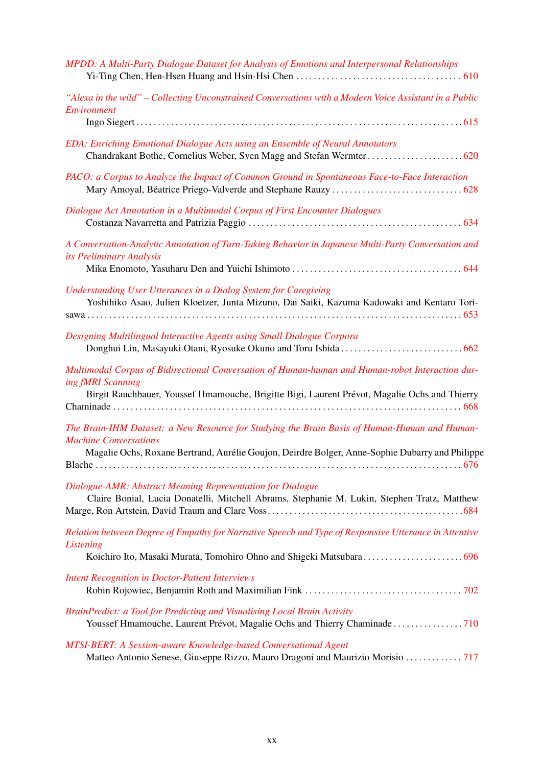*MPDD: A Multi-Party Dialogue Dataset for Analysis of Emotions and Interpersonal Relationships*
Yi-Ting Chen, Hen-Hsen Huang and Hsin-Hsi Chen . . . . . . . . . . . . . . . . . . . . . . . . . . . . . . . . . . . . . . 610

*"Alexa in the wild" – Collecting Unconstrained Conversations with a Modern Voice Assistant in a Public Environment*
Ingo Siegert . . . . . . . . . . . . . . . . . . . . . . . . . . . . . . . . . . . . . . . . . . . . . . . . . . . . . . . . . . . . . . . . . . . . . . . . . 615

*EDA: Enriching Emotional Dialogue Acts using an Ensemble of Neural Annotators*
Chandrakant Bothe, Cornelius Weber, Sven Magg and Stefan Wermter . . . . . . . . . . . . . . . . . . . . . . 620

*PACO: a Corpus to Analyze the Impact of Common Ground in Spontaneous Face-to-Face Interaction*
Mary Amoyal, Béatrice Priego-Valverde and Stephane Rauzy . . . . . . . . . . . . . . . . . . . . . . . . . . . . . . 628

*Dialogue Act Annotation in a Multimodal Corpus of First Encounter Dialogues*
Costanza Navarretta and Patrizia Paggio . . . . . . . . . . . . . . . . . . . . . . . . . . . . . . . . . . . . . . . . . . . . . . . . . 634

*A Conversation-Analytic Annotation of Turn-Taking Behavior in Japanese Multi-Party Conversation and its Preliminary Analysis*
Mika Enomoto, Yasuharu Den and Yuichi Ishimoto . . . . . . . . . . . . . . . . . . . . . . . . . . . . . . . . . . . . . . . 644

*Understanding User Utterances in a Dialog System for Caregiving*
Yoshihiko Asao, Julien Kloetzer, Junta Mizuno, Dai Saiki, Kazuma Kadowaki and Kentaro Torisawa . . . . . . . . . . . . . . . . . . . . . . . . . . . . . . . . . . . . . . . . . . . . . . . . . . . . . . . . . . . . . . . . . . . . . . . . . . . . 653

*Designing Multilingual Interactive Agents using Small Dialogue Corpora*
Donghui Lin, Masayuki Otani, Ryosuke Okuno and Toru Ishida . . . . . . . . . . . . . . . . . . . . . . . . . . . . 662

*Multimodal Corpus of Bidirectional Conversation of Human-human and Human-robot Interaction during fMRI Scanning*
Birgit Rauchbauer, Youssef Hmamouche, Brigitte Bigi, Laurent Prévot, Magalie Ochs and Thierry Chaminade . . . . . . . . . . . . . . . . . . . . . . . . . . . . . . . . . . . . . . . . . . . . . . . . . . . . . . . . . . . . . . . . . . . . . . . . . . . 668

*The Brain-IHM Dataset: a New Resource for Studying the Brain Basis of Human-Human and Human-Machine Conversations*
Magalie Ochs, Roxane Bertrand, Aurélie Goujon, Deirdre Bolger, Anne-Sophie Dubarry and Philippe Blache . . . . . . . . . . . . . . . . . . . . . . . . . . . . . . . . . . . . . . . . . . . . . . . . . . . . . . . . . . . . . . . . . . . . . . . . . . . 676

*Dialogue-AMR: Abstract Meaning Representation for Dialogue*
Claire Bonial, Lucia Donatelli, Mitchell Abrams, Stephanie M. Lukin, Stephen Tratz, Matthew Marge, Ron Artstein, David Traum and Clare Voss . . . . . . . . . . . . . . . . . . . . . . . . . . . . . . . . . . . . . . . . . . . 684

*Relation between Degree of Empathy for Narrative Speech and Type of Responsive Utterance in Attentive Listening*
Koichiro Ito, Masaki Murata, Tomohiro Ohno and Shigeki Matsubara . . . . . . . . . . . . . . . . . . . . . . . 696

*Intent Recognition in Doctor-Patient Interviews*
Robin Rojowiec, Benjamin Roth and Maximilian Fink . . . . . . . . . . . . . . . . . . . . . . . . . . . . . . . . . . . . . 702

*BrainPredict: a Tool for Predicting and Visualising Local Brain Activity*
Youssef Hmamouche, Laurent Prévot, Magalie Ochs and Thierry Chaminade . . . . . . . . . . . . . . . . 710

*MTSI-BERT: A Session-aware Knowledge-based Conversational Agent*
Matteo Antonio Senese, Giuseppe Rizzo, Mauro Dragoni and Maurizio Morisio . . . . . . . . . . . . . 717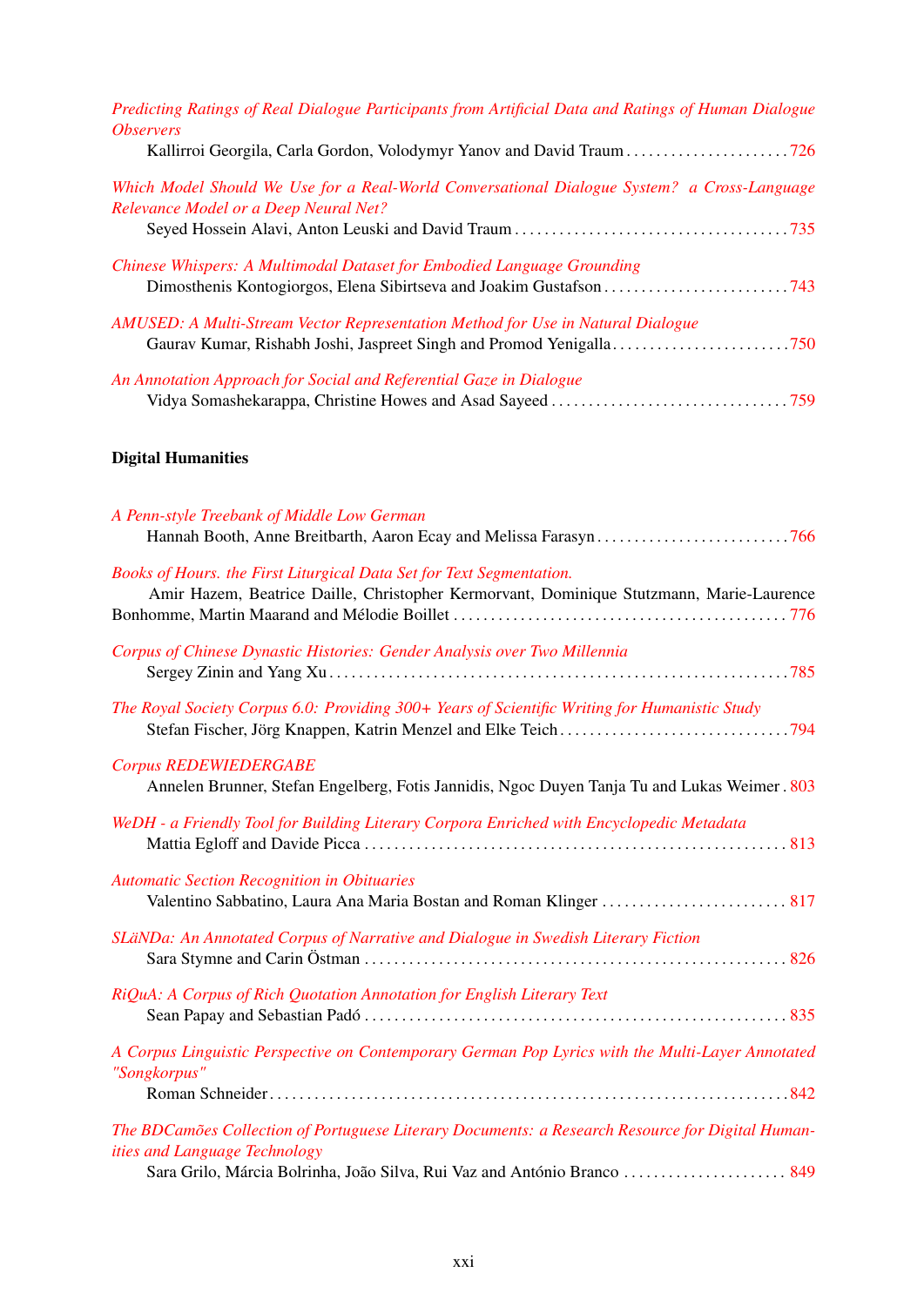*Predicting Ratings of Real Dialogue Participants from Artificial Data and Ratings of Human Dialogue Observers*
Kallirroi Georgila, Carla Gordon, Volodymyr Yanov and David Traum . . . . . . . . . . . . . . . . . . . . . . 726

*Which Model Should We Use for a Real-World Conversational Dialogue System? a Cross-Language Relevance Model or a Deep Neural Net?*
Seyed Hossein Alavi, Anton Leuski and David Traum . . . . . . . . . . . . . . . . . . . . . . . . . . . . . . . . . . . . 735

*Chinese Whispers: A Multimodal Dataset for Embodied Language Grounding*
Dimosthenis Kontogiorgos, Elena Sibirtseva and Joakim Gustafson . . . . . . . . . . . . . . . . . . . . . . . . . 743

*AMUSED: A Multi-Stream Vector Representation Method for Use in Natural Dialogue*
Gaurav Kumar, Rishabh Joshi, Jaspreet Singh and Promod Yenigalla . . . . . . . . . . . . . . . . . . . . . . . . 750

*An Annotation Approach for Social and Referential Gaze in Dialogue*
Vidya Somashekarappa, Christine Howes and Asad Sayeed . . . . . . . . . . . . . . . . . . . . . . . . . . . . . . . . 759

## Digital Humanities

*A Penn-style Treebank of Middle Low German*
Hannah Booth, Anne Breitbarth, Aaron Ecay and Melissa Farasyn . . . . . . . . . . . . . . . . . . . . . . . . . . 766

*Books of Hours. the First Liturgical Data Set for Text Segmentation.*
Amir Hazem, Beatrice Daille, Christopher Kermorvant, Dominique Stutzmann, Marie-Laurence Bonhomme, Martin Maarand and Mélodie Boillet . . . . . . . . . . . . . . . . . . . . . . . . . . . . . . . . . . . . . . . . . . . . 776

*Corpus of Chinese Dynastic Histories: Gender Analysis over Two Millennia*
Sergey Zinin and Yang Xu . . . . . . . . . . . . . . . . . . . . . . . . . . . . . . . . . . . . . . . . . . . . . . . . . . . . . . . . . . . . . 785

*The Royal Society Corpus 6.0: Providing 300+ Years of Scientific Writing for Humanistic Study*
Stefan Fischer, Jörg Knappen, Katrin Menzel and Elke Teich . . . . . . . . . . . . . . . . . . . . . . . . . . . . . . 794

*Corpus REDEWIEDERGABE*
Annelen Brunner, Stefan Engelberg, Fotis Jannidis, Ngoc Duyen Tanja Tu and Lukas Weimer . 803

*WeDH - a Friendly Tool for Building Literary Corpora Enriched with Encyclopedic Metadata*
Mattia Egloff and Davide Picca . . . . . . . . . . . . . . . . . . . . . . . . . . . . . . . . . . . . . . . . . . . . . . . . . . . . . . 813

*Automatic Section Recognition in Obituaries*
Valentino Sabbatino, Laura Ana Maria Bostan and Roman Klinger . . . . . . . . . . . . . . . . . . . . . . . . . 817

*SLäNDa: An Annotated Corpus of Narrative and Dialogue in Swedish Literary Fiction*
Sara Stymne and Carin Östman . . . . . . . . . . . . . . . . . . . . . . . . . . . . . . . . . . . . . . . . . . . . . . . . . . . . . . . 826

*RiQuA: A Corpus of Rich Quotation Annotation for English Literary Text*
Sean Papay and Sebastian Padó . . . . . . . . . . . . . . . . . . . . . . . . . . . . . . . . . . . . . . . . . . . . . . . . . . . . . . . 835

*A Corpus Linguistic Perspective on Contemporary German Pop Lyrics with the Multi-Layer Annotated "Songkorpus"*
Roman Schneider . . . . . . . . . . . . . . . . . . . . . . . . . . . . . . . . . . . . . . . . . . . . . . . . . . . . . . . . . . . . . . . . . . . . 842

*The BDCamões Collection of Portuguese Literary Documents: a Research Resource for Digital Humanities and Language Technology*
Sara Grilo, Márcia Bolrinha, João Silva, Rui Vaz and António Branco . . . . . . . . . . . . . . . . . . . . . . 849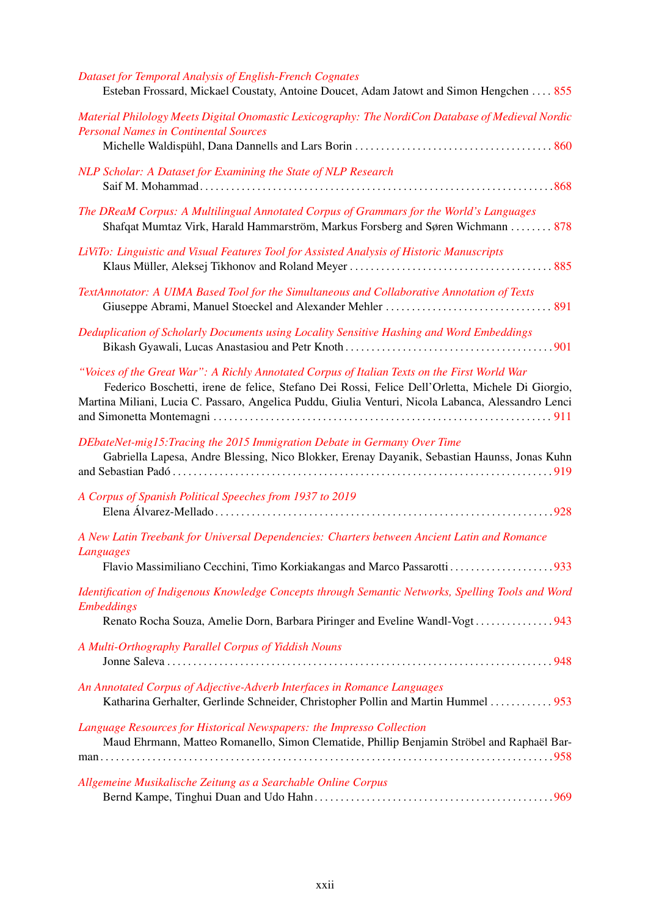*Dataset for Temporal Analysis of English-French Cognates*
Esteban Frossard, Mickael Coustaty, Antoine Doucet, Adam Jatowt and Simon Hengchen . . . . 855

*Material Philology Meets Digital Onomastic Lexicography: The NordiCon Database of Medieval Nordic Personal Names in Continental Sources*
Michelle Waldispühl, Dana Dannells and Lars Borin . . . . . . . . . . . . . . . . . . . . . . . . . . . . . . . . . . . . . 860

*NLP Scholar: A Dataset for Examining the State of NLP Research*
Saif M. Mohammad . . . . . . . . . . . . . . . . . . . . . . . . . . . . . . . . . . . . . . . . . . . . . . . . . . . . . . . . . . . . . . . . . . . 868

*The DReaM Corpus: A Multilingual Annotated Corpus of Grammars for the World's Languages*
Shafqat Mumtaz Virk, Harald Hammarström, Markus Forsberg and Søren Wichmann . . . . . . . . 878

*LiViTo: Linguistic and Visual Features Tool for Assisted Analysis of Historic Manuscripts*
Klaus Müller, Aleksej Tikhonov and Roland Meyer . . . . . . . . . . . . . . . . . . . . . . . . . . . . . . . . . . . . . . 885

*TextAnnotator: A UIMA Based Tool for the Simultaneous and Collaborative Annotation of Texts*
Giuseppe Abrami, Manuel Stoeckel and Alexander Mehler . . . . . . . . . . . . . . . . . . . . . . . . . . . . . . . . 891

*Deduplication of Scholarly Documents using Locality Sensitive Hashing and Word Embeddings*
Bikash Gyawali, Lucas Anastasiou and Petr Knoth . . . . . . . . . . . . . . . . . . . . . . . . . . . . . . . . . . . . . . . 901

*"Voices of the Great War": A Richly Annotated Corpus of Italian Texts on the First World War*
Federico Boschetti, irene de felice, Stefano Dei Rossi, Felice Dell'Orletta, Michele Di Giorgio, Martina Miliani, Lucia C. Passaro, Angelica Puddu, Giulia Venturi, Nicola Labanca, Alessandro Lenci and Simonetta Montemagni . . . . . . . . . . . . . . . . . . . . . . . . . . . . . . . . . . . . . . . . . . . . . . . . . . . . . . . . . . . . . . . 911

*DEbateNet-mig15:Tracing the 2015 Immigration Debate in Germany Over Time*
Gabriella Lapesa, Andre Blessing, Nico Blokker, Erenay Dayanik, Sebastian Haunss, Jonas Kuhn and Sebastian Padó . . . . . . . . . . . . . . . . . . . . . . . . . . . . . . . . . . . . . . . . . . . . . . . . . . . . . . . . . . . . . . . . . . . . . . . . 919

*A Corpus of Spanish Political Speeches from 1937 to 2019*
Elena Álvarez-Mellado . . . . . . . . . . . . . . . . . . . . . . . . . . . . . . . . . . . . . . . . . . . . . . . . . . . . . . . . . . . . . . . . 928

*A New Latin Treebank for Universal Dependencies: Charters between Ancient Latin and Romance Languages*
Flavio Massimiliano Cecchini, Timo Korkiakangas and Marco Passarotti . . . . . . . . . . . . . . . . . . . . 933

*Identification of Indigenous Knowledge Concepts through Semantic Networks, Spelling Tools and Word Embeddings*
Renato Rocha Souza, Amelie Dorn, Barbara Piringer and Eveline Wandl-Vogt . . . . . . . . . . . . . . . 943

*A Multi-Orthography Parallel Corpus of Yiddish Nouns*
Jonne Saleva . . . . . . . . . . . . . . . . . . . . . . . . . . . . . . . . . . . . . . . . . . . . . . . . . . . . . . . . . . . . . . . . . . . . . . . . 948

*An Annotated Corpus of Adjective-Adverb Interfaces in Romance Languages*
Katharina Gerhalter, Gerlinde Schneider, Christopher Pollin and Martin Hummel . . . . . . . . . . . . 953

*Language Resources for Historical Newspapers: the Impresso Collection*
Maud Ehrmann, Matteo Romanello, Simon Clematide, Phillip Benjamin Ströbel and Raphaël Barman . . . . . . . . . . . . . . . . . . . . . . . . . . . . . . . . . . . . . . . . . . . . . . . . . . . . . . . . . . . . . . . . . . . . . . . . . . . . . . . . 958

*Allgemeine Musikalische Zeitung as a Searchable Online Corpus*
Bernd Kampe, Tinghui Duan and Udo Hahn . . . . . . . . . . . . . . . . . . . . . . . . . . . . . . . . . . . . . . . . . . . . . 969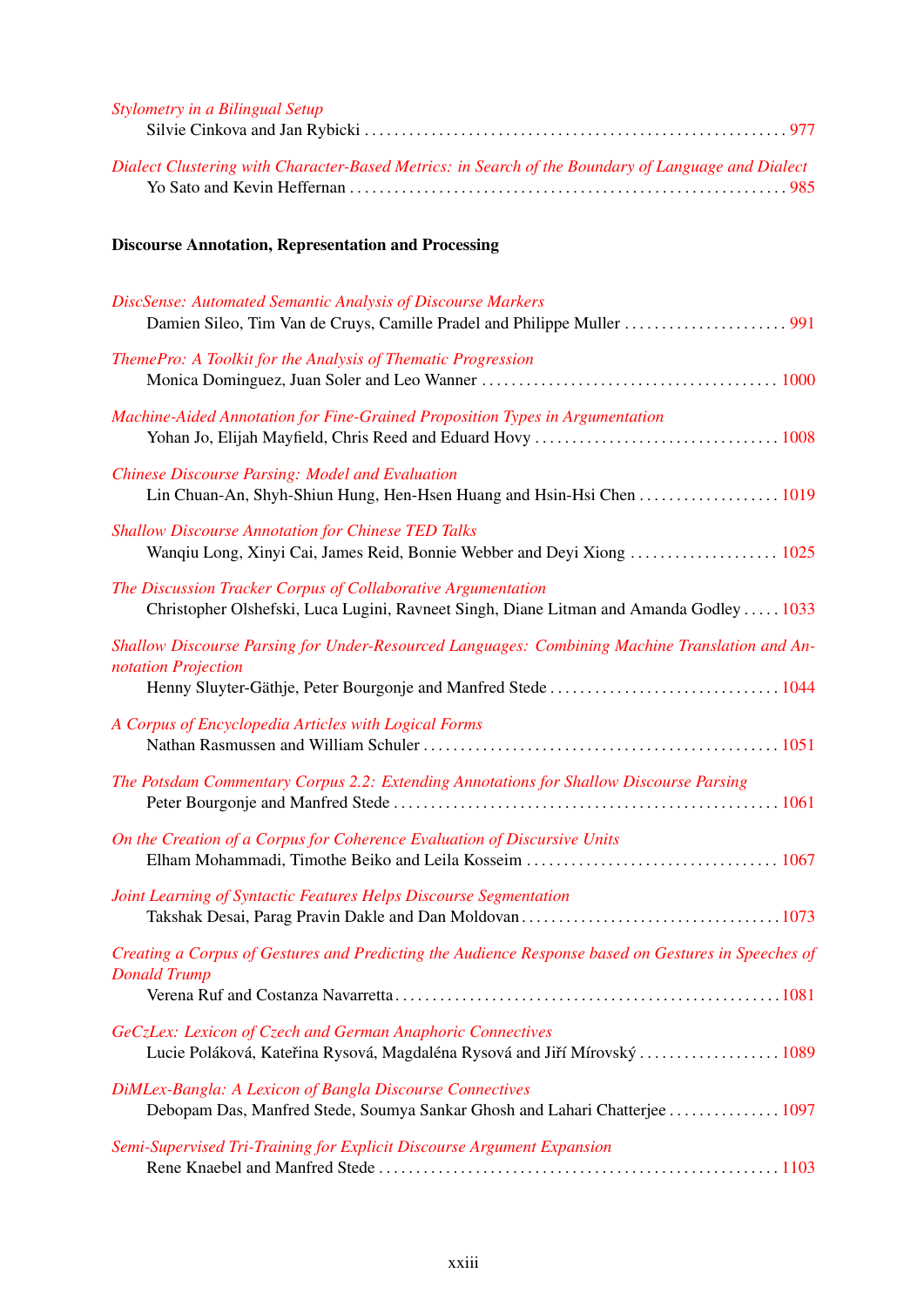*Stylometry in a Bilingual Setup*
Silvie Cinkova and Jan Rybicki . . . . . . . . . . . . . . . . . . . . . . . . . . . . . . . . . . . . . . . . . . . . . . . . . . . . . . 977

*Dialect Clustering with Character-Based Metrics: in Search of the Boundary of Language and Dialect*
Yo Sato and Kevin Heffernan . . . . . . . . . . . . . . . . . . . . . . . . . . . . . . . . . . . . . . . . . . . . . . . . . . . . . . . . 985

**Discourse Annotation, Representation and Processing**

*DiscSense: Automated Semantic Analysis of Discourse Markers*
Damien Sileo, Tim Van de Cruys, Camille Pradel and Philippe Muller . . . . . . . . . . . . . . . . . . . . . . 991

*ThemePro: A Toolkit for the Analysis of Thematic Progression*
Monica Dominguez, Juan Soler and Leo Wanner . . . . . . . . . . . . . . . . . . . . . . . . . . . . . . . . . . . . . . . 1000

*Machine-Aided Annotation for Fine-Grained Proposition Types in Argumentation*
Yohan Jo, Elijah Mayfield, Chris Reed and Eduard Hovy . . . . . . . . . . . . . . . . . . . . . . . . . . . . . . . . 1008

*Chinese Discourse Parsing: Model and Evaluation*
Lin Chuan-An, Shyh-Shiun Hung, Hen-Hsen Huang and Hsin-Hsi Chen . . . . . . . . . . . . . . . . . . . 1019

*Shallow Discourse Annotation for Chinese TED Talks*
Wanqiu Long, Xinyi Cai, James Reid, Bonnie Webber and Deyi Xiong . . . . . . . . . . . . . . . . . . . . 1025

*The Discussion Tracker Corpus of Collaborative Argumentation*
Christopher Olshefski, Luca Lugini, Ravneet Singh, Diane Litman and Amanda Godley . . . . . 1033

*Shallow Discourse Parsing for Under-Resourced Languages: Combining Machine Translation and Annotation Projection*
Henny Sluyter-Gäthje, Peter Bourgonje and Manfred Stede . . . . . . . . . . . . . . . . . . . . . . . . . . . . . . . 1044

*A Corpus of Encyclopedia Articles with Logical Forms*
Nathan Rasmussen and William Schuler . . . . . . . . . . . . . . . . . . . . . . . . . . . . . . . . . . . . . . . . . . . . . . . . 1051

*The Potsdam Commentary Corpus 2.2: Extending Annotations for Shallow Discourse Parsing*
Peter Bourgonje and Manfred Stede . . . . . . . . . . . . . . . . . . . . . . . . . . . . . . . . . . . . . . . . . . . . . . . . . . . 1061

*On the Creation of a Corpus for Coherence Evaluation of Discursive Units*
Elham Mohammadi, Timothe Beiko and Leila Kosseim . . . . . . . . . . . . . . . . . . . . . . . . . . . . . . . . . . 1067

*Joint Learning of Syntactic Features Helps Discourse Segmentation*
Takshak Desai, Parag Pravin Dakle and Dan Moldovan . . . . . . . . . . . . . . . . . . . . . . . . . . . . . . . . . . 1073

*Creating a Corpus of Gestures and Predicting the Audience Response based on Gestures in Speeches of Donald Trump*
Verena Ruf and Costanza Navarretta . . . . . . . . . . . . . . . . . . . . . . . . . . . . . . . . . . . . . . . . . . . . . . . . . . . 1081

*GeCzLex: Lexicon of Czech and German Anaphoric Connectives*
Lucie Poláková, Kateřina Rysová, Magdaléna Rysová and Jiří Mírovský . . . . . . . . . . . . . . . . . . . 1089

*DiMLex-Bangla: A Lexicon of Bangla Discourse Connectives*
Debopam Das, Manfred Stede, Soumya Sankar Ghosh and Lahari Chatterjee . . . . . . . . . . . . . . . 1097

*Semi-Supervised Tri-Training for Explicit Discourse Argument Expansion*
Rene Knaebel and Manfred Stede . . . . . . . . . . . . . . . . . . . . . . . . . . . . . . . . . . . . . . . . . . . . . . . . . . . . . 1103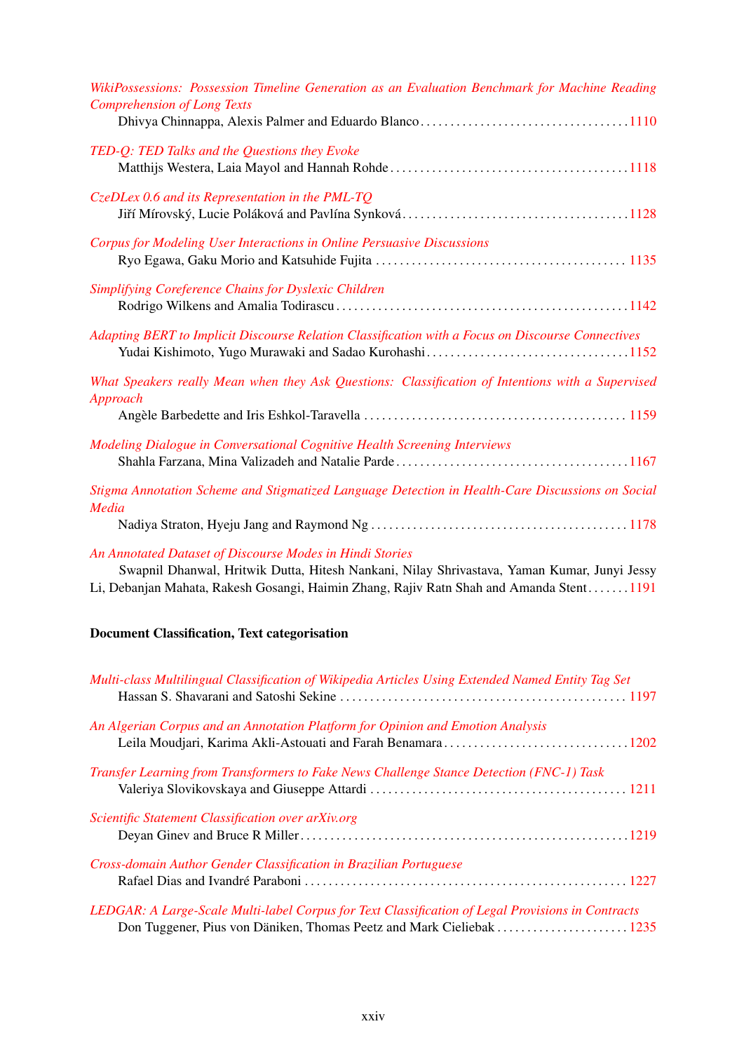*WikiPossessions: Possession Timeline Generation as an Evaluation Benchmark for Machine Reading Comprehension of Long Texts*
Dhivya Chinnappa, Alexis Palmer and Eduardo Blanco . . . . . 1110

*TED-Q: TED Talks and the Questions they Evoke*
Matthijs Westera, Laia Mayol and Hannah Rohde . . . . . 1118

*CzeDLex 0.6 and its Representation in the PML-TQ*
Jiří Mírovský, Lucie Poláková and Pavlína Synková . . . . . 1128

*Corpus for Modeling User Interactions in Online Persuasive Discussions*
Ryo Egawa, Gaku Morio and Katsuhide Fujita . . . . . 1135

*Simplifying Coreference Chains for Dyslexic Children*
Rodrigo Wilkens and Amalia Todirascu . . . . . 1142

*Adapting BERT to Implicit Discourse Relation Classification with a Focus on Discourse Connectives*
Yudai Kishimoto, Yugo Murawaki and Sadao Kurohashi . . . . . 1152

*What Speakers really Mean when they Ask Questions: Classification of Intentions with a Supervised Approach*
Angèle Barbedette and Iris Eshkol-Taravella . . . . . 1159

*Modeling Dialogue in Conversational Cognitive Health Screening Interviews*
Shahla Farzana, Mina Valizadeh and Natalie Parde . . . . . 1167

*Stigma Annotation Scheme and Stigmatized Language Detection in Health-Care Discussions on Social Media*
Nadiya Straton, Hyeju Jang and Raymond Ng . . . . . 1178

*An Annotated Dataset of Discourse Modes in Hindi Stories*
Swapnil Dhanwal, Hritwik Dutta, Hitesh Nankani, Nilay Shrivastava, Yaman Kumar, Junyi Jessy Li, Debanjan Mahata, Rakesh Gosangi, Haimin Zhang, Rajiv Ratn Shah and Amanda Stent . . . . . 1191

**Document Classification, Text categorisation**

*Multi-class Multilingual Classification of Wikipedia Articles Using Extended Named Entity Tag Set*
Hassan S. Shavarani and Satoshi Sekine . . . . . 1197

*An Algerian Corpus and an Annotation Platform for Opinion and Emotion Analysis*
Leila Moudjari, Karima Akli-Astouati and Farah Benamara . . . . . 1202

*Transfer Learning from Transformers to Fake News Challenge Stance Detection (FNC-1) Task*
Valeriya Slovikovskaya and Giuseppe Attardi . . . . . 1211

*Scientific Statement Classification over arXiv.org*
Deyan Ginev and Bruce R Miller . . . . . 1219

*Cross-domain Author Gender Classification in Brazilian Portuguese*
Rafael Dias and Ivandré Paraboni . . . . . 1227

*LEDGAR: A Large-Scale Multi-label Corpus for Text Classification of Legal Provisions in Contracts*
Don Tuggener, Pius von Däniken, Thomas Peetz and Mark Cieliebak . . . . . 1235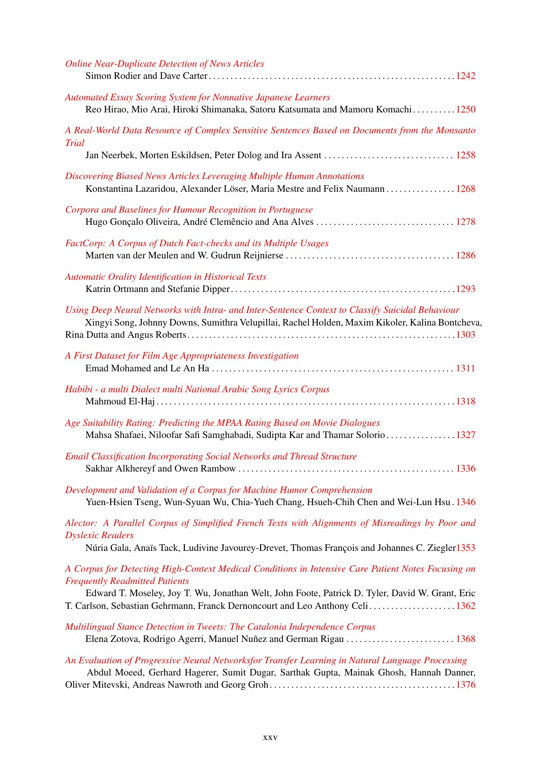*Online Near-Duplicate Detection of News Articles*
Simon Rodier and Dave Carter . . . . . . . . . . . . . . . . . . . . . . . . . . . . . . . . . . . . . . . . . . . . . . . . . . . . . . . 1242

*Automated Essay Scoring System for Nonnative Japanese Learners*
Reo Hirao, Mio Arai, Hiroki Shimanaka, Satoru Katsumata and Mamoru Komachi . . . . . . . . . . 1250

*A Real-World Data Resource of Complex Sensitive Sentences Based on Documents from the Monsanto Trial*
Jan Neerbek, Morten Eskildsen, Peter Dolog and Ira Assent . . . . . . . . . . . . . . . . . . . . . . . . . . . . . . 1258

*Discovering Biased News Articles Leveraging Multiple Human Annotations*
Konstantina Lazaridou, Alexander Löser, Maria Mestre and Felix Naumann . . . . . . . . . . . . . . . . 1268

*Corpora and Baselines for Humour Recognition in Portuguese*
Hugo Gonçalo Oliveira, André Clemêncio and Ana Alves . . . . . . . . . . . . . . . . . . . . . . . . . . . . . . . . 1278

*FactCorp: A Corpus of Dutch Fact-checks and its Multiple Usages*
Marten van der Meulen and W. Gudrun Reijnierse . . . . . . . . . . . . . . . . . . . . . . . . . . . . . . . . . . . . . . . 1286

*Automatic Orality Identification in Historical Texts*
Katrin Ortmann and Stefanie Dipper . . . . . . . . . . . . . . . . . . . . . . . . . . . . . . . . . . . . . . . . . . . . . . . . . . . 1293

*Using Deep Neural Networks with Intra- and Inter-Sentence Context to Classify Suicidal Behaviour*
Xingyi Song, Johnny Downs, Sumithra Velupillai, Rachel Holden, Maxim Kikoler, Kalina Bontcheva, Rina Dutta and Angus Roberts . . . . . . . . . . . . . . . . . . . . . . . . . . . . . . . . . . . . . . . . . . . . . . . . . . . . . . . . . . . . . 1303

*A First Dataset for Film Age Appropriateness Investigation*
Emad Mohamed and Le An Ha . . . . . . . . . . . . . . . . . . . . . . . . . . . . . . . . . . . . . . . . . . . . . . . . . . . . . . . . 1311

*Habibi - a multi Dialect multi National Arabic Song Lyrics Corpus*
Mahmoud El-Haj . . . . . . . . . . . . . . . . . . . . . . . . . . . . . . . . . . . . . . . . . . . . . . . . . . . . . . . . . . . . . . . . . . . . 1318

*Age Suitability Rating: Predicting the MPAA Rating Based on Movie Dialogues*
Mahsa Shafaei, Niloofar Safi Samghabadi, Sudipta Kar and Thamar Solorio . . . . . . . . . . . . . . . . 1327

*Email Classification Incorporating Social Networks and Thread Structure*
Sakhar Alkhereyf and Owen Rambow . . . . . . . . . . . . . . . . . . . . . . . . . . . . . . . . . . . . . . . . . . . . . . . . . . 1336

*Development and Validation of a Corpus for Machine Humor Comprehension*
Yuen-Hsien Tseng, Wun-Syuan Wu, Chia-Yueh Chang, Hsueh-Chih Chen and Wei-Lun Hsu . 1346

*Alector: A Parallel Corpus of Simplified French Texts with Alignments of Misreadings by Poor and Dyslexic Readers*
Núria Gala, Anaïs Tack, Ludivine Javourey-Drevet, Thomas François and Johannes C. Ziegler 1353

*A Corpus for Detecting High-Context Medical Conditions in Intensive Care Patient Notes Focusing on Frequently Readmitted Patients*
Edward T. Moseley, Joy T. Wu, Jonathan Welt, John Foote, Patrick D. Tyler, David W. Grant, Eric T. Carlson, Sebastian Gehrmann, Franck Dernoncourt and Leo Anthony Celi . . . . . . . . . . . . . . . . . . . . 1362

*Multilingual Stance Detection in Tweets: The Catalonia Independence Corpus*
Elena Zotova, Rodrigo Agerri, Manuel Nuñez and German Rigau . . . . . . . . . . . . . . . . . . . . . . . . . 1368

*An Evaluation of Progressive Neural Networksfor Transfer Learning in Natural Language Processing*
Abdul Moeed, Gerhard Hagerer, Sumit Dugar, Sarthak Gupta, Mainak Ghosh, Hannah Danner, Oliver Mitevski, Andreas Nawroth and Georg Groh . . . . . . . . . . . . . . . . . . . . . . . . . . . . . . . . . . . . . . . . . . 1376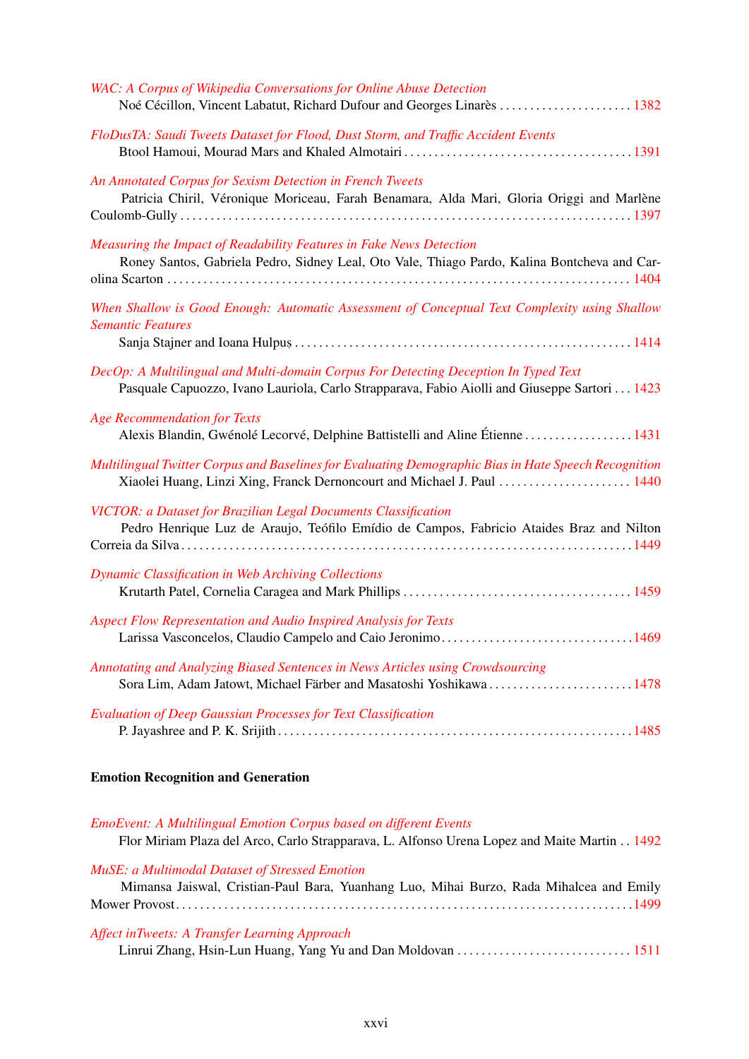*WAC: A Corpus of Wikipedia Conversations for Online Abuse Detection*
Noé Cécillon, Vincent Labatut, Richard Dufour and Georges Linarès . . . . . . . . . . . . . . . . . . . . . . 1382

*FloDusTA: Saudi Tweets Dataset for Flood, Dust Storm, and Traffic Accident Events*
Btool Hamoui, Mourad Mars and Khaled Almotairi . . . . . . . . . . . . . . . . . . . . . . . . . . . . . . . . . . . . . 1391

*An Annotated Corpus for Sexism Detection in French Tweets*
Patricia Chiril, Véronique Moriceau, Farah Benamara, Alda Mari, Gloria Origgi and Marlène Coulomb-Gully . . . . . . . . . . . . . . . . . . . . . . . . . . . . . . . . . . . . . . . . . . . . . . . . . . . . . . . . . . . . . . . . . . . . . . . . 1397

*Measuring the Impact of Readability Features in Fake News Detection*
Roney Santos, Gabriela Pedro, Sidney Leal, Oto Vale, Thiago Pardo, Kalina Bontcheva and Carolina Scarton . . . . . . . . . . . . . . . . . . . . . . . . . . . . . . . . . . . . . . . . . . . . . . . . . . . . . . . . . . . . . . . . . . . . . . . . . 1404

*When Shallow is Good Enough: Automatic Assessment of Conceptual Text Complexity using Shallow Semantic Features*
Sanja Stajner and Ioana Hulpuș . . . . . . . . . . . . . . . . . . . . . . . . . . . . . . . . . . . . . . . . . . . . . . . . . . . . . . . 1414

*DecOp: A Multilingual and Multi-domain Corpus For Detecting Deception In Typed Text*
Pasquale Capuozzo, Ivano Lauriola, Carlo Strapparava, Fabio Aiolli and Giuseppe Sartori . . . 1423

*Age Recommendation for Texts*
Alexis Blandin, Gwénolé Lecorvé, Delphine Battistelli and Aline Étienne . . . . . . . . . . . . . . . . . . 1431

*Multilingual Twitter Corpus and Baselines for Evaluating Demographic Bias in Hate Speech Recognition*
Xiaolei Huang, Linzi Xing, Franck Dernoncourt and Michael J. Paul . . . . . . . . . . . . . . . . . . . . . . 1440

*VICTOR: a Dataset for Brazilian Legal Documents Classification*
Pedro Henrique Luz de Araujo, Teófilo Emídio de Campos, Fabricio Ataides Braz and Nilton Correia da Silva . . . . . . . . . . . . . . . . . . . . . . . . . . . . . . . . . . . . . . . . . . . . . . . . . . . . . . . . . . . . . . . . . . . . . . . . . 1449

*Dynamic Classification in Web Archiving Collections*
Krutarth Patel, Cornelia Caragea and Mark Phillips . . . . . . . . . . . . . . . . . . . . . . . . . . . . . . . . . . . . . 1459

*Aspect Flow Representation and Audio Inspired Analysis for Texts*
Larissa Vasconcelos, Claudio Campelo and Caio Jeronimo . . . . . . . . . . . . . . . . . . . . . . . . . . . . . . . 1469

*Annotating and Analyzing Biased Sentences in News Articles using Crowdsourcing*
Sora Lim, Adam Jatowt, Michael Färber and Masatoshi Yoshikawa . . . . . . . . . . . . . . . . . . . . . . . . 1478

*Evaluation of Deep Gaussian Processes for Text Classification*
P. Jayashree and P. K. Srijith . . . . . . . . . . . . . . . . . . . . . . . . . . . . . . . . . . . . . . . . . . . . . . . . . . . . . . . . . 1485

**Emotion Recognition and Generation**

*EmoEvent: A Multilingual Emotion Corpus based on different Events*
Flor Miriam Plaza del Arco, Carlo Strapparava, L. Alfonso Urena Lopez and Maite Martin . . 1492

*MuSE: a Multimodal Dataset of Stressed Emotion*
Mimansa Jaiswal, Cristian-Paul Bara, Yuanhang Luo, Mihai Burzo, Rada Mihalcea and Emily Mower Provost . . . . . . . . . . . . . . . . . . . . . . . . . . . . . . . . . . . . . . . . . . . . . . . . . . . . . . . . . . . . . . . . . . . . . . . . 1499

*Affect inTweets: A Transfer Learning Approach*
Linrui Zhang, Hsin-Lun Huang, Yang Yu and Dan Moldovan . . . . . . . . . . . . . . . . . . . . . . . . . . . . 1511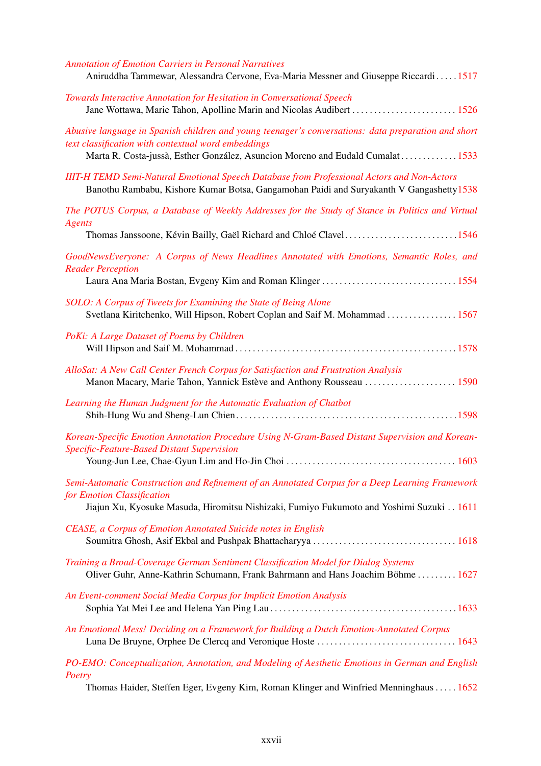*Annotation of Emotion Carriers in Personal Narratives*
Aniruddha Tammewar, Alessandra Cervone, Eva-Maria Messner and Giuseppe Riccardi . . . . . 1517

*Towards Interactive Annotation for Hesitation in Conversational Speech*
Jane Wottawa, Marie Tahon, Apolline Marin and Nicolas Audibert . . . . . . . . . . . . . . . . . . . . . . . . 1526

*Abusive language in Spanish children and young teenager's conversations: data preparation and short text classification with contextual word embeddings*
Marta R. Costa-jussà, Esther González, Asuncion Moreno and Eudald Cumalat . . . . . . . . . . . . . 1533

*IIIT-H TEMD Semi-Natural Emotional Speech Database from Professional Actors and Non-Actors*
Banothu Rambabu, Kishore Kumar Botsa, Gangamohan Paidi and Suryakanth V Gangashetty 1538

*The POTUS Corpus, a Database of Weekly Addresses for the Study of Stance in Politics and Virtual Agents*
Thomas Janssoone, Kévin Bailly, Gaël Richard and Chloé Clavel . . . . . . . . . . . . . . . . . . . . . . . . . . 1546

*GoodNewsEveryone: A Corpus of News Headlines Annotated with Emotions, Semantic Roles, and Reader Perception*
Laura Ana Maria Bostan, Evgeny Kim and Roman Klinger . . . . . . . . . . . . . . . . . . . . . . . . . . . . . . . 1554

*SOLO: A Corpus of Tweets for Examining the State of Being Alone*
Svetlana Kiritchenko, Will Hipson, Robert Coplan and Saif M. Mohammad . . . . . . . . . . . . . . . . 1567

*PoKi: A Large Dataset of Poems by Children*
Will Hipson and Saif M. Mohammad . . . . . . . . . . . . . . . . . . . . . . . . . . . . . . . . . . . . . . . . . . . . . . . . . . 1578

*AlloSat: A New Call Center French Corpus for Satisfaction and Frustration Analysis*
Manon Macary, Marie Tahon, Yannick Estève and Anthony Rousseau . . . . . . . . . . . . . . . . . . . . . 1590

*Learning the Human Judgment for the Automatic Evaluation of Chatbot*
Shih-Hung Wu and Sheng-Lun Chien . . . . . . . . . . . . . . . . . . . . . . . . . . . . . . . . . . . . . . . . . . . . . . . . . . 1598

*Korean-Specific Emotion Annotation Procedure Using N-Gram-Based Distant Supervision and Korean-Specific-Feature-Based Distant Supervision*
Young-Jun Lee, Chae-Gyun Lim and Ho-Jin Choi . . . . . . . . . . . . . . . . . . . . . . . . . . . . . . . . . . . . . . 1603

*Semi-Automatic Construction and Refinement of an Annotated Corpus for a Deep Learning Framework for Emotion Classification*
Jiajun Xu, Kyosuke Masuda, Hiromitsu Nishizaki, Fumiyo Fukumoto and Yoshimi Suzuki . . 1611

*CEASE, a Corpus of Emotion Annotated Suicide notes in English*
Soumitra Ghosh, Asif Ekbal and Pushpak Bhattacharyya . . . . . . . . . . . . . . . . . . . . . . . . . . . . . . . . 1618

*Training a Broad-Coverage German Sentiment Classification Model for Dialog Systems*
Oliver Guhr, Anne-Kathrin Schumann, Frank Bahrmann and Hans Joachim Böhme . . . . . . . . . 1627

*An Event-comment Social Media Corpus for Implicit Emotion Analysis*
Sophia Yat Mei Lee and Helena Yan Ping Lau . . . . . . . . . . . . . . . . . . . . . . . . . . . . . . . . . . . . . . . . . . 1633

*An Emotional Mess! Deciding on a Framework for Building a Dutch Emotion-Annotated Corpus*
Luna De Bruyne, Orphee De Clercq and Veronique Hoste . . . . . . . . . . . . . . . . . . . . . . . . . . . . . . . 1643

*PO-EMO: Conceptualization, Annotation, and Modeling of Aesthetic Emotions in German and English Poetry*
Thomas Haider, Steffen Eger, Evgeny Kim, Roman Klinger and Winfried Menninghaus . . . . . 1652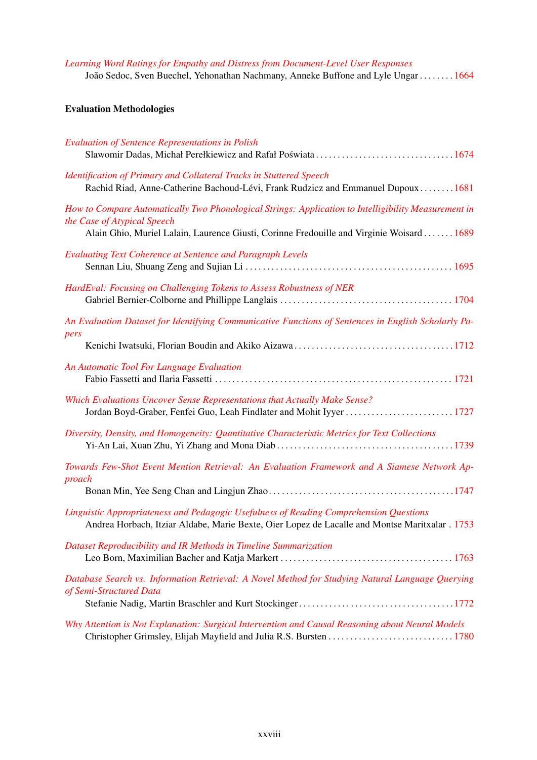*Learning Word Ratings for Empathy and Distress from Document-Level User Responses*
João Sedoc, Sven Buechel, Yehonathan Nachmany, Anneke Buffone and Lyle Ungar . . . . . . . . 1664

**Evaluation Methodologies**

*Evaluation of Sentence Representations in Polish*
Slawomir Dadas, Michał Perełkiewicz and Rafał Poświata . . . . . . . . . . . . . . . . . . . . . . . . . . . . . . . . 1674

*Identification of Primary and Collateral Tracks in Stuttered Speech*
Rachid Riad, Anne-Catherine Bachoud-Lévi, Frank Rudzicz and Emmanuel Dupoux . . . . . . . . 1681

*How to Compare Automatically Two Phonological Strings: Application to Intelligibility Measurement in the Case of Atypical Speech*
Alain Ghio, Muriel Lalain, Laurence Giusti, Corinne Fredouille and Virginie Woisard . . . . . . . 1689

*Evaluating Text Coherence at Sentence and Paragraph Levels*
Sennan Liu, Shuang Zeng and Sujian Li . . . . . . . . . . . . . . . . . . . . . . . . . . . . . . . . . . . . . . . . . . . . . . . . 1695

*HardEval: Focusing on Challenging Tokens to Assess Robustness of NER*
Gabriel Bernier-Colborne and Phillippe Langlais . . . . . . . . . . . . . . . . . . . . . . . . . . . . . . . . . . . . . . . . 1704

*An Evaluation Dataset for Identifying Communicative Functions of Sentences in English Scholarly Papers*
Kenichi Iwatsuki, Florian Boudin and Akiko Aizawa . . . . . . . . . . . . . . . . . . . . . . . . . . . . . . . . . . . . . 1712

*An Automatic Tool For Language Evaluation*
Fabio Fassetti and Ilaria Fassetti . . . . . . . . . . . . . . . . . . . . . . . . . . . . . . . . . . . . . . . . . . . . . . . . . . . . . . 1721

*Which Evaluations Uncover Sense Representations that Actually Make Sense?*
Jordan Boyd-Graber, Fenfei Guo, Leah Findlater and Mohit Iyyer . . . . . . . . . . . . . . . . . . . . . . . . . 1727

*Diversity, Density, and Homogeneity: Quantitative Characteristic Metrics for Text Collections*
Yi-An Lai, Xuan Zhu, Yi Zhang and Mona Diab . . . . . . . . . . . . . . . . . . . . . . . . . . . . . . . . . . . . . . . . . 1739

*Towards Few-Shot Event Mention Retrieval: An Evaluation Framework and A Siamese Network Approach*
Bonan Min, Yee Seng Chan and Lingjun Zhao . . . . . . . . . . . . . . . . . . . . . . . . . . . . . . . . . . . . . . . . . . . 1747

*Linguistic Appropriateness and Pedagogic Usefulness of Reading Comprehension Questions*
Andrea Horbach, Itziar Aldabe, Marie Bexte, Oier Lopez de Lacalle and Montse Maritxalar . 1753

*Dataset Reproducibility and IR Methods in Timeline Summarization*
Leo Born, Maximilian Bacher and Katja Markert . . . . . . . . . . . . . . . . . . . . . . . . . . . . . . . . . . . . . . . . 1763

*Database Search vs. Information Retrieval: A Novel Method for Studying Natural Language Querying of Semi-Structured Data*
Stefanie Nadig, Martin Braschler and Kurt Stockinger . . . . . . . . . . . . . . . . . . . . . . . . . . . . . . . . . . . . 1772

*Why Attention is Not Explanation: Surgical Intervention and Causal Reasoning about Neural Models*
Christopher Grimsley, Elijah Mayfield and Julia R.S. Bursten . . . . . . . . . . . . . . . . . . . . . . . . . . . . . 1780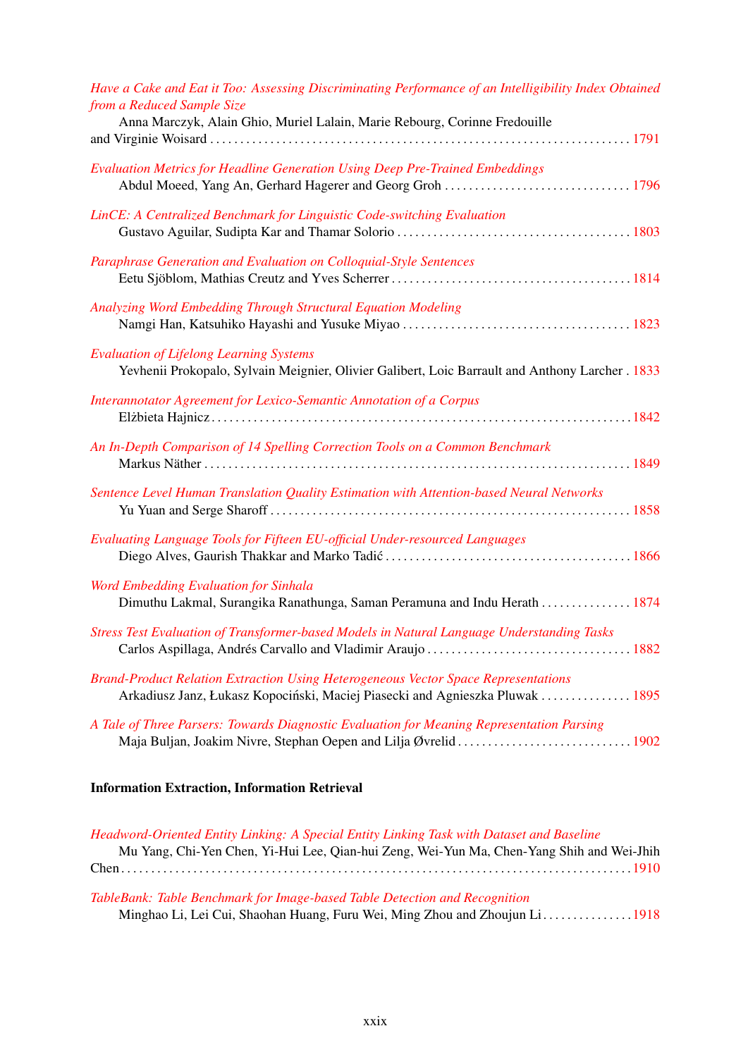*Have a Cake and Eat it Too: Assessing Discriminating Performance of an Intelligibility Index Obtained from a Reduced Sample Size*
Anna Marczyk, Alain Ghio, Muriel Lalain, Marie Rebourg, Corinne Fredouille and Virginie Woisard . . . . . . . . . . 1791

*Evaluation Metrics for Headline Generation Using Deep Pre-Trained Embeddings*
Abdul Moeed, Yang An, Gerhard Hagerer and Georg Groh . . . . . . . . . . 1796

*LinCE: A Centralized Benchmark for Linguistic Code-switching Evaluation*
Gustavo Aguilar, Sudipta Kar and Thamar Solorio . . . . . . . . . . 1803

*Paraphrase Generation and Evaluation on Colloquial-Style Sentences*
Eetu Sjöblom, Mathias Creutz and Yves Scherrer . . . . . . . . . . 1814

*Analyzing Word Embedding Through Structural Equation Modeling*
Namgi Han, Katsuhiko Hayashi and Yusuke Miyao . . . . . . . . . . 1823

*Evaluation of Lifelong Learning Systems*
Yevhenii Prokopalo, Sylvain Meignier, Olivier Galibert, Loic Barrault and Anthony Larcher . 1833

*Interannotator Agreement for Lexico-Semantic Annotation of a Corpus*
Elżbieta Hajnicz . . . . . . . . . . 1842

*An In-Depth Comparison of 14 Spelling Correction Tools on a Common Benchmark*
Markus Näther . . . . . . . . . . 1849

*Sentence Level Human Translation Quality Estimation with Attention-based Neural Networks*
Yu Yuan and Serge Sharoff . . . . . . . . . . 1858

*Evaluating Language Tools for Fifteen EU-official Under-resourced Languages*
Diego Alves, Gaurish Thakkar and Marko Tadić . . . . . . . . . . 1866

*Word Embedding Evaluation for Sinhala*
Dimuthu Lakmal, Surangika Ranathunga, Saman Peramuna and Indu Herath . . . . . . . . . . 1874

*Stress Test Evaluation of Transformer-based Models in Natural Language Understanding Tasks*
Carlos Aspillaga, Andrés Carvallo and Vladimir Araujo . . . . . . . . . . 1882

*Brand-Product Relation Extraction Using Heterogeneous Vector Space Representations*
Arkadiusz Janz, Łukasz Kopociński, Maciej Piasecki and Agnieszka Pluwak . . . . . . . . . . 1895

*A Tale of Three Parsers: Towards Diagnostic Evaluation for Meaning Representation Parsing*
Maja Buljan, Joakim Nivre, Stephan Oepen and Lilja Øvrelid . . . . . . . . . . 1902

**Information Extraction, Information Retrieval**

*Headword-Oriented Entity Linking: A Special Entity Linking Task with Dataset and Baseline*
Mu Yang, Chi-Yen Chen, Yi-Hui Lee, Qian-hui Zeng, Wei-Yun Ma, Chen-Yang Shih and Wei-Jhih Chen . . . . . . . . . . 1910

*TableBank: Table Benchmark for Image-based Table Detection and Recognition*
Minghao Li, Lei Cui, Shaohan Huang, Furu Wei, Ming Zhou and Zhoujun Li . . . . . . . . . . 1918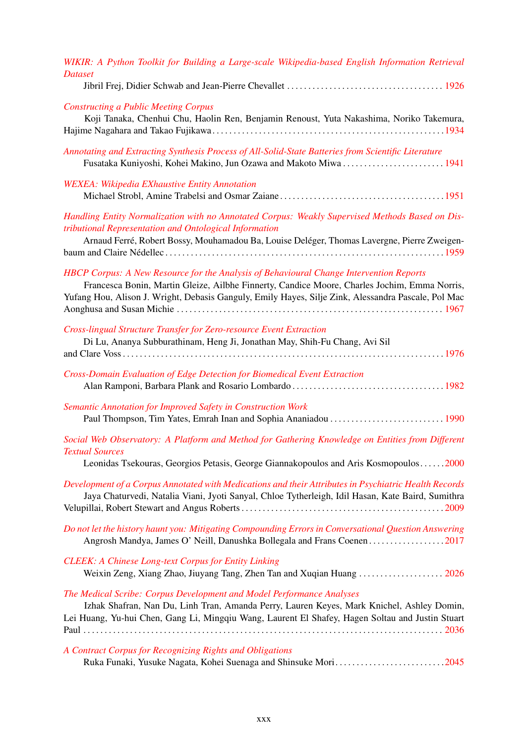*WIKIR: A Python Toolkit for Building a Large-scale Wikipedia-based English Information Retrieval Dataset*
Jibril Frej, Didier Schwab and Jean-Pierre Chevallet . . . . . . . . . . . . . . . . . . . . . . . . . . . . . . . . . . . . . 1926

*Constructing a Public Meeting Corpus*
Koji Tanaka, Chenhui Chu, Haolin Ren, Benjamin Renoust, Yuta Nakashima, Noriko Takemura, Hajime Nagahara and Takao Fujikawa . . . . . . . . . . . . . . . . . . . . . . . . . . . . . . . . . . . . . . . . . . . . . . . . . . . . . 1934

*Annotating and Extracting Synthesis Process of All-Solid-State Batteries from Scientific Literature*
Fusataka Kuniyoshi, Kohei Makino, Jun Ozawa and Makoto Miwa . . . . . . . . . . . . . . . . . . . . . . . . 1941

*WEXEA: Wikipedia EXhaustive Entity Annotation*
Michael Strobl, Amine Trabelsi and Osmar Zaiane . . . . . . . . . . . . . . . . . . . . . . . . . . . . . . . . . . . . . . . 1951

*Handling Entity Normalization with no Annotated Corpus: Weakly Supervised Methods Based on Distributional Representation and Ontological Information*
Arnaud Ferré, Robert Bossy, Mouhamadou Ba, Louise Deléger, Thomas Lavergne, Pierre Zweigenbaum and Claire Nédellec . . . . . . . . . . . . . . . . . . . . . . . . . . . . . . . . . . . . . . . . . . . . . . . . . . . . . . . . . . . . . . . . . 1959

*HBCP Corpus: A New Resource for the Analysis of Behavioural Change Intervention Reports*
Francesca Bonin, Martin Gleize, Ailbhe Finnerty, Candice Moore, Charles Jochim, Emma Norris, Yufang Hou, Alison J. Wright, Debasis Ganguly, Emily Hayes, Silje Zink, Alessandra Pascale, Pol Mac Aonghusa and Susan Michie . . . . . . . . . . . . . . . . . . . . . . . . . . . . . . . . . . . . . . . . . . . . . . . . . . . . . . . . . . . . . . 1967

*Cross-lingual Structure Transfer for Zero-resource Event Extraction*
Di Lu, Ananya Subburathinam, Heng Ji, Jonathan May, Shih-Fu Chang, Avi Sil and Clare Voss . . . . . . . . . . . . . . . . . . . . . . . . . . . . . . . . . . . . . . . . . . . . . . . . . . . . . . . . . . . . . . . . . . . . . . . . . . 1976

*Cross-Domain Evaluation of Edge Detection for Biomedical Event Extraction*
Alan Ramponi, Barbara Plank and Rosario Lombardo . . . . . . . . . . . . . . . . . . . . . . . . . . . . . . . . . . . . 1982

*Semantic Annotation for Improved Safety in Construction Work*
Paul Thompson, Tim Yates, Emrah Inan and Sophia Ananiadou . . . . . . . . . . . . . . . . . . . . . . . . . . . 1990

*Social Web Observatory: A Platform and Method for Gathering Knowledge on Entities from Different Textual Sources*
Leonidas Tsekouras, Georgios Petasis, George Giannakopoulos and Aris Kosmopoulos . . . . . . 2000

*Development of a Corpus Annotated with Medications and their Attributes in Psychiatric Health Records*
Jaya Chaturvedi, Natalia Viani, Jyoti Sanyal, Chloe Tytherleigh, Idil Hasan, Kate Baird, Sumithra Velupillai, Robert Stewart and Angus Roberts . . . . . . . . . . . . . . . . . . . . . . . . . . . . . . . . . . . . . . . . . . . . . . . . 2009

*Do not let the history haunt you: Mitigating Compounding Errors in Conversational Question Answering*
Angrosh Mandya, James O' Neill, Danushka Bollegala and Frans Coenen . . . . . . . . . . . . . . . . . . 2017

*CLEEK: A Chinese Long-text Corpus for Entity Linking*
Weixin Zeng, Xiang Zhao, Jiuyang Tang, Zhen Tan and Xuqian Huang . . . . . . . . . . . . . . . . . . . . 2026

*The Medical Scribe: Corpus Development and Model Performance Analyses*
Izhak Shafran, Nan Du, Linh Tran, Amanda Perry, Lauren Keyes, Mark Knichel, Ashley Domin, Lei Huang, Yu-hui Chen, Gang Li, Mingqiu Wang, Laurent El Shafey, Hagen Soltau and Justin Stuart Paul . . . . . . . . . . . . . . . . . . . . . . . . . . . . . . . . . . . . . . . . . . . . . . . . . . . . . . . . . . . . . . . . . . . . . . . . . . . . . . . 2036

*A Contract Corpus for Recognizing Rights and Obligations*
Ruka Funaki, Yusuke Nagata, Kohei Suenaga and Shinsuke Mori . . . . . . . . . . . . . . . . . . . . . . . . . . 2045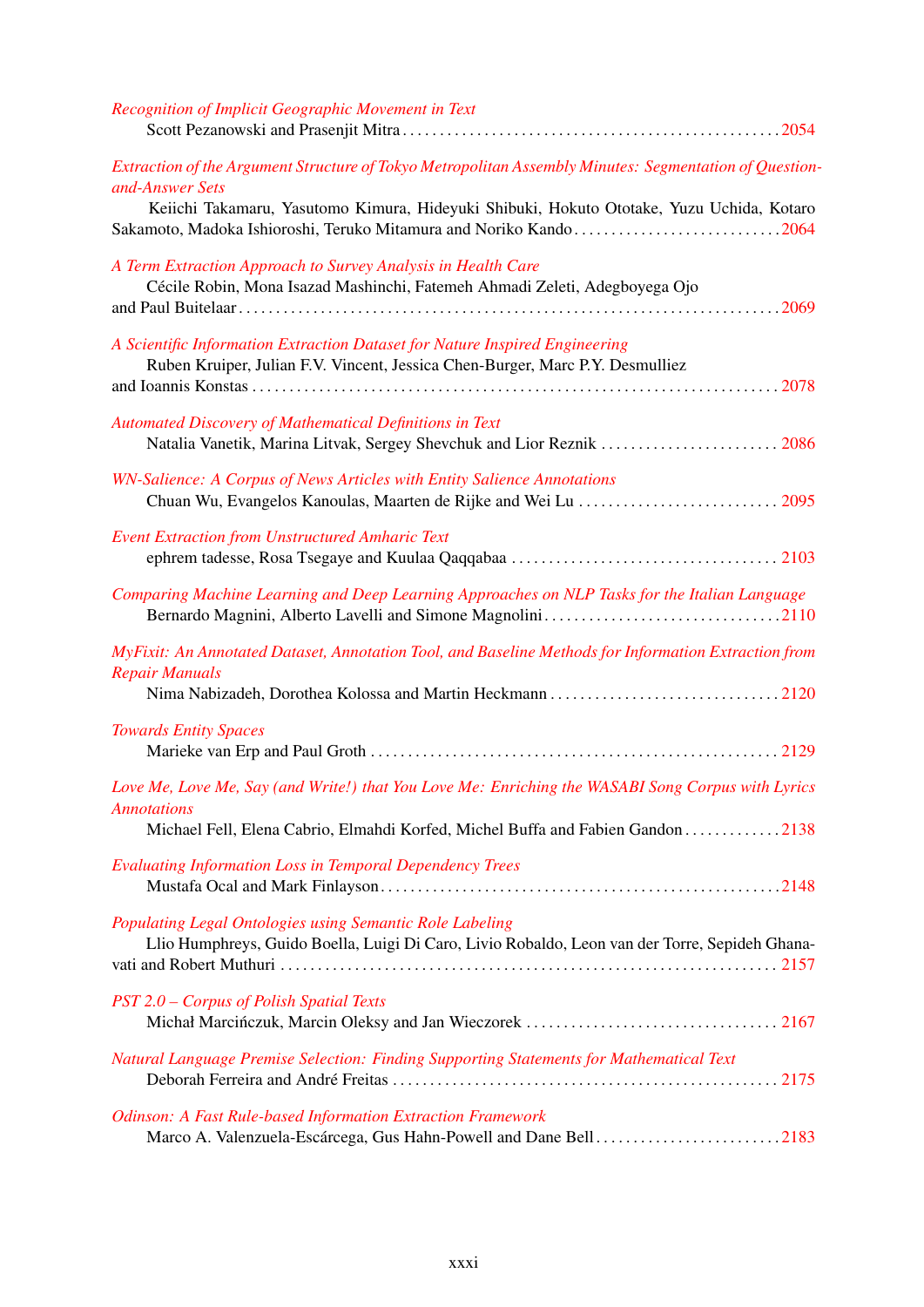*Recognition of Implicit Geographic Movement in Text*
Scott Pezanowski and Prasenjit Mitra . . . . . . . . . . . . . . . . . . . . . . . . . . . . . . . . . . . . . . . . . . . . . . . . . . 2054

*Extraction of the Argument Structure of Tokyo Metropolitan Assembly Minutes: Segmentation of Question-and-Answer Sets*
Keiichi Takamaru, Yasutomo Kimura, Hideyuki Shibuki, Hokuto Ototake, Yuzu Uchida, Kotaro Sakamoto, Madoka Ishioroshi, Teruko Mitamura and Noriko Kando . . . . . . . . . . . . . . . . . . . . . . . . . . . . 2064

*A Term Extraction Approach to Survey Analysis in Health Care*
Cécile Robin, Mona Isazad Mashinchi, Fatemeh Ahmadi Zeleti, Adegboyega Ojo and Paul Buitelaar . . . . . . . . . . . . . . . . . . . . . . . . . . . . . . . . . . . . . . . . . . . . . . . . . . . . . . . . . . . . . . . . . . . . . . . . . 2069

*A Scientific Information Extraction Dataset for Nature Inspired Engineering*
Ruben Kruiper, Julian F.V. Vincent, Jessica Chen-Burger, Marc P.Y. Desmulliez and Ioannis Konstas . . . . . . . . . . . . . . . . . . . . . . . . . . . . . . . . . . . . . . . . . . . . . . . . . . . . . . . . . . . . . . . . . . . . . . . 2078

*Automated Discovery of Mathematical Definitions in Text*
Natalia Vanetik, Marina Litvak, Sergey Shevchuk and Lior Reznik . . . . . . . . . . . . . . . . . . . . . . . . 2086

*WN-Salience: A Corpus of News Articles with Entity Salience Annotations*
Chuan Wu, Evangelos Kanoulas, Maarten de Rijke and Wei Lu . . . . . . . . . . . . . . . . . . . . . . . . . . . 2095

*Event Extraction from Unstructured Amharic Text*
ephrem tadesse, Rosa Tsegaye and Kuulaa Qaqqabaa . . . . . . . . . . . . . . . . . . . . . . . . . . . . . . . . . . . . 2103

*Comparing Machine Learning and Deep Learning Approaches on NLP Tasks for the Italian Language*
Bernardo Magnini, Alberto Lavelli and Simone Magnolini . . . . . . . . . . . . . . . . . . . . . . . . . . . . . . . . 2110

*MyFixit: An Annotated Dataset, Annotation Tool, and Baseline Methods for Information Extraction from Repair Manuals*
Nima Nabizadeh, Dorothea Kolossa and Martin Heckmann . . . . . . . . . . . . . . . . . . . . . . . . . . . . . . . 2120

*Towards Entity Spaces*
Marieke van Erp and Paul Groth . . . . . . . . . . . . . . . . . . . . . . . . . . . . . . . . . . . . . . . . . . . . . . . . . . . . . . . 2129

*Love Me, Love Me, Say (and Write!) that You Love Me: Enriching the WASABI Song Corpus with Lyrics Annotations*
Michael Fell, Elena Cabrio, Elmahdi Korfed, Michel Buffa and Fabien Gandon . . . . . . . . . . . . . 2138

*Evaluating Information Loss in Temporal Dependency Trees*
Mustafa Ocal and Mark Finlayson . . . . . . . . . . . . . . . . . . . . . . . . . . . . . . . . . . . . . . . . . . . . . . . . . . . . . 2148

*Populating Legal Ontologies using Semantic Role Labeling*
Llio Humphreys, Guido Boella, Luigi Di Caro, Livio Robaldo, Leon van der Torre, Sepideh Ghanavati and Robert Muthuri . . . . . . . . . . . . . . . . . . . . . . . . . . . . . . . . . . . . . . . . . . . . . . . . . . . . . . . . . . . . . . . . . . 2157

*PST 2.0 – Corpus of Polish Spatial Texts*
Michał Marcińczuk, Marcin Oleksy and Jan Wieczorek . . . . . . . . . . . . . . . . . . . . . . . . . . . . . . . . . 2167

*Natural Language Premise Selection: Finding Supporting Statements for Mathematical Text*
Deborah Ferreira and André Freitas . . . . . . . . . . . . . . . . . . . . . . . . . . . . . . . . . . . . . . . . . . . . . . . . . . . . 2175

*Odinson: A Fast Rule-based Information Extraction Framework*
Marco A. Valenzuela-Escárcega, Gus Hahn-Powell and Dane Bell . . . . . . . . . . . . . . . . . . . . . . . . . 2183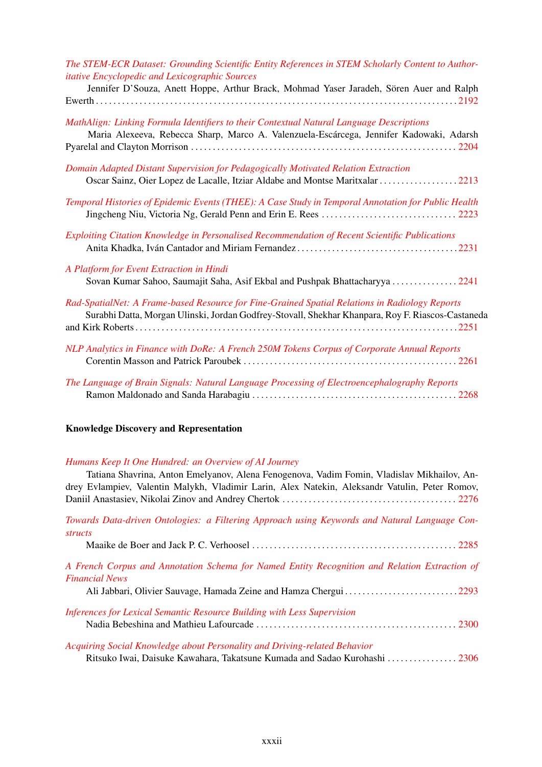*The STEM-ECR Dataset: Grounding Scientific Entity References in STEM Scholarly Content to Authoritative Encyclopedic and Lexicographic Sources*
Jennifer D'Souza, Anett Hoppe, Arthur Brack, Mohmad Yaser Jaradeh, Sören Auer and Ralph Ewerth . . . . . 2192

*MathAlign: Linking Formula Identifiers to their Contextual Natural Language Descriptions*
Maria Alexeeva, Rebecca Sharp, Marco A. Valenzuela-Escárcega, Jennifer Kadowaki, Adarsh Pyarelal and Clayton Morrison . . . . . 2204

*Domain Adapted Distant Supervision for Pedagogically Motivated Relation Extraction*
Oscar Sainz, Oier Lopez de Lacalle, Itziar Aldabe and Montse Maritxalar . . . . . 2213

*Temporal Histories of Epidemic Events (THEE): A Case Study in Temporal Annotation for Public Health*
Jingcheng Niu, Victoria Ng, Gerald Penn and Erin E. Rees . . . . . 2223

*Exploiting Citation Knowledge in Personalised Recommendation of Recent Scientific Publications*
Anita Khadka, Iván Cantador and Miriam Fernandez . . . . . 2231

*A Platform for Event Extraction in Hindi*
Sovan Kumar Sahoo, Saumajit Saha, Asif Ekbal and Pushpak Bhattacharyya . . . . . 2241

*Rad-SpatialNet: A Frame-based Resource for Fine-Grained Spatial Relations in Radiology Reports*
Surabhi Datta, Morgan Ulinski, Jordan Godfrey-Stovall, Shekhar Khanpara, Roy F. Riascos-Castaneda and Kirk Roberts . . . . . 2251

*NLP Analytics in Finance with DoRe: A French 250M Tokens Corpus of Corporate Annual Reports*
Corentin Masson and Patrick Paroubek . . . . . 2261

*The Language of Brain Signals: Natural Language Processing of Electroencephalography Reports*
Ramon Maldonado and Sanda Harabagiu . . . . . 2268

**Knowledge Discovery and Representation**

*Humans Keep It One Hundred: an Overview of AI Journey*
Tatiana Shavrina, Anton Emelyanov, Alena Fenogenova, Vadim Fomin, Vladislav Mikhailov, Andrey Evlampiev, Valentin Malykh, Vladimir Larin, Alex Natekin, Aleksandr Vatulin, Peter Romov, Daniil Anastasiev, Nikolai Zinov and Andrey Chertok . . . . . 2276

*Towards Data-driven Ontologies: a Filtering Approach using Keywords and Natural Language Constructs*
Maaike de Boer and Jack P. C. Verhoosel . . . . . 2285

*A French Corpus and Annotation Schema for Named Entity Recognition and Relation Extraction of Financial News*
Ali Jabbari, Olivier Sauvage, Hamada Zeine and Hamza Chergui . . . . . 2293

*Inferences for Lexical Semantic Resource Building with Less Supervision*
Nadia Bebeshina and Mathieu Lafourcade . . . . . 2300

*Acquiring Social Knowledge about Personality and Driving-related Behavior*
Ritsuko Iwai, Daisuke Kawahara, Takatsune Kumada and Sadao Kurohashi . . . . . 2306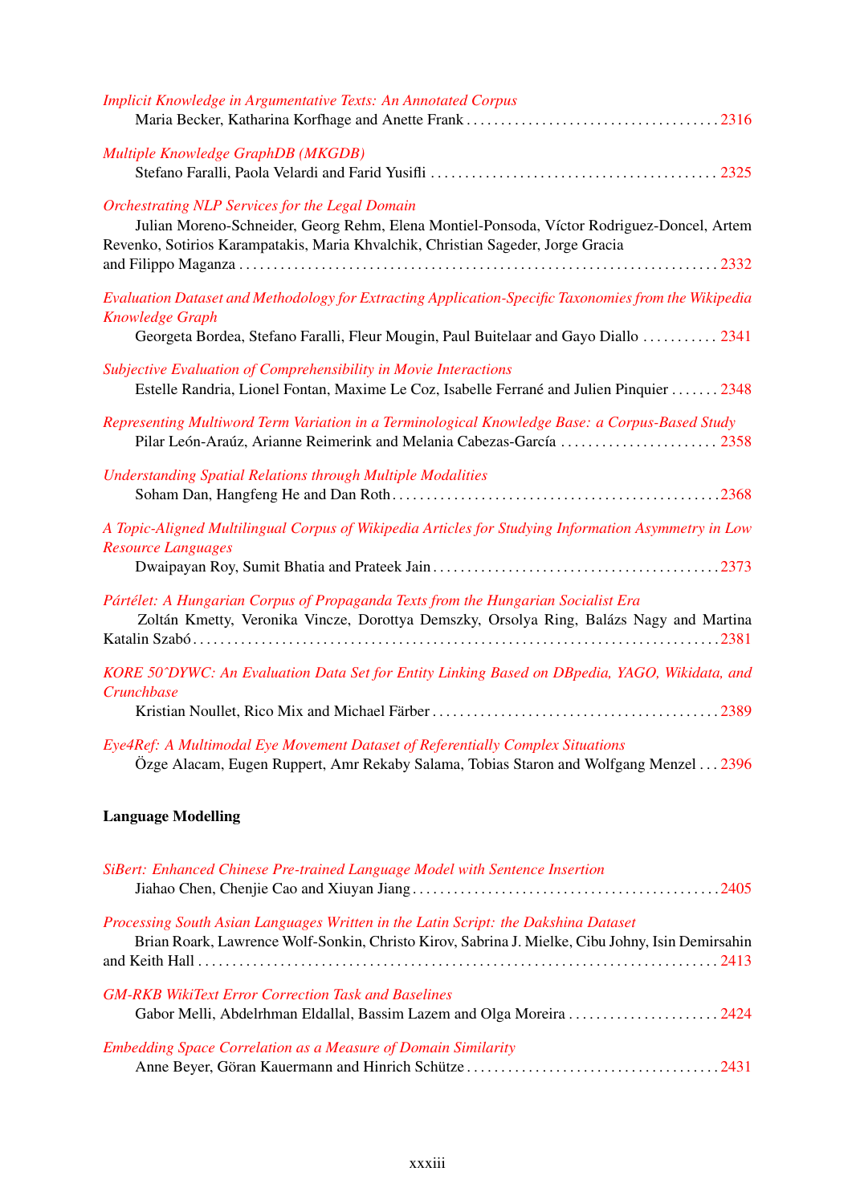*Implicit Knowledge in Argumentative Texts: An Annotated Corpus*
Maria Becker, Katharina Korfhage and Anette Frank . . . . . . . . . . . . . . . . . . . . . . . . . . . . . . . . . . . . . 2316

*Multiple Knowledge GraphDB (MKGDB)*
Stefano Faralli, Paola Velardi and Farid Yusifli . . . . . . . . . . . . . . . . . . . . . . . . . . . . . . . . . . . . . . . . 2325

*Orchestrating NLP Services for the Legal Domain*
Julian Moreno-Schneider, Georg Rehm, Elena Montiel-Ponsoda, Víctor Rodriguez-Doncel, Artem Revenko, Sotirios Karampatakis, Maria Khvalchik, Christian Sageder, Jorge Gracia and Filippo Maganza . . . . . . . . . . . . . . . . . . . . . . . . . . . . . . . . . . . . . . . . . . . . . . . . . . . . . . . . . . . . . . . . . . . . 2332

*Evaluation Dataset and Methodology for Extracting Application-Specific Taxonomies from the Wikipedia Knowledge Graph*
Georgeta Bordea, Stefano Faralli, Fleur Mougin, Paul Buitelaar and Gayo Diallo . . . . . . . . . . . 2341

*Subjective Evaluation of Comprehensibility in Movie Interactions*
Estelle Randria, Lionel Fontan, Maxime Le Coz, Isabelle Ferrané and Julien Pinquier . . . . . . . 2348

*Representing Multiword Term Variation in a Terminological Knowledge Base: a Corpus-Based Study*
Pilar León-Araúz, Arianne Reimerink and Melania Cabezas-García . . . . . . . . . . . . . . . . . . . . . . . 2358

*Understanding Spatial Relations through Multiple Modalities*
Soham Dan, Hangfeng He and Dan Roth . . . . . . . . . . . . . . . . . . . . . . . . . . . . . . . . . . . . . . . . . . . . . . . 2368

*A Topic-Aligned Multilingual Corpus of Wikipedia Articles for Studying Information Asymmetry in Low Resource Languages*
Dwaipayan Roy, Sumit Bhatia and Prateek Jain . . . . . . . . . . . . . . . . . . . . . . . . . . . . . . . . . . . . . . . . . 2373

*Pártélet: A Hungarian Corpus of Propaganda Texts from the Hungarian Socialist Era*
Zoltán Kmetty, Veronika Vincze, Dorottya Demszky, Orsolya Ring, Balázs Nagy and Martina Katalin Szabó . . . . . . . . . . . . . . . . . . . . . . . . . . . . . . . . . . . . . . . . . . . . . . . . . . . . . . . . . . . . . . . . . . . . . . . 2381

*KORE 50^DYWC: An Evaluation Data Set for Entity Linking Based on DBpedia, YAGO, Wikidata, and Crunchbase*
Kristian Noullet, Rico Mix and Michael Färber . . . . . . . . . . . . . . . . . . . . . . . . . . . . . . . . . . . . . . . . . 2389

*Eye4Ref: A Multimodal Eye Movement Dataset of Referentially Complex Situations*
Özge Alacam, Eugen Ruppert, Amr Rekaby Salama, Tobias Staron and Wolfgang Menzel . . . 2396

**Language Modelling**

*SiBert: Enhanced Chinese Pre-trained Language Model with Sentence Insertion*
Jiahao Chen, Chenjie Cao and Xiuyan Jiang . . . . . . . . . . . . . . . . . . . . . . . . . . . . . . . . . . . . . . . . . . . . 2405

*Processing South Asian Languages Written in the Latin Script: the Dakshina Dataset*
Brian Roark, Lawrence Wolf-Sonkin, Christo Kirov, Sabrina J. Mielke, Cibu Johny, Isin Demirsahin and Keith Hall . . . . . . . . . . . . . . . . . . . . . . . . . . . . . . . . . . . . . . . . . . . . . . . . . . . . . . . . . . . . . . . . . . . . . 2413

*GM-RKB WikiText Error Correction Task and Baselines*
Gabor Melli, Abdelrhman Eldallal, Bassim Lazem and Olga Moreira . . . . . . . . . . . . . . . . . . . . . . 2424

*Embedding Space Correlation as a Measure of Domain Similarity*
Anne Beyer, Göran Kauermann and Hinrich Schütze . . . . . . . . . . . . . . . . . . . . . . . . . . . . . . . . . . . . 2431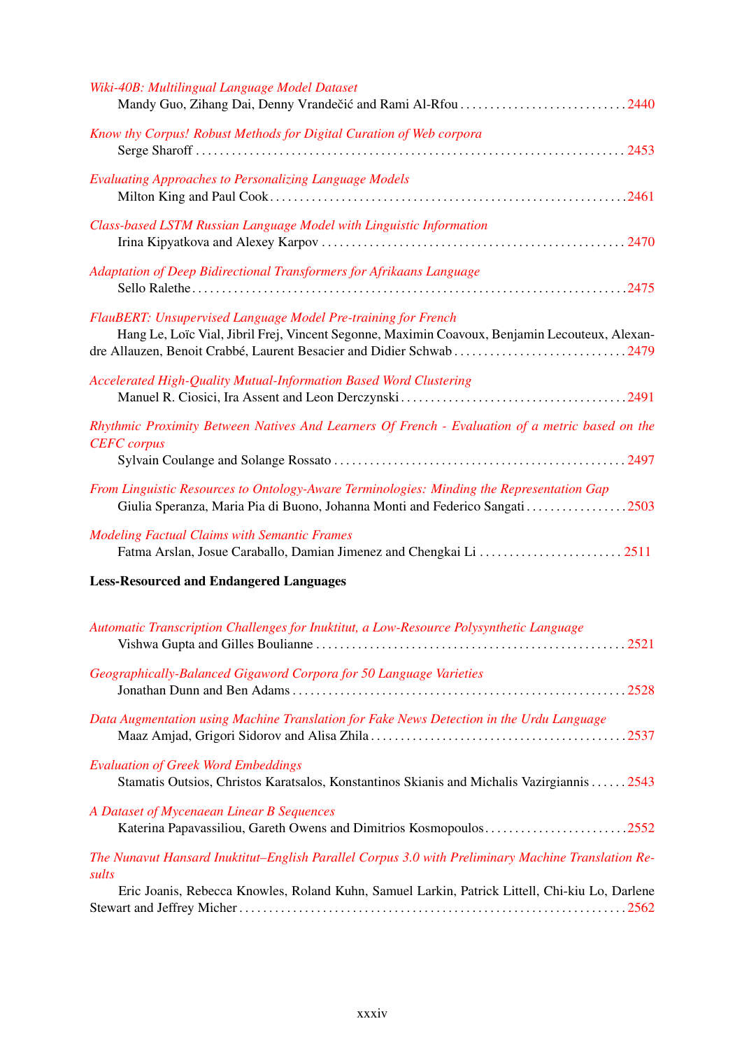*Wiki-40B: Multilingual Language Model Dataset*
Mandy Guo, Zihang Dai, Denny Vrandečić and Rami Al-Rfou . . . . . . . . . . . . . . . . . . . . . . . . . . . . 2440

*Know thy Corpus! Robust Methods for Digital Curation of Web corpora*
Serge Sharoff . . . . . . . . . . . . . . . . . . . . . . . . . . . . . . . . . . . . . . . . . . . . . . . . . . . . . . . . . . . . . . . . . . . . . 2453

*Evaluating Approaches to Personalizing Language Models*
Milton King and Paul Cook . . . . . . . . . . . . . . . . . . . . . . . . . . . . . . . . . . . . . . . . . . . . . . . . . . . . . . . . . . . 2461

*Class-based LSTM Russian Language Model with Linguistic Information*
Irina Kipyatkova and Alexey Karpov . . . . . . . . . . . . . . . . . . . . . . . . . . . . . . . . . . . . . . . . . . . . . . . . . . 2470

*Adaptation of Deep Bidirectional Transformers for Afrikaans Language*
Sello Ralethe . . . . . . . . . . . . . . . . . . . . . . . . . . . . . . . . . . . . . . . . . . . . . . . . . . . . . . . . . . . . . . . . . . . . . . . 2475

*FlauBERT: Unsupervised Language Model Pre-training for French*
Hang Le, Loïc Vial, Jibril Frej, Vincent Segonne, Maximin Coavoux, Benjamin Lecouteux, Alexandre Allauzen, Benoit Crabbé, Laurent Besacier and Didier Schwab . . . . . . . . . . . . . . . . . . . . . . . . . . . . . 2479

*Accelerated High-Quality Mutual-Information Based Word Clustering*
Manuel R. Ciosici, Ira Assent and Leon Derczynski . . . . . . . . . . . . . . . . . . . . . . . . . . . . . . . . . . . . . 2491

*Rhythmic Proximity Between Natives And Learners Of French - Evaluation of a metric based on the CEFC corpus*
Sylvain Coulange and Solange Rossato . . . . . . . . . . . . . . . . . . . . . . . . . . . . . . . . . . . . . . . . . . . . . . . . 2497

*From Linguistic Resources to Ontology-Aware Terminologies: Minding the Representation Gap*
Giulia Speranza, Maria Pia di Buono, Johanna Monti and Federico Sangati . . . . . . . . . . . . . . . . . 2503

*Modeling Factual Claims with Semantic Frames*
Fatma Arslan, Josue Caraballo, Damian Jimenez and Chengkai Li . . . . . . . . . . . . . . . . . . . . . . . . 2511

**Less-Resourced and Endangered Languages**

*Automatic Transcription Challenges for Inuktitut, a Low-Resource Polysynthetic Language*
Vishwa Gupta and Gilles Boulianne . . . . . . . . . . . . . . . . . . . . . . . . . . . . . . . . . . . . . . . . . . . . . . . . . . . 2521

*Geographically-Balanced Gigaword Corpora for 50 Language Varieties*
Jonathan Dunn and Ben Adams . . . . . . . . . . . . . . . . . . . . . . . . . . . . . . . . . . . . . . . . . . . . . . . . . . . . . . . 2528

*Data Augmentation using Machine Translation for Fake News Detection in the Urdu Language*
Maaz Amjad, Grigori Sidorov and Alisa Zhila . . . . . . . . . . . . . . . . . . . . . . . . . . . . . . . . . . . . . . . . . . . 2537

*Evaluation of Greek Word Embeddings*
Stamatis Outsios, Christos Karatsalos, Konstantinos Skianis and Michalis Vazirgiannis . . . . . . 2543

*A Dataset of Mycenaean Linear B Sequences*
Katerina Papavassiliou, Gareth Owens and Dimitrios Kosmopoulos . . . . . . . . . . . . . . . . . . . . . . . . 2552

*The Nunavut Hansard Inuktitut–English Parallel Corpus 3.0 with Preliminary Machine Translation Results*
Eric Joanis, Rebecca Knowles, Roland Kuhn, Samuel Larkin, Patrick Littell, Chi-kiu Lo, Darlene Stewart and Jeffrey Micher . . . . . . . . . . . . . . . . . . . . . . . . . . . . . . . . . . . . . . . . . . . . . . . . . . . . . . . . . . . . 2562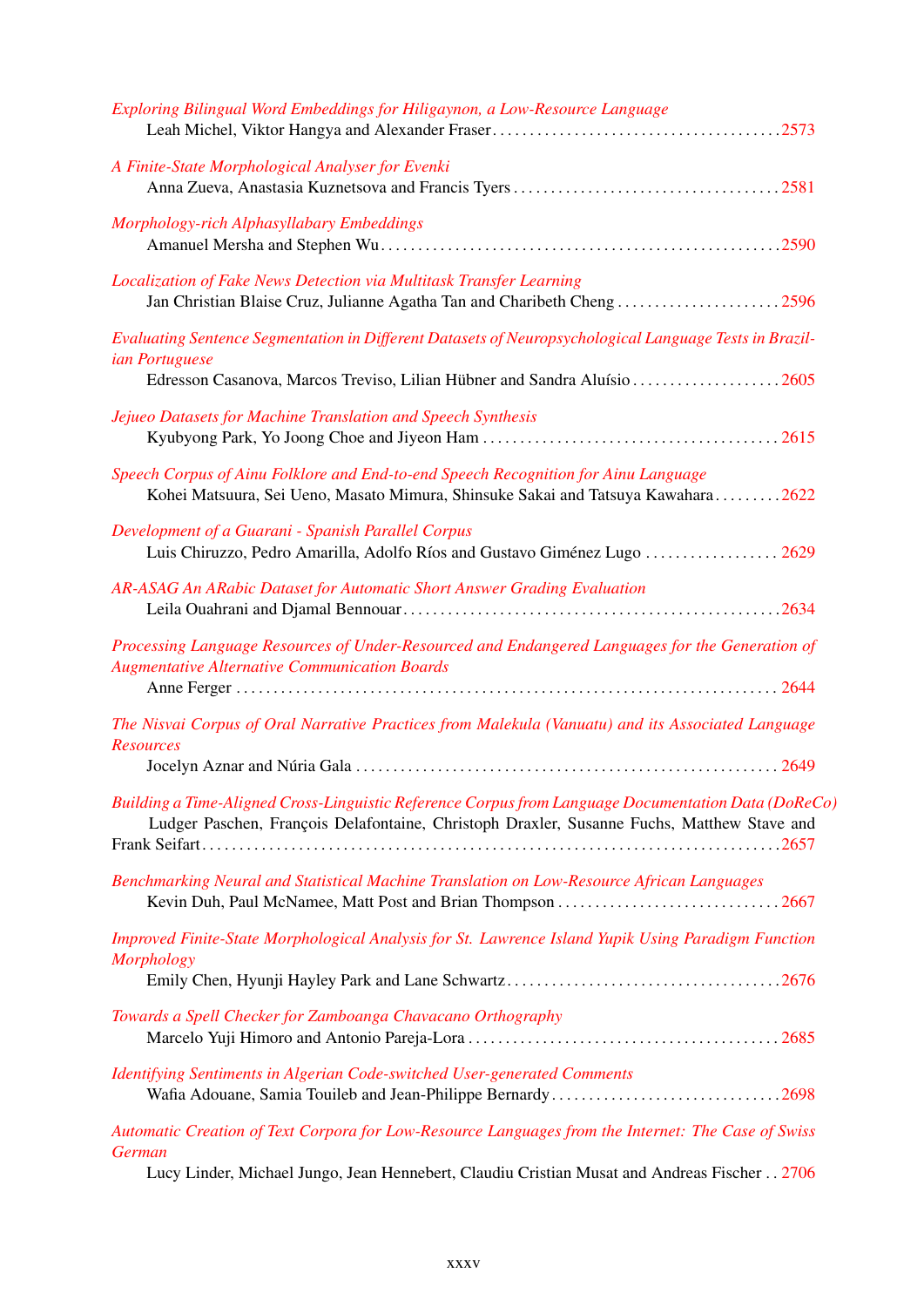*Exploring Bilingual Word Embeddings for Hiligaynon, a Low-Resource Language*
Leah Michel, Viktor Hangya and Alexander Fraser . . . . . . . . . . 2573

*A Finite-State Morphological Analyser for Evenki*
Anna Zueva, Anastasia Kuznetsova and Francis Tyers . . . . . . . . . . 2581

*Morphology-rich Alphasyllabary Embeddings*
Amanuel Mersha and Stephen Wu . . . . . . . . . . 2590

*Localization of Fake News Detection via Multitask Transfer Learning*
Jan Christian Blaise Cruz, Julianne Agatha Tan and Charibeth Cheng . . . . . . . . . . 2596

*Evaluating Sentence Segmentation in Different Datasets of Neuropsychological Language Tests in Brazilian Portuguese*
Edresson Casanova, Marcos Treviso, Lilian Hübner and Sandra Aluísio . . . . . . . . . . 2605

*Jejueo Datasets for Machine Translation and Speech Synthesis*
Kyubyong Park, Yo Joong Choe and Jiyeon Ham . . . . . . . . . . 2615

*Speech Corpus of Ainu Folklore and End-to-end Speech Recognition for Ainu Language*
Kohei Matsuura, Sei Ueno, Masato Mimura, Shinsuke Sakai and Tatsuya Kawahara . . . . . . . . . . 2622

*Development of a Guarani - Spanish Parallel Corpus*
Luis Chiruzzo, Pedro Amarilla, Adolfo Ríos and Gustavo Giménez Lugo . . . . . . . . . . 2629

*AR-ASAG An ARabic Dataset for Automatic Short Answer Grading Evaluation*
Leila Ouahrani and Djamal Bennouar . . . . . . . . . . 2634

*Processing Language Resources of Under-Resourced and Endangered Languages for the Generation of Augmentative Alternative Communication Boards*
Anne Ferger . . . . . . . . . . 2644

*The Nisvai Corpus of Oral Narrative Practices from Malekula (Vanuatu) and its Associated Language Resources*
Jocelyn Aznar and Núria Gala . . . . . . . . . . 2649

*Building a Time-Aligned Cross-Linguistic Reference Corpus from Language Documentation Data (DoReCo)*
Ludger Paschen, François Delafontaine, Christoph Draxler, Susanne Fuchs, Matthew Stave and Frank Seifart . . . . . . . . . . 2657

*Benchmarking Neural and Statistical Machine Translation on Low-Resource African Languages*
Kevin Duh, Paul McNamee, Matt Post and Brian Thompson . . . . . . . . . . 2667

*Improved Finite-State Morphological Analysis for St. Lawrence Island Yupik Using Paradigm Function Morphology*
Emily Chen, Hyunji Hayley Park and Lane Schwartz . . . . . . . . . . 2676

*Towards a Spell Checker for Zamboanga Chavacano Orthography*
Marcelo Yuji Himoro and Antonio Pareja-Lora . . . . . . . . . . 2685

*Identifying Sentiments in Algerian Code-switched User-generated Comments*
Wafia Adouane, Samia Touileb and Jean-Philippe Bernardy . . . . . . . . . . 2698

*Automatic Creation of Text Corpora for Low-Resource Languages from the Internet: The Case of Swiss German*
Lucy Linder, Michael Jungo, Jean Hennebert, Claudiu Cristian Musat and Andreas Fischer . . 2706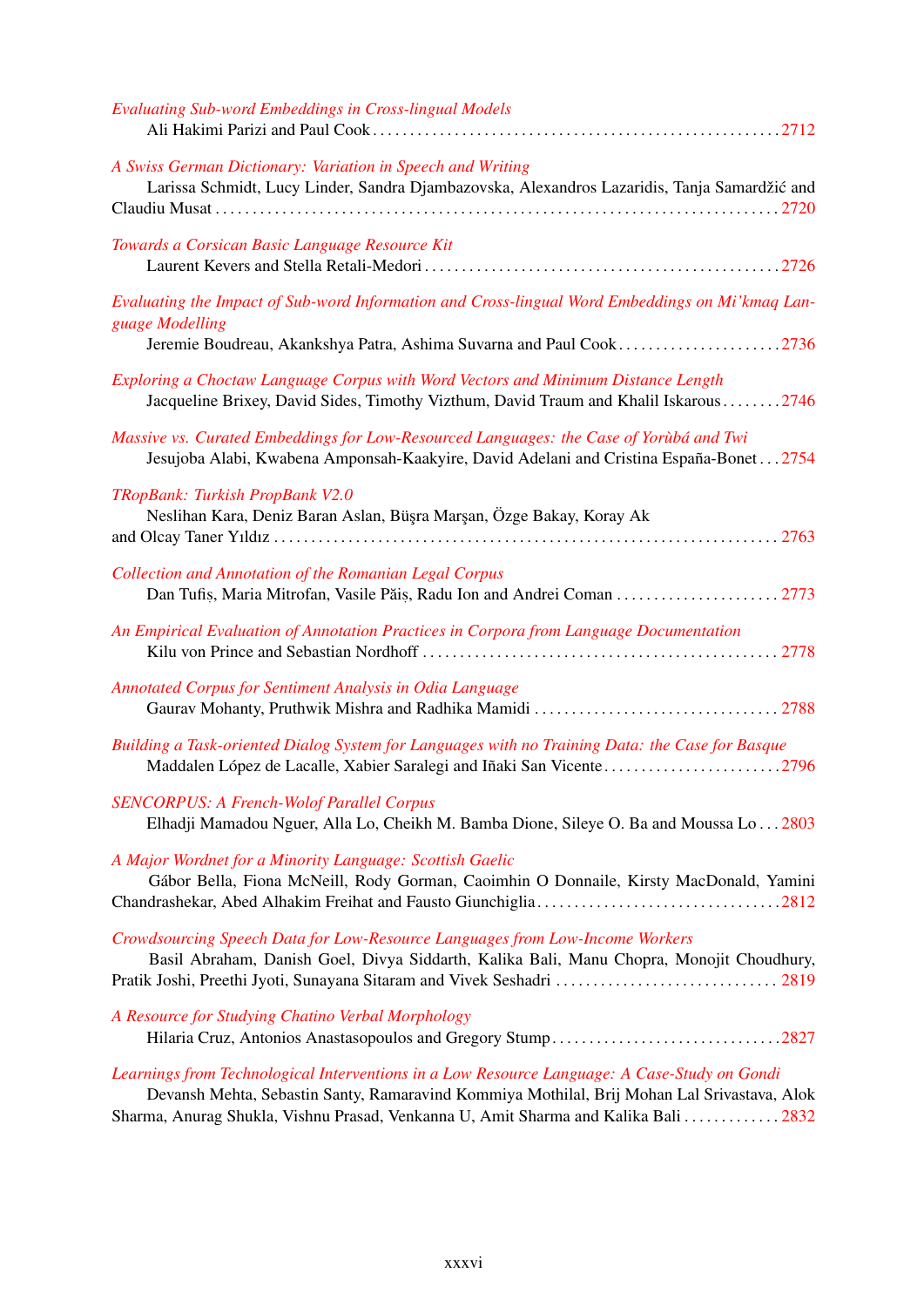*Evaluating Sub-word Embeddings in Cross-lingual Models*
Ali Hakimi Parizi and Paul Cook . . . 2712

*A Swiss German Dictionary: Variation in Speech and Writing*
Larissa Schmidt, Lucy Linder, Sandra Djambazovska, Alexandros Lazaridis, Tanja Samardžić and Claudiu Musat . . . 2720

*Towards a Corsican Basic Language Resource Kit*
Laurent Kevers and Stella Retali-Medori . . . 2726

*Evaluating the Impact of Sub-word Information and Cross-lingual Word Embeddings on Mi'kmaq Language Modelling*
Jeremie Boudreau, Akankshya Patra, Ashima Suvarna and Paul Cook . . . 2736

*Exploring a Choctaw Language Corpus with Word Vectors and Minimum Distance Length*
Jacqueline Brixey, David Sides, Timothy Vizthum, David Traum and Khalil Iskarous . . . 2746

*Massive vs. Curated Embeddings for Low-Resourced Languages: the Case of Yorùbá and Twi*
Jesujoba Alabi, Kwabena Amponsah-Kaakyire, David Adelani and Cristina España-Bonet . . . 2754

*TRopBank: Turkish PropBank V2.0*
Neslihan Kara, Deniz Baran Aslan, Büşra Marşan, Özge Bakay, Koray Ak and Olcay Taner Yıldız . . . 2763

*Collection and Annotation of the Romanian Legal Corpus*
Dan Tufiș, Maria Mitrofan, Vasile Păiș, Radu Ion and Andrei Coman . . . 2773

*An Empirical Evaluation of Annotation Practices in Corpora from Language Documentation*
Kilu von Prince and Sebastian Nordhoff . . . 2778

*Annotated Corpus for Sentiment Analysis in Odia Language*
Gaurav Mohanty, Pruthwik Mishra and Radhika Mamidi . . . 2788

*Building a Task-oriented Dialog System for Languages with no Training Data: the Case for Basque*
Maddalen López de Lacalle, Xabier Saralegi and Iñaki San Vicente . . . 2796

*SENCORPUS: A French-Wolof Parallel Corpus*
Elhadji Mamadou Nguer, Alla Lo, Cheikh M. Bamba Dione, Sileye O. Ba and Moussa Lo . . . 2803

*A Major Wordnet for a Minority Language: Scottish Gaelic*
Gábor Bella, Fiona McNeill, Rody Gorman, Caoimhin O Donnaile, Kirsty MacDonald, Yamini Chandrashekar, Abed Alhakim Freihat and Fausto Giunchiglia . . . 2812

*Crowdsourcing Speech Data for Low-Resource Languages from Low-Income Workers*
Basil Abraham, Danish Goel, Divya Siddarth, Kalika Bali, Manu Chopra, Monojit Choudhury, Pratik Joshi, Preethi Jyoti, Sunayana Sitaram and Vivek Seshadri . . . 2819

*A Resource for Studying Chatino Verbal Morphology*
Hilaria Cruz, Antonios Anastasopoulos and Gregory Stump . . . 2827

*Learnings from Technological Interventions in a Low Resource Language: A Case-Study on Gondi*
Devansh Mehta, Sebastin Santy, Ramaravind Kommiya Mothilal, Brij Mohan Lal Srivastava, Alok Sharma, Anurag Shukla, Vishnu Prasad, Venkanna U, Amit Sharma and Kalika Bali . . . 2832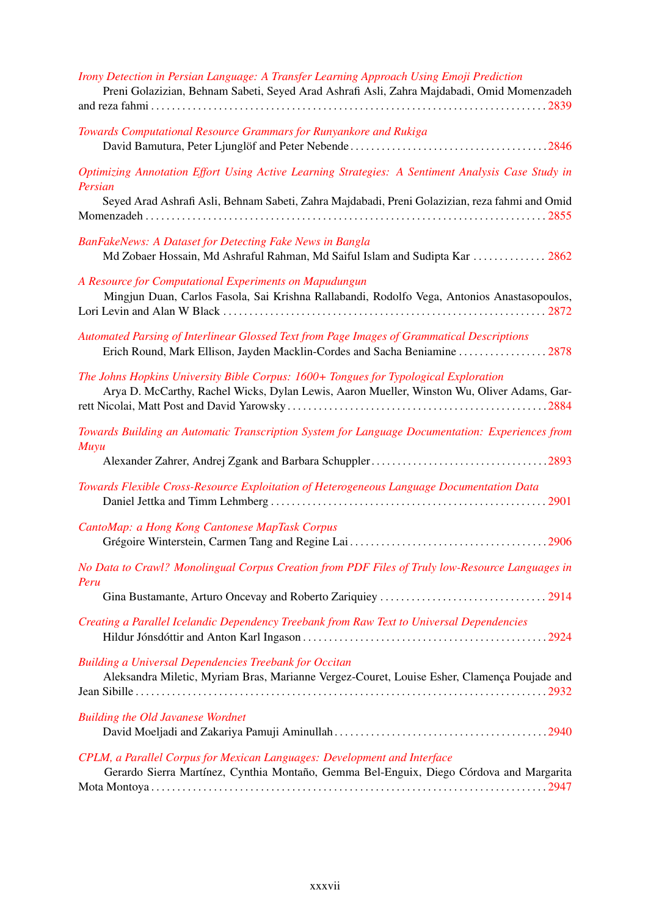*Irony Detection in Persian Language: A Transfer Learning Approach Using Emoji Prediction*
Preni Golazizian, Behnam Sabeti, Seyed Arad Ashrafi Asli, Zahra Majdabadi, Omid Momenzadeh and reza fahmi . . . . . . . . . . 2839

*Towards Computational Resource Grammars for Runyankore and Rukiga*
David Bamutura, Peter Ljunglöf and Peter Nebende . . . . . . . . . . 2846

*Optimizing Annotation Effort Using Active Learning Strategies: A Sentiment Analysis Case Study in Persian*
Seyed Arad Ashrafi Asli, Behnam Sabeti, Zahra Majdabadi, Preni Golazizian, reza fahmi and Omid Momenzadeh . . . . . . . . . . 2855

*BanFakeNews: A Dataset for Detecting Fake News in Bangla*
Md Zobaer Hossain, Md Ashraful Rahman, Md Saiful Islam and Sudipta Kar . . . . . . . . . . 2862

*A Resource for Computational Experiments on Mapudungun*
Mingjun Duan, Carlos Fasola, Sai Krishna Rallabandi, Rodolfo Vega, Antonios Anastasopoulos, Lori Levin and Alan W Black . . . . . . . . . . 2872

*Automated Parsing of Interlinear Glossed Text from Page Images of Grammatical Descriptions*
Erich Round, Mark Ellison, Jayden Macklin-Cordes and Sacha Beniamine . . . . . . . . . . 2878

*The Johns Hopkins University Bible Corpus: 1600+ Tongues for Typological Exploration*
Arya D. McCarthy, Rachel Wicks, Dylan Lewis, Aaron Mueller, Winston Wu, Oliver Adams, Garrett Nicolai, Matt Post and David Yarowsky . . . . . . . . . . 2884

*Towards Building an Automatic Transcription System for Language Documentation: Experiences from Muyu*
Alexander Zahrer, Andrej Zgank and Barbara Schuppler . . . . . . . . . . 2893

*Towards Flexible Cross-Resource Exploitation of Heterogeneous Language Documentation Data*
Daniel Jettka and Timm Lehmberg . . . . . . . . . . 2901

*CantoMap: a Hong Kong Cantonese MapTask Corpus*
Grégoire Winterstein, Carmen Tang and Regine Lai . . . . . . . . . . 2906

*No Data to Crawl? Monolingual Corpus Creation from PDF Files of Truly low-Resource Languages in Peru*
Gina Bustamante, Arturo Oncevay and Roberto Zariquiey . . . . . . . . . . 2914

*Creating a Parallel Icelandic Dependency Treebank from Raw Text to Universal Dependencies*
Hildur Jónsdóttir and Anton Karl Ingason . . . . . . . . . . 2924

*Building a Universal Dependencies Treebank for Occitan*
Aleksandra Miletic, Myriam Bras, Marianne Vergez-Couret, Louise Esher, Clamença Poujade and Jean Sibille . . . . . . . . . . 2932

*Building the Old Javanese Wordnet*
David Moeljadi and Zakariya Pamuji Aminullah . . . . . . . . . . 2940

*CPLM, a Parallel Corpus for Mexican Languages: Development and Interface*
Gerardo Sierra Martínez, Cynthia Montaño, Gemma Bel-Enguix, Diego Córdova and Margarita Mota Montoya . . . . . . . . . . 2947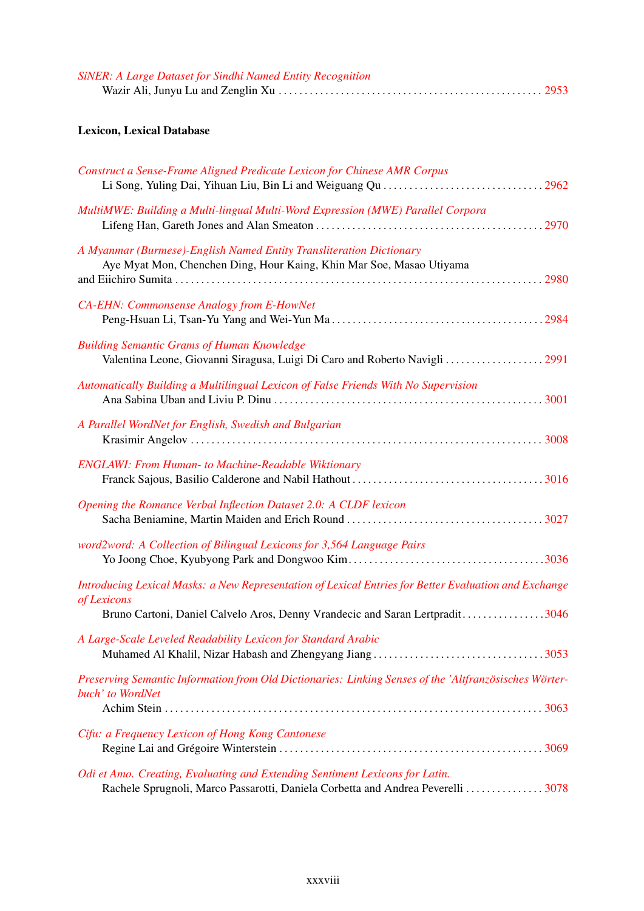*SiNER: A Large Dataset for Sindhi Named Entity Recognition*
Wazir Ali, Junyu Lu and Zenglin Xu . . . . . . . . . . . . . . . . . . . . . . . . . . . . . . . . . . . . . . . . . . . . . . . . . . 2953

### Lexicon, Lexical Database

*Construct a Sense-Frame Aligned Predicate Lexicon for Chinese AMR Corpus*
Li Song, Yuling Dai, Yihuan Liu, Bin Li and Weiguang Qu . . . . . . . . . . . . . . . . . . . . . . . . . . . . . . . 2962

*MultiMWE: Building a Multi-lingual Multi-Word Expression (MWE) Parallel Corpora*
Lifeng Han, Gareth Jones and Alan Smeaton . . . . . . . . . . . . . . . . . . . . . . . . . . . . . . . . . . . . . . . . . . 2970

*A Myanmar (Burmese)-English Named Entity Transliteration Dictionary*
Aye Myat Mon, Chenchen Ding, Hour Kaing, Khin Mar Soe, Masao Utiyama and Eiichiro Sumita . . . . . . . . . . . . . . . . . . . . . . . . . . . . . . . . . . . . . . . . . . . . . . . . . . . . . . . . . . . . . . . . . . . . 2980

*CA-EHN: Commonsense Analogy from E-HowNet*
Peng-Hsuan Li, Tsan-Yu Yang and Wei-Yun Ma . . . . . . . . . . . . . . . . . . . . . . . . . . . . . . . . . . . . . . . . 2984

*Building Semantic Grams of Human Knowledge*
Valentina Leone, Giovanni Siragusa, Luigi Di Caro and Roberto Navigli . . . . . . . . . . . . . . . . . . . 2991

*Automatically Building a Multilingual Lexicon of False Friends With No Supervision*
Ana Sabina Uban and Liviu P. Dinu . . . . . . . . . . . . . . . . . . . . . . . . . . . . . . . . . . . . . . . . . . . . . . . . . . . . 3001

*A Parallel WordNet for English, Swedish and Bulgarian*
Krasimir Angelov . . . . . . . . . . . . . . . . . . . . . . . . . . . . . . . . . . . . . . . . . . . . . . . . . . . . . . . . . . . . . . . . . . . 3008

*ENGLAWI: From Human- to Machine-Readable Wiktionary*
Franck Sajous, Basilio Calderone and Nabil Hathout . . . . . . . . . . . . . . . . . . . . . . . . . . . . . . . . . . . . 3016

*Opening the Romance Verbal Inflection Dataset 2.0: A CLDF lexicon*
Sacha Beniamine, Martin Maiden and Erich Round . . . . . . . . . . . . . . . . . . . . . . . . . . . . . . . . . . . . . . 3027

*word2word: A Collection of Bilingual Lexicons for 3,564 Language Pairs*
Yo Joong Choe, Kyubyong Park and Dongwoo Kim . . . . . . . . . . . . . . . . . . . . . . . . . . . . . . . . . . . . . 3036

*Introducing Lexical Masks: a New Representation of Lexical Entries for Better Evaluation and Exchange of Lexicons*
Bruno Cartoni, Daniel Calvelo Aros, Denny Vrandecic and Saran Lertpradit . . . . . . . . . . . . . . . . 3046

*A Large-Scale Leveled Readability Lexicon for Standard Arabic*
Muhamed Al Khalil, Nizar Habash and Zhengyang Jiang . . . . . . . . . . . . . . . . . . . . . . . . . . . . . . . . . 3053

*Preserving Semantic Information from Old Dictionaries: Linking Senses of the 'Altfranzösisches Wörterbuch' to WordNet*
Achim Stein . . . . . . . . . . . . . . . . . . . . . . . . . . . . . . . . . . . . . . . . . . . . . . . . . . . . . . . . . . . . . . . . . . . . . . . . 3063

*Cifu: a Frequency Lexicon of Hong Kong Cantonese*
Regine Lai and Grégoire Winterstein . . . . . . . . . . . . . . . . . . . . . . . . . . . . . . . . . . . . . . . . . . . . . . . . . . 3069

*Odi et Amo. Creating, Evaluating and Extending Sentiment Lexicons for Latin.*
Rachele Sprugnoli, Marco Passarotti, Daniela Corbetta and Andrea Peverelli . . . . . . . . . . . . . . . 3078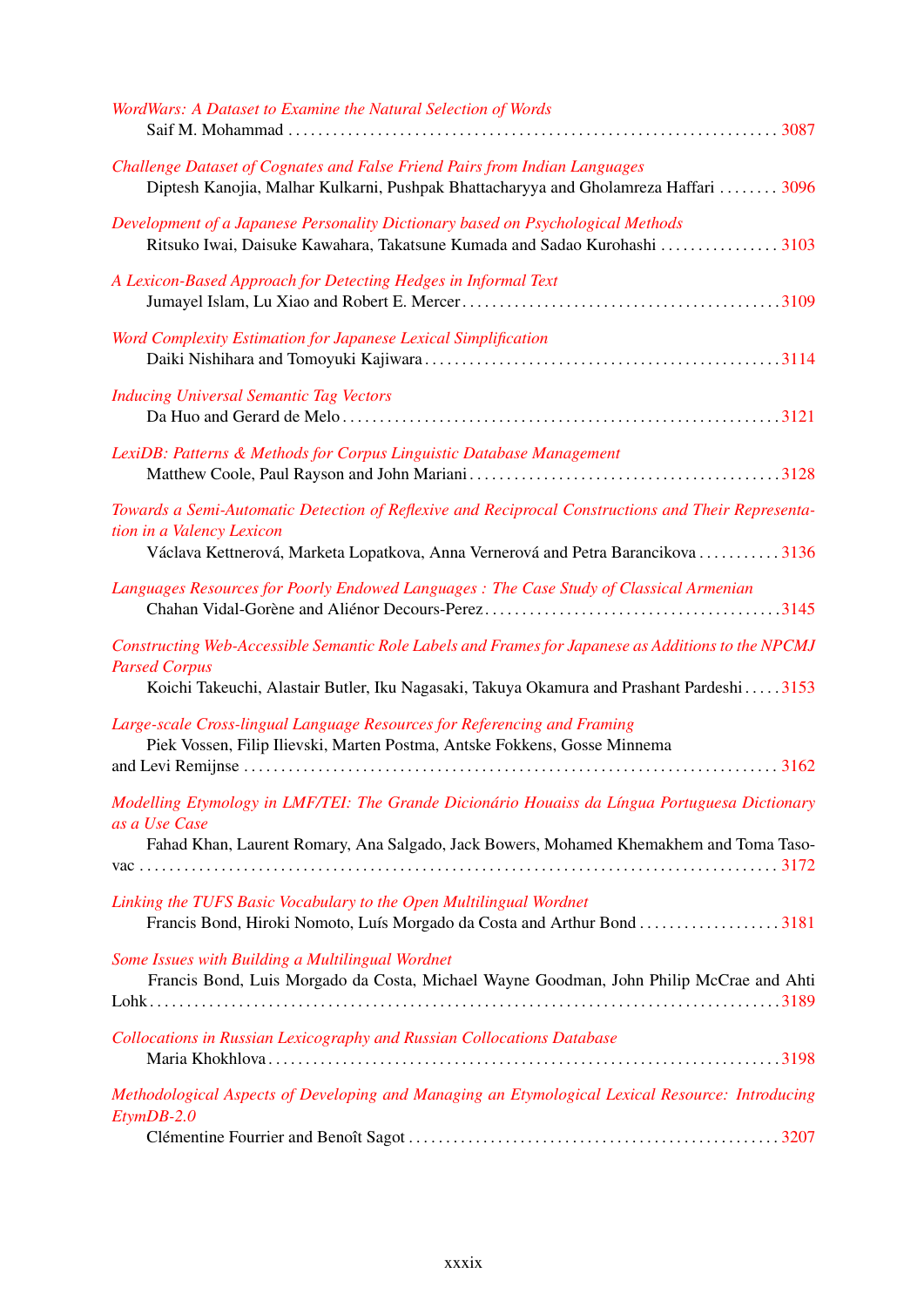*WordWars: A Dataset to Examine the Natural Selection of Words*
Saif M. Mohammad . . . . . . . . . . . . . . . . . . . . . . . . . . . . . . . . . . . . . . . . . . . . . . . . . . . . . . . . . . . . . . . . . . 3087

*Challenge Dataset of Cognates and False Friend Pairs from Indian Languages*
Diptesh Kanojia, Malhar Kulkarni, Pushpak Bhattacharyya and Gholamreza Haffari . . . . . . . . 3096

*Development of a Japanese Personality Dictionary based on Psychological Methods*
Ritsuko Iwai, Daisuke Kawahara, Takatsune Kumada and Sadao Kurohashi . . . . . . . . . . . . . . . . 3103

*A Lexicon-Based Approach for Detecting Hedges in Informal Text*
Jumayel Islam, Lu Xiao and Robert E. Mercer . . . . . . . . . . . . . . . . . . . . . . . . . . . . . . . . . . . . . . . . . . 3109

*Word Complexity Estimation for Japanese Lexical Simplification*
Daiki Nishihara and Tomoyuki Kajiwara . . . . . . . . . . . . . . . . . . . . . . . . . . . . . . . . . . . . . . . . . . . . . . . 3114

*Inducing Universal Semantic Tag Vectors*
Da Huo and Gerard de Melo . . . . . . . . . . . . . . . . . . . . . . . . . . . . . . . . . . . . . . . . . . . . . . . . . . . . . . . . . 3121

*LexiDB: Patterns & Methods for Corpus Linguistic Database Management*
Matthew Coole, Paul Rayson and John Mariani . . . . . . . . . . . . . . . . . . . . . . . . . . . . . . . . . . . . . . . . . 3128

*Towards a Semi-Automatic Detection of Reflexive and Reciprocal Constructions and Their Representation in a Valency Lexicon*
Václava Kettnerová, Marketa Lopatkova, Anna Vernerová and Petra Barancikova . . . . . . . . . . . 3136

*Languages Resources for Poorly Endowed Languages : The Case Study of Classical Armenian*
Chahan Vidal-Gorène and Aliénor Decours-Perez . . . . . . . . . . . . . . . . . . . . . . . . . . . . . . . . . . . . . . . 3145

*Constructing Web-Accessible Semantic Role Labels and Frames for Japanese as Additions to the NPCMJ Parsed Corpus*
Koichi Takeuchi, Alastair Butler, Iku Nagasaki, Takuya Okamura and Prashant Pardeshi . . . . . 3153

*Large-scale Cross-lingual Language Resources for Referencing and Framing*
Piek Vossen, Filip Ilievski, Marten Postma, Antske Fokkens, Gosse Minnema and Levi Remijnse . . . . . . . . . . . . . . . . . . . . . . . . . . . . . . . . . . . . . . . . . . . . . . . . . . . . . . . . . . . . . . . . . . . . . . . . . 3162

*Modelling Etymology in LMF/TEI: The Grande Dicionário Houaiss da Língua Portuguesa Dictionary as a Use Case*
Fahad Khan, Laurent Romary, Ana Salgado, Jack Bowers, Mohamed Khemakhem and Toma Tasovac . . . . . . . . . . . . . . . . . . . . . . . . . . . . . . . . . . . . . . . . . . . . . . . . . . . . . . . . . . . . . . . . . . . . . . . . . . . . . . . . . 3172

*Linking the TUFS Basic Vocabulary to the Open Multilingual Wordnet*
Francis Bond, Hiroki Nomoto, Luís Morgado da Costa and Arthur Bond . . . . . . . . . . . . . . . . . . . 3181

*Some Issues with Building a Multilingual Wordnet*
Francis Bond, Luis Morgado da Costa, Michael Wayne Goodman, John Philip McCrae and Ahti Lohk . . . . . . . . . . . . . . . . . . . . . . . . . . . . . . . . . . . . . . . . . . . . . . . . . . . . . . . . . . . . . . . . . . . . . . . . . . . . . . . 3189

*Collocations in Russian Lexicography and Russian Collocations Database*
Maria Khokhlova . . . . . . . . . . . . . . . . . . . . . . . . . . . . . . . . . . . . . . . . . . . . . . . . . . . . . . . . . . . . . . . . . . . . 3198

*Methodological Aspects of Developing and Managing an Etymological Lexical Resource: Introducing EtymDB-2.0*
Clémentine Fourrier and Benoît Sagot . . . . . . . . . . . . . . . . . . . . . . . . . . . . . . . . . . . . . . . . . . . . . . . . . 3207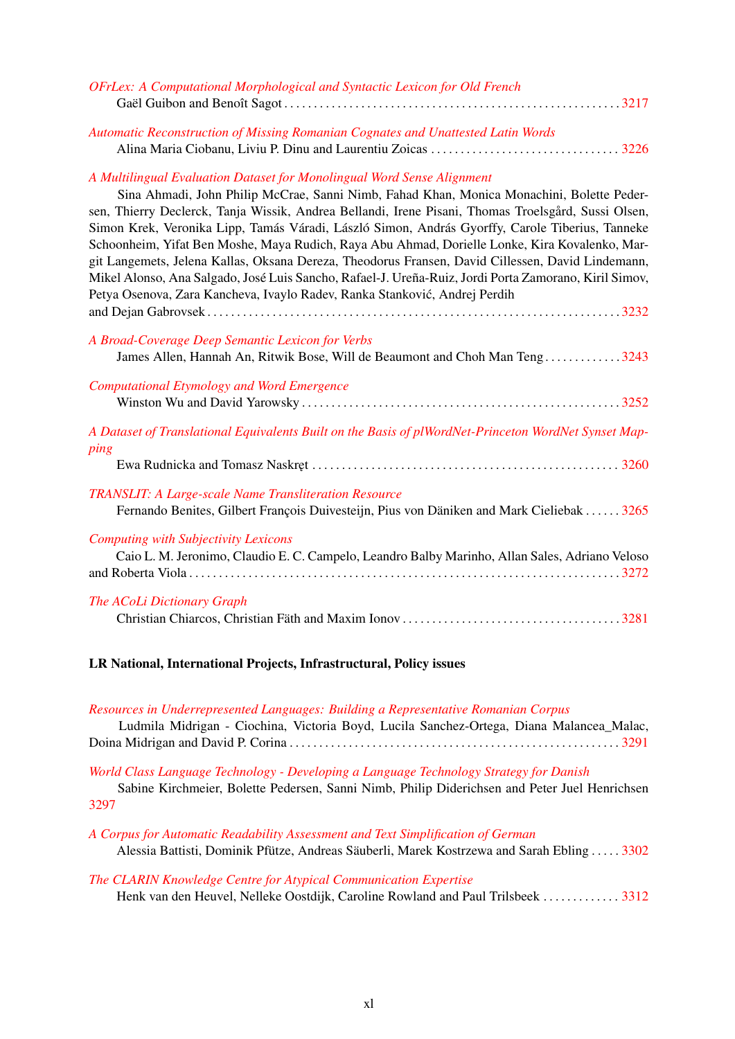*OFrLex: A Computational Morphological and Syntactic Lexicon for Old French*
Gaël Guibon and Benoît Sagot . . . . . . . . . . . . . . . . . . . . . . . . . . . . . . . . . . . . . . . . . . . . . . . . . . . . . . 3217

*Automatic Reconstruction of Missing Romanian Cognates and Unattested Latin Words*
Alina Maria Ciobanu, Liviu P. Dinu and Laurentiu Zoicas . . . . . . . . . . . . . . . . . . . . . . . . . . . . . . . 3226

*A Multilingual Evaluation Dataset for Monolingual Word Sense Alignment*
Sina Ahmadi, John Philip McCrae, Sanni Nimb, Fahad Khan, Monica Monachini, Bolette Pedersen, Thierry Declerck, Tanja Wissik, Andrea Bellandi, Irene Pisani, Thomas Troelsgård, Sussi Olsen, Simon Krek, Veronika Lipp, Tamás Váradi, László Simon, András Gyorffy, Carole Tiberius, Tanneke Schoonheim, Yifat Ben Moshe, Maya Rudich, Raya Abu Ahmad, Dorielle Lonke, Kira Kovalenko, Margit Langemets, Jelena Kallas, Oksana Dereza, Theodorus Fransen, David Cillessen, David Lindemann, Mikel Alonso, Ana Salgado, José Luis Sancho, Rafael-J. Ureña-Ruiz, Jordi Porta Zamorano, Kiril Simov, Petya Osenova, Zara Kancheva, Ivaylo Radev, Ranka Stanković, Andrej Perdih and Dejan Gabrovsek . . . . . . . . . . . . . . . . . . . . . . . . . . . . . . . . . . . . . . . . . . . . . . . . . . . . . . . . . . . . . . . . . . . . 3232

*A Broad-Coverage Deep Semantic Lexicon for Verbs*
James Allen, Hannah An, Ritwik Bose, Will de Beaumont and Choh Man Teng . . . . . . . . . . . . . 3243

*Computational Etymology and Word Emergence*
Winston Wu and David Yarowsky . . . . . . . . . . . . . . . . . . . . . . . . . . . . . . . . . . . . . . . . . . . . . . . . . . . . 3252

*A Dataset of Translational Equivalents Built on the Basis of plWordNet-Princeton WordNet Synset Mapping*
Ewa Rudnicka and Tomasz Naskręt . . . . . . . . . . . . . . . . . . . . . . . . . . . . . . . . . . . . . . . . . . . . . . . . . . 3260

*TRANSLIT: A Large-scale Name Transliteration Resource*
Fernando Benites, Gilbert François Duivesteijn, Pius von Däniken and Mark Cieliebak . . . . . . 3265

*Computing with Subjectivity Lexicons*
Caio L. M. Jeronimo, Claudio E. C. Campelo, Leandro Balby Marinho, Allan Sales, Adriano Veloso and Roberta Viola . . . . . . . . . . . . . . . . . . . . . . . . . . . . . . . . . . . . . . . . . . . . . . . . . . . . . . . . . . . . . . . . . . . 3272

*The ACoLi Dictionary Graph*
Christian Chiarcos, Christian Fäth and Maxim Ionov . . . . . . . . . . . . . . . . . . . . . . . . . . . . . . . . . . . . 3281

**LR National, International Projects, Infrastructural, Policy issues**

*Resources in Underrepresented Languages: Building a Representative Romanian Corpus*
Ludmila Midrigan - Ciochina, Victoria Boyd, Lucila Sanchez-Ortega, Diana Malancea_Malac, Doina Midrigan and David P. Corina . . . . . . . . . . . . . . . . . . . . . . . . . . . . . . . . . . . . . . . . . . . . . . . . . . . . . . 3291

*World Class Language Technology - Developing a Language Technology Strategy for Danish*
Sabine Kirchmeier, Bolette Pedersen, Sanni Nimb, Philip Diderichsen and Peter Juel Henrichsen 3297

*A Corpus for Automatic Readability Assessment and Text Simplification of German*
Alessia Battisti, Dominik Pfütze, Andreas Säuberli, Marek Kostrzewa and Sarah Ebling . . . . . 3302

*The CLARIN Knowledge Centre for Atypical Communication Expertise*
Henk van den Heuvel, Nelleke Oostdijk, Caroline Rowland and Paul Trilsbeek . . . . . . . . . . . . . 3312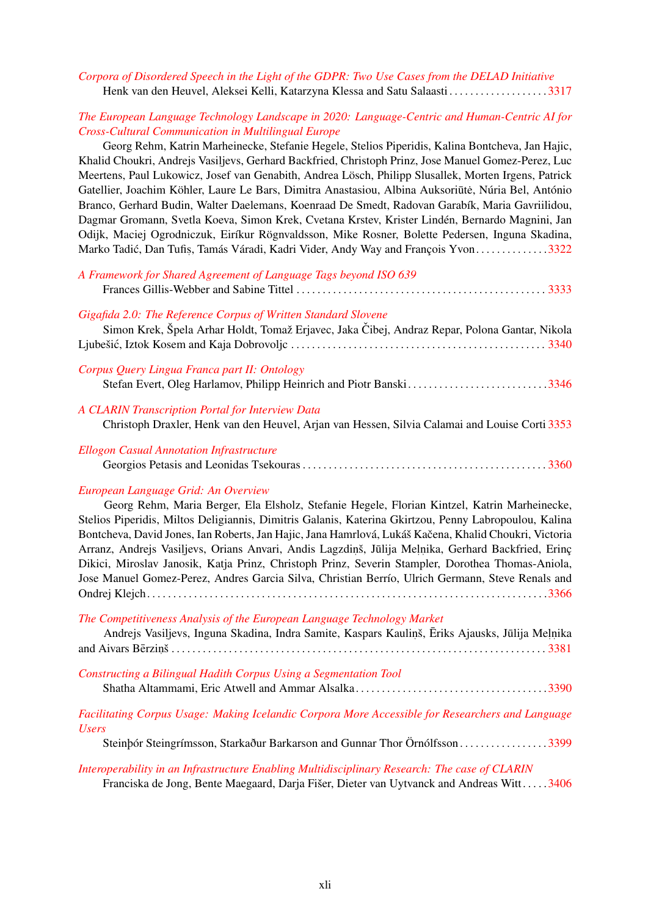*Corpora of Disordered Speech in the Light of the GDPR: Two Use Cases from the DELAD Initiative*
Henk van den Heuvel, Aleksei Kelli, Katarzyna Klessa and Satu Salaasti . . . . . . . . . . . . . . . . . . . 3317

*The European Language Technology Landscape in 2020: Language-Centric and Human-Centric AI for Cross-Cultural Communication in Multilingual Europe*
Georg Rehm, Katrin Marheinecke, Stefanie Hegele, Stelios Piperidis, Kalina Bontcheva, Jan Hajic, Khalid Choukri, Andrejs Vasiļjevs, Gerhard Backfried, Christoph Prinz, Jose Manuel Gomez-Perez, Luc Meertens, Paul Lukowicz, Josef van Genabith, Andrea Lösch, Philipp Slusallek, Morten Irgens, Patrick Gatellier, Joachim Köhler, Laure Le Bars, Dimitra Anastasiou, Albina Auksoriūtė, Núria Bel, António Branco, Gerhard Budin, Walter Daelemans, Koenraad De Smedt, Radovan Garabík, Maria Gavriilidou, Dagmar Gromann, Svetla Koeva, Simon Krek, Cvetana Krstev, Krister Lindén, Bernardo Magnini, Jan Odijk, Maciej Ogrodniczuk, Eiríkur Rögnvaldsson, Mike Rosner, Bolette Pedersen, Inguna Skadina, Marko Tadić, Dan Tufiș, Tamás Váradi, Kadri Vider, Andy Way and François Yvon . . . . . . . . . . . . . 3322

*A Framework for Shared Agreement of Language Tags beyond ISO 639*
Frances Gillis-Webber and Sabine Tittel . . . . . . . . . . . . . . . . . . . . . . . . . . . . . . . . . . . . . . . . . . . . . . . 3333

*Gigafida 2.0: The Reference Corpus of Written Standard Slovene*
Simon Krek, Špela Arhar Holdt, Tomaž Erjavec, Jaka Čibej, Andraz Repar, Polona Gantar, Nikola Ljubešić, Iztok Kosem and Kaja Dobrovoljc . . . . . . . . . . . . . . . . . . . . . . . . . . . . . . . . . . . . . . . . . . . . . . . 3340

*Corpus Query Lingua Franca part II: Ontology*
Stefan Evert, Oleg Harlamov, Philipp Heinrich and Piotr Banski . . . . . . . . . . . . . . . . . . . . . . . . . . 3346

*A CLARIN Transcription Portal for Interview Data*
Christoph Draxler, Henk van den Heuvel, Arjan van Hessen, Silvia Calamai and Louise Corti 3353

*Ellogon Casual Annotation Infrastructure*
Georgios Petasis and Leonidas Tsekouras . . . . . . . . . . . . . . . . . . . . . . . . . . . . . . . . . . . . . . . . . . . . . . 3360

*European Language Grid: An Overview*
Georg Rehm, Maria Berger, Ela Elsholz, Stefanie Hegele, Florian Kintzel, Katrin Marheinecke, Stelios Piperidis, Miltos Deligiannis, Dimitris Galanis, Katerina Gkirtzou, Penny Labropoulou, Kalina Bontcheva, David Jones, Ian Roberts, Jan Hajic, Jana Hamrlová, Lukáš Kačena, Khalid Choukri, Victoria Arranz, Andrejs Vasiļjevs, Orians Anvari, Andis Lagzdiņš, Jūlija Meļņika, Gerhard Backfried, Erinç Dikici, Miroslav Janosik, Katja Prinz, Christoph Prinz, Severin Stampler, Dorothea Thomas-Aniola, Jose Manuel Gomez-Perez, Andres Garcia Silva, Christian Berrío, Ulrich Germann, Steve Renals and Ondrej Klejch . . . . . . . . . . . . . . . . . . . . . . . . . . . . . . . . . . . . . . . . . . . . . . . . . . . . . . . . . . . . . . . . . . . . . . . . . . 3366

*The Competitiveness Analysis of the European Language Technology Market*
Andrejs Vasiļjevs, Inguna Skadina, Indra Samite, Kaspars Kauliņš, Ēriks Ajausks, Jūlija Meļņika and Aivars Bērziņš . . . . . . . . . . . . . . . . . . . . . . . . . . . . . . . . . . . . . . . . . . . . . . . . . . . . . . . . . . . . . . . . . . . . . 3381

*Constructing a Bilingual Hadith Corpus Using a Segmentation Tool*
Shatha Altammami, Eric Atwell and Ammar Alsalka . . . . . . . . . . . . . . . . . . . . . . . . . . . . . . . . . . . . 3390

*Facilitating Corpus Usage: Making Icelandic Corpora More Accessible for Researchers and Language Users*
Steinþór Steingrímsson, Starkaður Barkarson and Gunnar Thor Örnólfsson . . . . . . . . . . . . . . . . . 3399

*Interoperability in an Infrastructure Enabling Multidisciplinary Research: The case of CLARIN*
Franciska de Jong, Bente Maegaard, Darja Fišer, Dieter van Uytvanck and Andreas Witt . . . . . 3406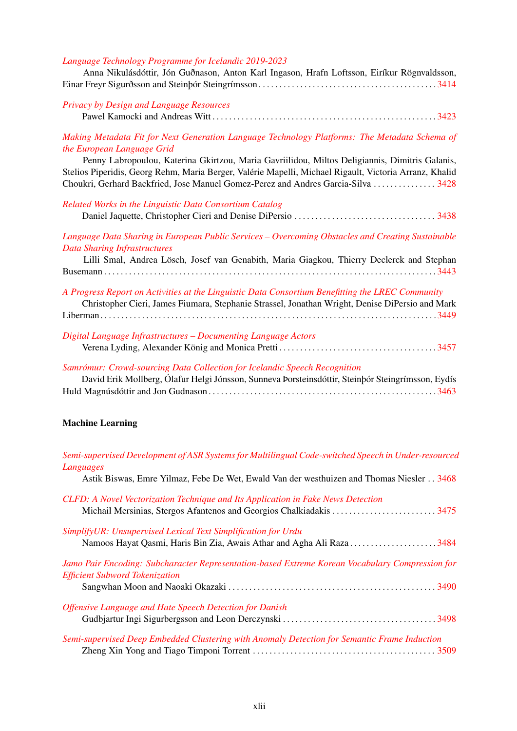*Language Technology Programme for Icelandic 2019-2023*
Anna Nikulásdóttir, Jón Guðnason, Anton Karl Ingason, Hrafn Loftsson, Eiríkur Rögnvaldsson, Einar Freyr Sigurðsson and Steinþór Steingrímsson . . . 3414

*Privacy by Design and Language Resources*
Pawel Kamocki and Andreas Witt . . . 3423

*Making Metadata Fit for Next Generation Language Technology Platforms: The Metadata Schema of the European Language Grid*
Penny Labropoulou, Katerina Gkirtzou, Maria Gavriilidou, Miltos Deligiannis, Dimitris Galanis, Stelios Piperidis, Georg Rehm, Maria Berger, Valérie Mapelli, Michael Rigault, Victoria Arranz, Khalid Choukri, Gerhard Backfried, Jose Manuel Gomez-Perez and Andres Garcia-Silva . . . 3428

*Related Works in the Linguistic Data Consortium Catalog*
Daniel Jaquette, Christopher Cieri and Denise DiPersio . . . 3438

*Language Data Sharing in European Public Services – Overcoming Obstacles and Creating Sustainable Data Sharing Infrastructures*
Lilli Smal, Andrea Lösch, Josef van Genabith, Maria Giagkou, Thierry Declerck and Stephan Busemann . . . 3443

*A Progress Report on Activities at the Linguistic Data Consortium Benefitting the LREC Community*
Christopher Cieri, James Fiumara, Stephanie Strassel, Jonathan Wright, Denise DiPersio and Mark Liberman . . . 3449

*Digital Language Infrastructures – Documenting Language Actors*
Verena Lyding, Alexander König and Monica Pretti . . . 3457

*Samrómur: Crowd-sourcing Data Collection for Icelandic Speech Recognition*
David Erik Mollberg, Ólafur Helgi Jónsson, Sunneva Þorsteinsdóttir, Steinþór Steingrímsson, Eydís Huld Magnúsdóttir and Jon Gudnason . . . 3463

**Machine Learning**

*Semi-supervised Development of ASR Systems for Multilingual Code-switched Speech in Under-resourced Languages*
Astik Biswas, Emre Yilmaz, Febe De Wet, Ewald Van der westhuizen and Thomas Niesler . . 3468

*CLFD: A Novel Vectorization Technique and Its Application in Fake News Detection*
Michail Mersinias, Stergos Afantenos and Georgios Chalkiadakis . . . 3475

*SimplifyUR: Unsupervised Lexical Text Simplification for Urdu*
Namoos Hayat Qasmi, Haris Bin Zia, Awais Athar and Agha Ali Raza . . . 3484

*Jamo Pair Encoding: Subcharacter Representation-based Extreme Korean Vocabulary Compression for Efficient Subword Tokenization*
Sangwhan Moon and Naoaki Okazaki . . . 3490

*Offensive Language and Hate Speech Detection for Danish*
Gudbjartur Ingi Sigurbergsson and Leon Derczynski . . . 3498

*Semi-supervised Deep Embedded Clustering with Anomaly Detection for Semantic Frame Induction*
Zheng Xin Yong and Tiago Timponi Torrent . . . 3509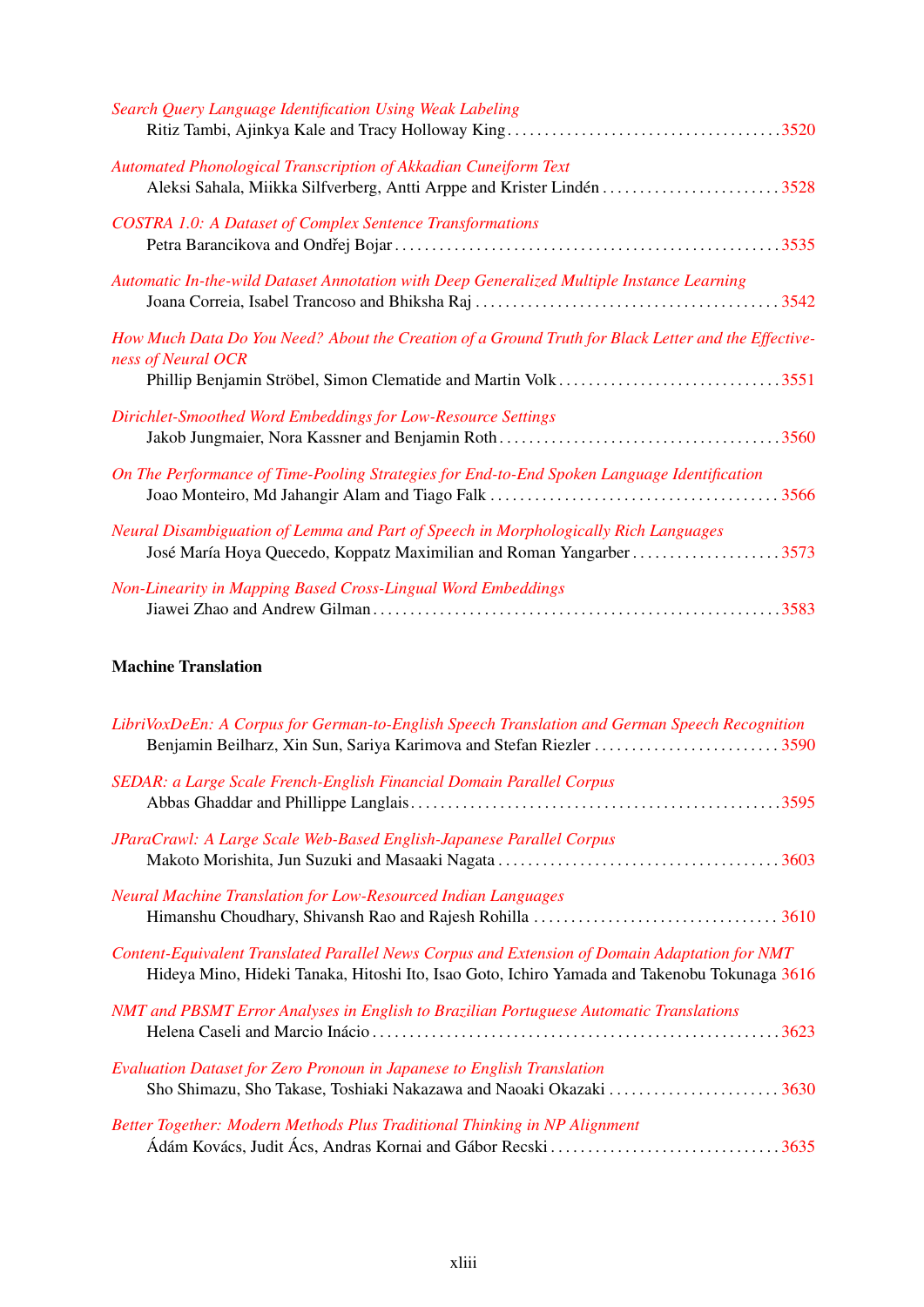*Search Query Language Identification Using Weak Labeling*
Ritiz Tambi, Ajinkya Kale and Tracy Holloway King . . . . . . . . . . 3520

*Automated Phonological Transcription of Akkadian Cuneiform Text*
Aleksi Sahala, Miikka Silfverberg, Antti Arppe and Krister Lindén . . . . . . . . . . 3528

*COSTRA 1.0: A Dataset of Complex Sentence Transformations*
Petra Barancikova and Ondřej Bojar . . . . . . . . . . 3535

*Automatic In-the-wild Dataset Annotation with Deep Generalized Multiple Instance Learning*
Joana Correia, Isabel Trancoso and Bhiksha Raj . . . . . . . . . . 3542

*How Much Data Do You Need? About the Creation of a Ground Truth for Black Letter and the Effectiveness of Neural OCR*
Phillip Benjamin Ströbel, Simon Clematide and Martin Volk . . . . . . . . . . 3551

*Dirichlet-Smoothed Word Embeddings for Low-Resource Settings*
Jakob Jungmaier, Nora Kassner and Benjamin Roth . . . . . . . . . . 3560

*On The Performance of Time-Pooling Strategies for End-to-End Spoken Language Identification*
Joao Monteiro, Md Jahangir Alam and Tiago Falk . . . . . . . . . . 3566

*Neural Disambiguation of Lemma and Part of Speech in Morphologically Rich Languages*
José María Hoya Quecedo, Koppatz Maximilian and Roman Yangarber . . . . . . . . . . 3573

*Non-Linearity in Mapping Based Cross-Lingual Word Embeddings*
Jiawei Zhao and Andrew Gilman . . . . . . . . . . 3583

**Machine Translation**

*LibriVoxDeEn: A Corpus for German-to-English Speech Translation and German Speech Recognition*
Benjamin Beilharz, Xin Sun, Sariya Karimova and Stefan Riezler . . . . . . . . . . 3590

*SEDAR: a Large Scale French-English Financial Domain Parallel Corpus*
Abbas Ghaddar and Phillippe Langlais . . . . . . . . . . 3595

*JParaCrawl: A Large Scale Web-Based English-Japanese Parallel Corpus*
Makoto Morishita, Jun Suzuki and Masaaki Nagata . . . . . . . . . . 3603

*Neural Machine Translation for Low-Resourced Indian Languages*
Himanshu Choudhary, Shivansh Rao and Rajesh Rohilla . . . . . . . . . . 3610

*Content-Equivalent Translated Parallel News Corpus and Extension of Domain Adaptation for NMT*
Hideya Mino, Hideki Tanaka, Hitoshi Ito, Isao Goto, Ichiro Yamada and Takenobu Tokunaga 3616

*NMT and PBSMT Error Analyses in English to Brazilian Portuguese Automatic Translations*
Helena Caseli and Marcio Inácio . . . . . . . . . . 3623

*Evaluation Dataset for Zero Pronoun in Japanese to English Translation*
Sho Shimazu, Sho Takase, Toshiaki Nakazawa and Naoaki Okazaki . . . . . . . . . . 3630

*Better Together: Modern Methods Plus Traditional Thinking in NP Alignment*
Ádám Kovács, Judit Ács, Andras Kornai and Gábor Recski . . . . . . . . . . 3635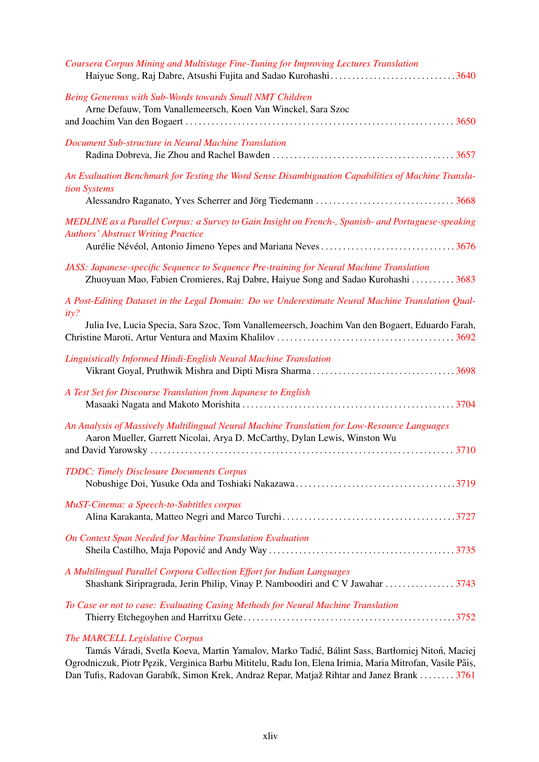*Coursera Corpus Mining and Multistage Fine-Tuning for Improving Lectures Translation*
Haiyue Song, Raj Dabre, Atsushi Fujita and Sadao Kurohashi . . . . . . . . . . . . . . . . . . . . . . . . . . . . . 3640

*Being Generous with Sub-Words towards Small NMT Children*
Arne Defauw, Tom Vanallemeersch, Koen Van Winckel, Sara Szoc and Joachim Van den Bogaert . . . . . . . . . . . . . . . . . . . . . . . . . . . . . . . . . . . . . . . . . . . . . . . . . . . . . . . . . . . . 3650

*Document Sub-structure in Neural Machine Translation*
Radina Dobreva, Jie Zhou and Rachel Bawden . . . . . . . . . . . . . . . . . . . . . . . . . . . . . . . . . . . . . . . . . 3657

*An Evaluation Benchmark for Testing the Word Sense Disambiguation Capabilities of Machine Translation Systems*
Alessandro Raganato, Yves Scherrer and Jörg Tiedemann . . . . . . . . . . . . . . . . . . . . . . . . . . . . . . . . 3668

*MEDLINE as a Parallel Corpus: a Survey to Gain Insight on French-, Spanish- and Portuguese-speaking Authors' Abstract Writing Practice*
Aurélie Névéol, Antonio Jimeno Yepes and Mariana Neves . . . . . . . . . . . . . . . . . . . . . . . . . . . . . . . 3676

*JASS: Japanese-specific Sequence to Sequence Pre-training for Neural Machine Translation*
Zhuoyuan Mao, Fabien Cromieres, Raj Dabre, Haiyue Song and Sadao Kurohashi . . . . . . . . . . 3683

*A Post-Editing Dataset in the Legal Domain: Do we Underestimate Neural Machine Translation Quality?*
Julia Ive, Lucia Specia, Sara Szoc, Tom Vanallemeersch, Joachim Van den Bogaert, Eduardo Farah, Christine Maroti, Artur Ventura and Maxim Khalilov . . . . . . . . . . . . . . . . . . . . . . . . . . . . . . . . . . . . . . . . 3692

*Linguistically Informed Hindi-English Neural Machine Translation*
Vikrant Goyal, Pruthwik Mishra and Dipti Misra Sharma . . . . . . . . . . . . . . . . . . . . . . . . . . . . . . . . . 3698

*A Test Set for Discourse Translation from Japanese to English*
Masaaki Nagata and Makoto Morishita . . . . . . . . . . . . . . . . . . . . . . . . . . . . . . . . . . . . . . . . . . . . . . . . . 3704

*An Analysis of Massively Multilingual Neural Machine Translation for Low-Resource Languages*
Aaron Mueller, Garrett Nicolai, Arya D. McCarthy, Dylan Lewis, Winston Wu and David Yarowsky . . . . . . . . . . . . . . . . . . . . . . . . . . . . . . . . . . . . . . . . . . . . . . . . . . . . . . . . . . . . . . . . . . . . . 3710

*TDDC: Timely Disclosure Documents Corpus*
Nobushige Doi, Yusuke Oda and Toshiaki Nakazawa . . . . . . . . . . . . . . . . . . . . . . . . . . . . . . . . . . . . 3719

*MuST-Cinema: a Speech-to-Subtitles corpus*
Alina Karakanta, Matteo Negri and Marco Turchi . . . . . . . . . . . . . . . . . . . . . . . . . . . . . . . . . . . . . . . 3727

*On Context Span Needed for Machine Translation Evaluation*
Sheila Castilho, Maja Popović and Andy Way . . . . . . . . . . . . . . . . . . . . . . . . . . . . . . . . . . . . . . . . . . 3735

*A Multilingual Parallel Corpora Collection Effort for Indian Languages*
Shashank Siripragrada, Jerin Philip, Vinay P. Namboodiri and C V Jawahar . . . . . . . . . . . . . . . . 3743

*To Case or not to case: Evaluating Casing Methods for Neural Machine Translation*
Thierry Etchegoyhen and Harritxu Gete . . . . . . . . . . . . . . . . . . . . . . . . . . . . . . . . . . . . . . . . . . . . . . . . 3752

*The MARCELL Legislative Corpus*
Tamás Váradi, Svetla Koeva, Martin Yamalov, Marko Tadić, Bálint Sass, Bartłomiej Nitoń, Maciej Ogrodniczuk, Piotr Pęzik, Verginica Barbu Mititelu, Radu Ion, Elena Irimia, Maria Mitrofan, Vasile Păiș, Dan Tufiș, Radovan Garabík, Simon Krek, Andraz Repar, Matjaž Rihtar and Janez Brank . . . . . . . . 3761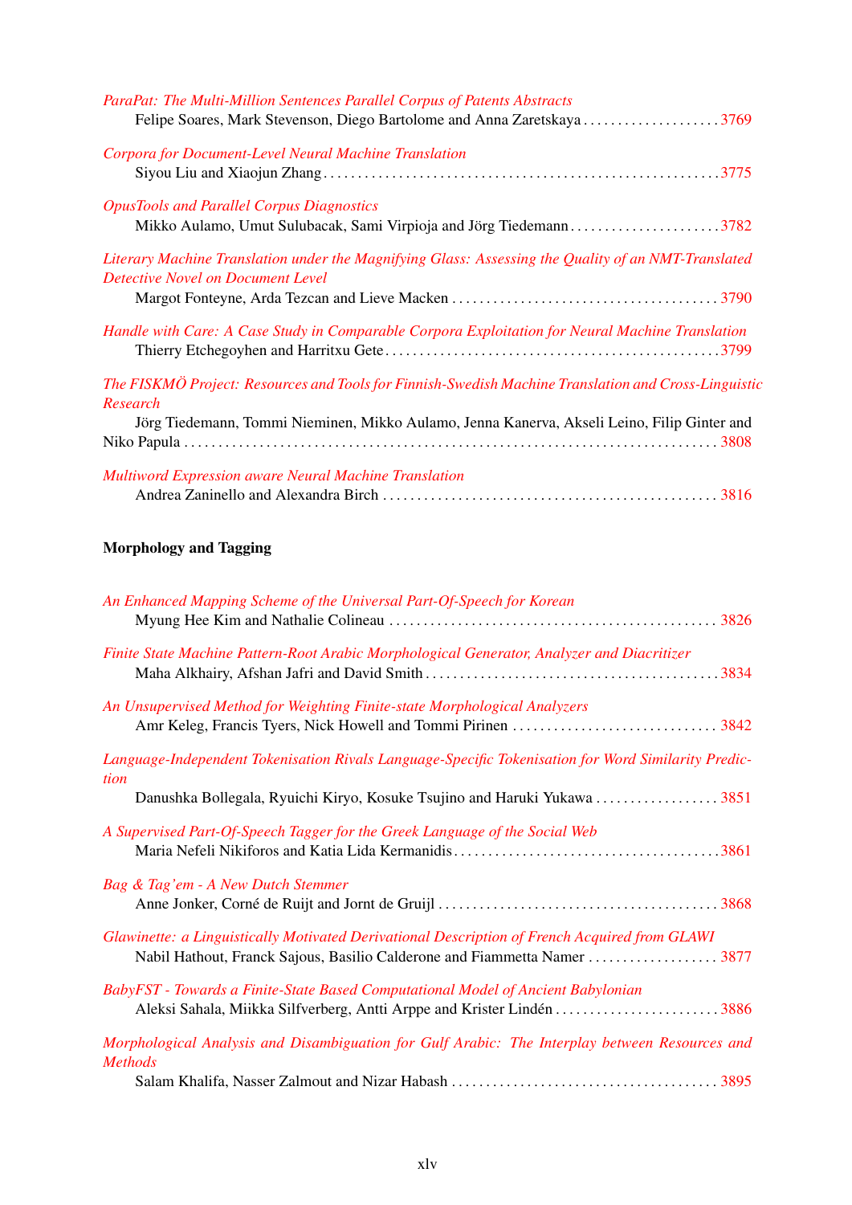*ParaPat: The Multi-Million Sentences Parallel Corpus of Patents Abstracts*
Felipe Soares, Mark Stevenson, Diego Bartolome and Anna Zaretskaya . . . . . . . . . . . . . . . . . . . . 3769

*Corpora for Document-Level Neural Machine Translation*
Siyou Liu and Xiaojun Zhang . . . . . . . . . . . . . . . . . . . . . . . . . . . . . . . . . . . . . . . . . . . . . . . . . . . . . . . . . 3775

*OpusTools and Parallel Corpus Diagnostics*
Mikko Aulamo, Umut Sulubacak, Sami Virpioja and Jörg Tiedemann . . . . . . . . . . . . . . . . . . . . . . 3782

*Literary Machine Translation under the Magnifying Glass: Assessing the Quality of an NMT-Translated Detective Novel on Document Level*
Margot Fonteyne, Arda Tezcan and Lieve Macken . . . . . . . . . . . . . . . . . . . . . . . . . . . . . . . . . . . . . . . 3790

*Handle with Care: A Case Study in Comparable Corpora Exploitation for Neural Machine Translation*
Thierry Etchegoyhen and Harritxu Gete . . . . . . . . . . . . . . . . . . . . . . . . . . . . . . . . . . . . . . . . . . . . . . . . 3799

*The FISKMÖ Project: Resources and Tools for Finnish-Swedish Machine Translation and Cross-Linguistic Research*
Jörg Tiedemann, Tommi Nieminen, Mikko Aulamo, Jenna Kanerva, Akseli Leino, Filip Ginter and Niko Papula . . . . . . . . . . . . . . . . . . . . . . . . . . . . . . . . . . . . . . . . . . . . . . . . . . . . . . . . . . . . . . . . . . . . . . . . . . 3808

*Multiword Expression aware Neural Machine Translation*
Andrea Zaninello and Alexandra Birch . . . . . . . . . . . . . . . . . . . . . . . . . . . . . . . . . . . . . . . . . . . . . . . . . 3816

**Morphology and Tagging**

*An Enhanced Mapping Scheme of the Universal Part-Of-Speech for Korean*
Myung Hee Kim and Nathalie Colineau . . . . . . . . . . . . . . . . . . . . . . . . . . . . . . . . . . . . . . . . . . . . . . . . 3826

*Finite State Machine Pattern-Root Arabic Morphological Generator, Analyzer and Diacritizer*
Maha Alkhairy, Afshan Jafri and David Smith . . . . . . . . . . . . . . . . . . . . . . . . . . . . . . . . . . . . . . . . . . . 3834

*An Unsupervised Method for Weighting Finite-state Morphological Analyzers*
Amr Keleg, Francis Tyers, Nick Howell and Tommi Pirinen . . . . . . . . . . . . . . . . . . . . . . . . . . . . . . 3842

*Language-Independent Tokenisation Rivals Language-Specific Tokenisation for Word Similarity Prediction*
Danushka Bollegala, Ryuichi Kiryo, Kosuke Tsujino and Haruki Yukawa . . . . . . . . . . . . . . . . . . 3851

*A Supervised Part-Of-Speech Tagger for the Greek Language of the Social Web*
Maria Nefeli Nikiforos and Katia Lida Kermanidis . . . . . . . . . . . . . . . . . . . . . . . . . . . . . . . . . . . . . . 3861

*Bag & Tag'em - A New Dutch Stemmer*
Anne Jonker, Corné de Ruijt and Jornt de Gruijl . . . . . . . . . . . . . . . . . . . . . . . . . . . . . . . . . . . . . . . . . 3868

*Glawinette: a Linguistically Motivated Derivational Description of French Acquired from GLAWI*
Nabil Hathout, Franck Sajous, Basilio Calderone and Fiammetta Namer . . . . . . . . . . . . . . . . . . . 3877

*BabyFST - Towards a Finite-State Based Computational Model of Ancient Babylonian*
Aleksi Sahala, Miikka Silfverberg, Antti Arppe and Krister Lindén . . . . . . . . . . . . . . . . . . . . . . . 3886

*Morphological Analysis and Disambiguation for Gulf Arabic: The Interplay between Resources and Methods*
Salam Khalifa, Nasser Zalmout and Nizar Habash . . . . . . . . . . . . . . . . . . . . . . . . . . . . . . . . . . . . . . . 3895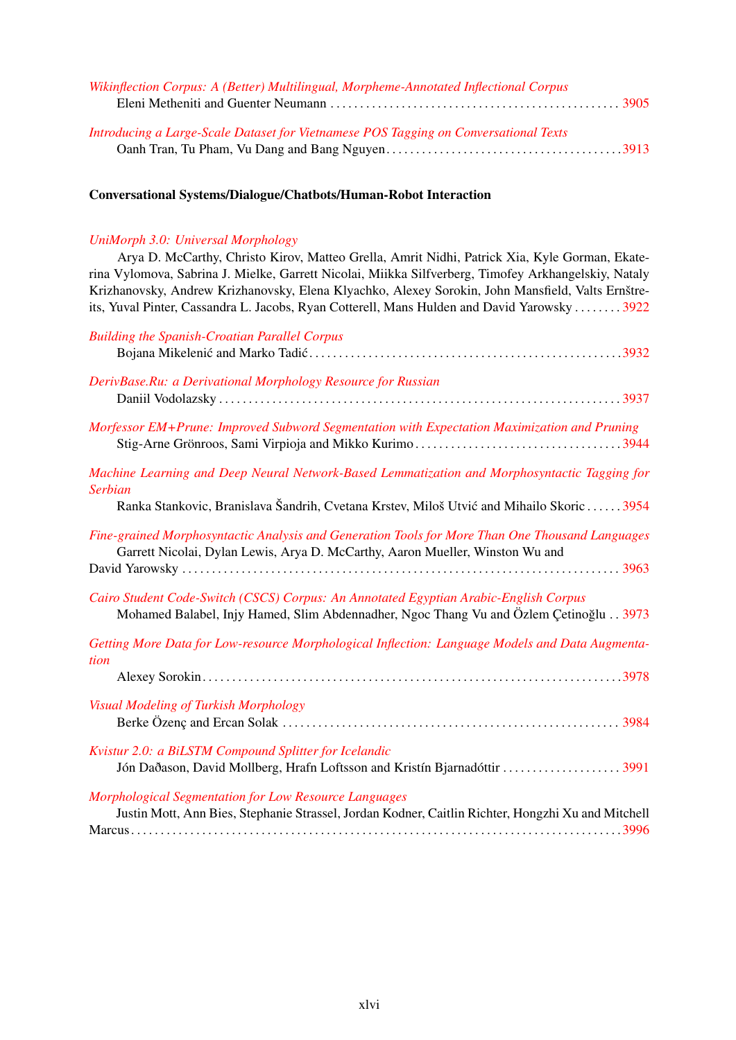*Wikinflection Corpus: A (Better) Multilingual, Morpheme-Annotated Inflectional Corpus*
Eleni Metheniti and Guenter Neumann . . . . . . . . . . . . . . . . . . . . . . . . . . . . . . . . . . . . . . . . . . . . . . . . 3905

*Introducing a Large-Scale Dataset for Vietnamese POS Tagging on Conversational Texts*
Oanh Tran, Tu Pham, Vu Dang and Bang Nguyen . . . . . . . . . . . . . . . . . . . . . . . . . . . . . . . . . . . . . . . 3913

**Conversational Systems/Dialogue/Chatbots/Human-Robot Interaction**

*UniMorph 3.0: Universal Morphology*
Arya D. McCarthy, Christo Kirov, Matteo Grella, Amrit Nidhi, Patrick Xia, Kyle Gorman, Ekaterina Vylomova, Sabrina J. Mielke, Garrett Nicolai, Miikka Silfverberg, Timofey Arkhangelskiy, Nataly Krizhanovsky, Andrew Krizhanovsky, Elena Klyachko, Alexey Sorokin, John Mansfield, Valts Ernštreits, Yuval Pinter, Cassandra L. Jacobs, Ryan Cotterell, Mans Hulden and David Yarowsky . . . . . . . . 3922

*Building the Spanish-Croatian Parallel Corpus*
Bojana Mikelenić and Marko Tadić . . . . . . . . . . . . . . . . . . . . . . . . . . . . . . . . . . . . . . . . . . . . . . . . . . . . 3932

*DerivBase.Ru: a Derivational Morphology Resource for Russian*
Daniil Vodolazsky . . . . . . . . . . . . . . . . . . . . . . . . . . . . . . . . . . . . . . . . . . . . . . . . . . . . . . . . . . . . . . . . . . . 3937

*Morfessor EM+Prune: Improved Subword Segmentation with Expectation Maximization and Pruning*
Stig-Arne Grönroos, Sami Virpioja and Mikko Kurimo . . . . . . . . . . . . . . . . . . . . . . . . . . . . . . . . . . . 3944

*Machine Learning and Deep Neural Network-Based Lemmatization and Morphosyntactic Tagging for Serbian*
Ranka Stankovic, Branislava Šandrih, Cvetana Krstev, Miloš Utvić and Mihailo Skoric . . . . . . 3954

*Fine-grained Morphosyntactic Analysis and Generation Tools for More Than One Thousand Languages*
Garrett Nicolai, Dylan Lewis, Arya D. McCarthy, Aaron Mueller, Winston Wu and David Yarowsky . . . . . . . . . . . . . . . . . . . . . . . . . . . . . . . . . . . . . . . . . . . . . . . . . . . . . . . . . . . . . . . . . . . . . . . . . 3963

*Cairo Student Code-Switch (CSCS) Corpus: An Annotated Egyptian Arabic-English Corpus*
Mohamed Balabel, Injy Hamed, Slim Abdennadher, Ngoc Thang Vu and Özlem Çetinoğlu . . 3973

*Getting More Data for Low-resource Morphological Inflection: Language Models and Data Augmentation*
Alexey Sorokin . . . . . . . . . . . . . . . . . . . . . . . . . . . . . . . . . . . . . . . . . . . . . . . . . . . . . . . . . . . . . . . . . . . . . . 3978

*Visual Modeling of Turkish Morphology*
Berke Özenç and Ercan Solak . . . . . . . . . . . . . . . . . . . . . . . . . . . . . . . . . . . . . . . . . . . . . . . . . . . . . . . . . . 3984

*Kvistur 2.0: a BiLSTM Compound Splitter for Icelandic*
Jón Daðason, David Mollberg, Hrafn Loftsson and Kristín Bjarnadóttir . . . . . . . . . . . . . . . . . . . . 3991

*Morphological Segmentation for Low Resource Languages*
Justin Mott, Ann Bies, Stephanie Strassel, Jordan Kodner, Caitlin Richter, Hongzhi Xu and Mitchell Marcus . . . . . . . . . . . . . . . . . . . . . . . . . . . . . . . . . . . . . . . . . . . . . . . . . . . . . . . . . . . . . . . . . . . . . . . . . . . . 3996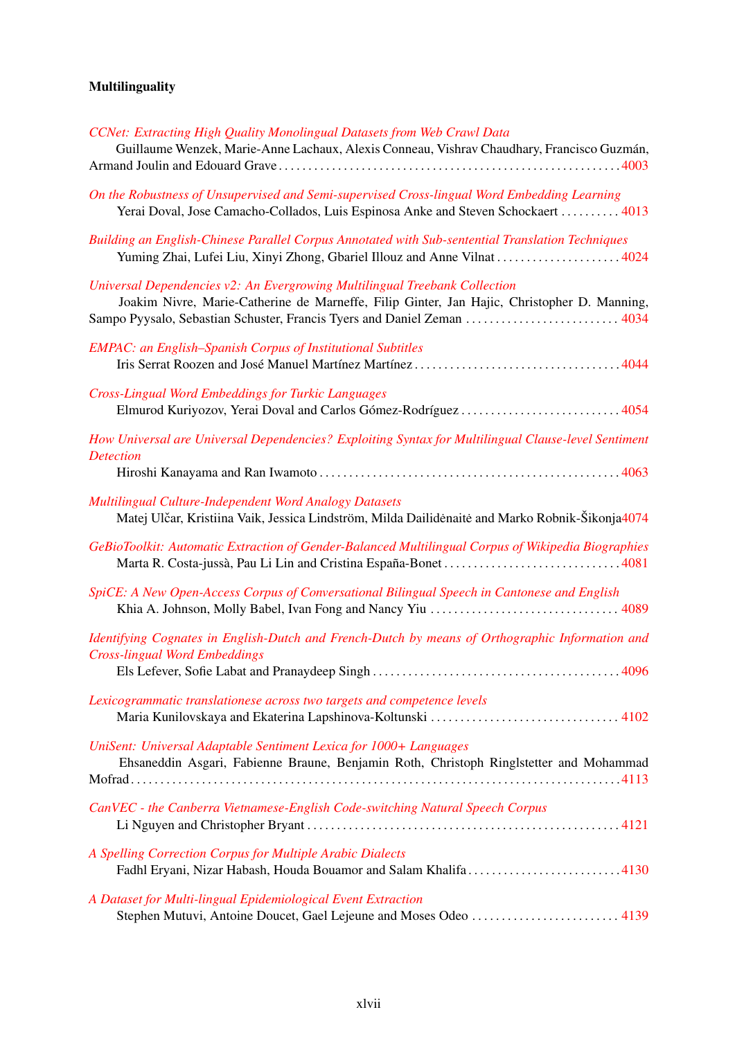## Multilinguality

*CCNet: Extracting High Quality Monolingual Datasets from Web Crawl Data*
Guillaume Wenzek, Marie-Anne Lachaux, Alexis Conneau, Vishrav Chaudhary, Francisco Guzmán, Armand Joulin and Edouard Grave . . . . . 4003

*On the Robustness of Unsupervised and Semi-supervised Cross-lingual Word Embedding Learning*
Yerai Doval, Jose Camacho-Collados, Luis Espinosa Anke and Steven Schockaert . . . . . 4013

*Building an English-Chinese Parallel Corpus Annotated with Sub-sentential Translation Techniques*
Yuming Zhai, Lufei Liu, Xinyi Zhong, Gbariel Illouz and Anne Vilnat . . . . . 4024

*Universal Dependencies v2: An Evergrowing Multilingual Treebank Collection*
Joakim Nivre, Marie-Catherine de Marneffe, Filip Ginter, Jan Hajic, Christopher D. Manning, Sampo Pyysalo, Sebastian Schuster, Francis Tyers and Daniel Zeman . . . . . 4034

*EMPAC: an English–Spanish Corpus of Institutional Subtitles*
Iris Serrat Roozen and José Manuel Martínez Martínez . . . . . 4044

*Cross-Lingual Word Embeddings for Turkic Languages*
Elmurod Kuriyozov, Yerai Doval and Carlos Gómez-Rodríguez . . . . . 4054

*How Universal are Universal Dependencies? Exploiting Syntax for Multilingual Clause-level Sentiment Detection*
Hiroshi Kanayama and Ran Iwamoto . . . . . 4063

*Multilingual Culture-Independent Word Analogy Datasets*
Matej Ulčar, Kristiina Vaik, Jessica Lindström, Milda Dailidėnaitė and Marko Robnik-Šikonja 4074

*GeBioToolkit: Automatic Extraction of Gender-Balanced Multilingual Corpus of Wikipedia Biographies*
Marta R. Costa-jussà, Pau Li Lin and Cristina España-Bonet . . . . . 4081

*SpiCE: A New Open-Access Corpus of Conversational Bilingual Speech in Cantonese and English*
Khia A. Johnson, Molly Babel, Ivan Fong and Nancy Yiu . . . . . 4089

*Identifying Cognates in English-Dutch and French-Dutch by means of Orthographic Information and Cross-lingual Word Embeddings*
Els Lefever, Sofie Labat and Pranaydeep Singh . . . . . 4096

*Lexicogrammatic translationese across two targets and competence levels*
Maria Kunilovskaya and Ekaterina Lapshinova-Koltunski . . . . . 4102

*UniSent: Universal Adaptable Sentiment Lexica for 1000+ Languages*
Ehsaneddin Asgari, Fabienne Braune, Benjamin Roth, Christoph Ringlstetter and Mohammad Mofrad . . . . . 4113

*CanVEC - the Canberra Vietnamese-English Code-switching Natural Speech Corpus*
Li Nguyen and Christopher Bryant . . . . . 4121

*A Spelling Correction Corpus for Multiple Arabic Dialects*
Fadhl Eryani, Nizar Habash, Houda Bouamor and Salam Khalifa . . . . . 4130

*A Dataset for Multi-lingual Epidemiological Event Extraction*
Stephen Mutuvi, Antoine Doucet, Gael Lejeune and Moses Odeo . . . . . 4139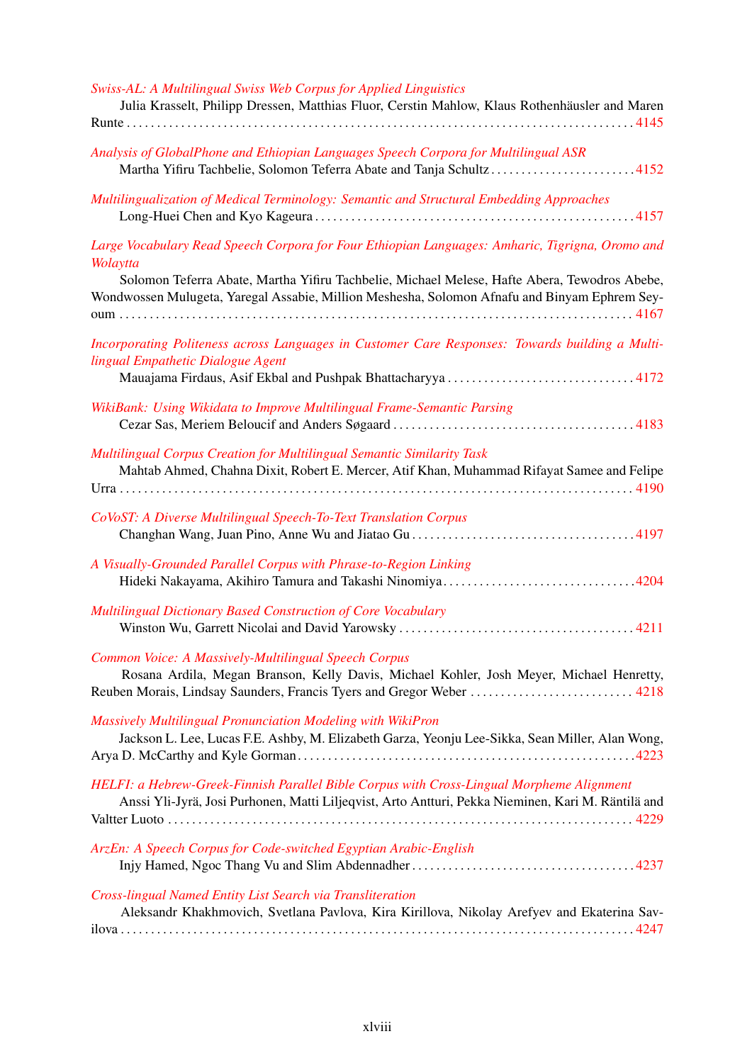*Swiss-AL: A Multilingual Swiss Web Corpus for Applied Linguistics*
Julia Krasselt, Philipp Dressen, Matthias Fluor, Cerstin Mahlow, Klaus Rothenhäusler and Maren Runte . . . . . . . . . . 4145

*Analysis of GlobalPhone and Ethiopian Languages Speech Corpora for Multilingual ASR*
Martha Yifiru Tachbelie, Solomon Teferra Abate and Tanja Schultz . . . . . . . . . . 4152

*Multilingualization of Medical Terminology: Semantic and Structural Embedding Approaches*
Long-Huei Chen and Kyo Kageura . . . . . . . . . . 4157

*Large Vocabulary Read Speech Corpora for Four Ethiopian Languages: Amharic, Tigrigna, Oromo and Wolaytta*
Solomon Teferra Abate, Martha Yifiru Tachbelie, Michael Melese, Hafte Abera, Tewodros Abebe, Wondwossen Mulugeta, Yaregal Assabie, Million Meshesha, Solomon Afnafu and Binyam Ephrem Seyoum . . . . . . . . . . 4167

*Incorporating Politeness across Languages in Customer Care Responses: Towards building a Multi-lingual Empathetic Dialogue Agent*
Mauajama Firdaus, Asif Ekbal and Pushpak Bhattacharyya . . . . . . . . . . 4172

*WikiBank: Using Wikidata to Improve Multilingual Frame-Semantic Parsing*
Cezar Sas, Meriem Beloucif and Anders Søgaard . . . . . . . . . . 4183

*Multilingual Corpus Creation for Multilingual Semantic Similarity Task*
Mahtab Ahmed, Chahna Dixit, Robert E. Mercer, Atif Khan, Muhammad Rifayat Samee and Felipe Urra . . . . . . . . . . 4190

*CoVoST: A Diverse Multilingual Speech-To-Text Translation Corpus*
Changhan Wang, Juan Pino, Anne Wu and Jiatao Gu . . . . . . . . . . 4197

*A Visually-Grounded Parallel Corpus with Phrase-to-Region Linking*
Hideki Nakayama, Akihiro Tamura and Takashi Ninomiya . . . . . . . . . . 4204

*Multilingual Dictionary Based Construction of Core Vocabulary*
Winston Wu, Garrett Nicolai and David Yarowsky . . . . . . . . . . 4211

*Common Voice: A Massively-Multilingual Speech Corpus*
Rosana Ardila, Megan Branson, Kelly Davis, Michael Kohler, Josh Meyer, Michael Henretty, Reuben Morais, Lindsay Saunders, Francis Tyers and Gregor Weber . . . . . . . . . . 4218

*Massively Multilingual Pronunciation Modeling with WikiPron*
Jackson L. Lee, Lucas F.E. Ashby, M. Elizabeth Garza, Yeonju Lee-Sikka, Sean Miller, Alan Wong, Arya D. McCarthy and Kyle Gorman . . . . . . . . . . 4223

*HELFI: a Hebrew-Greek-Finnish Parallel Bible Corpus with Cross-Lingual Morpheme Alignment*
Anssi Yli-Jyrä, Josi Purhonen, Matti Liljeqvist, Arto Antturi, Pekka Nieminen, Kari M. Räntilä and Valtter Luoto . . . . . . . . . . 4229

*ArzEn: A Speech Corpus for Code-switched Egyptian Arabic-English*
Injy Hamed, Ngoc Thang Vu and Slim Abdennadher . . . . . . . . . . 4237

*Cross-lingual Named Entity List Search via Transliteration*
Aleksandr Khakhmovich, Svetlana Pavlova, Kira Kirillova, Nikolay Arefyev and Ekaterina Savilova . . . . . . . . . . 4247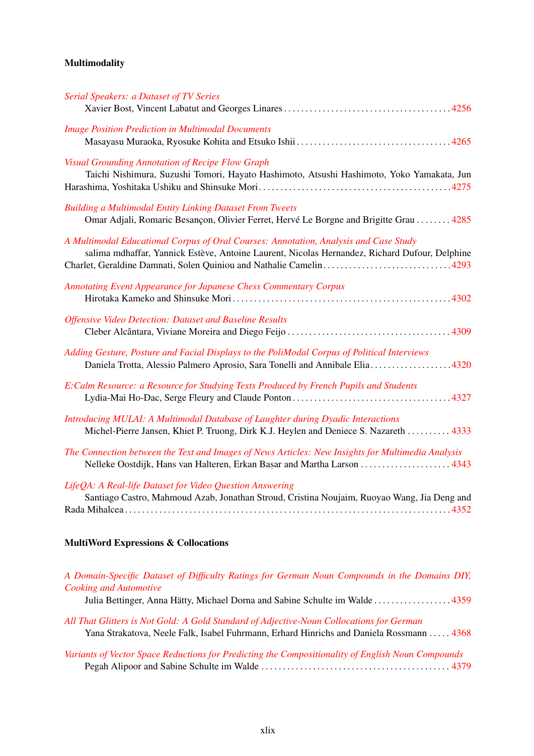**Multimodality**

*Serial Speakers: a Dataset of TV Series*
Xavier Bost, Vincent Labatut and Georges Linares . . . . . . . . . . . . . . . . . . . . . . . . . . . . . . . . . . . . . . 4256

*Image Position Prediction in Multimodal Documents*
Masayasu Muraoka, Ryosuke Kohita and Etsuko Ishii . . . . . . . . . . . . . . . . . . . . . . . . . . . . . . . . . . . 4265

*Visual Grounding Annotation of Recipe Flow Graph*
Taichi Nishimura, Suzushi Tomori, Hayato Hashimoto, Atsushi Hashimoto, Yoko Yamakata, Jun Harashima, Yoshitaka Ushiku and Shinsuke Mori . . . . . . . . . . . . . . . . . . . . . . . . . . . . . . . . . . . . . . . . . . . 4275

*Building a Multimodal Entity Linking Dataset From Tweets*
Omar Adjali, Romaric Besançon, Olivier Ferret, Hervé Le Borgne and Brigitte Grau . . . . . . . . 4285

*A Multimodal Educational Corpus of Oral Courses: Annotation, Analysis and Case Study*
salima mdhaffar, Yannick Estève, Antoine Laurent, Nicolas Hernandez, Richard Dufour, Delphine Charlet, Geraldine Damnati, Solen Quiniou and Nathalie Camelin . . . . . . . . . . . . . . . . . . . . . . . . . . . . . 4293

*Annotating Event Appearance for Japanese Chess Commentary Corpus*
Hirotaka Kameko and Shinsuke Mori . . . . . . . . . . . . . . . . . . . . . . . . . . . . . . . . . . . . . . . . . . . . . . . . . . 4302

*Offensive Video Detection: Dataset and Baseline Results*
Cleber Alcântara, Viviane Moreira and Diego Feijo . . . . . . . . . . . . . . . . . . . . . . . . . . . . . . . . . . . . . 4309

*Adding Gesture, Posture and Facial Displays to the PoliModal Corpus of Political Interviews*
Daniela Trotta, Alessio Palmero Aprosio, Sara Tonelli and Annibale Elia . . . . . . . . . . . . . . . . . . . 4320

*E:Calm Resource: a Resource for Studying Texts Produced by French Pupils and Students*
Lydia-Mai Ho-Dac, Serge Fleury and Claude Ponton . . . . . . . . . . . . . . . . . . . . . . . . . . . . . . . . . . . . 4327

*Introducing MULAI: A Multimodal Database of Laughter during Dyadic Interactions*
Michel-Pierre Jansen, Khiet P. Truong, Dirk K.J. Heylen and Deniece S. Nazareth . . . . . . . . . . 4333

*The Connection between the Text and Images of News Articles: New Insights for Multimedia Analysis*
Nelleke Oostdijk, Hans van Halteren, Erkan Başar and Martha Larson . . . . . . . . . . . . . . . . . . . . . 4343

*LifeQA: A Real-life Dataset for Video Question Answering*
Santiago Castro, Mahmoud Azab, Jonathan Stroud, Cristina Noujaim, Ruoyao Wang, Jia Deng and Rada Mihalcea . . . . . . . . . . . . . . . . . . . . . . . . . . . . . . . . . . . . . . . . . . . . . . . . . . . . . . . . . . . . . . . . . . . . . 4352

**MultiWord Expressions & Collocations**

*A Domain-Specific Dataset of Difficulty Ratings for German Noun Compounds in the Domains DIY, Cooking and Automotive*
Julia Bettinger, Anna Hätty, Michael Dorna and Sabine Schulte im Walde . . . . . . . . . . . . . . . . . . 4359

*All That Glitters is Not Gold: A Gold Standard of Adjective-Noun Collocations for German*
Yana Strakatova, Neele Falk, Isabel Fuhrmann, Erhard Hinrichs and Daniela Rossmann . . . . . 4368

*Variants of Vector Space Reductions for Predicting the Compositionality of English Noun Compounds*
Pegah Alipoor and Sabine Schulte im Walde . . . . . . . . . . . . . . . . . . . . . . . . . . . . . . . . . . . . . . . . . . . 4379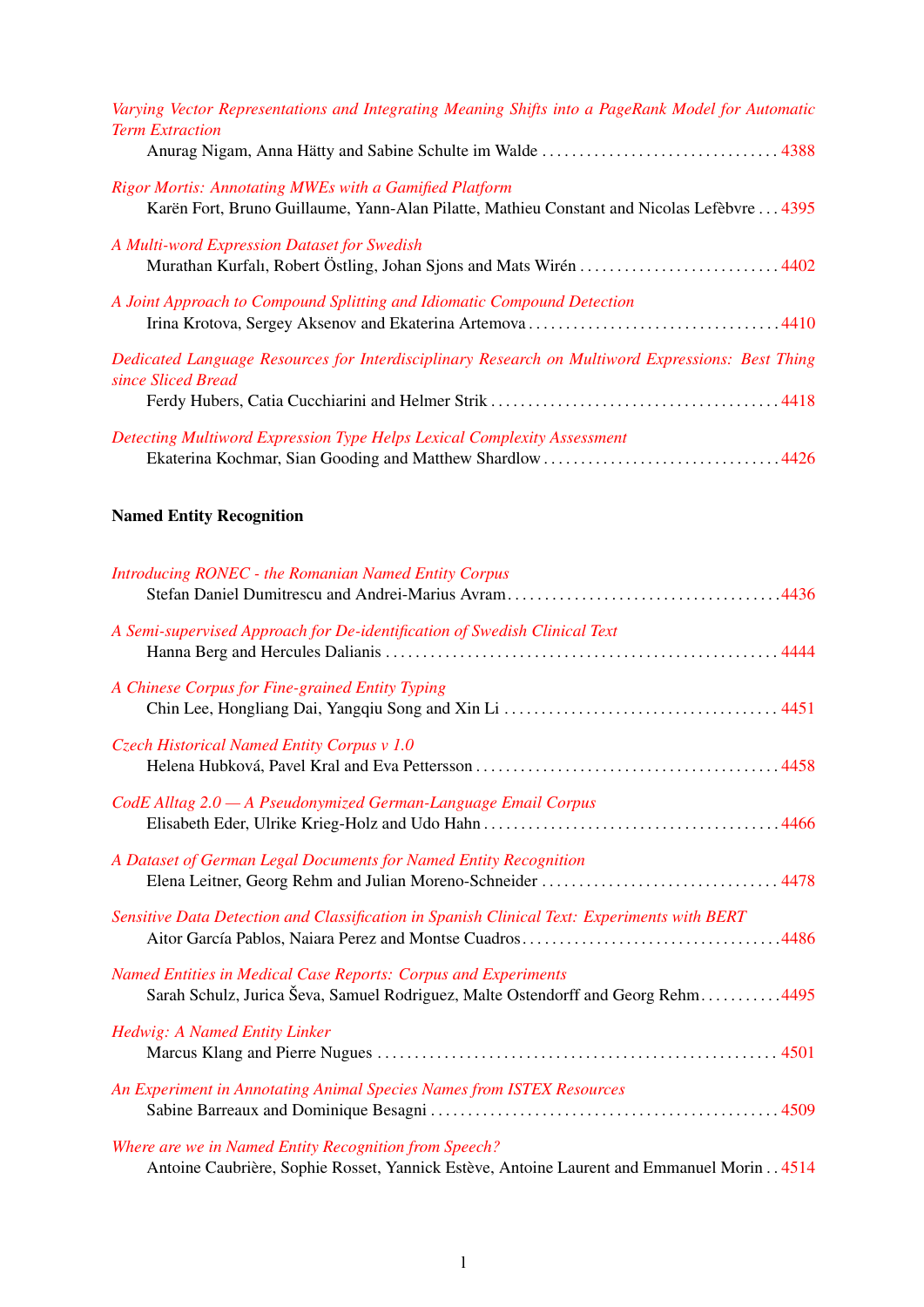*Varying Vector Representations and Integrating Meaning Shifts into a PageRank Model for Automatic Term Extraction*
Anurag Nigam, Anna Hätty and Sabine Schulte im Walde . . . . . . . . . . . . . . . . . . . . . . . . . . . . . . . . 4388

*Rigor Mortis: Annotating MWEs with a Gamified Platform*
Karën Fort, Bruno Guillaume, Yann-Alan Pilatte, Mathieu Constant and Nicolas Lefèbvre . . . 4395

*A Multi-word Expression Dataset for Swedish*
Murathan Kurfalı, Robert Östling, Johan Sjons and Mats Wirén . . . . . . . . . . . . . . . . . . . . . . . . . . . 4402

*A Joint Approach to Compound Splitting and Idiomatic Compound Detection*
Irina Krotova, Sergey Aksenov and Ekaterina Artemova . . . . . . . . . . . . . . . . . . . . . . . . . . . . . . . . . . 4410

*Dedicated Language Resources for Interdisciplinary Research on Multiword Expressions: Best Thing since Sliced Bread*
Ferdy Hubers, Catia Cucchiarini and Helmer Strik . . . . . . . . . . . . . . . . . . . . . . . . . . . . . . . . . . . . . . . 4418

*Detecting Multiword Expression Type Helps Lexical Complexity Assessment*
Ekaterina Kochmar, Sian Gooding and Matthew Shardlow . . . . . . . . . . . . . . . . . . . . . . . . . . . . . . . . 4426

**Named Entity Recognition**

*Introducing RONEC - the Romanian Named Entity Corpus*
Stefan Daniel Dumitrescu and Andrei-Marius Avram . . . . . . . . . . . . . . . . . . . . . . . . . . . . . . . . . . . . . 4436

*A Semi-supervised Approach for De-identification of Swedish Clinical Text*
Hanna Berg and Hercules Dalianis . . . . . . . . . . . . . . . . . . . . . . . . . . . . . . . . . . . . . . . . . . . . . . . . . . . . . 4444

*A Chinese Corpus for Fine-grained Entity Typing*
Chin Lee, Hongliang Dai, Yangqiu Song and Xin Li . . . . . . . . . . . . . . . . . . . . . . . . . . . . . . . . . . . . . 4451

*Czech Historical Named Entity Corpus v 1.0*
Helena Hubková, Pavel Kral and Eva Pettersson . . . . . . . . . . . . . . . . . . . . . . . . . . . . . . . . . . . . . . . . . 4458

*CodE Alltag 2.0 — A Pseudonymized German-Language Email Corpus*
Elisabeth Eder, Ulrike Krieg-Holz and Udo Hahn . . . . . . . . . . . . . . . . . . . . . . . . . . . . . . . . . . . . . . . . 4466

*A Dataset of German Legal Documents for Named Entity Recognition*
Elena Leitner, Georg Rehm and Julian Moreno-Schneider . . . . . . . . . . . . . . . . . . . . . . . . . . . . . . . . . 4478

*Sensitive Data Detection and Classification in Spanish Clinical Text: Experiments with BERT*
Aitor García Pablos, Naiara Perez and Montse Cuadros . . . . . . . . . . . . . . . . . . . . . . . . . . . . . . . . . . . 4486

*Named Entities in Medical Case Reports: Corpus and Experiments*
Sarah Schulz, Jurica Ševa, Samuel Rodriguez, Malte Ostendorff and Georg Rehm . . . . . . . . . . . 4495

*Hedwig: A Named Entity Linker*
Marcus Klang and Pierre Nugues . . . . . . . . . . . . . . . . . . . . . . . . . . . . . . . . . . . . . . . . . . . . . . . . . . . . . . 4501

*An Experiment in Annotating Animal Species Names from ISTEX Resources*
Sabine Barreaux and Dominique Besagni . . . . . . . . . . . . . . . . . . . . . . . . . . . . . . . . . . . . . . . . . . . . . . . . 4509

*Where are we in Named Entity Recognition from Speech?*
Antoine Caubrière, Sophie Rosset, Yannick Estève, Antoine Laurent and Emmanuel Morin . . 4514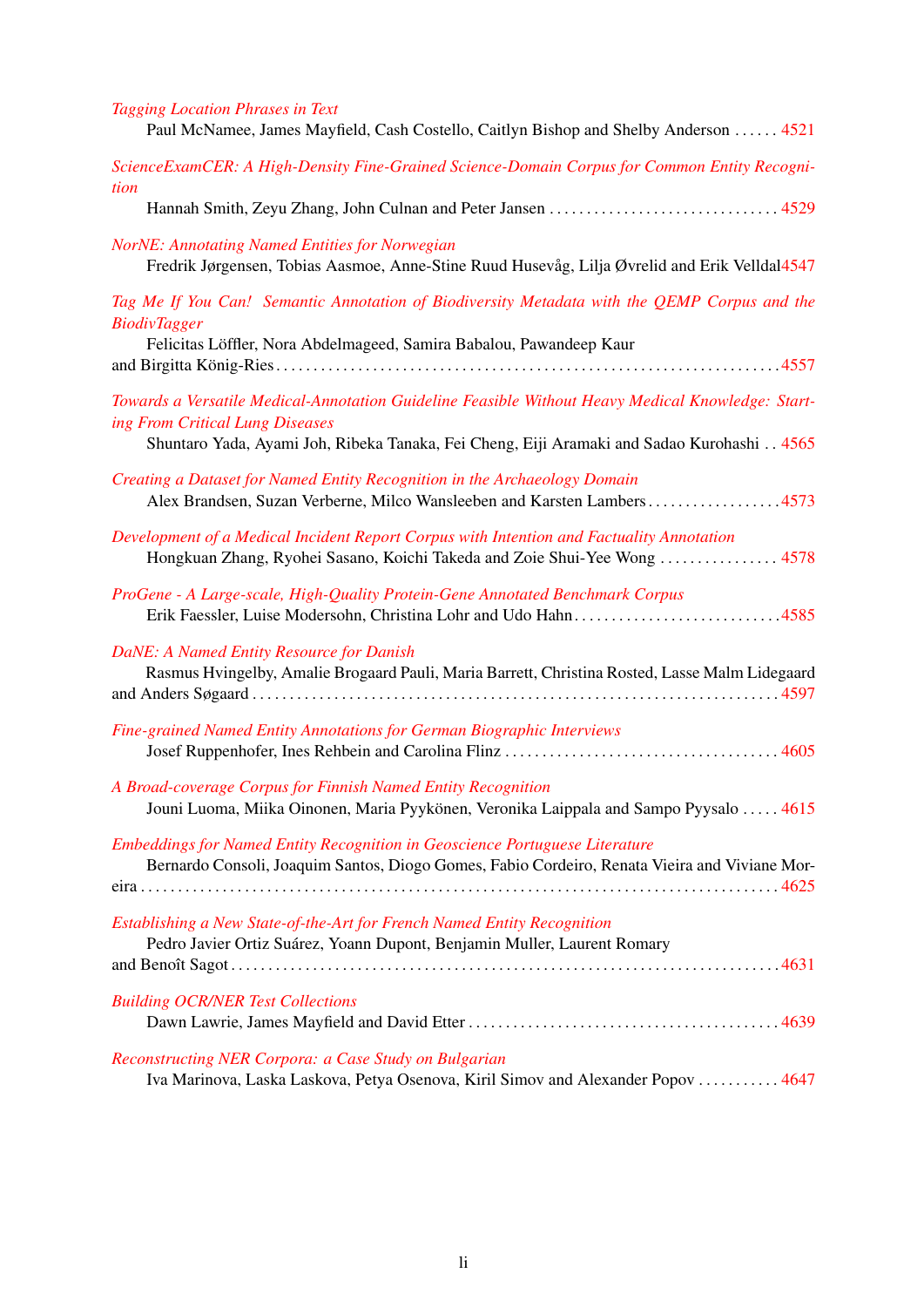*Tagging Location Phrases in Text*
Paul McNamee, James Mayfield, Cash Costello, Caitlyn Bishop and Shelby Anderson . . . . . . 4521

*ScienceExamCER: A High-Density Fine-Grained Science-Domain Corpus for Common Entity Recognition*
Hannah Smith, Zeyu Zhang, John Culnan and Peter Jansen . . . . . . . . . . . . . . . . . . . . . . . . . . . . . . . 4529

*NorNE: Annotating Named Entities for Norwegian*
Fredrik Jørgensen, Tobias Aasmoe, Anne-Stine Ruud Husevåg, Lilja Øvrelid and Erik Velldal 4547

*Tag Me If You Can! Semantic Annotation of Biodiversity Metadata with the QEMP Corpus and the BiodivTagger*
Felicitas Löffler, Nora Abdelmageed, Samira Babalou, Pawandeep Kaur and Birgitta König-Ries . . . . . . . . . . . . . . . . . . . . . . . . . . . . . . . . . . . . . . . . . . . . . . . . . . . . . . . . . . . . . . . . . . . 4557

*Towards a Versatile Medical-Annotation Guideline Feasible Without Heavy Medical Knowledge: Starting From Critical Lung Diseases*
Shuntaro Yada, Ayami Joh, Ribeka Tanaka, Fei Cheng, Eiji Aramaki and Sadao Kurohashi . . 4565

*Creating a Dataset for Named Entity Recognition in the Archaeology Domain*
Alex Brandsen, Suzan Verberne, Milco Wansleeben and Karsten Lambers . . . . . . . . . . . . . . . . . . 4573

*Development of a Medical Incident Report Corpus with Intention and Factuality Annotation*
Hongkuan Zhang, Ryohei Sasano, Koichi Takeda and Zoie Shui-Yee Wong . . . . . . . . . . . . . . . . 4578

*ProGene - A Large-scale, High-Quality Protein-Gene Annotated Benchmark Corpus*
Erik Faessler, Luise Modersohn, Christina Lohr and Udo Hahn . . . . . . . . . . . . . . . . . . . . . . . . . . . . 4585

*DaNE: A Named Entity Resource for Danish*
Rasmus Hvingelby, Amalie Brogaard Pauli, Maria Barrett, Christina Rosted, Lasse Malm Lidegaard and Anders Søgaard . . . . . . . . . . . . . . . . . . . . . . . . . . . . . . . . . . . . . . . . . . . . . . . . . . . . . . . . . . . . . . . . . . . . 4597

*Fine-grained Named Entity Annotations for German Biographic Interviews*
Josef Ruppenhofer, Ines Rehbein and Carolina Flinz . . . . . . . . . . . . . . . . . . . . . . . . . . . . . . . . . . . . . 4605

*A Broad-coverage Corpus for Finnish Named Entity Recognition*
Jouni Luoma, Miika Oinonen, Maria Pyykönen, Veronika Laippala and Sampo Pyysalo . . . . . 4615

*Embeddings for Named Entity Recognition in Geoscience Portuguese Literature*
Bernardo Consoli, Joaquim Santos, Diogo Gomes, Fabio Cordeiro, Renata Vieira and Viviane Moreira . . . . . . . . . . . . . . . . . . . . . . . . . . . . . . . . . . . . . . . . . . . . . . . . . . . . . . . . . . . . . . . . . . . . . . . . . . . . . . . . 4625

*Establishing a New State-of-the-Art for French Named Entity Recognition*
Pedro Javier Ortiz Suárez, Yoann Dupont, Benjamin Muller, Laurent Romary and Benoît Sagot . . . . . . . . . . . . . . . . . . . . . . . . . . . . . . . . . . . . . . . . . . . . . . . . . . . . . . . . . . . . . . . . . . . . . 4631

*Building OCR/NER Test Collections*
Dawn Lawrie, James Mayfield and David Etter . . . . . . . . . . . . . . . . . . . . . . . . . . . . . . . . . . . . . . . . . . 4639

*Reconstructing NER Corpora: a Case Study on Bulgarian*
Iva Marinova, Laska Laskova, Petya Osenova, Kiril Simov and Alexander Popov . . . . . . . . . . . 4647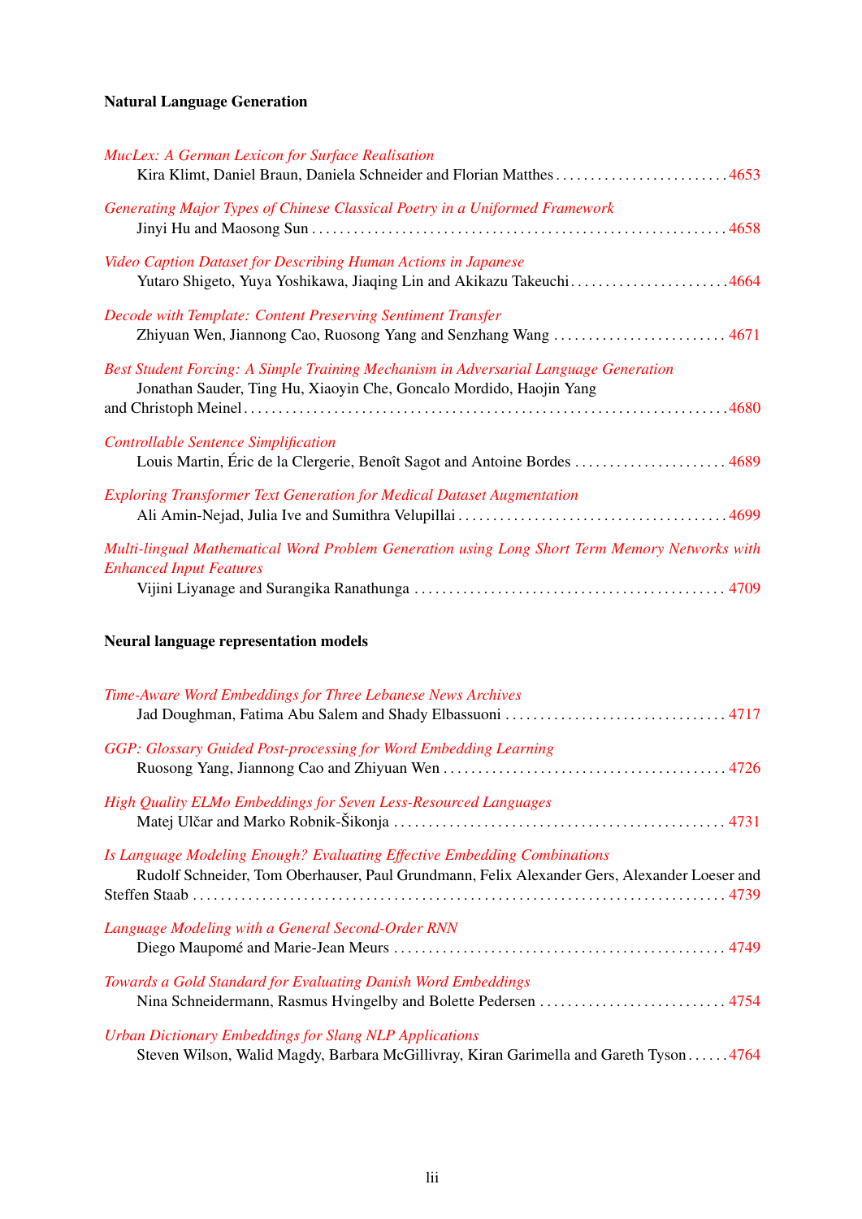## Natural Language Generation

*MucLex: A German Lexicon for Surface Realisation*
Kira Klimt, Daniel Braun, Daniela Schneider and Florian Matthes . . . . . . . . . . . . . . . . . . . . . . . . . 4653

*Generating Major Types of Chinese Classical Poetry in a Uniformed Framework*
Jinyi Hu and Maosong Sun . . . . . . . . . . . . . . . . . . . . . . . . . . . . . . . . . . . . . . . . . . . . . . . . . . . . . . . . . . . 4658

*Video Caption Dataset for Describing Human Actions in Japanese*
Yutaro Shigeto, Yuya Yoshikawa, Jiaqing Lin and Akikazu Takeuchi . . . . . . . . . . . . . . . . . . . . . . . 4664

*Decode with Template: Content Preserving Sentiment Transfer*
Zhiyuan Wen, Jiannong Cao, Ruosong Yang and Senzhang Wang . . . . . . . . . . . . . . . . . . . . . . . . . 4671

*Best Student Forcing: A Simple Training Mechanism in Adversarial Language Generation*
Jonathan Sauder, Ting Hu, Xiaoyin Che, Goncalo Mordido, Haojin Yang and Christoph Meinel . . . . . . . . . . . . . . . . . . . . . . . . . . . . . . . . . . . . . . . . . . . . . . . . . . . . . . . . . . . . . . . . . . . . 4680

*Controllable Sentence Simplification*
Louis Martin, Éric de la Clergerie, Benoît Sagot and Antoine Bordes . . . . . . . . . . . . . . . . . . . . . . 4689

*Exploring Transformer Text Generation for Medical Dataset Augmentation*
Ali Amin-Nejad, Julia Ive and Sumithra Velupillai . . . . . . . . . . . . . . . . . . . . . . . . . . . . . . . . . . . . . . 4699

*Multi-lingual Mathematical Word Problem Generation using Long Short Term Memory Networks with Enhanced Input Features*
Vijini Liyanage and Surangika Ranathunga . . . . . . . . . . . . . . . . . . . . . . . . . . . . . . . . . . . . . . . . . . . . 4709

## Neural language representation models

*Time-Aware Word Embeddings for Three Lebanese News Archives*
Jad Doughman, Fatima Abu Salem and Shady Elbassuoni . . . . . . . . . . . . . . . . . . . . . . . . . . . . . . . . 4717

*GGP: Glossary Guided Post-processing for Word Embedding Learning*
Ruosong Yang, Jiannong Cao and Zhiyuan Wen . . . . . . . . . . . . . . . . . . . . . . . . . . . . . . . . . . . . . . . . 4726

*High Quality ELMo Embeddings for Seven Less-Resourced Languages*
Matej Ulčar and Marko Robnik-Šikonja . . . . . . . . . . . . . . . . . . . . . . . . . . . . . . . . . . . . . . . . . . . . . . . . 4731

*Is Language Modeling Enough? Evaluating Effective Embedding Combinations*
Rudolf Schneider, Tom Oberhauser, Paul Grundmann, Felix Alexander Gers, Alexander Loeser and Steffen Staab . . . . . . . . . . . . . . . . . . . . . . . . . . . . . . . . . . . . . . . . . . . . . . . . . . . . . . . . . . . . . . . . . . . . . . . . . . 4739

*Language Modeling with a General Second-Order RNN*
Diego Maupomé and Marie-Jean Meurs . . . . . . . . . . . . . . . . . . . . . . . . . . . . . . . . . . . . . . . . . . . . . . . . 4749

*Towards a Gold Standard for Evaluating Danish Word Embeddings*
Nina Schneidermann, Rasmus Hvingelby and Bolette Pedersen . . . . . . . . . . . . . . . . . . . . . . . . . . . 4754

*Urban Dictionary Embeddings for Slang NLP Applications*
Steven Wilson, Walid Magdy, Barbara McGillivray, Kiran Garimella and Gareth Tyson . . . . . . 4764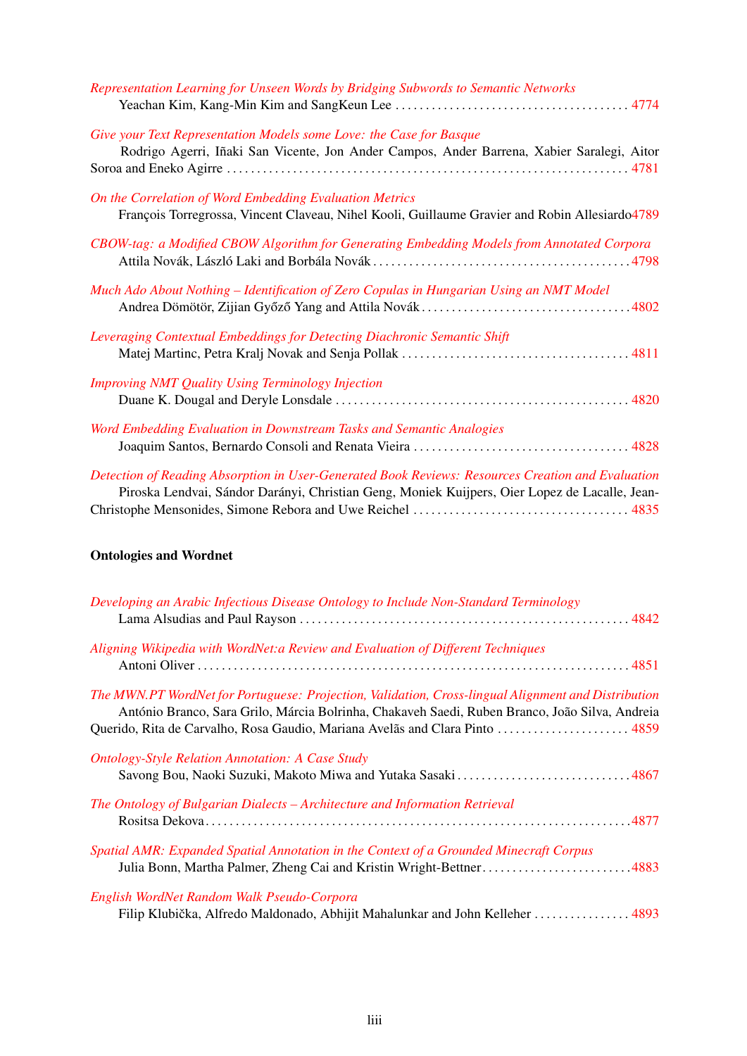*Representation Learning for Unseen Words by Bridging Subwords to Semantic Networks*
Yeachan Kim, Kang-Min Kim and SangKeun Lee . . . . . . . . . . . . . . . . . . . . . . . . . . . . . . . . . . . . . . . 4774

*Give your Text Representation Models some Love: the Case for Basque*
Rodrigo Agerri, Iñaki San Vicente, Jon Ander Campos, Ander Barrena, Xabier Saralegi, Aitor Soroa and Eneko Agirre . . . . . . . . . . . . . . . . . . . . . . . . . . . . . . . . . . . . . . . . . . . . . . . . . . . . . . . . . . . . . . . . 4781

*On the Correlation of Word Embedding Evaluation Metrics*
François Torregrossa, Vincent Claveau, Nihel Kooli, Guillaume Gravier and Robin Allesiardo 4789

*CBOW-tag: a Modified CBOW Algorithm for Generating Embedding Models from Annotated Corpora*
Attila Novák, László Laki and Borbála Novák . . . . . . . . . . . . . . . . . . . . . . . . . . . . . . . . . . . . . . . . . . 4798

*Much Ado About Nothing – Identification of Zero Copulas in Hungarian Using an NMT Model*
Andrea Dömötör, Zijian Győző Yang and Attila Novák . . . . . . . . . . . . . . . . . . . . . . . . . . . . . . . . . . . 4802

*Leveraging Contextual Embeddings for Detecting Diachronic Semantic Shift*
Matej Martinc, Petra Kralj Novak and Senja Pollak . . . . . . . . . . . . . . . . . . . . . . . . . . . . . . . . . . . . . . 4811

*Improving NMT Quality Using Terminology Injection*
Duane K. Dougal and Deryle Lonsdale . . . . . . . . . . . . . . . . . . . . . . . . . . . . . . . . . . . . . . . . . . . . . . . . . 4820

*Word Embedding Evaluation in Downstream Tasks and Semantic Analogies*
Joaquim Santos, Bernardo Consoli and Renata Vieira . . . . . . . . . . . . . . . . . . . . . . . . . . . . . . . . . . . . 4828

*Detection of Reading Absorption in User-Generated Book Reviews: Resources Creation and Evaluation*
Piroska Lendvai, Sándor Darányi, Christian Geng, Moniek Kuijpers, Oier Lopez de Lacalle, Jean-Christophe Mensonides, Simone Rebora and Uwe Reichel . . . . . . . . . . . . . . . . . . . . . . . . . . . . . . . . . . . 4835

**Ontologies and Wordnet**

*Developing an Arabic Infectious Disease Ontology to Include Non-Standard Terminology*
Lama Alsudias and Paul Rayson . . . . . . . . . . . . . . . . . . . . . . . . . . . . . . . . . . . . . . . . . . . . . . . . . . . . . . 4842

*Aligning Wikipedia with WordNet:a Review and Evaluation of Different Techniques*
Antoni Oliver . . . . . . . . . . . . . . . . . . . . . . . . . . . . . . . . . . . . . . . . . . . . . . . . . . . . . . . . . . . . . . . . . . . . . . 4851

*The MWN.PT WordNet for Portuguese: Projection, Validation, Cross-lingual Alignment and Distribution*
António Branco, Sara Grilo, Márcia Bolrinha, Chakaveh Saedi, Ruben Branco, João Silva, Andreia Querido, Rita de Carvalho, Rosa Gaudio, Mariana Avelãs and Clara Pinto . . . . . . . . . . . . . . . . . . . . . . 4859

*Ontology-Style Relation Annotation: A Case Study*
Savong Bou, Naoki Suzuki, Makoto Miwa and Yutaka Sasaki . . . . . . . . . . . . . . . . . . . . . . . . . . . . . 4867

*The Ontology of Bulgarian Dialects – Architecture and Information Retrieval*
Rositsa Dekova . . . . . . . . . . . . . . . . . . . . . . . . . . . . . . . . . . . . . . . . . . . . . . . . . . . . . . . . . . . . . . . . . . . . 4877

*Spatial AMR: Expanded Spatial Annotation in the Context of a Grounded Minecraft Corpus*
Julia Bonn, Martha Palmer, Zheng Cai and Kristin Wright-Bettner . . . . . . . . . . . . . . . . . . . . . . . . . 4883

*English WordNet Random Walk Pseudo-Corpora*
Filip Klubička, Alfredo Maldonado, Abhijit Mahalunkar and John Kelleher . . . . . . . . . . . . . . . . 4893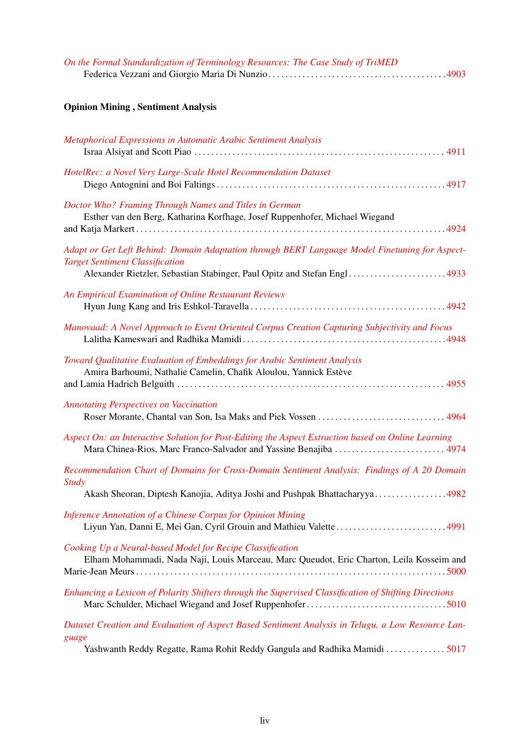*On the Formal Standardization of Terminology Resources: The Case Study of TriMED*
Federica Vezzani and Giorgio Maria Di Nunzio . . . . . . . . . . . . . . . . . . . . . . . . . . . . . . . . . . . . . . . . 4903

## Opinion Mining , Sentiment Analysis

*Metaphorical Expressions in Automatic Arabic Sentiment Analysis*
Israa Alsiyat and Scott Piao . . . . . . . . . . . . . . . . . . . . . . . . . . . . . . . . . . . . . . . . . . . . . . . . . . . . . . . . . 4911

*HotelRec: a Novel Very Large-Scale Hotel Recommendation Dataset*
Diego Antognini and Boi Faltings . . . . . . . . . . . . . . . . . . . . . . . . . . . . . . . . . . . . . . . . . . . . . . . . . . . . 4917

*Doctor Who? Framing Through Names and Titles in German*
Esther van den Berg, Katharina Korfhage, Josef Ruppenhofer, Michael Wiegand and Katja Markert . . . . . . . . . . . . . . . . . . . . . . . . . . . . . . . . . . . . . . . . . . . . . . . . . . . . . . . . . . . . . . . . . . . . . . 4924

*Adapt or Get Left Behind: Domain Adaptation through BERT Language Model Finetuning for Aspect-Target Sentiment Classification*
Alexander Rietzler, Sebastian Stabinger, Paul Opitz and Stefan Engl . . . . . . . . . . . . . . . . . . . . . . . 4933

*An Empirical Examination of Online Restaurant Reviews*
Hyun Jung Kang and Iris Eshkol-Taravella . . . . . . . . . . . . . . . . . . . . . . . . . . . . . . . . . . . . . . . . . . . . . 4942

*Manovaad: A Novel Approach to Event Oriented Corpus Creation Capturing Subjectivity and Focus*
Lalitha Kameswari and Radhika Mamidi . . . . . . . . . . . . . . . . . . . . . . . . . . . . . . . . . . . . . . . . . . . . . . . 4948

*Toward Qualitative Evaluation of Embeddings for Arabic Sentiment Analysis*
Amira Barhoumi, Nathalie Camelin, Chafik Aloulou, Yannick Estève and Lamia Hadrich Belguith . . . . . . . . . . . . . . . . . . . . . . . . . . . . . . . . . . . . . . . . . . . . . . . . . . . . . . . . . . . . . 4955

*Annotating Perspectives on Vaccination*
Roser Morante, Chantal van Son, Isa Maks and Piek Vossen . . . . . . . . . . . . . . . . . . . . . . . . . . . . . . 4964

*Aspect On: an Interactive Solution for Post-Editing the Aspect Extraction based on Online Learning*
Mara Chinea-Rios, Marc Franco-Salvador and Yassine Benajiba . . . . . . . . . . . . . . . . . . . . . . . . . . 4974

*Recommendation Chart of Domains for Cross-Domain Sentiment Analysis: Findings of A 20 Domain Study*
Akash Sheoran, Diptesh Kanojia, Aditya Joshi and Pushpak Bhattacharyya . . . . . . . . . . . . . . . . . 4982

*Inference Annotation of a Chinese Corpus for Opinion Mining*
Liyun Yan, Danni E, Mei Gan, Cyril Grouin and Mathieu Valette . . . . . . . . . . . . . . . . . . . . . . . . . . 4991

*Cooking Up a Neural-based Model for Recipe Classification*
Elham Mohammadi, Nada Naji, Louis Marceau, Marc Queudot, Eric Charton, Leila Kosseim and Marie-Jean Meurs . . . . . . . . . . . . . . . . . . . . . . . . . . . . . . . . . . . . . . . . . . . . . . . . . . . . . . . . . . . . . . . . . . . . . 5000

*Enhancing a Lexicon of Polarity Shifters through the Supervised Classification of Shifting Directions*
Marc Schulder, Michael Wiegand and Josef Ruppenhofer . . . . . . . . . . . . . . . . . . . . . . . . . . . . . . . . . 5010

*Dataset Creation and Evaluation of Aspect Based Sentiment Analysis in Telugu, a Low Resource Language*
Yashwanth Reddy Regatte, Rama Rohit Reddy Gangula and Radhika Mamidi . . . . . . . . . . . . . . 5017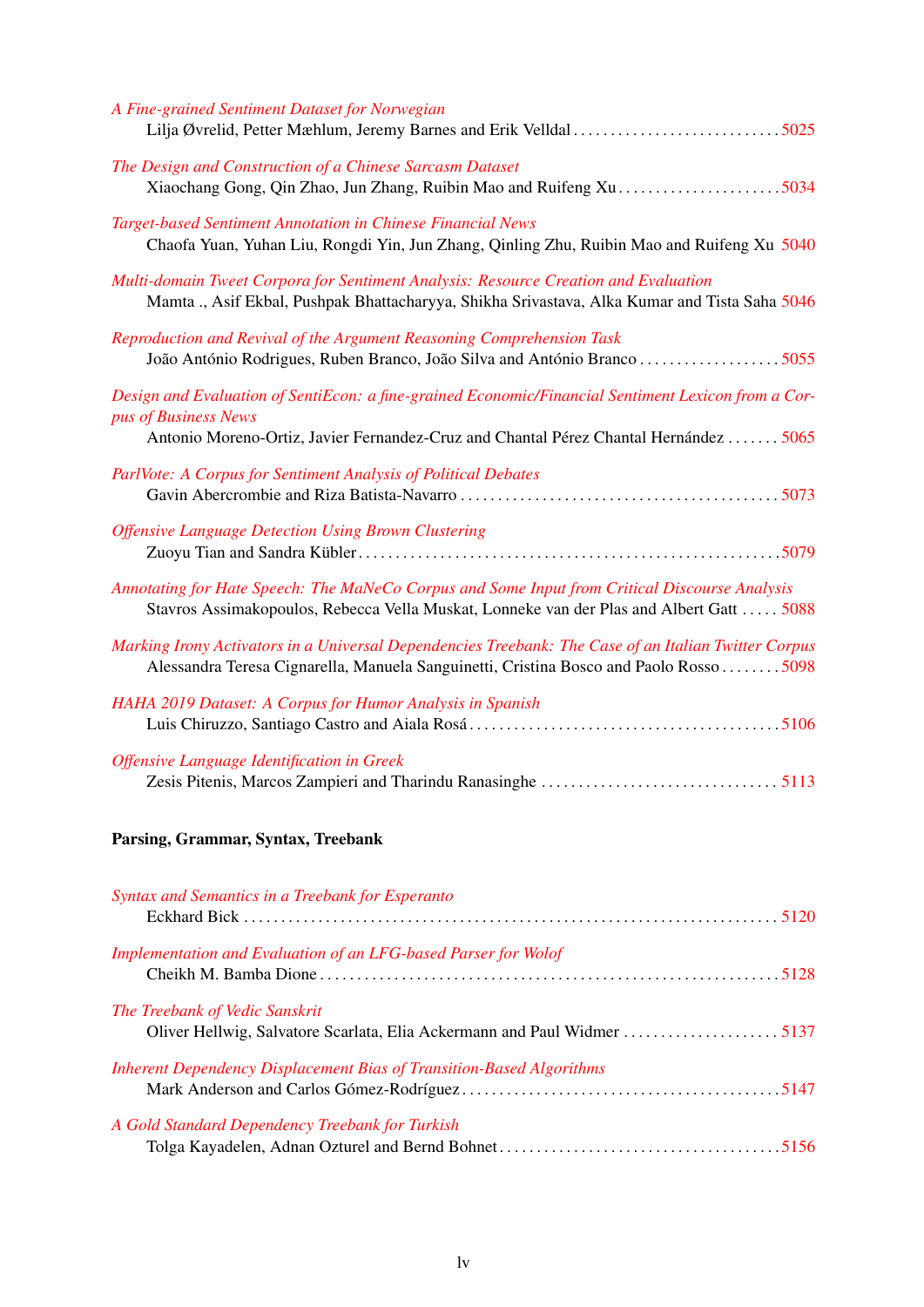*A Fine-grained Sentiment Dataset for Norwegian*
Lilja Øvrelid, Petter Mæhlum, Jeremy Barnes and Erik Velldal . . . . . . . . . . . . . . . . . . . . . . . . . . . . 5025

*The Design and Construction of a Chinese Sarcasm Dataset*
Xiaochang Gong, Qin Zhao, Jun Zhang, Ruibin Mao and Ruifeng Xu . . . . . . . . . . . . . . . . . . . . . . 5034

*Target-based Sentiment Annotation in Chinese Financial News*
Chaofa Yuan, Yuhan Liu, Rongdi Yin, Jun Zhang, Qinling Zhu, Ruibin Mao and Ruifeng Xu 5040

*Multi-domain Tweet Corpora for Sentiment Analysis: Resource Creation and Evaluation*
Mamta ., Asif Ekbal, Pushpak Bhattacharyya, Shikha Srivastava, Alka Kumar and Tista Saha 5046

*Reproduction and Revival of the Argument Reasoning Comprehension Task*
João António Rodrigues, Ruben Branco, João Silva and António Branco . . . . . . . . . . . . . . . . . . . 5055

*Design and Evaluation of SentiEcon: a fine-grained Economic/Financial Sentiment Lexicon from a Corpus of Business News*
Antonio Moreno-Ortiz, Javier Fernandez-Cruz and Chantal Pérez Chantal Hernández . . . . . . . 5065

*ParlVote: A Corpus for Sentiment Analysis of Political Debates*
Gavin Abercrombie and Riza Batista-Navarro . . . . . . . . . . . . . . . . . . . . . . . . . . . . . . . . . . . . . . . . . 5073

*Offensive Language Detection Using Brown Clustering*
Zuoyu Tian and Sandra Kübler . . . . . . . . . . . . . . . . . . . . . . . . . . . . . . . . . . . . . . . . . . . . . . . . . . . . . . 5079

*Annotating for Hate Speech: The MaNeCo Corpus and Some Input from Critical Discourse Analysis*
Stavros Assimakopoulos, Rebecca Vella Muskat, Lonneke van der Plas and Albert Gatt . . . . . 5088

*Marking Irony Activators in a Universal Dependencies Treebank: The Case of an Italian Twitter Corpus*
Alessandra Teresa Cignarella, Manuela Sanguinetti, Cristina Bosco and Paolo Rosso . . . . . . . . 5098

*HAHA 2019 Dataset: A Corpus for Humor Analysis in Spanish*
Luis Chiruzzo, Santiago Castro and Aiala Rosá . . . . . . . . . . . . . . . . . . . . . . . . . . . . . . . . . . . . . . . . . 5106

*Offensive Language Identification in Greek*
Zesis Pitenis, Marcos Zampieri and Tharindu Ranasinghe . . . . . . . . . . . . . . . . . . . . . . . . . . . . . . . 5113

**Parsing, Grammar, Syntax, Treebank**

*Syntax and Semantics in a Treebank for Esperanto*
Eckhard Bick . . . . . . . . . . . . . . . . . . . . . . . . . . . . . . . . . . . . . . . . . . . . . . . . . . . . . . . . . . . . . . . . . . . . . . . 5120

*Implementation and Evaluation of an LFG-based Parser for Wolof*
Cheikh M. Bamba Dione . . . . . . . . . . . . . . . . . . . . . . . . . . . . . . . . . . . . . . . . . . . . . . . . . . . . . . . . . . . . . 5128

*The Treebank of Vedic Sanskrit*
Oliver Hellwig, Salvatore Scarlata, Elia Ackermann and Paul Widmer . . . . . . . . . . . . . . . . . . . . . 5137

*Inherent Dependency Displacement Bias of Transition-Based Algorithms*
Mark Anderson and Carlos Gómez-Rodríguez . . . . . . . . . . . . . . . . . . . . . . . . . . . . . . . . . . . . . . . . . . 5147

*A Gold Standard Dependency Treebank for Turkish*
Tolga Kayadelen, Adnan Ozturel and Bernd Bohnet . . . . . . . . . . . . . . . . . . . . . . . . . . . . . . . . . . . . . 5156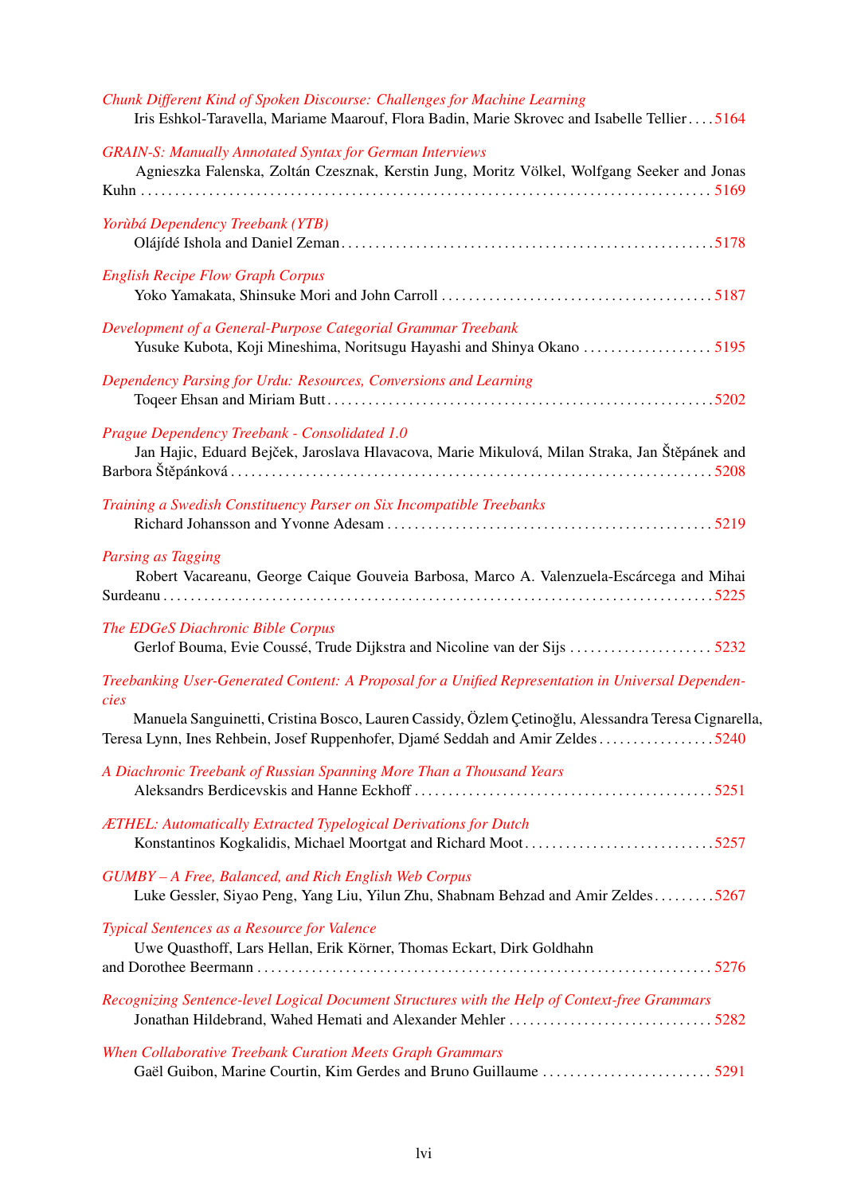*Chunk Different Kind of Spoken Discourse: Challenges for Machine Learning*
Iris Eshkol-Taravella, Mariame Maarouf, Flora Badin, Marie Skrovec and Isabelle Tellier . . . . 5164

*GRAIN-S: Manually Annotated Syntax for German Interviews*
Agnieszka Falenska, Zoltán Czesznak, Kerstin Jung, Moritz Völkel, Wolfgang Seeker and Jonas Kuhn . . . . . . . . . . . . . . . . . . . . . . . . . . . . . . . . . . . . . . . . . . . . . . . . . . . . . . . . . . . . . . . . . . . . . . . . . . . . 5169

*Yorùbá Dependency Treebank (YTB)*
Olájídé Ishola and Daniel Zeman . . . . . . . . . . . . . . . . . . . . . . . . . . . . . . . . . . . . . . . . . . . . . . . . . . . . . 5178

*English Recipe Flow Graph Corpus*
Yoko Yamakata, Shinsuke Mori and John Carroll . . . . . . . . . . . . . . . . . . . . . . . . . . . . . . . . . . . . . . . 5187

*Development of a General-Purpose Categorial Grammar Treebank*
Yusuke Kubota, Koji Mineshima, Noritsugu Hayashi and Shinya Okano . . . . . . . . . . . . . . . . . . . 5195

*Dependency Parsing for Urdu: Resources, Conversions and Learning*
Toqeer Ehsan and Miriam Butt . . . . . . . . . . . . . . . . . . . . . . . . . . . . . . . . . . . . . . . . . . . . . . . . . . . . . . . . 5202

*Prague Dependency Treebank - Consolidated 1.0*
Jan Hajic, Eduard Bejček, Jaroslava Hlavacova, Marie Mikulová, Milan Straka, Jan Štěpánek and Barbora Štěpánková . . . . . . . . . . . . . . . . . . . . . . . . . . . . . . . . . . . . . . . . . . . . . . . . . . . . . . . . . . . . . . . . . . . 5208

*Training a Swedish Constituency Parser on Six Incompatible Treebanks*
Richard Johansson and Yvonne Adesam . . . . . . . . . . . . . . . . . . . . . . . . . . . . . . . . . . . . . . . . . . . . . . . . 5219

*Parsing as Tagging*
Robert Vacareanu, George Caique Gouveia Barbosa, Marco A. Valenzuela-Escárcega and Mihai Surdeanu . . . . . . . . . . . . . . . . . . . . . . . . . . . . . . . . . . . . . . . . . . . . . . . . . . . . . . . . . . . . . . . . . . . . . . . . . . . 5225

*The EDGeS Diachronic Bible Corpus*
Gerlof Bouma, Evie Coussé, Trude Dijkstra and Nicoline van der Sijs . . . . . . . . . . . . . . . . . . . . . 5232

*Treebanking User-Generated Content: A Proposal for a Unified Representation in Universal Dependencies*
Manuela Sanguinetti, Cristina Bosco, Lauren Cassidy, Özlem Çetinoğlu, Alessandra Teresa Cignarella, Teresa Lynn, Ines Rehbein, Josef Ruppenhofer, Djamé Seddah and Amir Zeldes . . . . . . . . . . . . . . . . . 5240

*A Diachronic Treebank of Russian Spanning More Than a Thousand Years*
Aleksandrs Berdicevskis and Hanne Eckhoff . . . . . . . . . . . . . . . . . . . . . . . . . . . . . . . . . . . . . . . . . . . 5251

*ÆTHEL: Automatically Extracted Typelogical Derivations for Dutch*
Konstantinos Kogkalidis, Michael Moortgat and Richard Moot . . . . . . . . . . . . . . . . . . . . . . . . . . . . 5257

*GUMBY – A Free, Balanced, and Rich English Web Corpus*
Luke Gessler, Siyao Peng, Yang Liu, Yilun Zhu, Shabnam Behzad and Amir Zeldes . . . . . . . . . 5267

*Typical Sentences as a Resource for Valence*
Uwe Quasthoff, Lars Hellan, Erik Körner, Thomas Eckart, Dirk Goldhahn and Dorothee Beermann . . . . . . . . . . . . . . . . . . . . . . . . . . . . . . . . . . . . . . . . . . . . . . . . . . . . . . . . . . . . . . . . . . 5276

*Recognizing Sentence-level Logical Document Structures with the Help of Context-free Grammars*
Jonathan Hildebrand, Wahed Hemati and Alexander Mehler . . . . . . . . . . . . . . . . . . . . . . . . . . . . . . 5282

*When Collaborative Treebank Curation Meets Graph Grammars*
Gaël Guibon, Marine Courtin, Kim Gerdes and Bruno Guillaume . . . . . . . . . . . . . . . . . . . . . . . . . 5291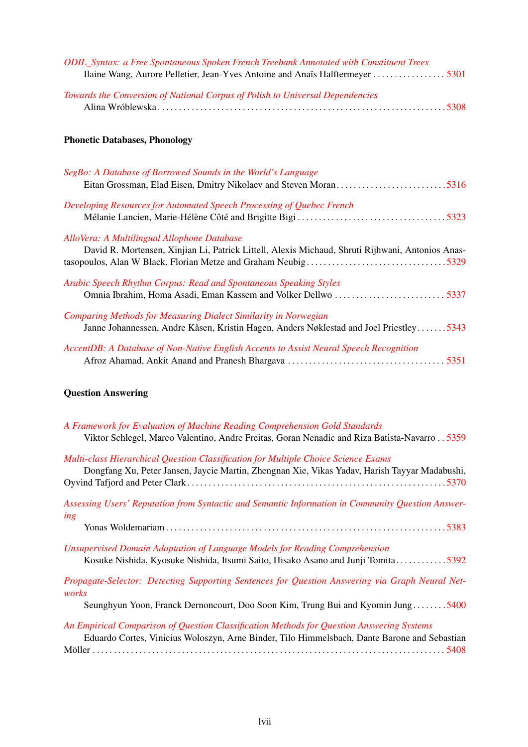*ODIL_Syntax: a Free Spontaneous Spoken French Treebank Annotated with Constituent Trees*
Ilaine Wang, Aurore Pelletier, Jean-Yves Antoine and Anaïs Halftermeyer . . . . . . . . . . . . . . . . . 5301

*Towards the Conversion of National Corpus of Polish to Universal Dependencies*
Alina Wróblewska . . . . . . . . . . . . . . . . . . . . . . . . . . . . . . . . . . . . . . . . . . . . . . . . . . . . . . . . . . . . . . . . . .5308

**Phonetic Databases, Phonology**

*SegBo: A Database of Borrowed Sounds in the World's Language*
Eitan Grossman, Elad Eisen, Dmitry Nikolaev and Steven Moran . . . . . . . . . . . . . . . . . . . . . . . . . .5316

*Developing Resources for Automated Speech Processing of Quebec French*
Mélanie Lancien, Marie-Hélène Côté and Brigitte Bigi . . . . . . . . . . . . . . . . . . . . . . . . . . . . . . . . . . . 5323

*AlloVera: A Multilingual Allophone Database*
David R. Mortensen, Xinjian Li, Patrick Littell, Alexis Michaud, Shruti Rijhwani, Antonios Anastasopoulos, Alan W Black, Florian Metze and Graham Neubig . . . . . . . . . . . . . . . . . . . . . . . . . . . . . . . . .5329

*Arabic Speech Rhythm Corpus: Read and Spontaneous Speaking Styles*
Omnia Ibrahim, Homa Asadi, Eman Kassem and Volker Dellwo . . . . . . . . . . . . . . . . . . . . . . . . . . 5337

*Comparing Methods for Measuring Dialect Similarity in Norwegian*
Janne Johannessen, Andre Kåsen, Kristin Hagen, Anders Nøklestad and Joel Priestley . . . . . . . 5343

*AccentDB: A Database of Non-Native English Accents to Assist Neural Speech Recognition*
Afroz Ahamad, Ankit Anand and Pranesh Bhargava . . . . . . . . . . . . . . . . . . . . . . . . . . . . . . . . . . . . 5351

**Question Answering**

*A Framework for Evaluation of Machine Reading Comprehension Gold Standards*
Viktor Schlegel, Marco Valentino, Andre Freitas, Goran Nenadic and Riza Batista-Navarro . . 5359

*Multi-class Hierarchical Question Classification for Multiple Choice Science Exams*
Dongfang Xu, Peter Jansen, Jaycie Martin, Zhengnan Xie, Vikas Yadav, Harish Tayyar Madabushi, Oyvind Tafjord and Peter Clark . . . . . . . . . . . . . . . . . . . . . . . . . . . . . . . . . . . . . . . . . . . . . . . . . . . . . . . . . . . .5370

*Assessing Users' Reputation from Syntactic and Semantic Information in Community Question Answering*
Yonas Woldemariam . . . . . . . . . . . . . . . . . . . . . . . . . . . . . . . . . . . . . . . . . . . . . . . . . . . . . . . . . . . . . . . . .5383

*Unsupervised Domain Adaptation of Language Models for Reading Comprehension*
Kosuke Nishida, Kyosuke Nishida, Itsumi Saito, Hisako Asano and Junji Tomita . . . . . . . . . . . .5392

*Propagate-Selector: Detecting Supporting Sentences for Question Answering via Graph Neural Networks*
Seunghyun Yoon, Franck Dernoncourt, Doo Soon Kim, Trung Bui and Kyomin Jung . . . . . . . .5400

*An Empirical Comparison of Question Classification Methods for Question Answering Systems*
Eduardo Cortes, Vinicius Woloszyn, Arne Binder, Tilo Himmelsbach, Dante Barone and Sebastian Möller . . . . . . . . . . . . . . . . . . . . . . . . . . . . . . . . . . . . . . . . . . . . . . . . . . . . . . . . . . . . . . . . . . . . . . . . . . . . 5408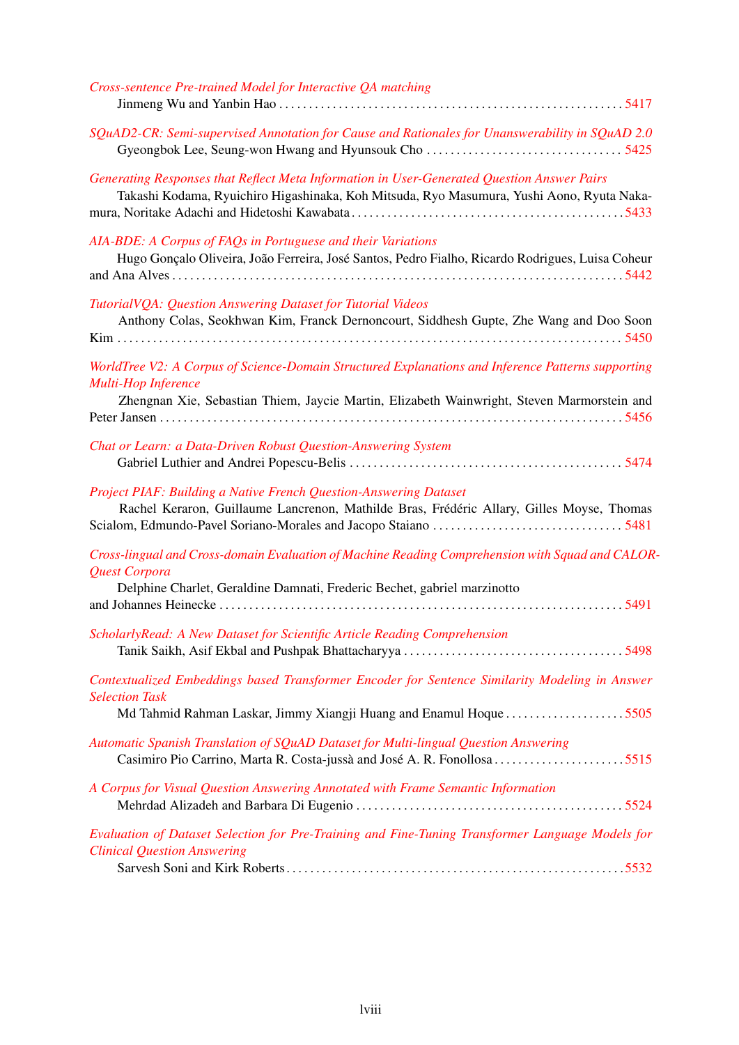*Cross-sentence Pre-trained Model for Interactive QA matching*
Jinmeng Wu and Yanbin Hao . . . . . . . . . . 5417

*SQuAD2-CR: Semi-supervised Annotation for Cause and Rationales for Unanswerability in SQuAD 2.0*
Gyeongbok Lee, Seung-won Hwang and Hyunsouk Cho . . . . . . . . . . 5425

*Generating Responses that Reflect Meta Information in User-Generated Question Answer Pairs*
Takashi Kodama, Ryuichiro Higashinaka, Koh Mitsuda, Ryo Masumura, Yushi Aono, Ryuta Nakamura, Noritake Adachi and Hidetoshi Kawabata . . . . . . . . . . 5433

*AIA-BDE: A Corpus of FAQs in Portuguese and their Variations*
Hugo Gonçalo Oliveira, João Ferreira, José Santos, Pedro Fialho, Ricardo Rodrigues, Luisa Coheur and Ana Alves . . . . . . . . . . 5442

*TutorialVQA: Question Answering Dataset for Tutorial Videos*
Anthony Colas, Seokhwan Kim, Franck Dernoncourt, Siddhesh Gupte, Zhe Wang and Doo Soon Kim . . . . . . . . . . 5450

*WorldTree V2: A Corpus of Science-Domain Structured Explanations and Inference Patterns supporting Multi-Hop Inference*
Zhengnan Xie, Sebastian Thiem, Jaycie Martin, Elizabeth Wainwright, Steven Marmorstein and Peter Jansen . . . . . . . . . . 5456

*Chat or Learn: a Data-Driven Robust Question-Answering System*
Gabriel Luthier and Andrei Popescu-Belis . . . . . . . . . . 5474

*Project PIAF: Building a Native French Question-Answering Dataset*
Rachel Keraron, Guillaume Lancrenon, Mathilde Bras, Frédéric Allary, Gilles Moyse, Thomas Scialom, Edmundo-Pavel Soriano-Morales and Jacopo Staiano . . . . . . . . . . 5481

*Cross-lingual and Cross-domain Evaluation of Machine Reading Comprehension with Squad and CALOR-Quest Corpora*
Delphine Charlet, Geraldine Damnati, Frederic Bechet, gabriel marzinotto and Johannes Heinecke . . . . . . . . . . 5491

*ScholarlyRead: A New Dataset for Scientific Article Reading Comprehension*
Tanik Saikh, Asif Ekbal and Pushpak Bhattacharyya . . . . . . . . . . 5498

*Contextualized Embeddings based Transformer Encoder for Sentence Similarity Modeling in Answer Selection Task*
Md Tahmid Rahman Laskar, Jimmy Xiangji Huang and Enamul Hoque . . . . . . . . . . 5505

*Automatic Spanish Translation of SQuAD Dataset for Multi-lingual Question Answering*
Casimiro Pio Carrino, Marta R. Costa-jussà and José A. R. Fonollosa . . . . . . . . . . 5515

*A Corpus for Visual Question Answering Annotated with Frame Semantic Information*
Mehrdad Alizadeh and Barbara Di Eugenio . . . . . . . . . . 5524

*Evaluation of Dataset Selection for Pre-Training and Fine-Tuning Transformer Language Models for Clinical Question Answering*
Sarvesh Soni and Kirk Roberts . . . . . . . . . . 5532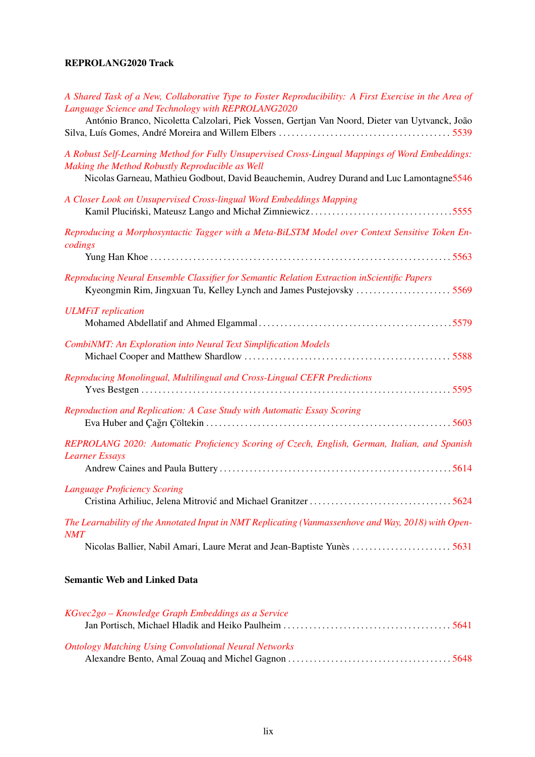**REPROLANG2020 Track**

*A Shared Task of a New, Collaborative Type to Foster Reproducibility: A First Exercise in the Area of Language Science and Technology with REPROLANG2020*
António Branco, Nicoletta Calzolari, Piek Vossen, Gertjan Van Noord, Dieter van Uytvanck, João Silva, Luís Gomes, André Moreira and Willem Elbers . . . . . . . . . . 5539

*A Robust Self-Learning Method for Fully Unsupervised Cross-Lingual Mappings of Word Embeddings: Making the Method Robustly Reproducible as Well*
Nicolas Garneau, Mathieu Godbout, David Beauchemin, Audrey Durand and Luc Lamontagne 5546

*A Closer Look on Unsupervised Cross-lingual Word Embeddings Mapping*
Kamil Pluciński, Mateusz Lango and Michał Zimniewicz . . . . . . . . . . 5555

*Reproducing a Morphosyntactic Tagger with a Meta-BiLSTM Model over Context Sensitive Token Encodings*
Yung Han Khoe . . . . . . . . . . 5563

*Reproducing Neural Ensemble Classifier for Semantic Relation Extraction inScientific Papers*
Kyeongmin Rim, Jingxuan Tu, Kelley Lynch and James Pustejovsky . . . . . . . . . . 5569

*ULMFiT replication*
Mohamed Abdellatif and Ahmed Elgammal . . . . . . . . . . 5579

*CombiNMT: An Exploration into Neural Text Simplification Models*
Michael Cooper and Matthew Shardlow . . . . . . . . . . 5588

*Reproducing Monolingual, Multilingual and Cross-Lingual CEFR Predictions*
Yves Bestgen . . . . . . . . . . 5595

*Reproduction and Replication: A Case Study with Automatic Essay Scoring*
Eva Huber and Çağrı Çöltekin . . . . . . . . . . 5603

*REPROLANG 2020: Automatic Proficiency Scoring of Czech, English, German, Italian, and Spanish Learner Essays*
Andrew Caines and Paula Buttery . . . . . . . . . . 5614

*Language Proficiency Scoring*
Cristina Arhiliuc, Jelena Mitrović and Michael Granitzer . . . . . . . . . . 5624

*The Learnability of the Annotated Input in NMT Replicating (Vanmassenhove and Way, 2018) with OpenNMT*
Nicolas Ballier, Nabil Amari, Laure Merat and Jean-Baptiste Yunès . . . . . . . . . . 5631

**Semantic Web and Linked Data**

*KGvec2go – Knowledge Graph Embeddings as a Service*
Jan Portisch, Michael Hladik and Heiko Paulheim . . . . . . . . . . 5641

*Ontology Matching Using Convolutional Neural Networks*
Alexandre Bento, Amal Zouaq and Michel Gagnon . . . . . . . . . . 5648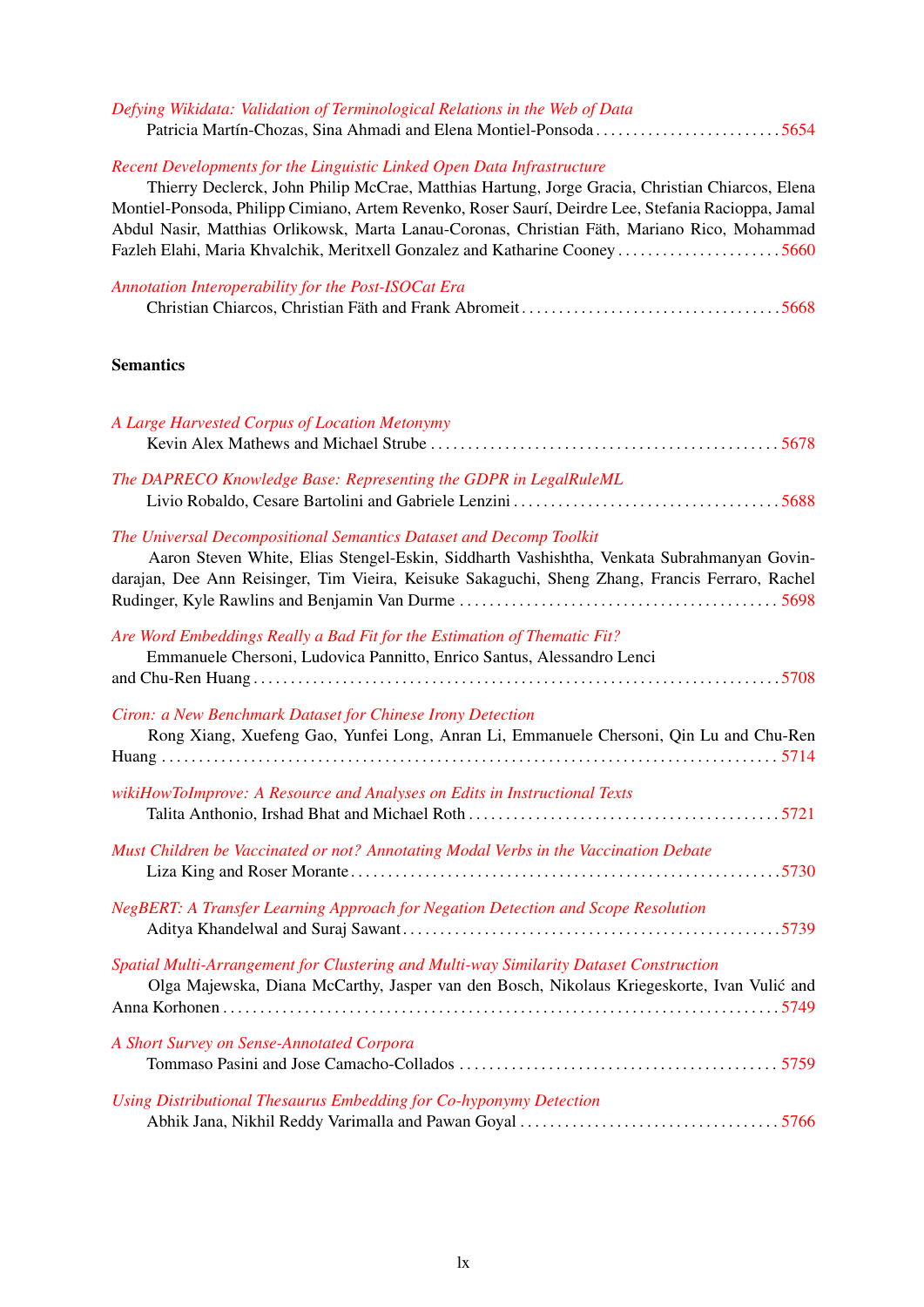*Defying Wikidata: Validation of Terminological Relations in the Web of Data*
Patricia Martín-Chozas, Sina Ahmadi and Elena Montiel-Ponsoda . . . . . . . . . . . . . . . . . . . . . . . . .5654

*Recent Developments for the Linguistic Linked Open Data Infrastructure*
Thierry Declerck, John Philip McCrae, Matthias Hartung, Jorge Gracia, Christian Chiarcos, Elena Montiel-Ponsoda, Philipp Cimiano, Artem Revenko, Roser Saurí, Deirdre Lee, Stefania Racioppa, Jamal Abdul Nasir, Matthias Orlikowsk, Marta Lanau-Coronas, Christian Fäth, Mariano Rico, Mohammad Fazleh Elahi, Maria Khvalchik, Meritxell Gonzalez and Katharine Cooney . . . . . . . . . . . . . . . . . . . . . .5660

*Annotation Interoperability for the Post-ISOCat Era*
Christian Chiarcos, Christian Fäth and Frank Abromeit . . . . . . . . . . . . . . . . . . . . . . . . . . . . . . . . . . .5668

**Semantics**

*A Large Harvested Corpus of Location Metonymy*
Kevin Alex Mathews and Michael Strube . . . . . . . . . . . . . . . . . . . . . . . . . . . . . . . . . . . . . . . . . . . . . . 5678

*The DAPRECO Knowledge Base: Representing the GDPR in LegalRuleML*
Livio Robaldo, Cesare Bartolini and Gabriele Lenzini . . . . . . . . . . . . . . . . . . . . . . . . . . . . . . . . . . . .5688

*The Universal Decompositional Semantics Dataset and Decomp Toolkit*
Aaron Steven White, Elias Stengel-Eskin, Siddharth Vashishtha, Venkata Subrahmanyan Govindarajan, Dee Ann Reisinger, Tim Vieira, Keisuke Sakaguchi, Sheng Zhang, Francis Ferraro, Rachel Rudinger, Kyle Rawlins and Benjamin Van Durme . . . . . . . . . . . . . . . . . . . . . . . . . . . . . . . . . . . . . . . . . . 5698

*Are Word Embeddings Really a Bad Fit for the Estimation of Thematic Fit?*
Emmanuele Chersoni, Ludovica Pannitto, Enrico Santus, Alessandro Lenci and Chu-Ren Huang . . . . . . . . . . . . . . . . . . . . . . . . . . . . . . . . . . . . . . . . . . . . . . . . . . . . . . . . . . . . . . . . . . . . . . . .5708

*Ciron: a New Benchmark Dataset for Chinese Irony Detection*
Rong Xiang, Xuefeng Gao, Yunfei Long, Anran Li, Emmanuele Chersoni, Qin Lu and Chu-Ren Huang . . . . . . . . . . . . . . . . . . . . . . . . . . . . . . . . . . . . . . . . . . . . . . . . . . . . . . . . . . . . . . . . . . . . . . . . . . . . . . . 5714

*wikiHowToImprove: A Resource and Analyses on Edits in Instructional Texts*
Talita Anthonio, Irshad Bhat and Michael Roth . . . . . . . . . . . . . . . . . . . . . . . . . . . . . . . . . . . . . . . . . .5721

*Must Children be Vaccinated or not? Annotating Modal Verbs in the Vaccination Debate*
Liza King and Roser Morante . . . . . . . . . . . . . . . . . . . . . . . . . . . . . . . . . . . . . . . . . . . . . . . . . . . . . . . . . .5730

*NegBERT: A Transfer Learning Approach for Negation Detection and Scope Resolution*
Aditya Khandelwal and Suraj Sawant . . . . . . . . . . . . . . . . . . . . . . . . . . . . . . . . . . . . . . . . . . . . . . . . . . .5739

*Spatial Multi-Arrangement for Clustering and Multi-way Similarity Dataset Construction*
Olga Majewska, Diana McCarthy, Jasper van den Bosch, Nikolaus Kriegeskorte, Ivan Vulić and Anna Korhonen . . . . . . . . . . . . . . . . . . . . . . . . . . . . . . . . . . . . . . . . . . . . . . . . . . . . . . . . . . . . . . . . . . . . . . . . . .5749

*A Short Survey on Sense-Annotated Corpora*
Tommaso Pasini and Jose Camacho-Collados . . . . . . . . . . . . . . . . . . . . . . . . . . . . . . . . . . . . . . . . . . . 5759

*Using Distributional Thesaurus Embedding for Co-hyponymy Detection*
Abhik Jana, Nikhil Reddy Varimalla and Pawan Goyal . . . . . . . . . . . . . . . . . . . . . . . . . . . . . . . . . . .5766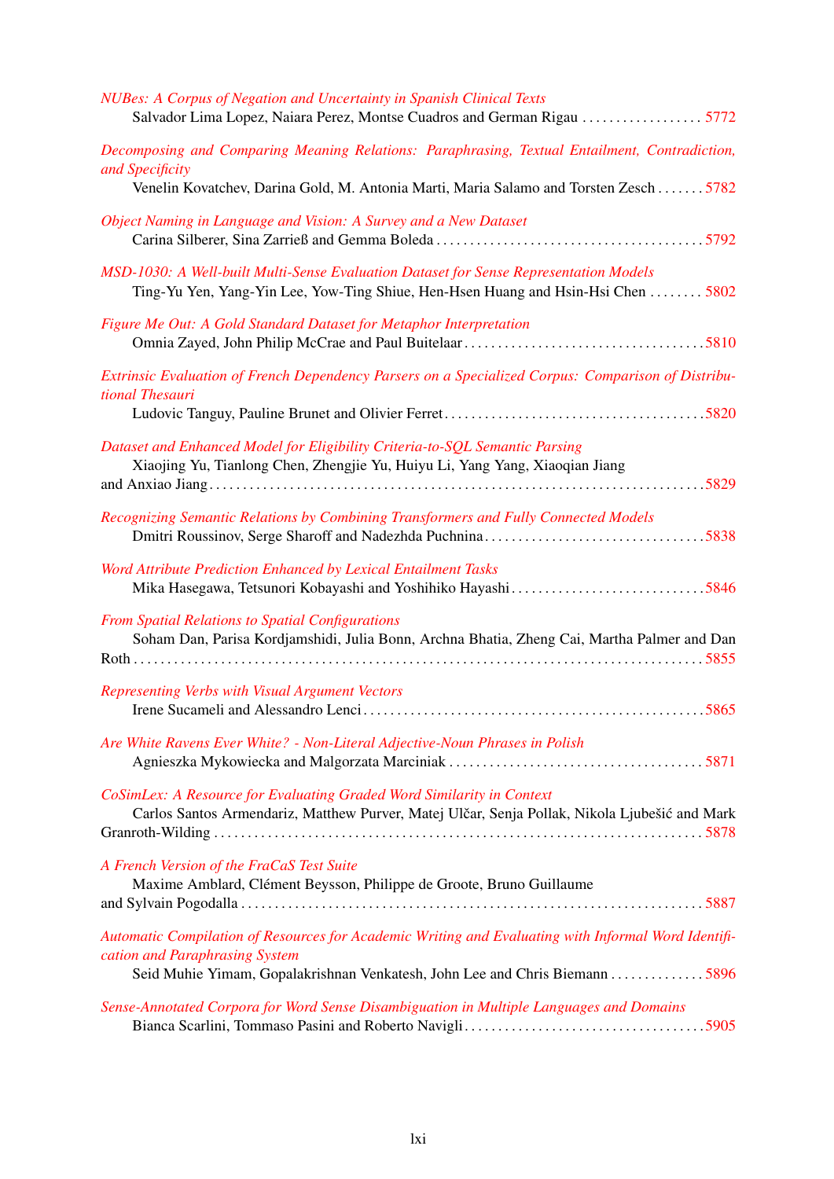*NUBes: A Corpus of Negation and Uncertainty in Spanish Clinical Texts*
Salvador Lima Lopez, Naiara Perez, Montse Cuadros and German Rigau . . . . . . . . . . . . . . . . . . 5772

*Decomposing and Comparing Meaning Relations: Paraphrasing, Textual Entailment, Contradiction, and Specificity*
Venelin Kovatchev, Darina Gold, M. Antonia Marti, Maria Salamo and Torsten Zesch . . . . . . . 5782

*Object Naming in Language and Vision: A Survey and a New Dataset*
Carina Silberer, Sina Zarrieß and Gemma Boleda . . . . . . . . . . . . . . . . . . . . . . . . . . . . . . . . . . . . . . . 5792

*MSD-1030: A Well-built Multi-Sense Evaluation Dataset for Sense Representation Models*
Ting-Yu Yen, Yang-Yin Lee, Yow-Ting Shiue, Hen-Hsen Huang and Hsin-Hsi Chen . . . . . . . . 5802

*Figure Me Out: A Gold Standard Dataset for Metaphor Interpretation*
Omnia Zayed, John Philip McCrae and Paul Buitelaar . . . . . . . . . . . . . . . . . . . . . . . . . . . . . . . . . . . 5810

*Extrinsic Evaluation of French Dependency Parsers on a Specialized Corpus: Comparison of Distributional Thesauri*
Ludovic Tanguy, Pauline Brunet and Olivier Ferret . . . . . . . . . . . . . . . . . . . . . . . . . . . . . . . . . . . . . . 5820

*Dataset and Enhanced Model for Eligibility Criteria-to-SQL Semantic Parsing*
Xiaojing Yu, Tianlong Chen, Zhengjie Yu, Huiyu Li, Yang Yang, Xiaoqian Jiang and Anxiao Jiang . . . . . . . . . . . . . . . . . . . . . . . . . . . . . . . . . . . . . . . . . . . . . . . . . . . . . . . . . . . . . . . . . . . . . . . 5829

*Recognizing Semantic Relations by Combining Transformers and Fully Connected Models*
Dmitri Roussinov, Serge Sharoff and Nadezhda Puchnina . . . . . . . . . . . . . . . . . . . . . . . . . . . . . . . . 5838

*Word Attribute Prediction Enhanced by Lexical Entailment Tasks*
Mika Hasegawa, Tetsunori Kobayashi and Yoshihiko Hayashi . . . . . . . . . . . . . . . . . . . . . . . . . . . . 5846

*From Spatial Relations to Spatial Configurations*
Soham Dan, Parisa Kordjamshidi, Julia Bonn, Archna Bhatia, Zheng Cai, Martha Palmer and Dan Roth . . . . . . . . . . . . . . . . . . . . . . . . . . . . . . . . . . . . . . . . . . . . . . . . . . . . . . . . . . . . . . . . . . . . . . . . . . . 5855

*Representing Verbs with Visual Argument Vectors*
Irene Sucameli and Alessandro Lenci . . . . . . . . . . . . . . . . . . . . . . . . . . . . . . . . . . . . . . . . . . . . . . . . . 5865

*Are White Ravens Ever White? - Non-Literal Adjective-Noun Phrases in Polish*
Agnieszka Mykowiecka and Malgorzata Marciniak . . . . . . . . . . . . . . . . . . . . . . . . . . . . . . . . . . . . . 5871

*CoSimLex: A Resource for Evaluating Graded Word Similarity in Context*
Carlos Santos Armendariz, Matthew Purver, Matej Ulčar, Senja Pollak, Nikola Ljubešić and Mark Granroth-Wilding . . . . . . . . . . . . . . . . . . . . . . . . . . . . . . . . . . . . . . . . . . . . . . . . . . . . . . . . . . . . . . . . . . . 5878

*A French Version of the FraCaS Test Suite*
Maxime Amblard, Clément Beysson, Philippe de Groote, Bruno Guillaume and Sylvain Pogodalla . . . . . . . . . . . . . . . . . . . . . . . . . . . . . . . . . . . . . . . . . . . . . . . . . . . . . . . . . . . . . . . . . . 5887

*Automatic Compilation of Resources for Academic Writing and Evaluating with Informal Word Identification and Paraphrasing System*
Seid Muhie Yimam, Gopalakrishnan Venkatesh, John Lee and Chris Biemann . . . . . . . . . . . . . . 5896

*Sense-Annotated Corpora for Word Sense Disambiguation in Multiple Languages and Domains*
Bianca Scarlini, Tommaso Pasini and Roberto Navigli . . . . . . . . . . . . . . . . . . . . . . . . . . . . . . . . . . . 5905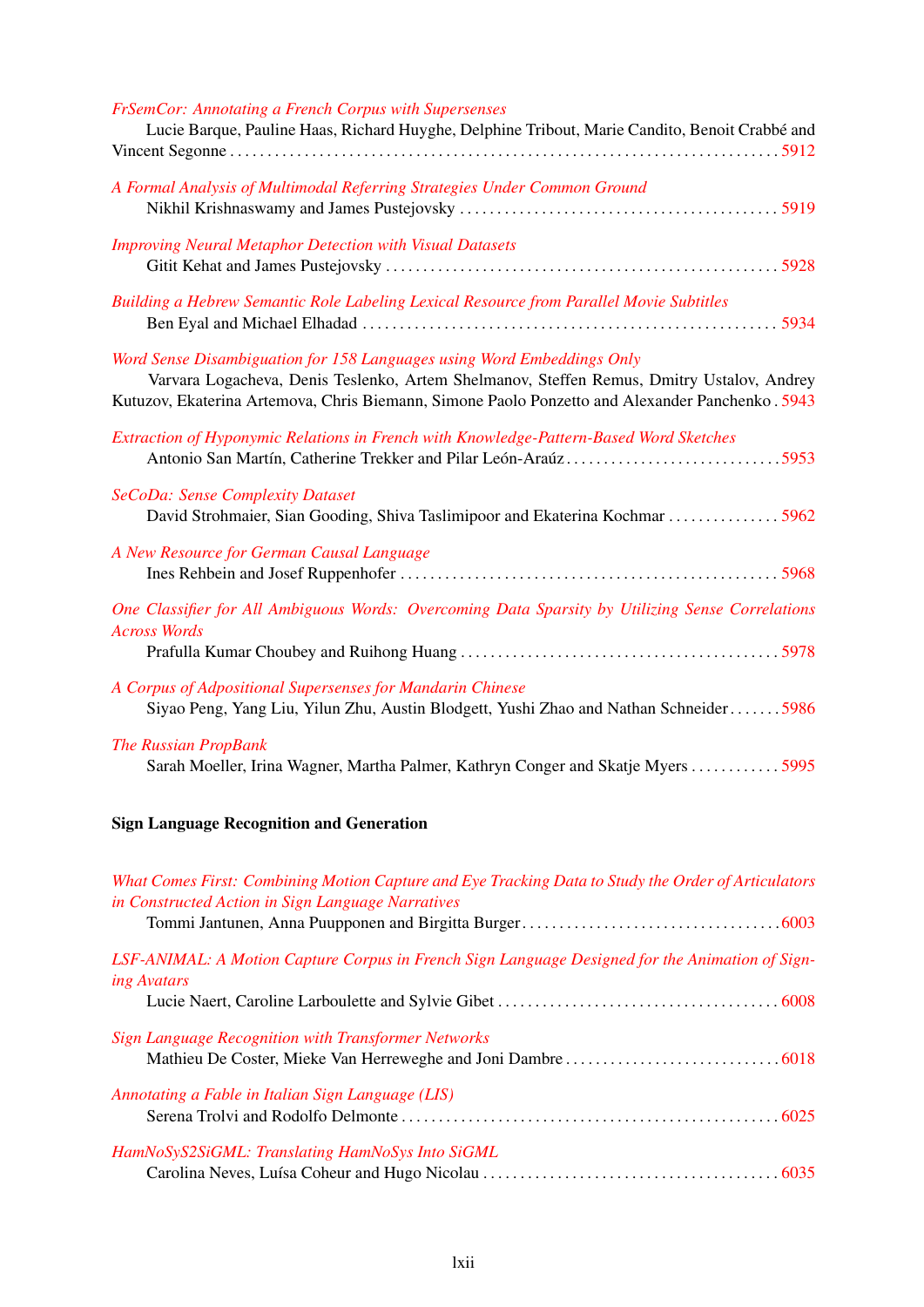*FrSemCor: Annotating a French Corpus with Supersenses*
Lucie Barque, Pauline Haas, Richard Huyghe, Delphine Tribout, Marie Candito, Benoit Crabbé and Vincent Segonne . . . . . . . . . . 5912

*A Formal Analysis of Multimodal Referring Strategies Under Common Ground*
Nikhil Krishnaswamy and James Pustejovsky . . . . . . . . . . 5919

*Improving Neural Metaphor Detection with Visual Datasets*
Gitit Kehat and James Pustejovsky . . . . . . . . . . 5928

*Building a Hebrew Semantic Role Labeling Lexical Resource from Parallel Movie Subtitles*
Ben Eyal and Michael Elhadad . . . . . . . . . . 5934

*Word Sense Disambiguation for 158 Languages using Word Embeddings Only*
Varvara Logacheva, Denis Teslenko, Artem Shelmanov, Steffen Remus, Dmitry Ustalov, Andrey Kutuzov, Ekaterina Artemova, Chris Biemann, Simone Paolo Ponzetto and Alexander Panchenko . 5943

*Extraction of Hyponymic Relations in French with Knowledge-Pattern-Based Word Sketches*
Antonio San Martín, Catherine Trekker and Pilar León-Araúz . . . . . . . . . . 5953

*SeCoDa: Sense Complexity Dataset*
David Strohmaier, Sian Gooding, Shiva Taslimipoor and Ekaterina Kochmar . . . . . . . . . . 5962

*A New Resource for German Causal Language*
Ines Rehbein and Josef Ruppenhofer . . . . . . . . . . 5968

*One Classifier for All Ambiguous Words: Overcoming Data Sparsity by Utilizing Sense Correlations Across Words*
Prafulla Kumar Choubey and Ruihong Huang . . . . . . . . . . 5978

*A Corpus of Adpositional Supersenses for Mandarin Chinese*
Siyao Peng, Yang Liu, Yilun Zhu, Austin Blodgett, Yushi Zhao and Nathan Schneider . . . . . . . 5986

*The Russian PropBank*
Sarah Moeller, Irina Wagner, Martha Palmer, Kathryn Conger and Skatje Myers . . . . . . . . . . 5995

**Sign Language Recognition and Generation**

*What Comes First: Combining Motion Capture and Eye Tracking Data to Study the Order of Articulators in Constructed Action in Sign Language Narratives*
Tommi Jantunen, Anna Puupponen and Birgitta Burger . . . . . . . . . . 6003

*LSF-ANIMAL: A Motion Capture Corpus in French Sign Language Designed for the Animation of Signing Avatars*
Lucie Naert, Caroline Larboulette and Sylvie Gibet . . . . . . . . . . 6008

*Sign Language Recognition with Transformer Networks*
Mathieu De Coster, Mieke Van Herreweghe and Joni Dambre . . . . . . . . . . 6018

*Annotating a Fable in Italian Sign Language (LIS)*
Serena Trolvi and Rodolfo Delmonte . . . . . . . . . . 6025

*HamNoSyS2SiGML: Translating HamNoSys Into SiGML*
Carolina Neves, Luísa Coheur and Hugo Nicolau . . . . . . . . . . 6035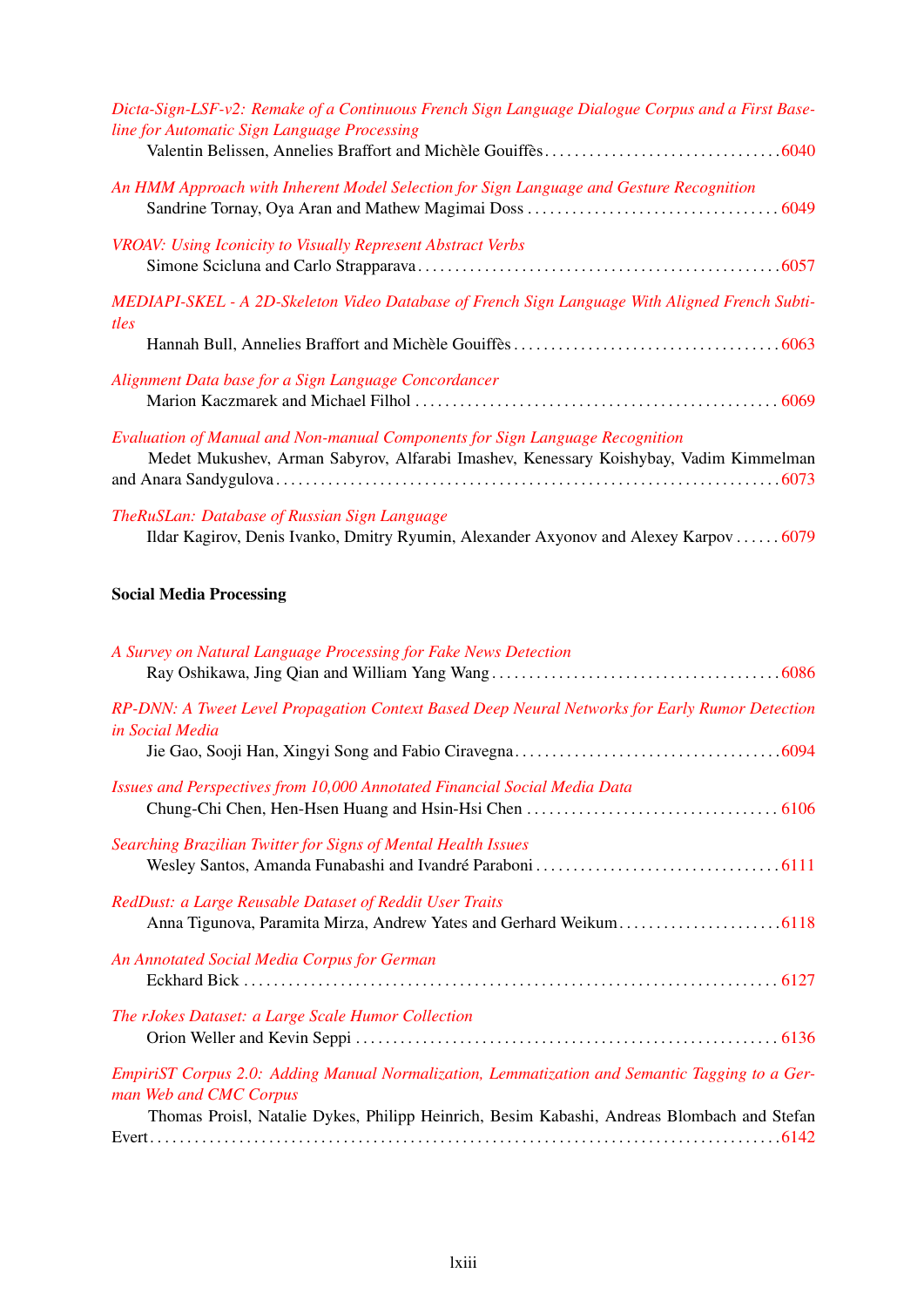*Dicta-Sign-LSF-v2: Remake of a Continuous French Sign Language Dialogue Corpus and a First Baseline for Automatic Sign Language Processing*
Valentin Belissen, Annelies Braffort and Michèle Gouiffès . . . . . . 6040

*An HMM Approach with Inherent Model Selection for Sign Language and Gesture Recognition*
Sandrine Tornay, Oya Aran and Mathew Magimai Doss . . . . . . 6049

*VROAV: Using Iconicity to Visually Represent Abstract Verbs*
Simone Scicluna and Carlo Strapparava . . . . . . 6057

*MEDIAPI-SKEL - A 2D-Skeleton Video Database of French Sign Language With Aligned French Subtitles*
Hannah Bull, Annelies Braffort and Michèle Gouiffès . . . . . . 6063

*Alignment Data base for a Sign Language Concordancer*
Marion Kaczmarek and Michael Filhol . . . . . . 6069

*Evaluation of Manual and Non-manual Components for Sign Language Recognition*
Medet Mukushev, Arman Sabyrov, Alfarabi Imashev, Kenessary Koishybay, Vadim Kimmelman and Anara Sandygulova . . . . . . 6073

*TheRuSLan: Database of Russian Sign Language*
Ildar Kagirov, Denis Ivanko, Dmitry Ryumin, Alexander Axyonov and Alexey Karpov . . . . . . 6079

## Social Media Processing

*A Survey on Natural Language Processing for Fake News Detection*
Ray Oshikawa, Jing Qian and William Yang Wang . . . . . . 6086

*RP-DNN: A Tweet Level Propagation Context Based Deep Neural Networks for Early Rumor Detection in Social Media*
Jie Gao, Sooji Han, Xingyi Song and Fabio Ciravegna . . . . . . 6094

*Issues and Perspectives from 10,000 Annotated Financial Social Media Data*
Chung-Chi Chen, Hen-Hsen Huang and Hsin-Hsi Chen . . . . . . 6106

*Searching Brazilian Twitter for Signs of Mental Health Issues*
Wesley Santos, Amanda Funabashi and Ivandré Paraboni . . . . . . 6111

*RedDust: a Large Reusable Dataset of Reddit User Traits*
Anna Tigunova, Paramita Mirza, Andrew Yates and Gerhard Weikum . . . . . . 6118

*An Annotated Social Media Corpus for German*
Eckhard Bick . . . . . . 6127

*The rJokes Dataset: a Large Scale Humor Collection*
Orion Weller and Kevin Seppi . . . . . . 6136

*EmpiriST Corpus 2.0: Adding Manual Normalization, Lemmatization and Semantic Tagging to a German Web and CMC Corpus*
Thomas Proisl, Natalie Dykes, Philipp Heinrich, Besim Kabashi, Andreas Blombach and Stefan Evert . . . . . . 6142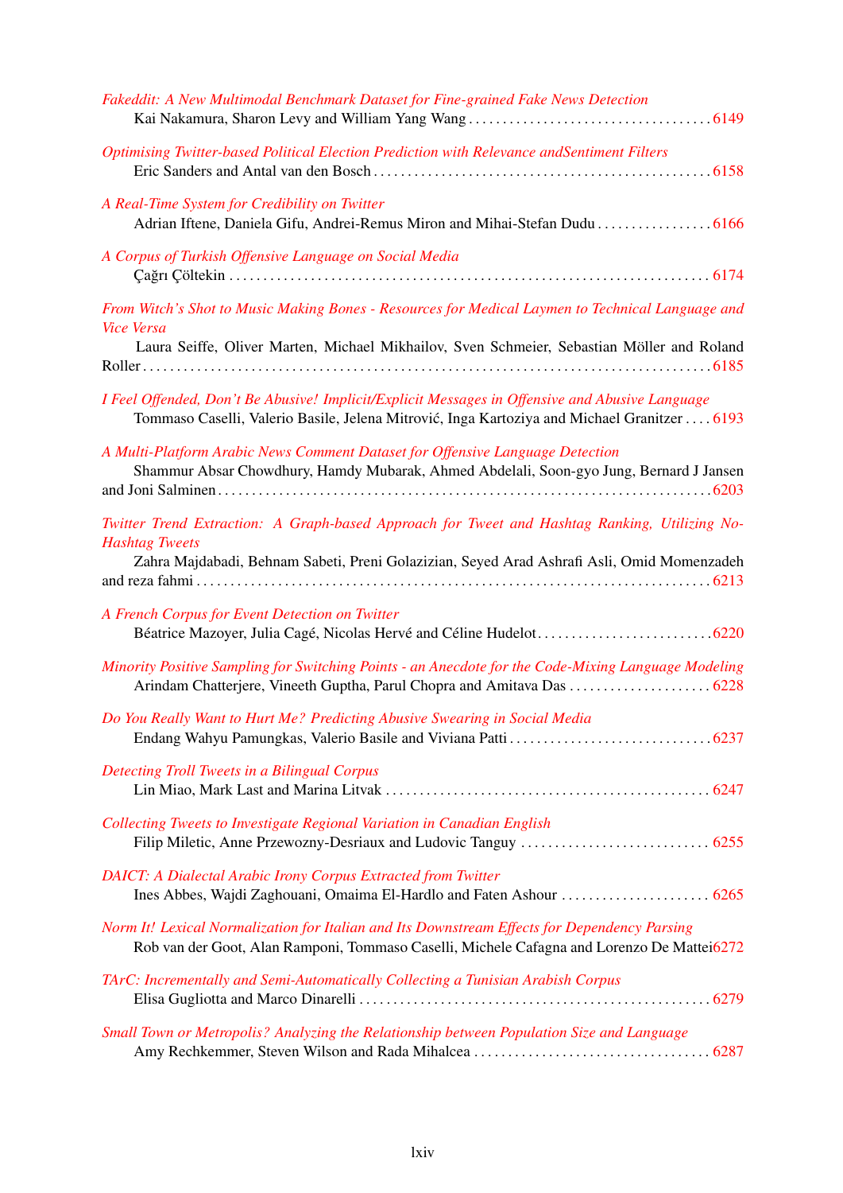*Fakeddit: A New Multimodal Benchmark Dataset for Fine-grained Fake News Detection*
Kai Nakamura, Sharon Levy and William Yang Wang . . . . . . . . . . 6149

*Optimising Twitter-based Political Election Prediction with Relevance andSentiment Filters*
Eric Sanders and Antal van den Bosch . . . . . . . . . . 6158

*A Real-Time System for Credibility on Twitter*
Adrian Iftene, Daniela Gifu, Andrei-Remus Miron and Mihai-Stefan Dudu . . . . . . . . . . 6166

*A Corpus of Turkish Offensive Language on Social Media*
Çağrı Çöltekin . . . . . . . . . . 6174

*From Witch's Shot to Music Making Bones - Resources for Medical Laymen to Technical Language and Vice Versa*
Laura Seiffe, Oliver Marten, Michael Mikhailov, Sven Schmeier, Sebastian Möller and Roland Roller . . . . . . . . . . 6185

*I Feel Offended, Don't Be Abusive! Implicit/Explicit Messages in Offensive and Abusive Language*
Tommaso Caselli, Valerio Basile, Jelena Mitrović, Inga Kartoziya and Michael Granitzer . . . . 6193

*A Multi-Platform Arabic News Comment Dataset for Offensive Language Detection*
Shammur Absar Chowdhury, Hamdy Mubarak, Ahmed Abdelali, Soon-gyo Jung, Bernard J Jansen and Joni Salminen . . . . . . . . . . 6203

*Twitter Trend Extraction: A Graph-based Approach for Tweet and Hashtag Ranking, Utilizing No-Hashtag Tweets*
Zahra Majdabadi, Behnam Sabeti, Preni Golazizian, Seyed Arad Ashrafi Asli, Omid Momenzadeh and reza fahmi . . . . . . . . . . 6213

*A French Corpus for Event Detection on Twitter*
Béatrice Mazoyer, Julia Cagé, Nicolas Hervé and Céline Hudelot . . . . . . . . . . 6220

*Minority Positive Sampling for Switching Points - an Anecdote for the Code-Mixing Language Modeling*
Arindam Chatterjere, Vineeth Guptha, Parul Chopra and Amitava Das . . . . . . . . . . 6228

*Do You Really Want to Hurt Me? Predicting Abusive Swearing in Social Media*
Endang Wahyu Pamungkas, Valerio Basile and Viviana Patti . . . . . . . . . . 6237

*Detecting Troll Tweets in a Bilingual Corpus*
Lin Miao, Mark Last and Marina Litvak . . . . . . . . . . 6247

*Collecting Tweets to Investigate Regional Variation in Canadian English*
Filip Miletic, Anne Przewozny-Desriaux and Ludovic Tanguy . . . . . . . . . . 6255

*DAICT: A Dialectal Arabic Irony Corpus Extracted from Twitter*
Ines Abbes, Wajdi Zaghouani, Omaima El-Hardlo and Faten Ashour . . . . . . . . . . 6265

*Norm It! Lexical Normalization for Italian and Its Downstream Effects for Dependency Parsing*
Rob van der Goot, Alan Ramponi, Tommaso Caselli, Michele Cafagna and Lorenzo De Mattei 6272

*TArC: Incrementally and Semi-Automatically Collecting a Tunisian Arabish Corpus*
Elisa Gugliotta and Marco Dinarelli . . . . . . . . . . 6279

*Small Town or Metropolis? Analyzing the Relationship between Population Size and Language*
Amy Rechkemmer, Steven Wilson and Rada Mihalcea . . . . . . . . . . 6287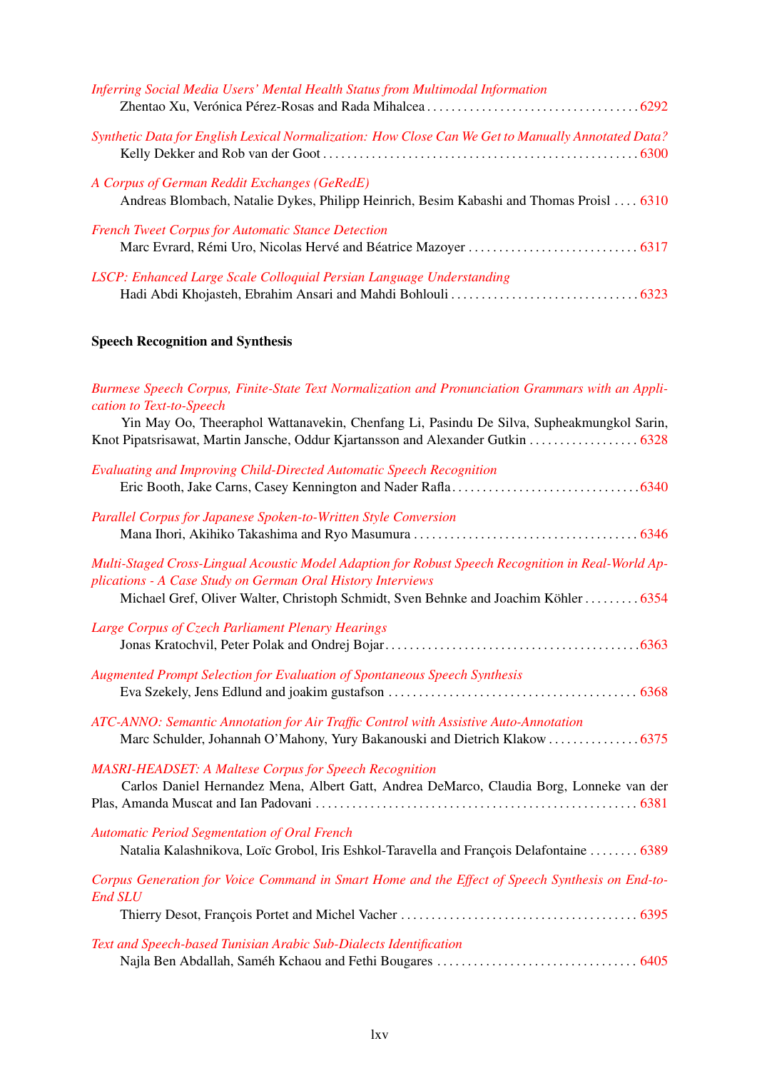*Inferring Social Media Users' Mental Health Status from Multimodal Information*
Zhentao Xu, Verónica Pérez-Rosas and Rada Mihalcea . . . . . . . . . . . . . . . . . . . . . . . . . . . . . . . . . . 6292

*Synthetic Data for English Lexical Normalization: How Close Can We Get to Manually Annotated Data?*
Kelly Dekker and Rob van der Goot . . . . . . . . . . . . . . . . . . . . . . . . . . . . . . . . . . . . . . . . . . . . . . . . . . 6300

*A Corpus of German Reddit Exchanges (GeRedE)*
Andreas Blombach, Natalie Dykes, Philipp Heinrich, Besim Kabashi and Thomas Proisl . . . . 6310

*French Tweet Corpus for Automatic Stance Detection*
Marc Evrard, Rémi Uro, Nicolas Hervé and Béatrice Mazoyer . . . . . . . . . . . . . . . . . . . . . . . . . . . . 6317

*LSCP: Enhanced Large Scale Colloquial Persian Language Understanding*
Hadi Abdi Khojasteh, Ebrahim Ansari and Mahdi Bohlouli . . . . . . . . . . . . . . . . . . . . . . . . . . . . . . . 6323

**Speech Recognition and Synthesis**

*Burmese Speech Corpus, Finite-State Text Normalization and Pronunciation Grammars with an Application to Text-to-Speech*
Yin May Oo, Theeraphol Wattanavekin, Chenfang Li, Pasindu De Silva, Supheakmungkol Sarin, Knot Pipatsrisawat, Martin Jansche, Oddur Kjartansson and Alexander Gutkin . . . . . . . . . . . . . . . . . . 6328

*Evaluating and Improving Child-Directed Automatic Speech Recognition*
Eric Booth, Jake Carns, Casey Kennington and Nader Rafla . . . . . . . . . . . . . . . . . . . . . . . . . . . . . . . 6340

*Parallel Corpus for Japanese Spoken-to-Written Style Conversion*
Mana Ihori, Akihiko Takashima and Ryo Masumura . . . . . . . . . . . . . . . . . . . . . . . . . . . . . . . . . . . . . 6346

*Multi-Staged Cross-Lingual Acoustic Model Adaption for Robust Speech Recognition in Real-World Applications - A Case Study on German Oral History Interviews*
Michael Gref, Oliver Walter, Christoph Schmidt, Sven Behnke and Joachim Köhler . . . . . . . . . 6354

*Large Corpus of Czech Parliament Plenary Hearings*
Jonas Kratochvil, Peter Polak and Ondrej Bojar . . . . . . . . . . . . . . . . . . . . . . . . . . . . . . . . . . . . . . . . . 6363

*Augmented Prompt Selection for Evaluation of Spontaneous Speech Synthesis*
Eva Szekely, Jens Edlund and joakim gustafson . . . . . . . . . . . . . . . . . . . . . . . . . . . . . . . . . . . . . . . . 6368

*ATC-ANNO: Semantic Annotation for Air Traffic Control with Assistive Auto-Annotation*
Marc Schulder, Johannah O'Mahony, Yury Bakanouski and Dietrich Klakow . . . . . . . . . . . . . . . 6375

*MASRI-HEADSET: A Maltese Corpus for Speech Recognition*
Carlos Daniel Hernandez Mena, Albert Gatt, Andrea DeMarco, Claudia Borg, Lonneke van der Plas, Amanda Muscat and Ian Padovani . . . . . . . . . . . . . . . . . . . . . . . . . . . . . . . . . . . . . . . . . . . . . . . . . . . 6381

*Automatic Period Segmentation of Oral French*
Natalia Kalashnikova, Loïc Grobol, Iris Eshkol-Taravella and François Delafontaine . . . . . . . . 6389

*Corpus Generation for Voice Command in Smart Home and the Effect of Speech Synthesis on End-to-End SLU*
Thierry Desot, François Portet and Michel Vacher . . . . . . . . . . . . . . . . . . . . . . . . . . . . . . . . . . . . . . 6395

*Text and Speech-based Tunisian Arabic Sub-Dialects Identification*
Najla Ben Abdallah, Saméh Kchaou and Fethi Bougares . . . . . . . . . . . . . . . . . . . . . . . . . . . . . . . . . 6405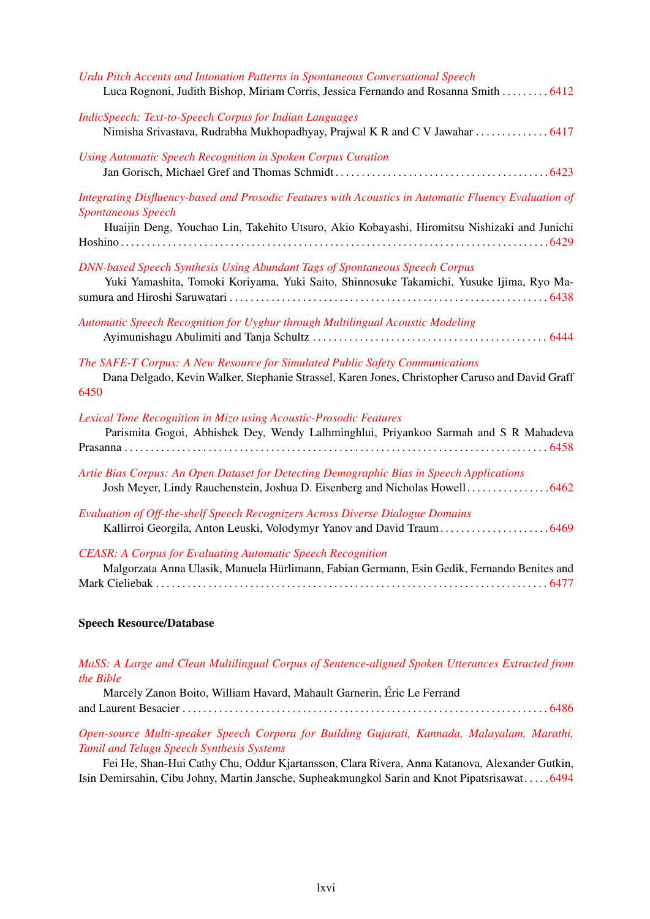*Urdu Pitch Accents and Intonation Patterns in Spontaneous Conversational Speech*
Luca Rognoni, Judith Bishop, Miriam Corris, Jessica Fernando and Rosanna Smith . . . . . . . . . 6412

*IndicSpeech: Text-to-Speech Corpus for Indian Languages*
Nimisha Srivastava, Rudrabha Mukhopadhyay, Prajwal K R and C V Jawahar . . . . . . . . . . . . . . 6417

*Using Automatic Speech Recognition in Spoken Corpus Curation*
Jan Gorisch, Michael Gref and Thomas Schmidt . . . . . . . . . . . . . . . . . . . . . . . . . . . . . . . . . . . . . . . . 6423

*Integrating Disfluency-based and Prosodic Features with Acoustics in Automatic Fluency Evaluation of Spontaneous Speech*
Huaijin Deng, Youchao Lin, Takehito Utsuro, Akio Kobayashi, Hiromitsu Nishizaki and Junichi Hoshino . . . . . . . . . . . . . . . . . . . . . . . . . . . . . . . . . . . . . . . . . . . . . . . . . . . . . . . . . . . . . . . . . . . . . . . . . . . . 6429

*DNN-based Speech Synthesis Using Abundant Tags of Spontaneous Speech Corpus*
Yuki Yamashita, Tomoki Koriyama, Yuki Saito, Shinnosuke Takamichi, Yusuke Ijima, Ryo Masumura and Hiroshi Saruwatari . . . . . . . . . . . . . . . . . . . . . . . . . . . . . . . . . . . . . . . . . . . . . . . . . . . . . . . . . . 6438

*Automatic Speech Recognition for Uyghur through Multilingual Acoustic Modeling*
Ayimunishagu Abulimiti and Tanja Schultz . . . . . . . . . . . . . . . . . . . . . . . . . . . . . . . . . . . . . . . . . . . . 6444

*The SAFE-T Corpus: A New Resource for Simulated Public Safety Communications*
Dana Delgado, Kevin Walker, Stephanie Strassel, Karen Jones, Christopher Caruso and David Graff 6450

*Lexical Tone Recognition in Mizo using Acoustic-Prosodic Features*
Parismita Gogoi, Abhishek Dey, Wendy Lalhminghlui, Priyankoo Sarmah and S R Mahadeva Prasanna . . . . . . . . . . . . . . . . . . . . . . . . . . . . . . . . . . . . . . . . . . . . . . . . . . . . . . . . . . . . . . . . . . . . . . . . . . . 6458

*Artie Bias Corpus: An Open Dataset for Detecting Demographic Bias in Speech Applications*
Josh Meyer, Lindy Rauchenstein, Joshua D. Eisenberg and Nicholas Howell . . . . . . . . . . . . . . . . 6462

*Evaluation of Off-the-shelf Speech Recognizers Across Diverse Dialogue Domains*
Kallirroi Georgila, Anton Leuski, Volodymyr Yanov and David Traum . . . . . . . . . . . . . . . . . . . . . 6469

*CEASR: A Corpus for Evaluating Automatic Speech Recognition*
Malgorzata Anna Ulasik, Manuela Hürlimann, Fabian Germann, Esin Gedik, Fernando Benites and Mark Cieliebak . . . . . . . . . . . . . . . . . . . . . . . . . . . . . . . . . . . . . . . . . . . . . . . . . . . . . . . . . . . . . . . . . . . . . . 6477

**Speech Resource/Database**

*MaSS: A Large and Clean Multilingual Corpus of Sentence-aligned Spoken Utterances Extracted from the Bible*
Marcely Zanon Boito, William Havard, Mahault Garnerin, Éric Le Ferrand and Laurent Besacier . . . . . . . . . . . . . . . . . . . . . . . . . . . . . . . . . . . . . . . . . . . . . . . . . . . . . . . . . . . . . . . . . . . . 6486

*Open-source Multi-speaker Speech Corpora for Building Gujarati, Kannada, Malayalam, Marathi, Tamil and Telugu Speech Synthesis Systems*
Fei He, Shan-Hui Cathy Chu, Oddur Kjartansson, Clara Rivera, Anna Katanova, Alexander Gutkin, Isin Demirsahin, Cibu Johny, Martin Jansche, Supheakmungkol Sarin and Knot Pipatsrisawat . . . . . 6494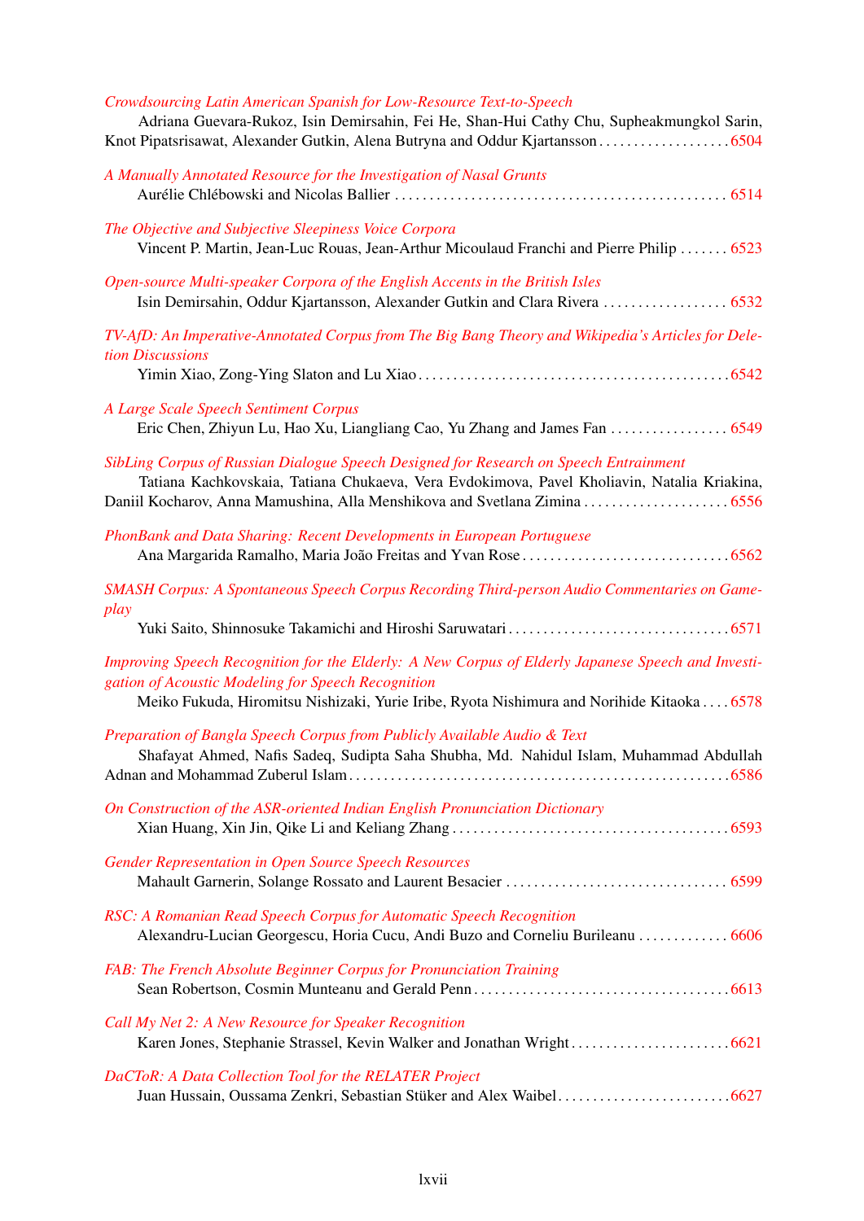*Crowdsourcing Latin American Spanish for Low-Resource Text-to-Speech*
Adriana Guevara-Rukoz, Isin Demirsahin, Fei He, Shan-Hui Cathy Chu, Supheakmungkol Sarin, Knot Pipatsrisawat, Alexander Gutkin, Alena Butryna and Oddur Kjartansson . . . . . . . . . . . . . . . . . . 6504

*A Manually Annotated Resource for the Investigation of Nasal Grunts*
Aurélie Chlébowski and Nicolas Ballier . . . . . . . . . . . . . . . . . . . . . . . . . . . . . . . . . . . . . . . . . . . . . . . . 6514

*The Objective and Subjective Sleepiness Voice Corpora*
Vincent P. Martin, Jean-Luc Rouas, Jean-Arthur Micoulaud Franchi and Pierre Philip . . . . . . . 6523

*Open-source Multi-speaker Corpora of the English Accents in the British Isles*
Isin Demirsahin, Oddur Kjartansson, Alexander Gutkin and Clara Rivera . . . . . . . . . . . . . . . . . . 6532

*TV-AfD: An Imperative-Annotated Corpus from The Big Bang Theory and Wikipedia's Articles for Deletion Discussions*
Yimin Xiao, Zong-Ying Slaton and Lu Xiao . . . . . . . . . . . . . . . . . . . . . . . . . . . . . . . . . . . . . . . . . . . . 6542

*A Large Scale Speech Sentiment Corpus*
Eric Chen, Zhiyun Lu, Hao Xu, Liangliang Cao, Yu Zhang and James Fan . . . . . . . . . . . . . . . . . 6549

*SibLing Corpus of Russian Dialogue Speech Designed for Research on Speech Entrainment*
Tatiana Kachkovskaia, Tatiana Chukaeva, Vera Evdokimova, Pavel Kholiavin, Natalia Kriakina, Daniil Kocharov, Anna Mamushina, Alla Menshikova and Svetlana Zimina . . . . . . . . . . . . . . . . . . . . . 6556

*PhonBank and Data Sharing: Recent Developments in European Portuguese*
Ana Margarida Ramalho, Maria João Freitas and Yvan Rose . . . . . . . . . . . . . . . . . . . . . . . . . . . . . . 6562

*SMASH Corpus: A Spontaneous Speech Corpus Recording Third-person Audio Commentaries on Gameplay*
Yuki Saito, Shinnosuke Takamichi and Hiroshi Saruwatari . . . . . . . . . . . . . . . . . . . . . . . . . . . . . . . . 6571

*Improving Speech Recognition for the Elderly: A New Corpus of Elderly Japanese Speech and Investigation of Acoustic Modeling for Speech Recognition*
Meiko Fukuda, Hiromitsu Nishizaki, Yurie Iribe, Ryota Nishimura and Norihide Kitaoka . . . . 6578

*Preparation of Bangla Speech Corpus from Publicly Available Audio & Text*
Shafayat Ahmed, Nafis Sadeq, Sudipta Saha Shubha, Md. Nahidul Islam, Muhammad Abdullah Adnan and Mohammad Zuberul Islam . . . . . . . . . . . . . . . . . . . . . . . . . . . . . . . . . . . . . . . . . . . . . . . . . . . . . 6586

*On Construction of the ASR-oriented Indian English Pronunciation Dictionary*
Xian Huang, Xin Jin, Qike Li and Keliang Zhang . . . . . . . . . . . . . . . . . . . . . . . . . . . . . . . . . . . . . . . . 6593

*Gender Representation in Open Source Speech Resources*
Mahault Garnerin, Solange Rossato and Laurent Besacier . . . . . . . . . . . . . . . . . . . . . . . . . . . . . . . . 6599

*RSC: A Romanian Read Speech Corpus for Automatic Speech Recognition*
Alexandru-Lucian Georgescu, Horia Cucu, Andi Buzo and Corneliu Burileanu . . . . . . . . . . . . . 6606

*FAB: The French Absolute Beginner Corpus for Pronunciation Training*
Sean Robertson, Cosmin Munteanu and Gerald Penn . . . . . . . . . . . . . . . . . . . . . . . . . . . . . . . . . . . . . 6613

*Call My Net 2: A New Resource for Speaker Recognition*
Karen Jones, Stephanie Strassel, Kevin Walker and Jonathan Wright . . . . . . . . . . . . . . . . . . . . . . . 6621

*DaCToR: A Data Collection Tool for the RELATER Project*
Juan Hussain, Oussama Zenkri, Sebastian Stüker and Alex Waibel . . . . . . . . . . . . . . . . . . . . . . . . . 6627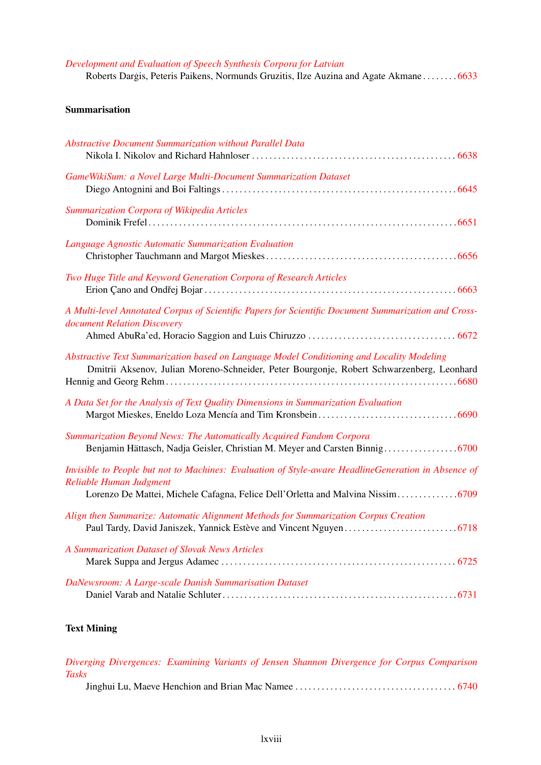*Development and Evaluation of Speech Synthesis Corpora for Latvian*
Roberts Darģis, Peteris Paikens, Normunds Gruzitis, Ilze Auzina and Agate Akmane . . . . . . . . 6633

## Summarisation

*Abstractive Document Summarization without Parallel Data*
Nikola I. Nikolov and Richard Hahnloser . . . . . . . . . . . . . . . . . . . . . . . . . . . . . . . . . . . . . . . . . . . . . . . 6638

*GameWikiSum: a Novel Large Multi-Document Summarization Dataset*
Diego Antognini and Boi Faltings . . . . . . . . . . . . . . . . . . . . . . . . . . . . . . . . . . . . . . . . . . . . . . . . . . . . . 6645

*Summarization Corpora of Wikipedia Articles*
Dominik Frefel . . . . . . . . . . . . . . . . . . . . . . . . . . . . . . . . . . . . . . . . . . . . . . . . . . . . . . . . . . . . . . . . . . . . . 6651

*Language Agnostic Automatic Summarization Evaluation*
Christopher Tauchmann and Margot Mieskes . . . . . . . . . . . . . . . . . . . . . . . . . . . . . . . . . . . . . . . . . . . 6656

*Two Huge Title and Keyword Generation Corpora of Research Articles*
Erion Çano and Ondřej Bojar . . . . . . . . . . . . . . . . . . . . . . . . . . . . . . . . . . . . . . . . . . . . . . . . . . . . . . . . . . 6663

*A Multi-level Annotated Corpus of Scientific Papers for Scientific Document Summarization and Cross-document Relation Discovery*
Ahmed AbuRa'ed, Horacio Saggion and Luis Chiruzzo . . . . . . . . . . . . . . . . . . . . . . . . . . . . . . . . . . 6672

*Abstractive Text Summarization based on Language Model Conditioning and Locality Modeling*
Dmitrii Aksenov, Julian Moreno-Schneider, Peter Bourgonje, Robert Schwarzenberg, Leonhard Hennig and Georg Rehm . . . . . . . . . . . . . . . . . . . . . . . . . . . . . . . . . . . . . . . . . . . . . . . . . . . . . . . . . . . . . . . . . . 6680

*A Data Set for the Analysis of Text Quality Dimensions in Summarization Evaluation*
Margot Mieskes, Eneldo Loza Mencía and Tim Kronsbein . . . . . . . . . . . . . . . . . . . . . . . . . . . . . . . . 6690

*Summarization Beyond News: The Automatically Acquired Fandom Corpora*
Benjamin Hättasch, Nadja Geisler, Christian M. Meyer and Carsten Binnig . . . . . . . . . . . . . . . . . 6700

*Invisible to People but not to Machines: Evaluation of Style-aware HeadlineGeneration in Absence of Reliable Human Judgment*
Lorenzo De Mattei, Michele Cafagna, Felice Dell'Orletta and Malvina Nissim . . . . . . . . . . . . . 6709

*Align then Summarize: Automatic Alignment Methods for Summarization Corpus Creation*
Paul Tardy, David Janiszek, Yannick Estève and Vincent Nguyen . . . . . . . . . . . . . . . . . . . . . . . . . . 6718

*A Summarization Dataset of Slovak News Articles*
Marek Suppa and Jergus Adamec . . . . . . . . . . . . . . . . . . . . . . . . . . . . . . . . . . . . . . . . . . . . . . . . . . . . . . 6725

*DaNewsroom: A Large-scale Danish Summarisation Dataset*
Daniel Varab and Natalie Schluter . . . . . . . . . . . . . . . . . . . . . . . . . . . . . . . . . . . . . . . . . . . . . . . . . . . . . 6731

## Text Mining

*Diverging Divergences: Examining Variants of Jensen Shannon Divergence for Corpus Comparison Tasks*
Jinghui Lu, Maeve Henchion and Brian Mac Namee . . . . . . . . . . . . . . . . . . . . . . . . . . . . . . . . . . . . 6740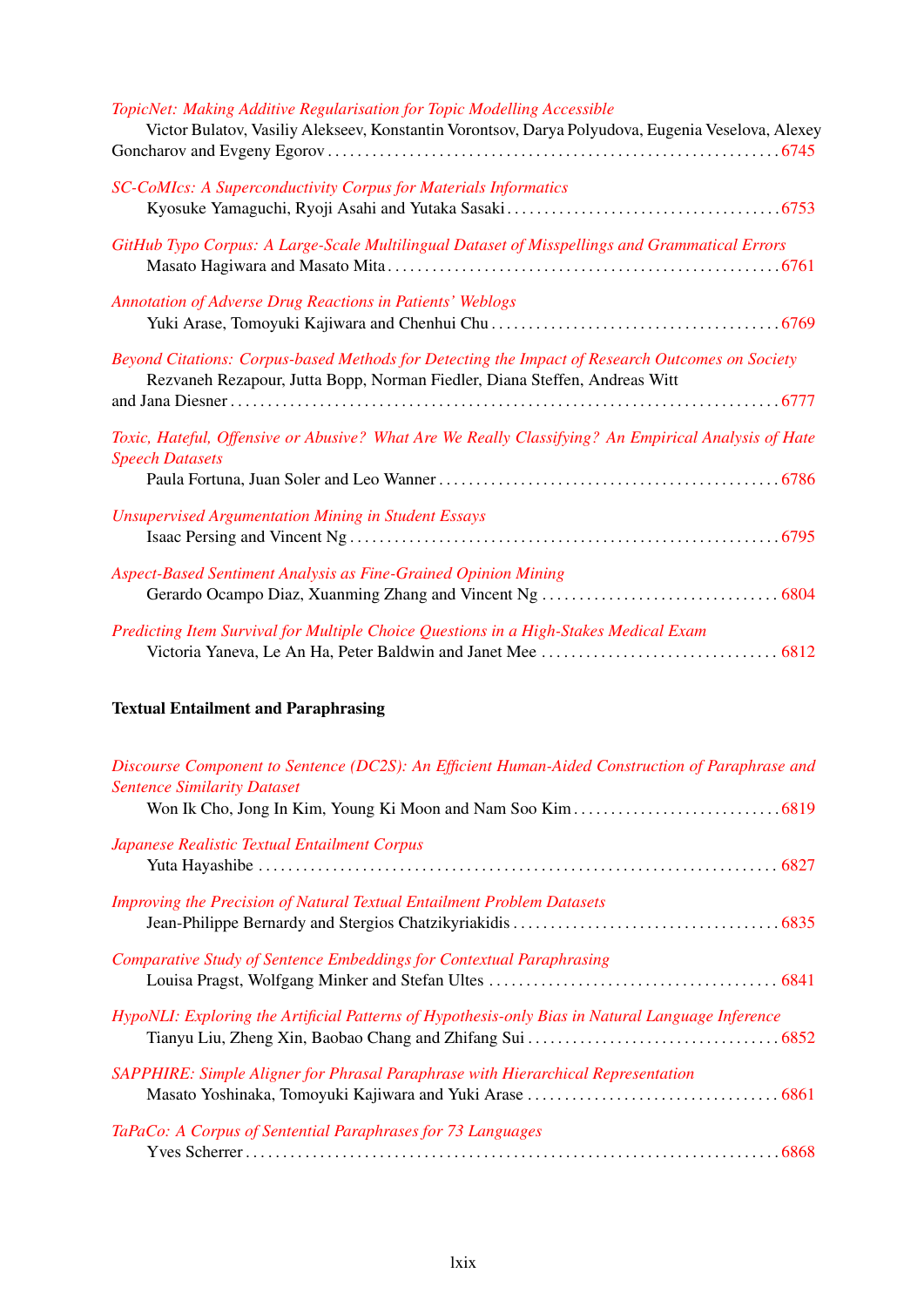*TopicNet: Making Additive Regularisation for Topic Modelling Accessible*
Victor Bulatov, Vasiliy Alekseev, Konstantin Vorontsov, Darya Polyudova, Eugenia Veselova, Alexey Goncharov and Evgeny Egorov . . . . . . . . . . 6745

*SC-CoMIcs: A Superconductivity Corpus for Materials Informatics*
Kyosuke Yamaguchi, Ryoji Asahi and Yutaka Sasaki . . . . . . . . . . 6753

*GitHub Typo Corpus: A Large-Scale Multilingual Dataset of Misspellings and Grammatical Errors*
Masato Hagiwara and Masato Mita . . . . . . . . . . 6761

*Annotation of Adverse Drug Reactions in Patients' Weblogs*
Yuki Arase, Tomoyuki Kajiwara and Chenhui Chu . . . . . . . . . . 6769

*Beyond Citations: Corpus-based Methods for Detecting the Impact of Research Outcomes on Society*
Rezvaneh Rezapour, Jutta Bopp, Norman Fiedler, Diana Steffen, Andreas Witt and Jana Diesner . . . . . . . . . . 6777

*Toxic, Hateful, Offensive or Abusive? What Are We Really Classifying? An Empirical Analysis of Hate Speech Datasets*
Paula Fortuna, Juan Soler and Leo Wanner . . . . . . . . . . 6786

*Unsupervised Argumentation Mining in Student Essays*
Isaac Persing and Vincent Ng . . . . . . . . . . 6795

*Aspect-Based Sentiment Analysis as Fine-Grained Opinion Mining*
Gerardo Ocampo Diaz, Xuanming Zhang and Vincent Ng . . . . . . . . . . 6804

*Predicting Item Survival for Multiple Choice Questions in a High-Stakes Medical Exam*
Victoria Yaneva, Le An Ha, Peter Baldwin and Janet Mee . . . . . . . . . . 6812

**Textual Entailment and Paraphrasing**

*Discourse Component to Sentence (DC2S): An Efficient Human-Aided Construction of Paraphrase and Sentence Similarity Dataset*
Won Ik Cho, Jong In Kim, Young Ki Moon and Nam Soo Kim . . . . . . . . . . 6819

*Japanese Realistic Textual Entailment Corpus*
Yuta Hayashibe . . . . . . . . . . 6827

*Improving the Precision of Natural Textual Entailment Problem Datasets*
Jean-Philippe Bernardy and Stergios Chatzikyriakidis . . . . . . . . . . 6835

*Comparative Study of Sentence Embeddings for Contextual Paraphrasing*
Louisa Pragst, Wolfgang Minker and Stefan Ultes . . . . . . . . . . 6841

*HypoNLI: Exploring the Artificial Patterns of Hypothesis-only Bias in Natural Language Inference*
Tianyu Liu, Zheng Xin, Baobao Chang and Zhifang Sui . . . . . . . . . . 6852

*SAPPHIRE: Simple Aligner for Phrasal Paraphrase with Hierarchical Representation*
Masato Yoshinaka, Tomoyuki Kajiwara and Yuki Arase . . . . . . . . . . 6861

*TaPaCo: A Corpus of Sentential Paraphrases for 73 Languages*
Yves Scherrer . . . . . . . . . . 6868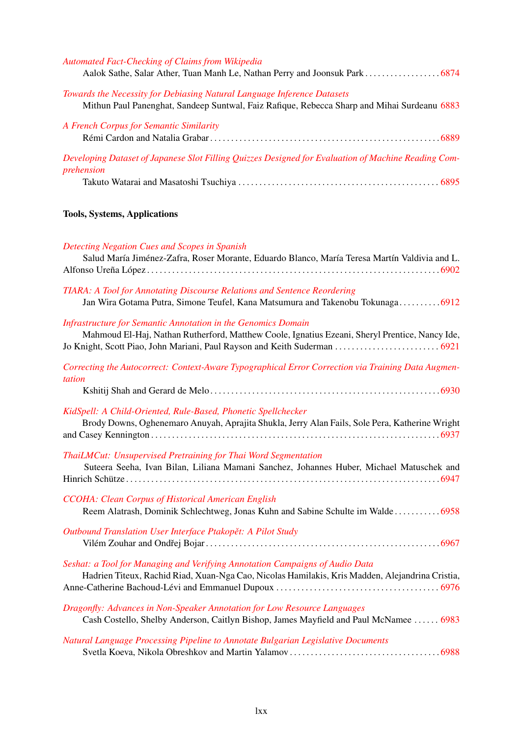*Automated Fact-Checking of Claims from Wikipedia*
Aalok Sathe, Salar Ather, Tuan Manh Le, Nathan Perry and Joonsuk Park . . . . . . . . . . . . . . . . . . 6874

*Towards the Necessity for Debiasing Natural Language Inference Datasets*
Mithun Paul Panenghat, Sandeep Suntwal, Faiz Rafique, Rebecca Sharp and Mihai Surdeanu 6883

*A French Corpus for Semantic Similarity*
Rémi Cardon and Natalia Grabar . . . . . . . . . . . . . . . . . . . . . . . . . . . . . . . . . . . . . . . . . . . . . . . . . . . . . 6889

*Developing Dataset of Japanese Slot Filling Quizzes Designed for Evaluation of Machine Reading Comprehension*
Takuto Watarai and Masatoshi Tsuchiya . . . . . . . . . . . . . . . . . . . . . . . . . . . . . . . . . . . . . . . . . . . . . . 6895

**Tools, Systems, Applications**

*Detecting Negation Cues and Scopes in Spanish*
Salud María Jiménez-Zafra, Roser Morante, Eduardo Blanco, María Teresa Martín Valdivia and L. Alfonso Ureña López . . . . . . . . . . . . . . . . . . . . . . . . . . . . . . . . . . . . . . . . . . . . . . . . . . . . . . . . . . . . . . . . . . . 6902

*TIARA: A Tool for Annotating Discourse Relations and Sentence Reordering*
Jan Wira Gotama Putra, Simone Teufel, Kana Matsumura and Takenobu Tokunaga . . . . . . . . . . 6912

*Infrastructure for Semantic Annotation in the Genomics Domain*
Mahmoud El-Haj, Nathan Rutherford, Matthew Coole, Ignatius Ezeani, Sheryl Prentice, Nancy Ide, Jo Knight, Scott Piao, John Mariani, Paul Rayson and Keith Suderman . . . . . . . . . . . . . . . . . . . . . . . . . 6921

*Correcting the Autocorrect: Context-Aware Typographical Error Correction via Training Data Augmentation*
Kshitij Shah and Gerard de Melo . . . . . . . . . . . . . . . . . . . . . . . . . . . . . . . . . . . . . . . . . . . . . . . . . . . . . 6930

*KidSpell: A Child-Oriented, Rule-Based, Phonetic Spellchecker*
Brody Downs, Oghenemaro Anuyah, Aprajita Shukla, Jerry Alan Fails, Sole Pera, Katherine Wright and Casey Kennington . . . . . . . . . . . . . . . . . . . . . . . . . . . . . . . . . . . . . . . . . . . . . . . . . . . . . . . . . . . . . . . . . . . 6937

*ThaiLMCut: Unsupervised Pretraining for Thai Word Segmentation*
Suteera Seeha, Ivan Bilan, Liliana Mamani Sanchez, Johannes Huber, Michael Matuschek and Hinrich Schütze . . . . . . . . . . . . . . . . . . . . . . . . . . . . . . . . . . . . . . . . . . . . . . . . . . . . . . . . . . . . . . . . . . . . . . . . . . 6947

*CCOHA: Clean Corpus of Historical American English*
Reem Alatrash, Dominik Schlechtweg, Jonas Kuhn and Sabine Schulte im Walde . . . . . . . . . . . 6958

*Outbound Translation User Interface Ptakopět: A Pilot Study*
Vilém Zouhar and Ondřej Bojar . . . . . . . . . . . . . . . . . . . . . . . . . . . . . . . . . . . . . . . . . . . . . . . . . . . . . . . 6967

*Seshat: a Tool for Managing and Verifying Annotation Campaigns of Audio Data*
Hadrien Titeux, Rachid Riad, Xuan-Nga Cao, Nicolas Hamilakis, Kris Madden, Alejandrina Cristia, Anne-Catherine Bachoud-Lévi and Emmanuel Dupoux . . . . . . . . . . . . . . . . . . . . . . . . . . . . . . . . . . . . . . . 6976

*Dragonfly: Advances in Non-Speaker Annotation for Low Resource Languages*
Cash Costello, Shelby Anderson, Caitlyn Bishop, James Mayfield and Paul McNamee . . . . . . 6983

*Natural Language Processing Pipeline to Annotate Bulgarian Legislative Documents*
Svetla Koeva, Nikola Obreshkov and Martin Yalamov . . . . . . . . . . . . . . . . . . . . . . . . . . . . . . . . . . . 6988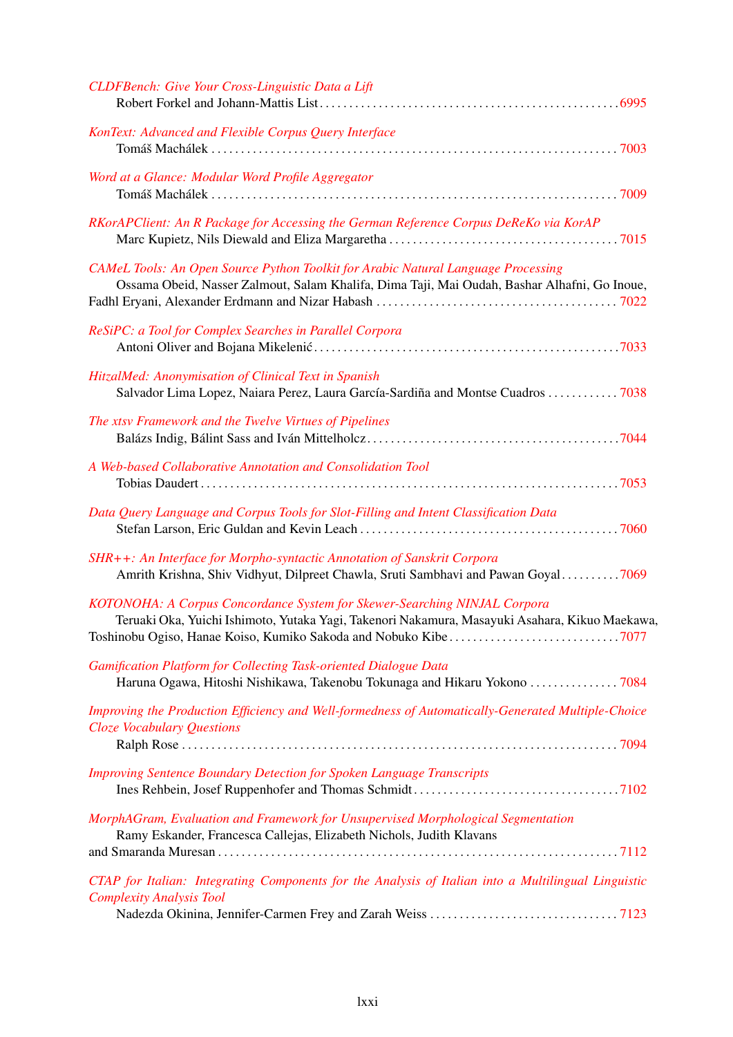*CLDFBench: Give Your Cross-Linguistic Data a Lift*
Robert Forkel and Johann-Mattis List . . . . . . . . . . 6995

*KonText: Advanced and Flexible Corpus Query Interface*
Tomáš Machálek . . . . . . . . . . 7003

*Word at a Glance: Modular Word Profile Aggregator*
Tomáš Machálek . . . . . . . . . . 7009

*RKorAPClient: An R Package for Accessing the German Reference Corpus DeReKo via KorAP*
Marc Kupietz, Nils Diewald and Eliza Margaretha . . . . . . . . . . 7015

*CAMeL Tools: An Open Source Python Toolkit for Arabic Natural Language Processing*
Ossama Obeid, Nasser Zalmout, Salam Khalifa, Dima Taji, Mai Oudah, Bashar Alhafni, Go Inoue, Fadhl Eryani, Alexander Erdmann and Nizar Habash . . . . . . . . . . 7022

*ReSiPC: a Tool for Complex Searches in Parallel Corpora*
Antoni Oliver and Bojana Mikelenić . . . . . . . . . . 7033

*HitzalMed: Anonymisation of Clinical Text in Spanish*
Salvador Lima Lopez, Naiara Perez, Laura García-Sardiña and Montse Cuadros . . . . . . . . . . 7038

*The xtsv Framework and the Twelve Virtues of Pipelines*
Balázs Indig, Bálint Sass and Iván Mittelholcz . . . . . . . . . . 7044

*A Web-based Collaborative Annotation and Consolidation Tool*
Tobias Daudert . . . . . . . . . . 7053

*Data Query Language and Corpus Tools for Slot-Filling and Intent Classification Data*
Stefan Larson, Eric Guldan and Kevin Leach . . . . . . . . . . 7060

*SHR++: An Interface for Morpho-syntactic Annotation of Sanskrit Corpora*
Amrith Krishna, Shiv Vidhyut, Dilpreet Chawla, Sruti Sambhavi and Pawan Goyal . . . . . . . . . . 7069

*KOTONOHA: A Corpus Concordance System for Skewer-Searching NINJAL Corpora*
Teruaki Oka, Yuichi Ishimoto, Yutaka Yagi, Takenori Nakamura, Masayuki Asahara, Kikuo Maekawa, Toshinobu Ogiso, Hanae Koiso, Kumiko Sakoda and Nobuko Kibe . . . . . . . . . . 7077

*Gamification Platform for Collecting Task-oriented Dialogue Data*
Haruna Ogawa, Hitoshi Nishikawa, Takenobu Tokunaga and Hikaru Yokono . . . . . . . . . . 7084

*Improving the Production Efficiency and Well-formedness of Automatically-Generated Multiple-Choice Cloze Vocabulary Questions*
Ralph Rose . . . . . . . . . . 7094

*Improving Sentence Boundary Detection for Spoken Language Transcripts*
Ines Rehbein, Josef Ruppenhofer and Thomas Schmidt . . . . . . . . . . 7102

*MorphAGram, Evaluation and Framework for Unsupervised Morphological Segmentation*
Ramy Eskander, Francesca Callejas, Elizabeth Nichols, Judith Klavans and Smaranda Muresan . . . . . . . . . . 7112

*CTAP for Italian: Integrating Components for the Analysis of Italian into a Multilingual Linguistic Complexity Analysis Tool*
Nadezda Okinina, Jennifer-Carmen Frey and Zarah Weiss . . . . . . . . . . 7123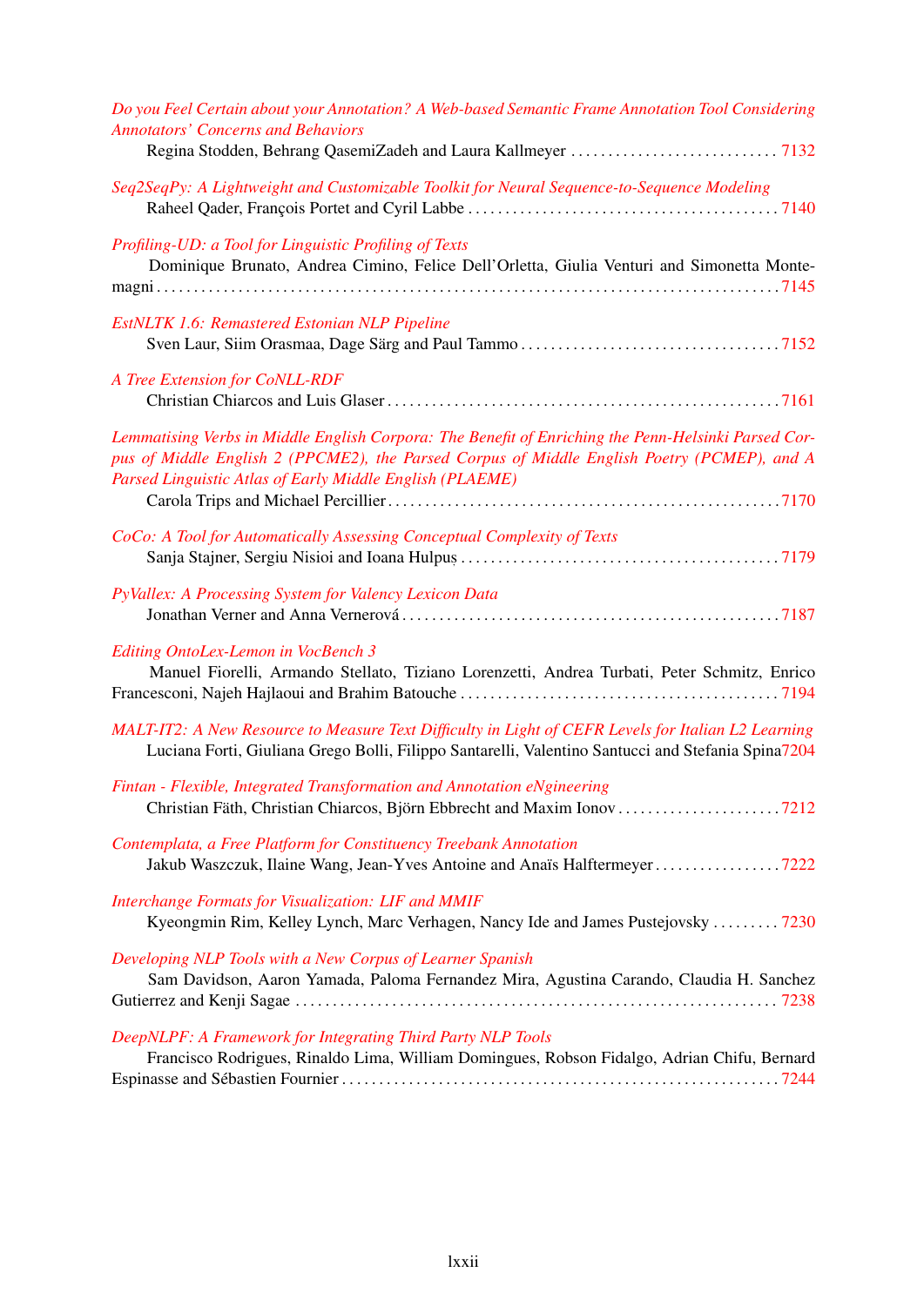*Do you Feel Certain about your Annotation? A Web-based Semantic Frame Annotation Tool Considering Annotators' Concerns and Behaviors*
Regina Stodden, Behrang QasemiZadeh and Laura Kallmeyer . . . . . . . . . . . . . . . . . . . . . . . . . . . . 7132

*Seq2SeqPy: A Lightweight and Customizable Toolkit for Neural Sequence-to-Sequence Modeling*
Raheel Qader, François Portet and Cyril Labbe . . . . . . . . . . . . . . . . . . . . . . . . . . . . . . . . . . . . . . . . . . 7140

*Profiling-UD: a Tool for Linguistic Profiling of Texts*
Dominique Brunato, Andrea Cimino, Felice Dell'Orletta, Giulia Venturi and Simonetta Montemagni . . . . . . . . . . . . . . . . . . . . . . . . . . . . . . . . . . . . . . . . . . . . . . . . . . . . . . . . . . . . . . . . . . . . . . . . . . 7145

*EstNLTK 1.6: Remastered Estonian NLP Pipeline*
Sven Laur, Siim Orasmaa, Dage Särg and Paul Tammo . . . . . . . . . . . . . . . . . . . . . . . . . . . . . . . . . . 7152

*A Tree Extension for CoNLL-RDF*
Christian Chiarcos and Luis Glaser . . . . . . . . . . . . . . . . . . . . . . . . . . . . . . . . . . . . . . . . . . . . . . . . . . . . 7161

*Lemmatising Verbs in Middle English Corpora: The Benefit of Enriching the Penn-Helsinki Parsed Corpus of Middle English 2 (PPCME2), the Parsed Corpus of Middle English Poetry (PCMEP), and A Parsed Linguistic Atlas of Early Middle English (PLAEME)*
Carola Trips and Michael Percillier . . . . . . . . . . . . . . . . . . . . . . . . . . . . . . . . . . . . . . . . . . . . . . . . . . . . 7170

*CoCo: A Tool for Automatically Assessing Conceptual Complexity of Texts*
Sanja Stajner, Sergiu Nisioi and Ioana Hulpuș . . . . . . . . . . . . . . . . . . . . . . . . . . . . . . . . . . . . . . . . . . 7179

*PyVallex: A Processing System for Valency Lexicon Data*
Jonathan Verner and Anna Vernerová . . . . . . . . . . . . . . . . . . . . . . . . . . . . . . . . . . . . . . . . . . . . . . . . . . 7187

*Editing OntoLex-Lemon in VocBench 3*
Manuel Fiorelli, Armando Stellato, Tiziano Lorenzetti, Andrea Turbati, Peter Schmitz, Enrico Francesconi, Najeh Hajlaoui and Brahim Batouche . . . . . . . . . . . . . . . . . . . . . . . . . . . . . . . . . . . . . . . . . 7194

*MALT-IT2: A New Resource to Measure Text Difficulty in Light of CEFR Levels for Italian L2 Learning*
Luciana Forti, Giuliana Grego Bolli, Filippo Santarelli, Valentino Santucci and Stefania Spina 7204

*Fintan - Flexible, Integrated Transformation and Annotation eNgineering*
Christian Fäth, Christian Chiarcos, Björn Ebbrecht and Maxim Ionov . . . . . . . . . . . . . . . . . . . . . . 7212

*Contemplata, a Free Platform for Constituency Treebank Annotation*
Jakub Waszczuk, Ilaine Wang, Jean-Yves Antoine and Anaïs Halftermeyer . . . . . . . . . . . . . . . . . 7222

*Interchange Formats for Visualization: LIF and MMIF*
Kyeongmin Rim, Kelley Lynch, Marc Verhagen, Nancy Ide and James Pustejovsky . . . . . . . . . 7230

*Developing NLP Tools with a New Corpus of Learner Spanish*
Sam Davidson, Aaron Yamada, Paloma Fernandez Mira, Agustina Carando, Claudia H. Sanchez Gutierrez and Kenji Sagae . . . . . . . . . . . . . . . . . . . . . . . . . . . . . . . . . . . . . . . . . . . . . . . . . . . . . . . . . . . . . 7238

*DeepNLPF: A Framework for Integrating Third Party NLP Tools*
Francisco Rodrigues, Rinaldo Lima, William Domingues, Robson Fidalgo, Adrian Chifu, Bernard Espinasse and Sébastien Fournier . . . . . . . . . . . . . . . . . . . . . . . . . . . . . . . . . . . . . . . . . . . . . . . . . . . . . . . . 7244